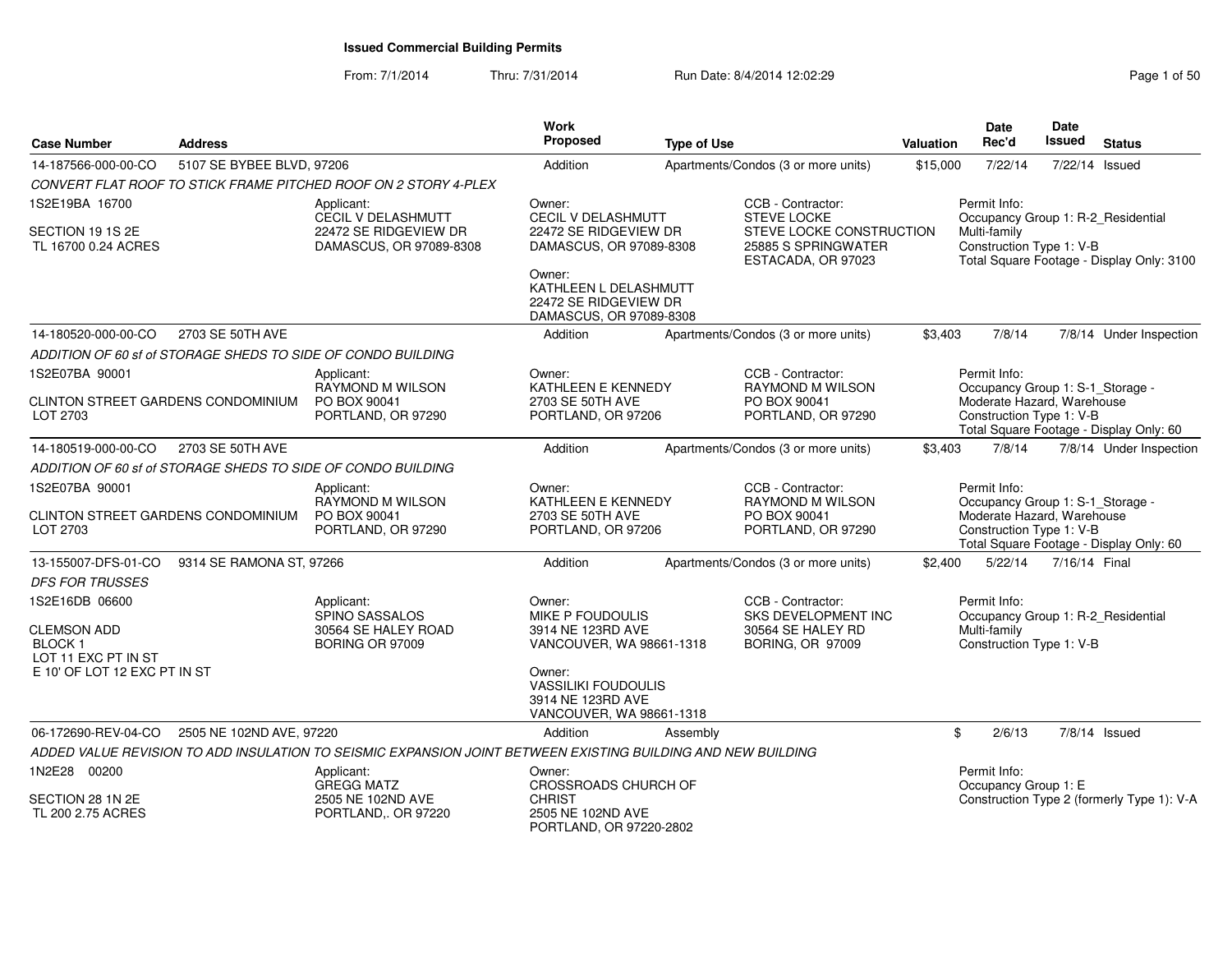# Issued Commercial Building Permits

From: 7/1/2014 Thru: 7/31/2014 Run Date: 8/4/2014 12:02:29

| Case Number | Address | Work Proposed | Type of Use | Valuation | Date Rec'd | Date Issued | Status |
|---|---|---|---|---|---|---|---|
| 14-187566-000-00-CO | 5107 SE BYBEE BLVD, 97206 | Addition | Apartments/Condos (3 or more units) | $15,000 | 7/22/14 | 7/22/14 | Issued |
| 14-180520-000-00-CO | 2703 SE 50TH AVE | Addition | Apartments/Condos (3 or more units) | $3,403 | 7/8/14 | 7/8/14 | Under Inspection |
| 14-180519-000-00-CO | 2703 SE 50TH AVE | Addition | Apartments/Condos (3 or more units) | $3,403 | 7/8/14 | 7/8/14 | Under Inspection |
| 13-155007-DFS-01-CO | 9314 SE RAMONA ST, 97266 | Addition | Apartments/Condos (3 or more units) | $2,400 | 5/22/14 | 7/16/14 | Final |
| 06-172690-REV-04-CO | 2505 NE 102ND AVE, 97220 | Addition | Assembly | $ | 2/6/13 | 7/8/14 | Issued |

---

**14-187566-000-00-CO** — 5107 SE BYBEE BLVD, 97206

*CONVERT FLAT ROOF TO STICK FRAME PITCHED ROOF ON 2 STORY 4-PLEX*

1S2E19BA 16700
SECTION 19 1S 2E
TL 16700 0.24 ACRES

Applicant:
CECIL V DELASHMUTT
22472 SE RIDGEVIEW DR
DAMASCUS, OR 97089-8308

Owner:
CECIL V DELASHMUTT
22472 SE RIDGEVIEW DR
DAMASCUS, OR 97089-8308

Owner:
KATHLEEN L DELASHMUTT
22472 SE RIDGEVIEW DR
DAMASCUS, OR 97089-8308

CCB - Contractor:
STEVE LOCKE
STEVE LOCKE CONSTRUCTION
25885 S SPRINGWATER
ESTACADA, OR 97023

Permit Info:
Occupancy Group 1: R-2_Residential Multi-family
Construction Type 1: V-B
Total Square Footage - Display Only: 3100

---

**14-180520-000-00-CO** — 2703 SE 50TH AVE

*ADDITION OF 60 sf of STORAGE SHEDS TO SIDE OF CONDO BUILDING*

1S2E07BA 90001
CLINTON STREET GARDENS CONDOMINIUM
LOT 2703

Applicant:
RAYMOND M WILSON
PO BOX 90041
PORTLAND, OR 97290

Owner:
KATHLEEN E KENNEDY
2703 SE 50TH AVE
PORTLAND, OR 97206

CCB - Contractor:
RAYMOND M WILSON
PO BOX 90041
PORTLAND, OR 97290

Permit Info:
Occupancy Group 1: S-1_Storage - Moderate Hazard, Warehouse
Construction Type 1: V-B
Total Square Footage - Display Only: 60

---

**14-180519-000-00-CO** — 2703 SE 50TH AVE

*ADDITION OF 60 sf of STORAGE SHEDS TO SIDE OF CONDO BUILDING*

1S2E07BA 90001
CLINTON STREET GARDENS CONDOMINIUM
LOT 2703

Applicant:
RAYMOND M WILSON
PO BOX 90041
PORTLAND, OR 97290

Owner:
KATHLEEN E KENNEDY
2703 SE 50TH AVE
PORTLAND, OR 97206

CCB - Contractor:
RAYMOND M WILSON
PO BOX 90041
PORTLAND, OR 97290

Permit Info:
Occupancy Group 1: S-1_Storage - Moderate Hazard, Warehouse
Construction Type 1: V-B
Total Square Footage - Display Only: 60

---

**13-155007-DFS-01-CO** — 9314 SE RAMONA ST, 97266

*DFS FOR TRUSSES*

1S2E16DB 06600
CLEMSON ADD
BLOCK 1
LOT 11 EXC PT IN ST
E 10' OF LOT 12 EXC PT IN ST

Applicant:
SPINO SASSALOS
30564 SE HALEY ROAD
BORING OR 97009

Owner:
MIKE P FOUDOULIS
3914 NE 123RD AVE
VANCOUVER, WA 98661-1318

Owner:
VASSILIKI FOUDOULIS
3914 NE 123RD AVE
VANCOUVER, WA 98661-1318

CCB - Contractor:
SKS DEVELOPMENT INC
30564 SE HALEY RD
BORING, OR 97009

Permit Info:
Occupancy Group 1: R-2_Residential Multi-family
Construction Type 1: V-B

---

**06-172690-REV-04-CO** — 2505 NE 102ND AVE, 97220

*ADDED VALUE REVISION TO ADD INSULATION TO SEISMIC EXPANSION JOINT BETWEEN EXISTING BUILDING AND NEW BUILDING*

1N2E28 00200
SECTION 28 1N 2E
TL 200 2.75 ACRES

Applicant:
GREGG MATZ
2505 NE 102ND AVE
PORTLAND,. OR 97220

Owner:
CROSSROADS CHURCH OF CHRIST
2505 NE 102ND AVE
PORTLAND, OR 97220-2802

Permit Info:
Occupancy Group 1: E
Construction Type 2 (formerly Type 1): V-A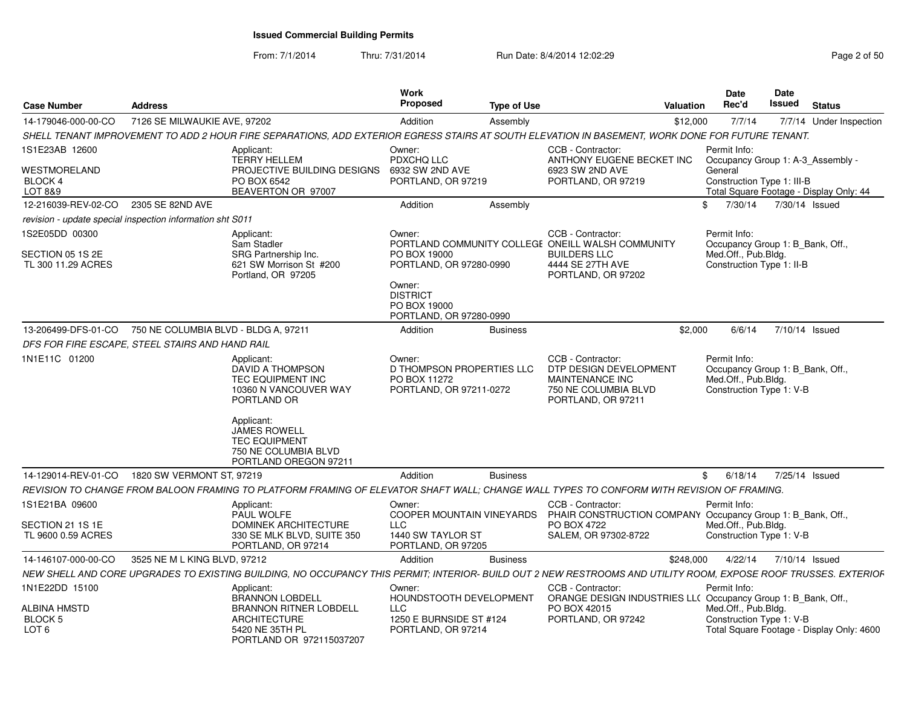# Issued Commercial Building Permits

From: 7/1/2014 Thru: 7/31/2014 Run Date: 8/4/2014 12:02:29

| Case Number | Address | Work Proposed | Type of Use | Valuation | Date Rec'd | Date Issued | Status |
|---|---|---|---|---|---|---|---|
| 14-179046-000-00-CO | 7126 SE MILWAUKIE AVE, 97202 | Addition | Assembly | $12,000 | 7/7/14 | 7/7/14 | Under Inspection |

*SHELL TENANT IMPROVEMENT TO ADD 2 HOUR FIRE SEPARATIONS, ADD EXTERIOR EGRESS STAIRS AT SOUTH ELEVATION IN BASEMENT, WORK DONE FOR FUTURE TENANT.*

1S1E23AB 12600
WESTMORELAND
BLOCK 4
LOT 8&9

Applicant: TERRY HELLEM, PROJECTIVE BUILDING DESIGNS, PO BOX 6542, BEAVERTON OR 97007

Owner: PDXCHQ LLC, 6932 SW 2ND AVE, PORTLAND, OR 97219

CCB - Contractor: ANTHONY EUGENE BECKET INC, 6923 SW 2ND AVE, PORTLAND, OR 97219

Permit Info: Occupancy Group 1: A-3_Assembly - General; Construction Type 1: III-B; Total Square Footage - Display Only: 44

| Case Number | Address | Work Proposed | Type of Use | Valuation | Date Rec'd | Date Issued | Status |
|---|---|---|---|---|---|---|---|
| 12-216039-REV-02-CO | 2305 SE 82ND AVE | Addition | Assembly | $ | 7/30/14 | 7/30/14 | Issued |

*revision - update special inspection information sht S011*

1S2E05DD 00300
SECTION 05 1S 2E
TL 300 11.29 ACRES

Applicant: Sam Stadler, SRG Partnership Inc., 621 SW Morrison St #200, Portland, OR 97205

Owner: PORTLAND COMMUNITY COLLEGE, PO BOX 19000, PORTLAND, OR 97280-0990

Owner: DISTRICT, PO BOX 19000, PORTLAND, OR 97280-0990

CCB - Contractor: ONEILL WALSH COMMUNITY BUILDERS LLC, 4444 SE 27TH AVE, PORTLAND, OR 97202

Permit Info: Occupancy Group 1: B_Bank, Off., Med.Off., Pub.Bldg.; Construction Type 1: II-B

| Case Number | Address | Work Proposed | Type of Use | Valuation | Date Rec'd | Date Issued | Status |
|---|---|---|---|---|---|---|---|
| 13-206499-DFS-01-CO | 750 NE COLUMBIA BLVD - BLDG A, 97211 | Addition | Business | $2,000 | 6/6/14 | 7/10/14 | Issued |

*DFS FOR FIRE ESCAPE, STEEL STAIRS AND HAND RAIL*

1N1E11C 01200

Applicant: DAVID A THOMPSON, TEC EQUIPMENT INC, 10360 N VANCOUVER WAY, PORTLAND OR

Applicant: JAMES ROWELL, TEC EQUIPMENT, 750 NE COLUMBIA BLVD, PORTLAND OREGON 97211

Owner: D THOMPSON PROPERTIES LLC, PO BOX 11272, PORTLAND, OR 97211-0272

CCB - Contractor: DTP DESIGN DEVELOPMENT MAINTENANCE INC, 750 NE COLUMBIA BLVD, PORTLAND, OR 97211

Permit Info: Occupancy Group 1: B_Bank, Off., Med.Off., Pub.Bldg.; Construction Type 1: V-B

| Case Number | Address | Work Proposed | Type of Use | Valuation | Date Rec'd | Date Issued | Status |
|---|---|---|---|---|---|---|---|
| 14-129014-REV-01-CO | 1820 SW VERMONT ST, 97219 | Addition | Business | $ | 6/18/14 | 7/25/14 | Issued |

*REVISION TO CHANGE FROM BALOON FRAMING TO PLATFORM FRAMING OF ELEVATOR SHAFT WALL; CHANGE WALL TYPES TO CONFORM WITH REVISION OF FRAMING.*

1S1E21BA 09600
SECTION 21 1S 1E
TL 9600 0.59 ACRES

Applicant: PAUL WOLFE, DOMINEK ARCHITECTURE, 330 SE MLK BLVD, SUITE 350, PORTLAND, OR 97214

Owner: COOPER MOUNTAIN VINEYARDS LLC, 1440 SW TAYLOR ST, PORTLAND, OR 97205

CCB - Contractor: PHAIR CONSTRUCTION COMPANY, PO BOX 4722, SALEM, OR 97302-8722

Permit Info: Occupancy Group 1: B_Bank, Off., Med.Off., Pub.Bldg.; Construction Type 1: V-B

| Case Number | Address | Work Proposed | Type of Use | Valuation | Date Rec'd | Date Issued | Status |
|---|---|---|---|---|---|---|---|
| 14-146107-000-00-CO | 3525 NE M L KING BLVD, 97212 | Addition | Business | $248,000 | 4/22/14 | 7/10/14 | Issued |

*NEW SHELL AND CORE UPGRADES TO EXISTING BUILDING, NO OCCUPANCY THIS PERMIT; INTERIOR- BUILD OUT 2 NEW RESTROOMS AND UTILITY ROOM, EXPOSE ROOF TRUSSES. EXTERIOR*

1N1E22DD 15100
ALBINA HMSTD
BLOCK 5
LOT 6

Applicant: BRANNON LOBDELL, BRANNON RITNER LOBDELL ARCHITECTURE, 5420 NE 35TH PL, PORTLAND OR 972115037207

Owner: HOUNDSTOOTH DEVELOPMENT LLC, 1250 E BURNSIDE ST #124, PORTLAND, OR 97214

CCB - Contractor: ORANGE DESIGN INDUSTRIES LLC, PO BOX 42015, PORTLAND, OR 97242

Permit Info: Occupancy Group 1: B_Bank, Off., Med.Off., Pub.Bldg.; Construction Type 1: V-B; Total Square Footage - Display Only: 4600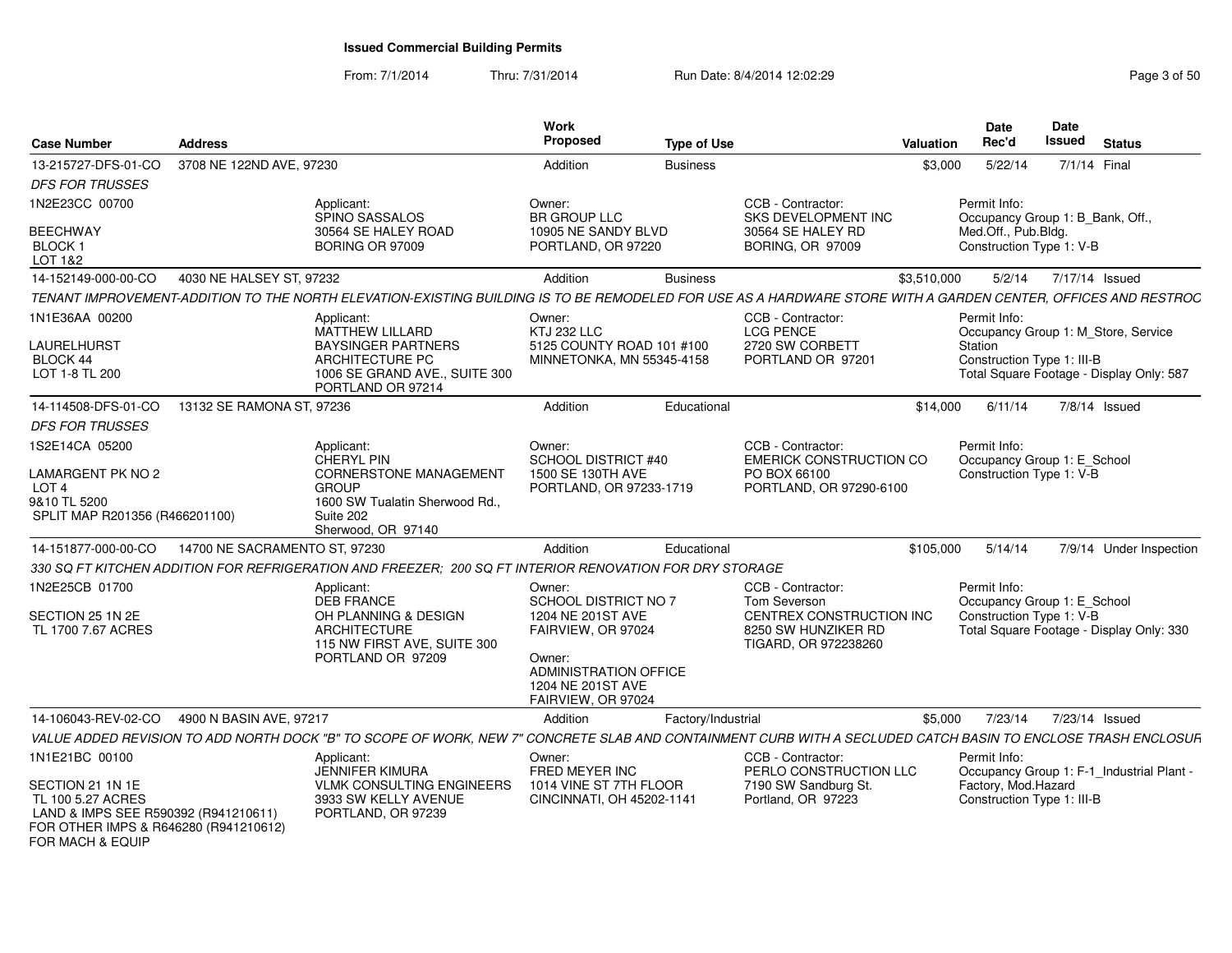# Issued Commercial Building Permits

From: 7/1/2014 Thru: 7/31/2014 Run Date: 8/4/2014 12:02:29

| Case Number | Address | Work Proposed | Type of Use | Valuation | Date Rec'd | Date Issued | Status |
|---|---|---|---|---|---|---|---|
| 13-215727-DFS-01-CO | 3708 NE 122ND AVE, 97230 | Addition | Business | $3,000 | 5/22/14 | 7/1/14 | Final |

*DFS FOR TRUSSES*

1N2E23CC 00700

BEECHWAY
BLOCK 1
LOT 1&2

Applicant:
SPINO SASSALOS
30564 SE HALEY ROAD
BORING OR 97009

Owner:
BR GROUP LLC
10905 NE SANDY BLVD
PORTLAND, OR 97220

CCB - Contractor:
SKS DEVELOPMENT INC
30564 SE HALEY RD
BORING, OR 97009

Permit Info:
Occupancy Group 1: B_Bank, Off., Med.Off., Pub.Bldg.
Construction Type 1: V-B

---

| Case Number | Address | Work Proposed | Type of Use | Valuation | Date Rec'd | Date Issued | Status |
|---|---|---|---|---|---|---|---|
| 14-152149-000-00-CO | 4030 NE HALSEY ST, 97232 | Addition | Business | $3,510,000 | 5/2/14 | 7/17/14 | Issued |

*TENANT IMPROVEMENT-ADDITION TO THE NORTH ELEVATION-EXISTING BUILDING IS TO BE REMODELED FOR USE AS A HARDWARE STORE WITH A GARDEN CENTER, OFFICES AND RESTROC*

1N1E36AA 00200

LAURELHURST
BLOCK 44
LOT 1-8 TL 200

Applicant:
MATTHEW LILLARD
BAYSINGER PARTNERS ARCHITECTURE PC
1006 SE GRAND AVE., SUITE 300
PORTLAND OR 97214

Owner:
KTJ 232 LLC
5125 COUNTY ROAD 101 #100
MINNETONKA, MN 55345-4158

CCB - Contractor:
LCG PENCE
2720 SW CORBETT
PORTLAND OR 97201

Permit Info:
Occupancy Group 1: M_Store, Service Station
Construction Type 1: III-B
Total Square Footage - Display Only: 587

---

| Case Number | Address | Work Proposed | Type of Use | Valuation | Date Rec'd | Date Issued | Status |
|---|---|---|---|---|---|---|---|
| 14-114508-DFS-01-CO | 13132 SE RAMONA ST, 97236 | Addition | Educational | $14,000 | 6/11/14 | 7/8/14 | Issued |

*DFS FOR TRUSSES*

1S2E14CA 05200

LAMARGENT PK NO 2
LOT 4
9&10 TL 5200
SPLIT MAP R201356 (R466201100)

Applicant:
CHERYL PIN
CORNERSTONE MANAGEMENT GROUP
1600 SW Tualatin Sherwood Rd., Suite 202
Sherwood, OR 97140

Owner:
SCHOOL DISTRICT #40
1500 SE 130TH AVE
PORTLAND, OR 97233-1719

CCB - Contractor:
EMERICK CONSTRUCTION CO
PO BOX 66100
PORTLAND, OR 97290-6100

Permit Info:
Occupancy Group 1: E_School
Construction Type 1: V-B

---

| Case Number | Address | Work Proposed | Type of Use | Valuation | Date Rec'd | Date Issued | Status |
|---|---|---|---|---|---|---|---|
| 14-151877-000-00-CO | 14700 NE SACRAMENTO ST, 97230 | Addition | Educational | $105,000 | 5/14/14 | 7/9/14 | Under Inspection |

*330 SQ FT KITCHEN ADDITION FOR REFRIGERATION AND FREEZER; 200 SQ FT INTERIOR RENOVATION FOR DRY STORAGE*

1N2E25CB 01700

SECTION 25 1N 2E
TL 1700 7.67 ACRES

Applicant:
DEB FRANCE
OH PLANNING & DESIGN ARCHITECTURE
115 NW FIRST AVE, SUITE 300
PORTLAND OR 97209

Owner:
SCHOOL DISTRICT NO 7
1204 NE 201ST AVE
FAIRVIEW, OR 97024

Owner:
ADMINISTRATION OFFICE
1204 NE 201ST AVE
FAIRVIEW, OR 97024

CCB - Contractor:
Tom Severson
CENTREX CONSTRUCTION INC
8250 SW HUNZIKER RD
TIGARD, OR 972238260

Permit Info:
Occupancy Group 1: E_School
Construction Type 1: V-B
Total Square Footage - Display Only: 330

---

| Case Number | Address | Work Proposed | Type of Use | Valuation | Date Rec'd | Date Issued | Status |
|---|---|---|---|---|---|---|---|
| 14-106043-REV-02-CO | 4900 N BASIN AVE, 97217 | Addition | Factory/Industrial | $5,000 | 7/23/14 | 7/23/14 | Issued |

*VALUE ADDED REVISION TO ADD NORTH DOCK "B" TO SCOPE OF WORK, NEW 7" CONCRETE SLAB AND CONTAINMENT CURB WITH A SECLUDED CATCH BASIN TO ENCLOSE TRASH ENCLOSUR*

1N1E21BC 00100

SECTION 21 1N 1E
TL 100 5.27 ACRES
LAND & IMPS SEE R590392 (R941210611) FOR OTHER IMPS & R646280 (R941210612) FOR MACH & EQUIP

Applicant:
JENNIFER KIMURA
VLMK CONSULTING ENGINEERS
3933 SW KELLY AVENUE
PORTLAND, OR 97239

Owner:
FRED MEYER INC
1014 VINE ST 7TH FLOOR
CINCINNATI, OH 45202-1141

CCB - Contractor:
PERLO CONSTRUCTION LLC
7190 SW Sandburg St.
Portland, OR 97223

Permit Info:
Occupancy Group 1: F-1_Industrial Plant - Factory, Mod.Hazard
Construction Type 1: III-B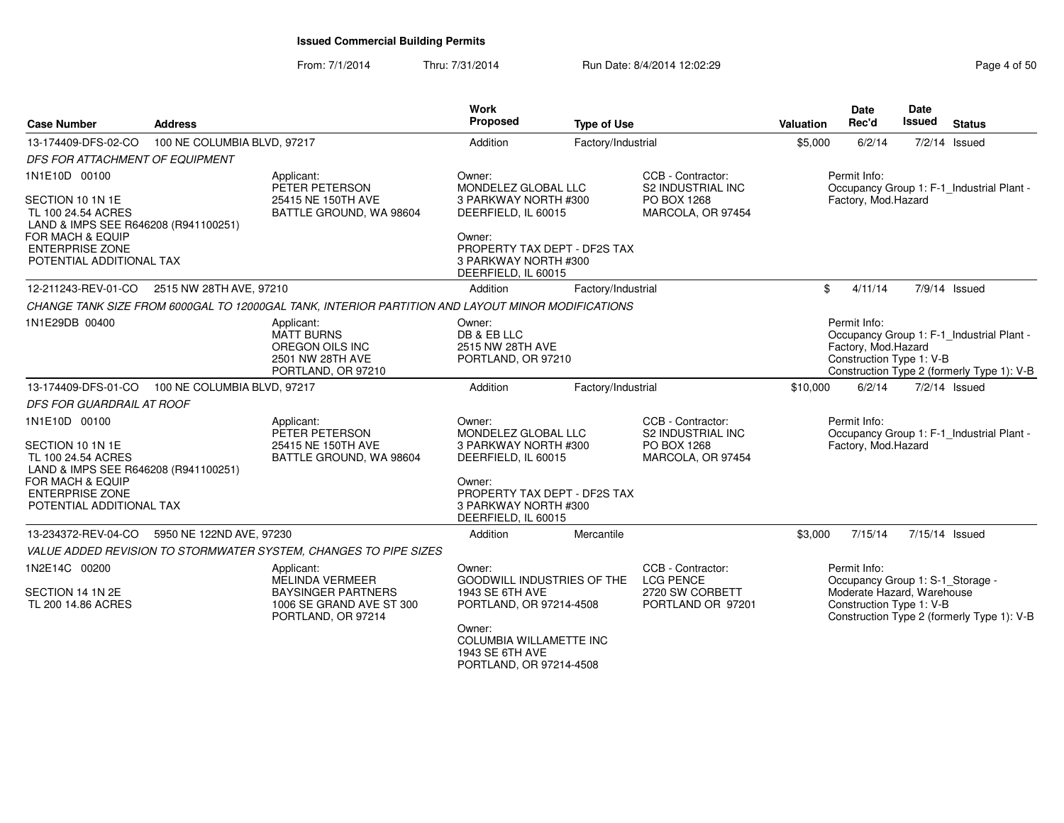# Issued Commercial Building Permits

From: 7/1/2014 Thru: 7/31/2014 Run Date: 8/4/2014 12:02:29

| Case Number | Address | Work Proposed | Type of Use | Valuation | Date Rec'd | Date Issued | Status |
|---|---|---|---|---|---|---|---|
| 13-174409-DFS-02-CO | 100 NE COLUMBIA BLVD, 97217 | Addition | Factory/Industrial | $5,000 | 6/2/14 | 7/2/14 | Issued |

*DFS FOR ATTACHMENT OF EQUIPMENT*

1N1E10D 00100

SECTION 10 1N 1E
TL 100 24.54 ACRES
LAND & IMPS SEE R646208 (R941100251)
FOR MACH & EQUIP
ENTERPRISE ZONE
POTENTIAL ADDITIONAL TAX

Applicant:
PETER PETERSON
25415 NE 150TH AVE
BATTLE GROUND, WA 98604

Owner:
MONDELEZ GLOBAL LLC
3 PARKWAY NORTH #300
DEERFIELD, IL 60015

Owner:
PROPERTY TAX DEPT - DF2S TAX
3 PARKWAY NORTH #300
DEERFIELD, IL 60015

CCB - Contractor:
S2 INDUSTRIAL INC
PO BOX 1268
MARCOLA, OR 97454

Permit Info:
Occupancy Group 1: F-1_Industrial Plant - Factory, Mod.Hazard

---

| Case Number | Address | Work Proposed | Type of Use | Valuation | Date Rec'd | Date Issued | Status |
|---|---|---|---|---|---|---|---|
| 12-211243-REV-01-CO | 2515 NW 28TH AVE, 97210 | Addition | Factory/Industrial | $ | 4/11/14 | 7/9/14 | Issued |

*CHANGE TANK SIZE FROM 6000GAL TO 12000GAL TANK, INTERIOR PARTITION AND LAYOUT MINOR MODIFICATIONS*

1N1E29DB 00400

Applicant:
MATT BURNS
OREGON OILS INC
2501 NW 28TH AVE
PORTLAND, OR 97210

Owner:
DB & EB LLC
2515 NW 28TH AVE
PORTLAND, OR 97210

Permit Info:
Occupancy Group 1: F-1_Industrial Plant - Factory, Mod.Hazard
Construction Type 1: V-B
Construction Type 2 (formerly Type 1): V-B

---

| Case Number | Address | Work Proposed | Type of Use | Valuation | Date Rec'd | Date Issued | Status |
|---|---|---|---|---|---|---|---|
| 13-174409-DFS-01-CO | 100 NE COLUMBIA BLVD, 97217 | Addition | Factory/Industrial | $10,000 | 6/2/14 | 7/2/14 | Issued |

*DFS FOR GUARDRAIL AT ROOF*

1N1E10D 00100

SECTION 10 1N 1E
TL 100 24.54 ACRES
LAND & IMPS SEE R646208 (R941100251)
FOR MACH & EQUIP
ENTERPRISE ZONE
POTENTIAL ADDITIONAL TAX

Applicant:
PETER PETERSON
25415 NE 150TH AVE
BATTLE GROUND, WA 98604

Owner:
MONDELEZ GLOBAL LLC
3 PARKWAY NORTH #300
DEERFIELD, IL 60015

Owner:
PROPERTY TAX DEPT - DF2S TAX
3 PARKWAY NORTH #300
DEERFIELD, IL 60015

CCB - Contractor:
S2 INDUSTRIAL INC
PO BOX 1268
MARCOLA, OR 97454

Permit Info:
Occupancy Group 1: F-1_Industrial Plant - Factory, Mod.Hazard

---

| Case Number | Address | Work Proposed | Type of Use | Valuation | Date Rec'd | Date Issued | Status |
|---|---|---|---|---|---|---|---|
| 13-234372-REV-04-CO | 5950 NE 122ND AVE, 97230 | Addition | Mercantile | $3,000 | 7/15/14 | 7/15/14 | Issued |

*VALUE ADDED REVISION TO STORMWATER SYSTEM, CHANGES TO PIPE SIZES*

1N2E14C 00200

SECTION 14 1N 2E
TL 200 14.86 ACRES

Applicant:
MELINDA VERMEER
BAYSINGER PARTNERS
1006 SE GRAND AVE ST 300
PORTLAND, OR 97214

Owner:
GOODWILL INDUSTRIES OF THE
1943 SE 6TH AVE
PORTLAND, OR 97214-4508

Owner:
COLUMBIA WILLAMETTE INC
1943 SE 6TH AVE
PORTLAND, OR 97214-4508

CCB - Contractor:
LCG PENCE
2720 SW CORBETT
PORTLAND OR 97201

Permit Info:
Occupancy Group 1: S-1_Storage - Moderate Hazard, Warehouse
Construction Type 1: V-B
Construction Type 2 (formerly Type 1): V-B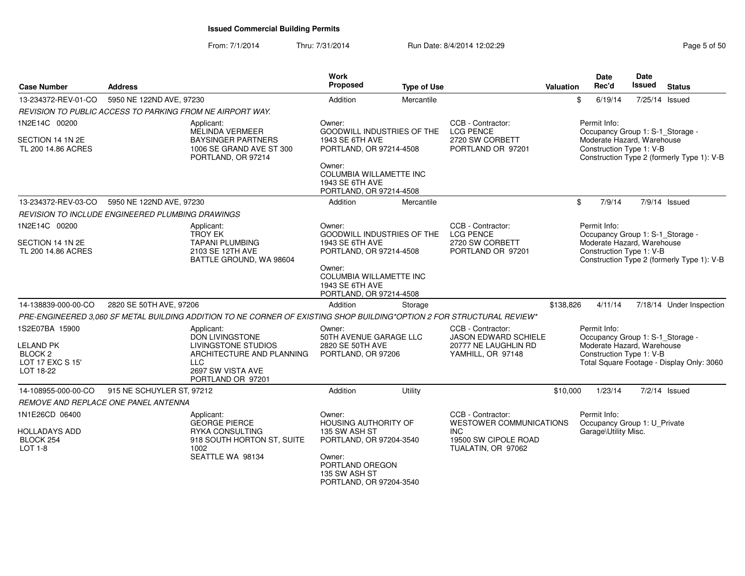# Issued Commercial Building Permits

From: 7/1/2014 Thru: 7/31/2014 Run Date: 8/4/2014 12:02:29

| Case Number | Address | Work Proposed | Type of Use | Valuation | Date Rec'd | Date Issued | Status |
|---|---|---|---|---|---|---|---|
| 13-234372-REV-01-CO | 5950 NE 122ND AVE, 97230 | Addition | Mercantile | $ | 6/19/14 | 7/25/14 | Issued |

*REVISION TO PUBLIC ACCESS TO PARKING FROM NE AIRPORT WAY.*

1N2E14C 00200

SECTION 14 1N 2E
TL 200 14.86 ACRES

Applicant:
MELINDA VERMEER
BAYSINGER PARTNERS
1006 SE GRAND AVE ST 300
PORTLAND, OR 97214

Owner:
GOODWILL INDUSTRIES OF THE
1943 SE 6TH AVE
PORTLAND, OR 97214-4508

Owner:
COLUMBIA WILLAMETTE INC
1943 SE 6TH AVE
PORTLAND, OR 97214-4508

CCB - Contractor:
LCG PENCE
2720 SW CORBETT
PORTLAND OR 97201

Permit Info:
Occupancy Group 1: S-1_Storage - Moderate Hazard, Warehouse
Construction Type 1: V-B
Construction Type 2 (formerly Type 1): V-B

| Case Number | Address | Work Proposed | Type of Use | Valuation | Date Rec'd | Date Issued | Status |
|---|---|---|---|---|---|---|---|
| 13-234372-REV-03-CO | 5950 NE 122ND AVE, 97230 | Addition | Mercantile | $ | 7/9/14 | 7/9/14 | Issued |

*REVISION TO INCLUDE ENGINEERED PLUMBING DRAWINGS*

1N2E14C 00200

SECTION 14 1N 2E
TL 200 14.86 ACRES

Applicant:
TROY EK
TAPANI PLUMBING
2103 SE 12TH AVE
BATTLE GROUND, WA 98604

Owner:
GOODWILL INDUSTRIES OF THE
1943 SE 6TH AVE
PORTLAND, OR 97214-4508

Owner:
COLUMBIA WILLAMETTE INC
1943 SE 6TH AVE
PORTLAND, OR 97214-4508

CCB - Contractor:
LCG PENCE
2720 SW CORBETT
PORTLAND OR 97201

Permit Info:
Occupancy Group 1: S-1_Storage - Moderate Hazard, Warehouse
Construction Type 1: V-B
Construction Type 2 (formerly Type 1): V-B

| Case Number | Address | Work Proposed | Type of Use | Valuation | Date Rec'd | Date Issued | Status |
|---|---|---|---|---|---|---|---|
| 14-138839-000-00-CO | 2820 SE 50TH AVE, 97206 | Addition | Storage | $138,826 | 4/11/14 | 7/18/14 | Under Inspection |

*PRE-ENGINEERED 3,060 SF METAL BUILDING ADDITION TO NE CORNER OF EXISTING SHOP BUILDING*OPTION 2 FOR STRUCTURAL REVIEW**

1S2E07BA 15900

LELAND PK
BLOCK 2
LOT 17 EXC S 15'
LOT 18-22

Applicant:
DON LIVINGSTONE
LIVINGSTONE STUDIOS
ARCHITECTURE AND PLANNING
LLC
2697 SW VISTA AVE
PORTLAND OR 97201

Owner:
50TH AVENUE GARAGE LLC
2820 SE 50TH AVE
PORTLAND, OR 97206

CCB - Contractor:
JASON EDWARD SCHIELE
20777 NE LAUGHLIN RD
YAMHILL, OR 97148

Permit Info:
Occupancy Group 1: S-1_Storage - Moderate Hazard, Warehouse
Construction Type 1: V-B
Total Square Footage - Display Only: 3060

| Case Number | Address | Work Proposed | Type of Use | Valuation | Date Rec'd | Date Issued | Status |
|---|---|---|---|---|---|---|---|
| 14-108955-000-00-CO | 915 NE SCHUYLER ST, 97212 | Addition | Utility | $10,000 | 1/23/14 | 7/2/14 | Issued |

*REMOVE AND REPLACE ONE PANEL ANTENNA*

1N1E26CD 06400

HOLLADAYS ADD
BLOCK 254
LOT 1-8

Applicant:
GEORGE PIERCE
RYKA CONSULTING
918 SOUTH HORTON ST, SUITE 1002
SEATTLE WA 98134

Owner:
HOUSING AUTHORITY OF
135 SW ASH ST
PORTLAND, OR 97204-3540

Owner:
PORTLAND OREGON
135 SW ASH ST
PORTLAND, OR 97204-3540

CCB - Contractor:
WESTOWER COMMUNICATIONS INC
19500 SW CIPOLE ROAD
TUALATIN, OR 97062

Permit Info:
Occupancy Group 1: U_Private Garage\Utility Misc.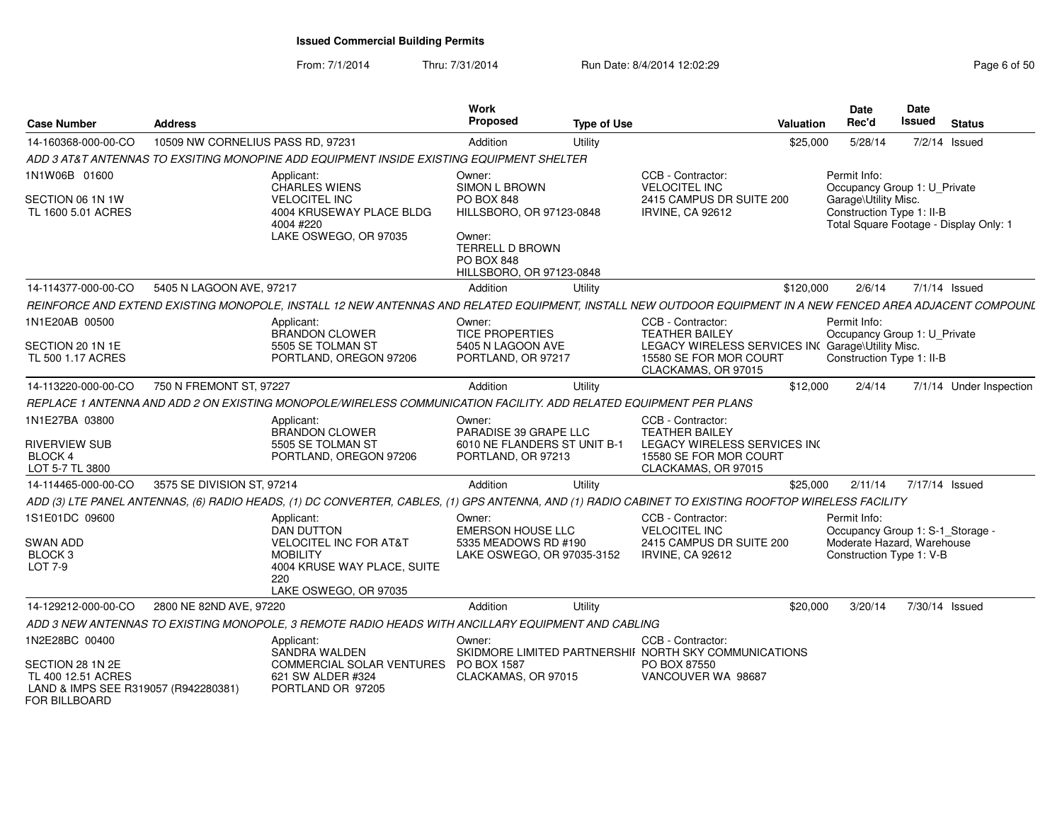# Issued Commercial Building Permits

From: 7/1/2014 Thru: 7/31/2014 Run Date: 8/4/2014 12:02:29

| Case Number | Address | Work Proposed | Type of Use | Valuation | Date Rec'd | Date Issued | Status |
|---|---|---|---|---|---|---|---|
| 14-160368-000-00-CO | 10509 NW CORNELIUS PASS RD, 97231 | Addition | Utility | $25,000 | 5/28/14 | 7/2/14 | Issued |

ADD 3 AT&T ANTENNAS TO EXSITING MONOPINE ADD EQUIPMENT INSIDE EXISTING EQUIPMENT SHELTER

1N1W06B 01600

SECTION 06 1N 1W
TL 1600 5.01 ACRES

Applicant:
CHARLES WIENS
VELOCITEL INC
4004 KRUSEWAY PLACE BLDG 4004 #220
LAKE OSWEGO, OR 97035

Owner:
SIMON L BROWN
PO BOX 848
HILLSBORO, OR 97123-0848

Owner:
TERRELL D BROWN
PO BOX 848
HILLSBORO, OR 97123-0848

CCB - Contractor:
VELOCITEL INC
2415 CAMPUS DR SUITE 200
IRVINE, CA 92612

Permit Info:
Occupancy Group 1: U_Private Garage\Utility Misc.
Construction Type 1: II-B
Total Square Footage - Display Only: 1

| Case Number | Address | Work Proposed | Type of Use | Valuation | Date Rec'd | Date Issued | Status |
|---|---|---|---|---|---|---|---|
| 14-114377-000-00-CO | 5405 N LAGOON AVE, 97217 | Addition | Utility | $120,000 | 2/6/14 | 7/1/14 | Issued |

REINFORCE AND EXTEND EXISTING MONOPOLE, INSTALL 12 NEW ANTENNAS AND RELATED EQUIPMENT, INSTALL NEW OUTDOOR EQUIPMENT IN A NEW FENCED AREA ADJACENT COMPOUNL

1N1E20AB 00500

SECTION 20 1N 1E
TL 500 1.17 ACRES

Applicant:
BRANDON CLOWER
5505 SE TOLMAN ST
PORTLAND, OREGON 97206

Owner:
TICE PROPERTIES
5405 N LAGOON AVE
PORTLAND, OR 97217

CCB - Contractor:
TEATHER BAILEY
LEGACY WIRELESS SERVICES IN(
15580 SE FOR MOR COURT
CLACKAMAS, OR 97015

Permit Info:
Occupancy Group 1: U_Private Garage\Utility Misc.
Construction Type 1: II-B

| Case Number | Address | Work Proposed | Type of Use | Valuation | Date Rec'd | Date Issued | Status |
|---|---|---|---|---|---|---|---|
| 14-113220-000-00-CO | 750 N FREMONT ST, 97227 | Addition | Utility | $12,000 | 2/4/14 | 7/1/14 | Under Inspection |

REPLACE 1 ANTENNA AND ADD 2 ON EXISTING MONOPOLE/WIRELESS COMMUNICATION FACILITY. ADD RELATED EQUIPMENT PER PLANS

1N1E27BA 03800

RIVERVIEW SUB
BLOCK 4
LOT 5-7 TL 3800

Applicant:
BRANDON CLOWER
5505 SE TOLMAN ST
PORTLAND, OREGON 97206

Owner:
PARADISE 39 GRAPE LLC
6010 NE FLANDERS ST UNIT B-1
PORTLAND, OR 97213

CCB - Contractor:
TEATHER BAILEY
LEGACY WIRELESS SERVICES IN(
15580 SE FOR MOR COURT
CLACKAMAS, OR 97015

| Case Number | Address | Work Proposed | Type of Use | Valuation | Date Rec'd | Date Issued | Status |
|---|---|---|---|---|---|---|---|
| 14-114465-000-00-CO | 3575 SE DIVISION ST, 97214 | Addition | Utility | $25,000 | 2/11/14 | 7/17/14 | Issued |

ADD (3) LTE PANEL ANTENNAS, (6) RADIO HEADS, (1) DC CONVERTER, CABLES, (1) GPS ANTENNA, AND (1) RADIO CABINET TO EXISTING ROOFTOP WIRELESS FACILITY

1S1E01DC 09600

SWAN ADD
BLOCK 3
LOT 7-9

Applicant:
DAN DUTTON
VELOCITEL INC FOR AT&T MOBILITY
4004 KRUSE WAY PLACE, SUITE 220
LAKE OSWEGO, OR 97035

Owner:
EMERSON HOUSE LLC
5335 MEADOWS RD #190
LAKE OSWEGO, OR 97035-3152

CCB - Contractor:
VELOCITEL INC
2415 CAMPUS DR SUITE 200
IRVINE, CA 92612

Permit Info:
Occupancy Group 1: S-1_Storage - Moderate Hazard, Warehouse
Construction Type 1: V-B

| Case Number | Address | Work Proposed | Type of Use | Valuation | Date Rec'd | Date Issued | Status |
|---|---|---|---|---|---|---|---|
| 14-129212-000-00-CO | 2800 NE 82ND AVE, 97220 | Addition | Utility | $20,000 | 3/20/14 | 7/30/14 | Issued |

ADD 3 NEW ANTENNAS TO EXISTING MONOPOLE, 3 REMOTE RADIO HEADS WITH ANCILLARY EQUIPMENT AND CABLING

1N2E28BC 00400

SECTION 28 1N 2E
TL 400 12.51 ACRES
LAND & IMPS SEE R319057 (R942280381) FOR BILLBOARD

Applicant:
SANDRA WALDEN
COMMERCIAL SOLAR VENTURES
621 SW ALDER #324
PORTLAND OR 97205

Owner:
SKIDMORE LIMITED PARTNERSHIP
PO BOX 1587
CLACKAMAS, OR 97015

CCB - Contractor:
NORTH SKY COMMUNICATIONS
PO BOX 87550
VANCOUVER WA 98687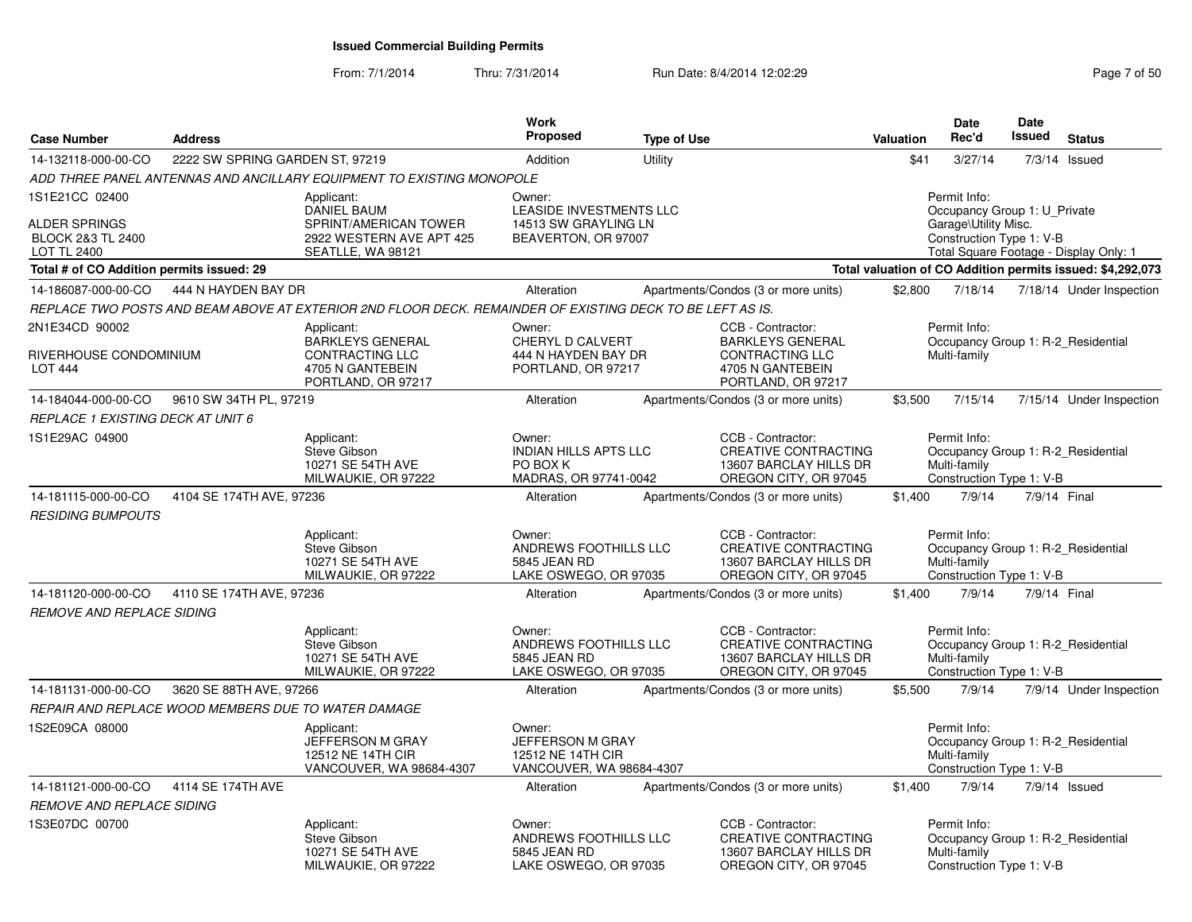## Issued Commercial Building Permits

From: 7/1/2014 Thru: 7/31/2014 Run Date: 8/4/2014 12:02:29

| Case Number | Address | Work Proposed | Type of Use | Valuation | Date Rec'd | Date Issued | Status |
|---|---|---|---|---|---|---|---|
| 14-132118-000-00-CO | 2222 SW SPRING GARDEN ST, 97219 | Addition | Utility | $41 | 3/27/14 | 7/3/14 | Issued |

*ADD THREE PANEL ANTENNAS AND ANCILLARY EQUIPMENT TO EXISTING MONOPOLE*

1S1E21CC 02400
ALDER SPRINGS
BLOCK 2&3 TL 2400
LOT TL 2400

Applicant: DANIEL BAUM, SPRINT/AMERICAN TOWER, 2922 WESTERN AVE APT 425, SEATLLE, WA 98121

Owner: LEASIDE INVESTMENTS LLC, 14513 SW GRAYLING LN, BEAVERTON, OR 97007

Permit Info: Occupancy Group 1: U_Private Garage\Utility Misc. Construction Type 1: V-B Total Square Footage - Display Only: 1

**Total # of CO Addition permits issued: 29**

**Total valuation of CO Addition permits issued: $4,292,073**

| Case Number | Address | Work Proposed | Type of Use | Valuation | Date Rec'd | Date Issued | Status |
|---|---|---|---|---|---|---|---|
| 14-186087-000-00-CO | 444 N HAYDEN BAY DR | Alteration | Apartments/Condos (3 or more units) | $2,800 | 7/18/14 | 7/18/14 | Under Inspection |

*REPLACE TWO POSTS AND BEAM ABOVE AT EXTERIOR 2ND FLOOR DECK. REMAINDER OF EXISTING DECK TO BE LEFT AS IS.*

2N1E34CD 90002
RIVERHOUSE CONDOMINIUM
LOT 444

Applicant: BARKLEYS GENERAL CONTRACTING LLC, 4705 N GANTEBEIN, PORTLAND, OR 97217

Owner: CHERYL D CALVERT, 444 N HAYDEN BAY DR, PORTLAND, OR 97217

CCB - Contractor: BARKLEYS GENERAL CONTRACTING LLC, 4705 N GANTEBEIN, PORTLAND, OR 97217

Permit Info: Occupancy Group 1: R-2_Residential Multi-family

| Case Number | Address | Work Proposed | Type of Use | Valuation | Date Rec'd | Date Issued | Status |
|---|---|---|---|---|---|---|---|
| 14-184044-000-00-CO | 9610 SW 34TH PL, 97219 | Alteration | Apartments/Condos (3 or more units) | $3,500 | 7/15/14 | 7/15/14 | Under Inspection |

*REPLACE 1 EXISTING DECK AT UNIT 6*

1S1E29AC 04900

Applicant: Steve Gibson, 10271 SE 54TH AVE, MILWAUKIE, OR 97222

Owner: INDIAN HILLS APTS LLC, PO BOX K, MADRAS, OR 97741-0042

CCB - Contractor: CREATIVE CONTRACTING, 13607 BARCLAY HILLS DR, OREGON CITY, OR 97045

Permit Info: Occupancy Group 1: R-2_Residential Multi-family Construction Type 1: V-B

| Case Number | Address | Work Proposed | Type of Use | Valuation | Date Rec'd | Date Issued | Status |
|---|---|---|---|---|---|---|---|
| 14-181115-000-00-CO | 4104 SE 174TH AVE, 97236 | Alteration | Apartments/Condos (3 or more units) | $1,400 | 7/9/14 | 7/9/14 | Final |

*RESIDING BUMPOUTS*

Applicant: Steve Gibson, 10271 SE 54TH AVE, MILWAUKIE, OR 97222

Owner: ANDREWS FOOTHILLS LLC, 5845 JEAN RD, LAKE OSWEGO, OR 97035

CCB - Contractor: CREATIVE CONTRACTING, 13607 BARCLAY HILLS DR, OREGON CITY, OR 97045

Permit Info: Occupancy Group 1: R-2_Residential Multi-family Construction Type 1: V-B

| Case Number | Address | Work Proposed | Type of Use | Valuation | Date Rec'd | Date Issued | Status |
|---|---|---|---|---|---|---|---|
| 14-181120-000-00-CO | 4110 SE 174TH AVE, 97236 | Alteration | Apartments/Condos (3 or more units) | $1,400 | 7/9/14 | 7/9/14 | Final |

*REMOVE AND REPLACE SIDING*

Applicant: Steve Gibson, 10271 SE 54TH AVE, MILWAUKIE, OR 97222

Owner: ANDREWS FOOTHILLS LLC, 5845 JEAN RD, LAKE OSWEGO, OR 97035

CCB - Contractor: CREATIVE CONTRACTING, 13607 BARCLAY HILLS DR, OREGON CITY, OR 97045

Permit Info: Occupancy Group 1: R-2_Residential Multi-family Construction Type 1: V-B

| Case Number | Address | Work Proposed | Type of Use | Valuation | Date Rec'd | Date Issued | Status |
|---|---|---|---|---|---|---|---|
| 14-181131-000-00-CO | 3620 SE 88TH AVE, 97266 | Alteration | Apartments/Condos (3 or more units) | $5,500 | 7/9/14 | 7/9/14 | Under Inspection |

*REPAIR AND REPLACE WOOD MEMBERS DUE TO WATER DAMAGE*

1S2E09CA 08000

Applicant: JEFFERSON M GRAY, 12512 NE 14TH CIR, VANCOUVER, WA 98684-4307

Owner: JEFFERSON M GRAY, 12512 NE 14TH CIR, VANCOUVER, WA 98684-4307

Permit Info: Occupancy Group 1: R-2_Residential Multi-family Construction Type 1: V-B

| Case Number | Address | Work Proposed | Type of Use | Valuation | Date Rec'd | Date Issued | Status |
|---|---|---|---|---|---|---|---|
| 14-181121-000-00-CO | 4114 SE 174TH AVE | Alteration | Apartments/Condos (3 or more units) | $1,400 | 7/9/14 | 7/9/14 | Issued |

*REMOVE AND REPLACE SIDING*

1S3E07DC 00700

Applicant: Steve Gibson, 10271 SE 54TH AVE, MILWAUKIE, OR 97222

Owner: ANDREWS FOOTHILLS LLC, 5845 JEAN RD, LAKE OSWEGO, OR 97035

CCB - Contractor: CREATIVE CONTRACTING, 13607 BARCLAY HILLS DR, OREGON CITY, OR 97045

Permit Info: Occupancy Group 1: R-2_Residential Multi-family Construction Type 1: V-B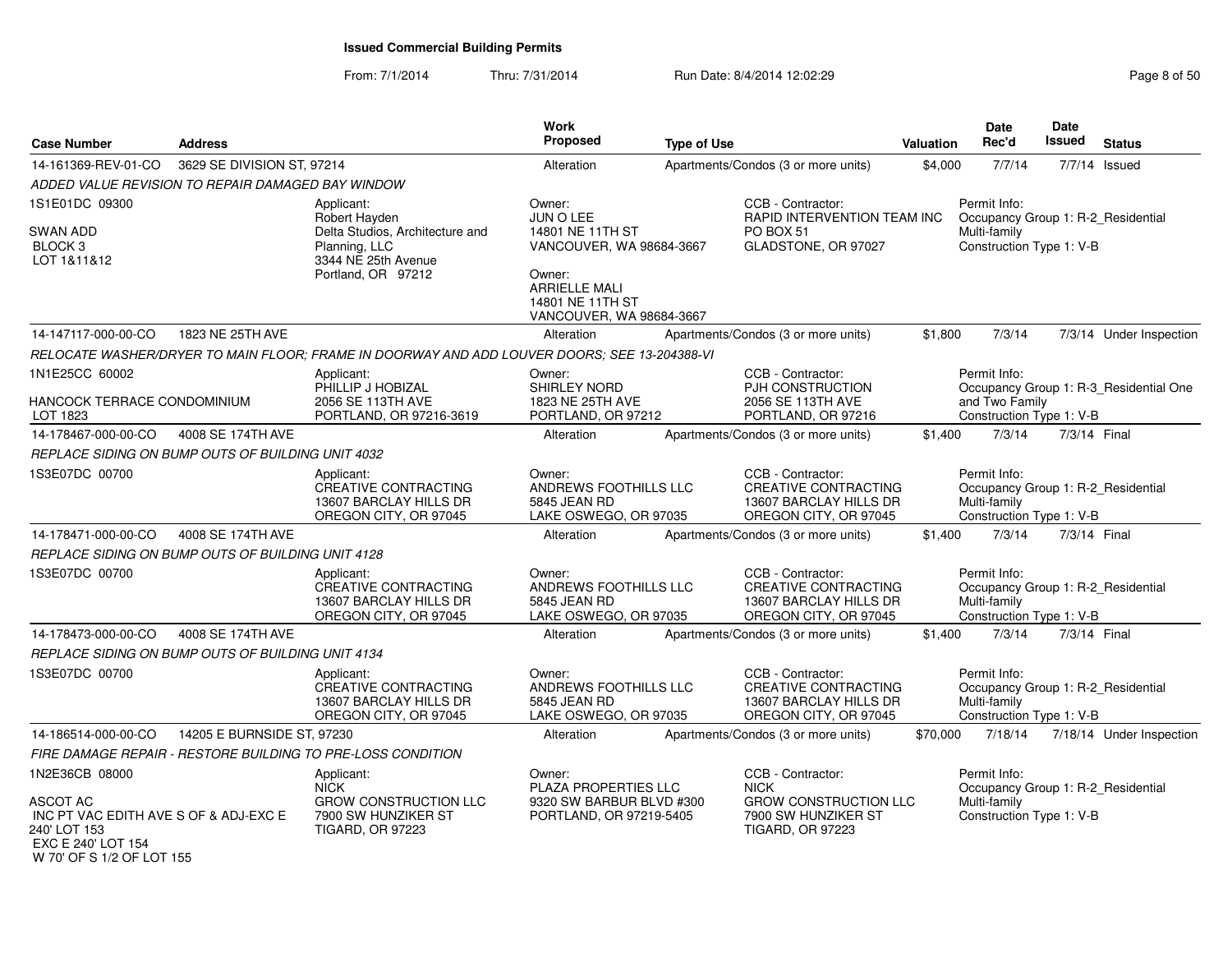# Issued Commercial Building Permits

From: 7/1/2014 Thru: 7/31/2014 Run Date: 8/4/2014 12:02:29

| Case Number | Address | Work Proposed | Type of Use | Valuation | Date Rec'd | Date Issued | Status |
|---|---|---|---|---|---|---|---|
| 14-161369-REV-01-CO | 3629 SE DIVISION ST, 97214 | Alteration | Apartments/Condos (3 or more units) | $4,000 | 7/7/14 | 7/7/14 | Issued |
| 14-147117-000-00-CO | 1823 NE 25TH AVE | Alteration | Apartments/Condos (3 or more units) | $1,800 | 7/3/14 | 7/3/14 | Under Inspection |
| 14-178467-000-00-CO | 4008 SE 174TH AVE | Alteration | Apartments/Condos (3 or more units) | $1,400 | 7/3/14 | 7/3/14 | Final |
| 14-178471-000-00-CO | 4008 SE 174TH AVE | Alteration | Apartments/Condos (3 or more units) | $1,400 | 7/3/14 | 7/3/14 | Final |
| 14-178473-000-00-CO | 4008 SE 174TH AVE | Alteration | Apartments/Condos (3 or more units) | $1,400 | 7/3/14 | 7/3/14 | Final |
| 14-186514-000-00-CO | 14205 E BURNSIDE ST, 97230 | Alteration | Apartments/Condos (3 or more units) | $70,000 | 7/18/14 | 7/18/14 | Under Inspection |

## 14-161369-REV-01-CO — 3629 SE DIVISION ST, 97214

*ADDED VALUE REVISION TO REPAIR DAMAGED BAY WINDOW*

1S1E01DC 09300

SWAN ADD
BLOCK 3
LOT 1&11&12

Applicant:
Robert Hayden
Delta Studios, Architecture and Planning, LLC
3344 NE 25th Avenue
Portland, OR 97212

Owner:
JUN O LEE
14801 NE 11TH ST
VANCOUVER, WA 98684-3667

Owner:
ARRIELLE MALI
14801 NE 11TH ST
VANCOUVER, WA 98684-3667

CCB - Contractor:
RAPID INTERVENTION TEAM INC
PO BOX 51
GLADSTONE, OR 97027

Permit Info:
Occupancy Group 1: R-2_Residential Multi-family
Construction Type 1: V-B

## 14-147117-000-00-CO — 1823 NE 25TH AVE

*RELOCATE WASHER/DRYER TO MAIN FLOOR; FRAME IN DOORWAY AND ADD LOUVER DOORS; SEE 13-204388-VI*

1N1E25CC 60002

HANCOCK TERRACE CONDOMINIUM
LOT 1823

Applicant:
PHILLIP J HOBIZAL
2056 SE 113TH AVE
PORTLAND, OR 97216-3619

Owner:
SHIRLEY NORD
1823 NE 25TH AVE
PORTLAND, OR 97212

CCB - Contractor:
PJH CONSTRUCTION
2056 SE 113TH AVE
PORTLAND, OR 97216

Permit Info:
Occupancy Group 1: R-3_Residential One and Two Family
Construction Type 1: V-B

## 14-178467-000-00-CO — 4008 SE 174TH AVE

*REPLACE SIDING ON BUMP OUTS OF BUILDING UNIT 4032*

1S3E07DC 00700

Applicant:
CREATIVE CONTRACTING
13607 BARCLAY HILLS DR
OREGON CITY, OR 97045

Owner:
ANDREWS FOOTHILLS LLC
5845 JEAN RD
LAKE OSWEGO, OR 97035

CCB - Contractor:
CREATIVE CONTRACTING
13607 BARCLAY HILLS DR
OREGON CITY, OR 97045

Permit Info:
Occupancy Group 1: R-2_Residential Multi-family
Construction Type 1: V-B

## 14-178471-000-00-CO — 4008 SE 174TH AVE

*REPLACE SIDING ON BUMP OUTS OF BUILDING UNIT 4128*

1S3E07DC 00700

Applicant:
CREATIVE CONTRACTING
13607 BARCLAY HILLS DR
OREGON CITY, OR 97045

Owner:
ANDREWS FOOTHILLS LLC
5845 JEAN RD
LAKE OSWEGO, OR 97035

CCB - Contractor:
CREATIVE CONTRACTING
13607 BARCLAY HILLS DR
OREGON CITY, OR 97045

Permit Info:
Occupancy Group 1: R-2_Residential Multi-family
Construction Type 1: V-B

## 14-178473-000-00-CO — 4008 SE 174TH AVE

*REPLACE SIDING ON BUMP OUTS OF BUILDING UNIT 4134*

1S3E07DC 00700

Applicant:
CREATIVE CONTRACTING
13607 BARCLAY HILLS DR
OREGON CITY, OR 97045

Owner:
ANDREWS FOOTHILLS LLC
5845 JEAN RD
LAKE OSWEGO, OR 97035

CCB - Contractor:
CREATIVE CONTRACTING
13607 BARCLAY HILLS DR
OREGON CITY, OR 97045

Permit Info:
Occupancy Group 1: R-2_Residential Multi-family
Construction Type 1: V-B

## 14-186514-000-00-CO — 14205 E BURNSIDE ST, 97230

*FIRE DAMAGE REPAIR - RESTORE BUILDING TO PRE-LOSS CONDITION*

1N2E36CB 08000

ASCOT AC
INC PT VAC EDITH AVE S OF & ADJ-EXC E 240' LOT 153
EXC E 240' LOT 154
W 70' OF S 1/2 OF LOT 155

Applicant:
NICK
GROW CONSTRUCTION LLC
7900 SW HUNZIKER ST
TIGARD, OR 97223

Owner:
PLAZA PROPERTIES LLC
9320 SW BARBUR BLVD #300
PORTLAND, OR 97219-5405

CCB - Contractor:
NICK
GROW CONSTRUCTION LLC
7900 SW HUNZIKER ST
TIGARD, OR 97223

Permit Info:
Occupancy Group 1: R-2_Residential Multi-family
Construction Type 1: V-B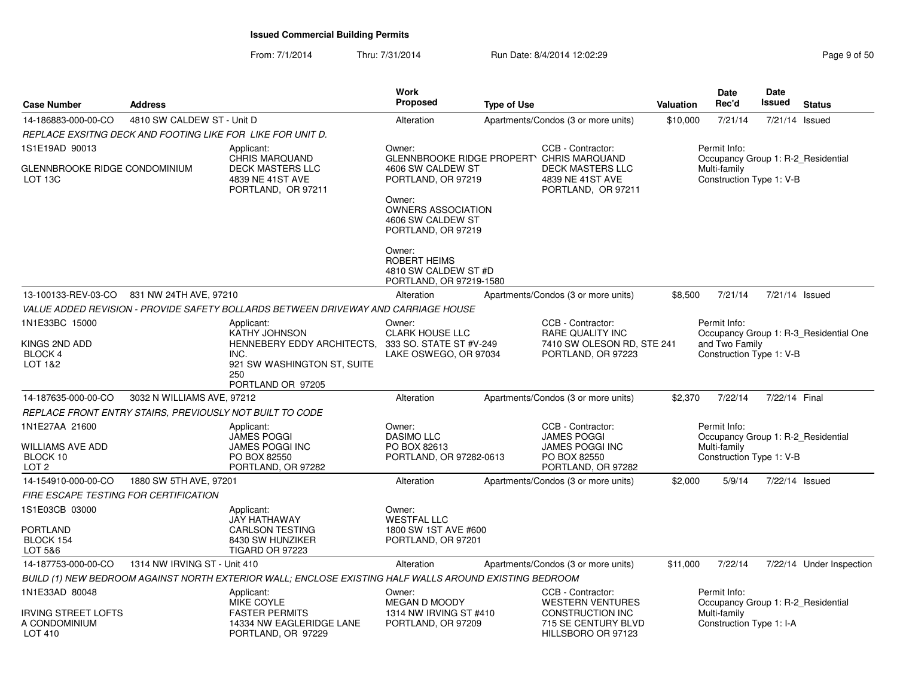# Issued Commercial Building Permits

From: 7/1/2014 Thru: 7/31/2014 Run Date: 8/4/2014 12:02:29

| Case Number | Address | Work Proposed | Type of Use | Valuation | Date Rec'd | Date Issued | Status |
|---|---|---|---|---|---|---|---|
| 14-186883-000-00-CO | 4810 SW CALDEW ST - Unit D | Alteration | Apartments/Condos (3 or more units) | $10,000 | 7/21/14 | 7/21/14 | Issued |

*REPLACE EXSITNG DECK AND FOOTING LIKE FOR LIKE FOR UNIT D.*

1S1E19AD 90013

GLENNBROOKE RIDGE CONDOMINIUM
LOT 13C

Applicant:
CHRIS MARQUAND
DECK MASTERS LLC
4839 NE 41ST AVE
PORTLAND, OR 97211

Owner:
GLENNBROOKE RIDGE PROPERTY
4606 SW CALDEW ST
PORTLAND, OR 97219

Owner:
OWNERS ASSOCIATION
4606 SW CALDEW ST
PORTLAND, OR 97219

Owner:
ROBERT HEIMS
4810 SW CALDEW ST #D
PORTLAND, OR 97219-1580

CCB - Contractor:
CHRIS MARQUAND
DECK MASTERS LLC
4839 NE 41ST AVE
PORTLAND, OR 97211

Permit Info:
Occupancy Group 1: R-2_Residential Multi-family
Construction Type 1: V-B

| Case Number | Address | Work Proposed | Type of Use | Valuation | Date Rec'd | Date Issued | Status |
|---|---|---|---|---|---|---|---|
| 13-100133-REV-03-CO | 831 NW 24TH AVE, 97210 | Alteration | Apartments/Condos (3 or more units) | $8,500 | 7/21/14 | 7/21/14 | Issued |

*VALUE ADDED REVISION - PROVIDE SAFETY BOLLARDS BETWEEN DRIVEWAY AND CARRIAGE HOUSE*

1N1E33BC 15000

KINGS 2ND ADD
BLOCK 4
LOT 1&2

Applicant:
KATHY JOHNSON
HENNEBERY EDDY ARCHITECTS, INC.
921 SW WASHINGTON ST, SUITE 250
PORTLAND OR 97205

Owner:
CLARK HOUSE LLC
333 SO. STATE ST #V-249
LAKE OSWEGO, OR 97034

CCB - Contractor:
RARE QUALITY INC
7410 SW OLESON RD, STE 241
PORTLAND, OR 97223

Permit Info:
Occupancy Group 1: R-3_Residential One and Two Family
Construction Type 1: V-B

| Case Number | Address | Work Proposed | Type of Use | Valuation | Date Rec'd | Date Issued | Status |
|---|---|---|---|---|---|---|---|
| 14-187635-000-00-CO | 3032 N WILLIAMS AVE, 97212 | Alteration | Apartments/Condos (3 or more units) | $2,370 | 7/22/14 | 7/22/14 | Final |

*REPLACE FRONT ENTRY STAIRS, PREVIOUSLY NOT BUILT TO CODE*

1N1E27AA 21600

WILLIAMS AVE ADD
BLOCK 10
LOT 2

Applicant:
JAMES POGGI
JAMES POGGI INC
PO BOX 82550
PORTLAND, OR 97282

Owner:
DASIMO LLC
PO BOX 82613
PORTLAND, OR 97282-0613

CCB - Contractor:
JAMES POGGI
JAMES POGGI INC
PO BOX 82550
PORTLAND, OR 97282

Permit Info:
Occupancy Group 1: R-2_Residential Multi-family
Construction Type 1: V-B

| Case Number | Address | Work Proposed | Type of Use | Valuation | Date Rec'd | Date Issued | Status |
|---|---|---|---|---|---|---|---|
| 14-154910-000-00-CO | 1880 SW 5TH AVE, 97201 | Alteration | Apartments/Condos (3 or more units) | $2,000 | 5/9/14 | 7/22/14 | Issued |

*FIRE ESCAPE TESTING FOR CERTIFICATION*

1S1E03CB 03000

PORTLAND
BLOCK 154
LOT 5&6

Applicant:
JAY HATHAWAY
CARLSON TESTING
8430 SW HUNZIKER
TIGARD OR 97223

Owner:
WESTFAL LLC
1800 SW 1ST AVE #600
PORTLAND, OR 97201

| Case Number | Address | Work Proposed | Type of Use | Valuation | Date Rec'd | Date Issued | Status |
|---|---|---|---|---|---|---|---|
| 14-187753-000-00-CO | 1314 NW IRVING ST - Unit 410 | Alteration | Apartments/Condos (3 or more units) | $11,000 | 7/22/14 | 7/22/14 | Under Inspection |

*BUILD (1) NEW BEDROOM AGAINST NORTH EXTERIOR WALL; ENCLOSE EXISTING HALF WALLS AROUND EXISTING BEDROOM*

1N1E33AD 80048

IRVING STREET LOFTS
A CONDOMINIUM
LOT 410

Applicant:
MIKE COYLE
FASTER PERMITS
14334 NW EAGLERIDGE LANE
PORTLAND, OR 97229

Owner:
MEGAN D MOODY
1314 NW IRVING ST #410
PORTLAND, OR 97209

CCB - Contractor:
WESTERN VENTURES CONSTRUCTION INC
715 SE CENTURY BLVD
HILLSBORO OR 97123

Permit Info:
Occupancy Group 1: R-2_Residential Multi-family
Construction Type 1: I-A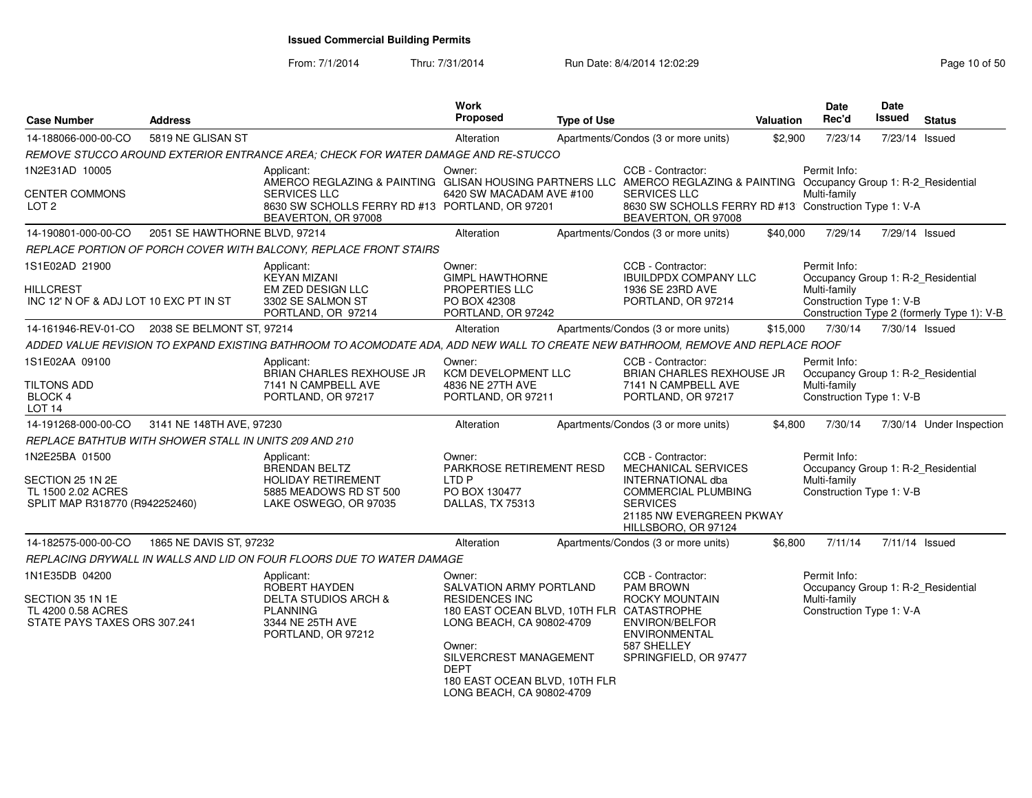# Issued Commercial Building Permits

From: 7/1/2014 Thru: 7/31/2014 Run Date: 8/4/2014 12:02:29

| Case Number | Address | Work Proposed | Type of Use | Valuation | Date Rec'd | Date Issued | Status |
|---|---|---|---|---|---|---|---|
| 14-188066-000-00-CO | 5819 NE GLISAN ST | Alteration | Apartments/Condos (3 or more units) | $2,900 | 7/23/14 | 7/23/14 | Issued |

*REMOVE STUCCO AROUND EXTERIOR ENTRANCE AREA; CHECK FOR WATER DAMAGE AND RE-STUCCO*

| | Applicant | Owner | CCB - Contractor | Permit Info |
|---|---|---|---|---|
| 1N2E31AD 10005<br>CENTER COMMONS<br>LOT 2 | AMERCO REGLAZING & PAINTING SERVICES LLC<br>8630 SW SCHOLLS FERRY RD #13<br>BEAVERTON, OR 97008 | GLISAN HOUSING PARTNERS LLC<br>6420 SW MACADAM AVE #100<br>PORTLAND, OR 97201 | AMERCO REGLAZING & PAINTING SERVICES LLC<br>8630 SW SCHOLLS FERRY RD #13<br>BEAVERTON, OR 97008 | Occupancy Group 1: R-2_Residential Multi-family<br>Construction Type 1: V-A |

| Case Number | Address | Work Proposed | Type of Use | Valuation | Date Rec'd | Date Issued | Status |
|---|---|---|---|---|---|---|---|
| 14-190801-000-00-CO | 2051 SE HAWTHORNE BLVD, 97214 | Alteration | Apartments/Condos (3 or more units) | $40,000 | 7/29/14 | 7/29/14 | Issued |

*REPLACE PORTION OF PORCH COVER WITH BALCONY, REPLACE FRONT STAIRS*

| | Applicant | Owner | CCB - Contractor | Permit Info |
|---|---|---|---|---|
| 1S1E02AD 21900<br>HILLCREST<br>INC 12' N OF & ADJ LOT 10 EXC PT IN ST | KEYAN MIZANI<br>EM ZED DESIGN LLC<br>3302 SE SALMON ST<br>PORTLAND, OR 97214 | GIMPL HAWTHORNE PROPERTIES LLC<br>PO BOX 42308<br>PORTLAND, OR 97242 | IBUILDPDX COMPANY LLC<br>1936 SE 23RD AVE<br>PORTLAND, OR 97214 | Occupancy Group 1: R-2_Residential Multi-family<br>Construction Type 1: V-B<br>Construction Type 2 (formerly Type 1): V-B |

| Case Number | Address | Work Proposed | Type of Use | Valuation | Date Rec'd | Date Issued | Status |
|---|---|---|---|---|---|---|---|
| 14-161946-REV-01-CO | 2038 SE BELMONT ST, 97214 | Alteration | Apartments/Condos (3 or more units) | $15,000 | 7/30/14 | 7/30/14 | Issued |

*ADDED VALUE REVISION TO EXPAND EXISTING BATHROOM TO ACOMODATE ADA, ADD NEW WALL TO CREATE NEW BATHROOM, REMOVE AND REPLACE ROOF*

| | Applicant | Owner | CCB - Contractor | Permit Info |
|---|---|---|---|---|
| 1S1E02AA 09100<br>TILTONS ADD<br>BLOCK 4<br>LOT 14 | BRIAN CHARLES REXHOUSE JR<br>7141 N CAMPBELL AVE<br>PORTLAND, OR 97217 | KCM DEVELOPMENT LLC<br>4836 NE 27TH AVE<br>PORTLAND, OR 97211 | BRIAN CHARLES REXHOUSE JR<br>7141 N CAMPBELL AVE<br>PORTLAND, OR 97217 | Occupancy Group 1: R-2_Residential Multi-family<br>Construction Type 1: V-B |

| Case Number | Address | Work Proposed | Type of Use | Valuation | Date Rec'd | Date Issued | Status |
|---|---|---|---|---|---|---|---|
| 14-191268-000-00-CO | 3141 NE 148TH AVE, 97230 | Alteration | Apartments/Condos (3 or more units) | $4,800 | 7/30/14 | 7/30/14 | Under Inspection |

*REPLACE BATHTUB WITH SHOWER STALL IN UNITS 209 AND 210*

| | Applicant | Owner | CCB - Contractor | Permit Info |
|---|---|---|---|---|
| 1N2E25BA 01500<br>SECTION 25 1N 2E<br>TL 1500 2.02 ACRES<br>SPLIT MAP R318770 (R942252460) | BRENDAN BELTZ<br>HOLIDAY RETIREMENT<br>5885 MEADOWS RD ST 500<br>LAKE OSWEGO, OR 97035 | PARKROSE RETIREMENT RESD LTD P<br>PO BOX 130477<br>DALLAS, TX 75313 | MECHANICAL SERVICES INTERNATIONAL dba COMMERCIAL PLUMBING SERVICES<br>21185 NW EVERGREEN PKWAY<br>HILLSBORO, OR 97124 | Occupancy Group 1: R-2_Residential Multi-family<br>Construction Type 1: V-B |

| Case Number | Address | Work Proposed | Type of Use | Valuation | Date Rec'd | Date Issued | Status |
|---|---|---|---|---|---|---|---|
| 14-182575-000-00-CO | 1865 NE DAVIS ST, 97232 | Alteration | Apartments/Condos (3 or more units) | $6,800 | 7/11/14 | 7/11/14 | Issued |

*REPLACING DRYWALL IN WALLS AND LID ON FOUR FLOORS DUE TO WATER DAMAGE*

| | Applicant | Owner | CCB - Contractor | Permit Info |
|---|---|---|---|---|
| 1N1E35DB 04200<br>SECTION 35 1N 1E<br>TL 4200 0.58 ACRES<br>STATE PAYS TAXES ORS 307.241 | ROBERT HAYDEN<br>DELTA STUDIOS ARCH & PLANNING<br>3344 NE 25TH AVE<br>PORTLAND, OR 97212 | SALVATION ARMY PORTLAND RESIDENCES INC<br>180 EAST OCEAN BLVD, 10TH FLR<br>LONG BEACH, CA 90802-4709<br><br>Owner:<br>SILVERCREST MANAGEMENT DEPT<br>180 EAST OCEAN BLVD, 10TH FLR<br>LONG BEACH, CA 90802-4709 | PAM BROWN<br>ROCKY MOUNTAIN CATASTROPHE ENVIRON/BELFOR ENVIRONMENTAL<br>587 SHELLEY<br>SPRINGFIELD, OR 97477 | Occupancy Group 1: R-2_Residential Multi-family<br>Construction Type 1: V-A |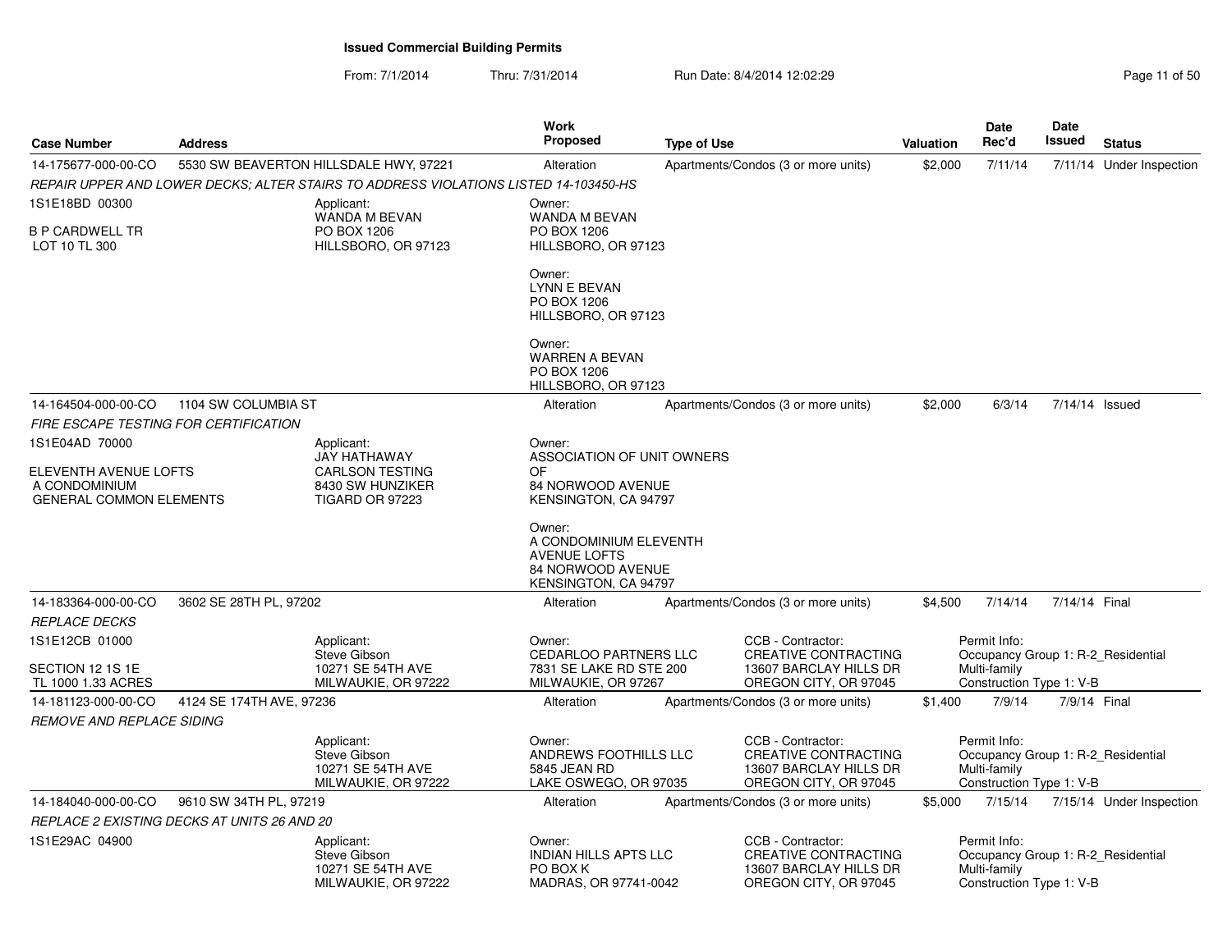# Issued Commercial Building Permits

From: 7/1/2014 Thru: 7/31/2014 Run Date: 8/4/2014 12:02:29

| Case Number | Address | Work Proposed | Type of Use | Valuation | Date Rec'd | Date Issued | Status |
|---|---|---|---|---|---|---|---|
| 14-175677-000-00-CO | 5530 SW BEAVERTON HILLSDALE HWY, 97221 | Alteration | Apartments/Condos (3 or more units) | $2,000 | 7/11/14 | 7/11/14 | Under Inspection |

*REPAIR UPPER AND LOWER DECKS; ALTER STAIRS TO ADDRESS VIOLATIONS LISTED 14-103450-HS*

1S1E18BD 00300

B P CARDWELL TR
LOT 10 TL 300

Applicant:
WANDA M BEVAN
PO BOX 1206
HILLSBORO, OR 97123

Owner:
WANDA M BEVAN
PO BOX 1206
HILLSBORO, OR 97123

Owner:
LYNN E BEVAN
PO BOX 1206
HILLSBORO, OR 97123

Owner:
WARREN A BEVAN
PO BOX 1206
HILLSBORO, OR 97123

| Case Number | Address | Work Proposed | Type of Use | Valuation | Date Rec'd | Date Issued | Status |
|---|---|---|---|---|---|---|---|
| 14-164504-000-00-CO | 1104 SW COLUMBIA ST | Alteration | Apartments/Condos (3 or more units) | $2,000 | 6/3/14 | 7/14/14 | Issued |

*FIRE ESCAPE TESTING FOR CERTIFICATION*

1S1E04AD 70000

ELEVENTH AVENUE LOFTS
A CONDOMINIUM
GENERAL COMMON ELEMENTS

Applicant:
JAY HATHAWAY
CARLSON TESTING
8430 SW HUNZIKER
TIGARD OR 97223

Owner:
ASSOCIATION OF UNIT OWNERS
OF
84 NORWOOD AVENUE
KENSINGTON, CA 94797

Owner:
A CONDOMINIUM ELEVENTH
AVENUE LOFTS
84 NORWOOD AVENUE
KENSINGTON, CA 94797

| Case Number | Address | Work Proposed | Type of Use | Valuation | Date Rec'd | Date Issued | Status |
|---|---|---|---|---|---|---|---|
| 14-183364-000-00-CO | 3602 SE 28TH PL, 97202 | Alteration | Apartments/Condos (3 or more units) | $4,500 | 7/14/14 | 7/14/14 | Final |

*REPLACE DECKS*

1S1E12CB 01000

SECTION 12 1S 1E
TL 1000 1.33 ACRES

Applicant:
Steve Gibson
10271 SE 54TH AVE
MILWAUKIE, OR 97222

Owner:
CEDARLOO PARTNERS LLC
7831 SE LAKE RD STE 200
MILWAUKIE, OR 97267

CCB - Contractor:
CREATIVE CONTRACTING
13607 BARCLAY HILLS DR
OREGON CITY, OR 97045

Permit Info:
Occupancy Group 1: R-2_Residential Multi-family
Construction Type 1: V-B

| Case Number | Address | Work Proposed | Type of Use | Valuation | Date Rec'd | Date Issued | Status |
|---|---|---|---|---|---|---|---|
| 14-181123-000-00-CO | 4124 SE 174TH AVE, 97236 | Alteration | Apartments/Condos (3 or more units) | $1,400 | 7/9/14 | 7/9/14 | Final |

*REMOVE AND REPLACE SIDING*

Applicant:
Steve Gibson
10271 SE 54TH AVE
MILWAUKIE, OR 97222

Owner:
ANDREWS FOOTHILLS LLC
5845 JEAN RD
LAKE OSWEGO, OR 97035

CCB - Contractor:
CREATIVE CONTRACTING
13607 BARCLAY HILLS DR
OREGON CITY, OR 97045

Permit Info:
Occupancy Group 1: R-2_Residential Multi-family
Construction Type 1: V-B

| Case Number | Address | Work Proposed | Type of Use | Valuation | Date Rec'd | Date Issued | Status |
|---|---|---|---|---|---|---|---|
| 14-184040-000-00-CO | 9610 SW 34TH PL, 97219 | Alteration | Apartments/Condos (3 or more units) | $5,000 | 7/15/14 | 7/15/14 | Under Inspection |

*REPLACE 2 EXISTING DECKS AT UNITS 26 AND 20*

1S1E29AC 04900

Applicant:
Steve Gibson
10271 SE 54TH AVE
MILWAUKIE, OR 97222

Owner:
INDIAN HILLS APTS LLC
PO BOX K
MADRAS, OR 97741-0042

CCB - Contractor:
CREATIVE CONTRACTING
13607 BARCLAY HILLS DR
OREGON CITY, OR 97045

Permit Info:
Occupancy Group 1: R-2_Residential Multi-family
Construction Type 1: V-B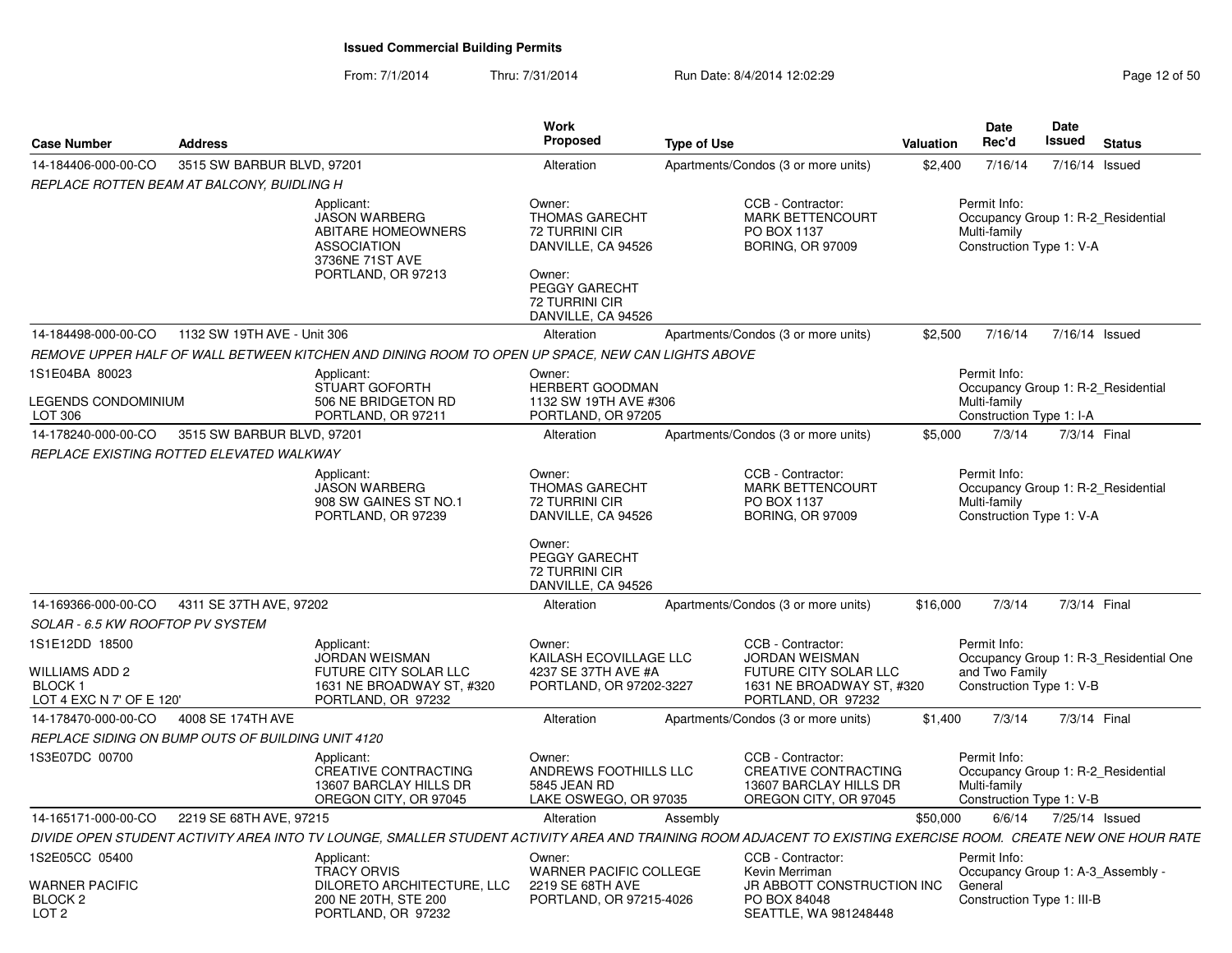**Issued Commercial Building Permits**

From: 7/1/2014 Thru: 7/31/2014 Run Date: 8/4/2014 12:02:29

| Case Number | Address | Work Proposed | Type of Use | Valuation | Date Rec'd | Date Issued | Status |
|---|---|---|---|---|---|---|---|
| 14-184406-000-00-CO | 3515 SW BARBUR BLVD, 97201 | Alteration | Apartments/Condos (3 or more units) | $2,400 | 7/16/14 | 7/16/14 | Issued |

*REPLACE ROTTEN BEAM AT BALCONY, BUIDLING H*

Applicant: JASON WARBERG, ABITARE HOMEOWNERS ASSOCIATION, 3736NE 71ST AVE, PORTLAND, OR 97213
Owner: THOMAS GARECHT, 72 TURRINI CIR, DANVILLE, CA 94526
Owner: PEGGY GARECHT, 72 TURRINI CIR, DANVILLE, CA 94526
CCB - Contractor: MARK BETTENCOURT, PO BOX 1137, BORING, OR 97009
Permit Info: Occupancy Group 1: R-2_Residential Multi-family; Construction Type 1: V-A

| Case Number | Address | Work Proposed | Type of Use | Valuation | Date Rec'd | Date Issued | Status |
|---|---|---|---|---|---|---|---|
| 14-184498-000-00-CO | 1132 SW 19TH AVE - Unit 306 | Alteration | Apartments/Condos (3 or more units) | $2,500 | 7/16/14 | 7/16/14 | Issued |

*REMOVE UPPER HALF OF WALL BETWEEN KITCHEN AND DINING ROOM TO OPEN UP SPACE, NEW CAN LIGHTS ABOVE*

1S1E04BA 80023
LEGENDS CONDOMINIUM
LOT 306

Applicant: STUART GOFORTH, 506 NE BRIDGETON RD, PORTLAND, OR 97211
Owner: HERBERT GOODMAN, 1132 SW 19TH AVE #306, PORTLAND, OR 97205
Permit Info: Occupancy Group 1: R-2_Residential Multi-family; Construction Type 1: I-A

| Case Number | Address | Work Proposed | Type of Use | Valuation | Date Rec'd | Date Issued | Status |
|---|---|---|---|---|---|---|---|
| 14-178240-000-00-CO | 3515 SW BARBUR BLVD, 97201 | Alteration | Apartments/Condos (3 or more units) | $5,000 | 7/3/14 | 7/3/14 | Final |

*REPLACE EXISTING ROTTED ELEVATED WALKWAY*

Applicant: JASON WARBERG, 908 SW GAINES ST NO.1, PORTLAND, OR 97239
Owner: THOMAS GARECHT, 72 TURRINI CIR, DANVILLE, CA 94526
Owner: PEGGY GARECHT, 72 TURRINI CIR, DANVILLE, CA 94526
CCB - Contractor: MARK BETTENCOURT, PO BOX 1137, BORING, OR 97009
Permit Info: Occupancy Group 1: R-2_Residential Multi-family; Construction Type 1: V-A

| Case Number | Address | Work Proposed | Type of Use | Valuation | Date Rec'd | Date Issued | Status |
|---|---|---|---|---|---|---|---|
| 14-169366-000-00-CO | 4311 SE 37TH AVE, 97202 | Alteration | Apartments/Condos (3 or more units) | $16,000 | 7/3/14 | 7/3/14 | Final |

*SOLAR - 6.5 KW ROOFTOP PV SYSTEM*

1S1E12DD 18500
WILLIAMS ADD 2
BLOCK 1
LOT 4 EXC N 7' OF E 120'

Applicant: JORDAN WEISMAN, FUTURE CITY SOLAR LLC, 1631 NE BROADWAY ST, #320, PORTLAND, OR 97232
Owner: KAILASH ECOVILLAGE LLC, 4237 SE 37TH AVE #A, PORTLAND, OR 97202-3227
CCB - Contractor: JORDAN WEISMAN, FUTURE CITY SOLAR LLC, 1631 NE BROADWAY ST, #320, PORTLAND, OR 97232
Permit Info: Occupancy Group 1: R-3_Residential One and Two Family; Construction Type 1: V-B

| Case Number | Address | Work Proposed | Type of Use | Valuation | Date Rec'd | Date Issued | Status |
|---|---|---|---|---|---|---|---|
| 14-178470-000-00-CO | 4008 SE 174TH AVE | Alteration | Apartments/Condos (3 or more units) | $1,400 | 7/3/14 | 7/3/14 | Final |

*REPLACE SIDING ON BUMP OUTS OF BUILDING UNIT 4120*

1S3E07DC 00700

Applicant: CREATIVE CONTRACTING, 13607 BARCLAY HILLS DR, OREGON CITY, OR 97045
Owner: ANDREWS FOOTHILLS LLC, 5845 JEAN RD, LAKE OSWEGO, OR 97035
CCB - Contractor: CREATIVE CONTRACTING, 13607 BARCLAY HILLS DR, OREGON CITY, OR 97045
Permit Info: Occupancy Group 1: R-2_Residential Multi-family; Construction Type 1: V-B

| Case Number | Address | Work Proposed | Type of Use | Valuation | Date Rec'd | Date Issued | Status |
|---|---|---|---|---|---|---|---|
| 14-165171-000-00-CO | 2219 SE 68TH AVE, 97215 | Alteration | Assembly | $50,000 | 6/6/14 | 7/25/14 | Issued |

*DIVIDE OPEN STUDENT ACTIVITY AREA INTO TV LOUNGE, SMALLER STUDENT ACTIVITY AREA AND TRAINING ROOM ADJACENT TO EXISTING EXERCISE ROOM. CREATE NEW ONE HOUR RATE*

1S2E05CC 05400
WARNER PACIFIC
BLOCK 2
LOT 2

Applicant: TRACY ORVIS, DILORETO ARCHITECTURE, LLC, 200 NE 20TH, STE 200, PORTLAND, OR 97232
Owner: WARNER PACIFIC COLLEGE, 2219 SE 68TH AVE, PORTLAND, OR 97215-4026
CCB - Contractor: Kevin Merriman, JR ABBOTT CONSTRUCTION INC, PO BOX 84048, SEATTLE, WA 981248448
Permit Info: Occupancy Group 1: A-3_Assembly - General; Construction Type 1: III-B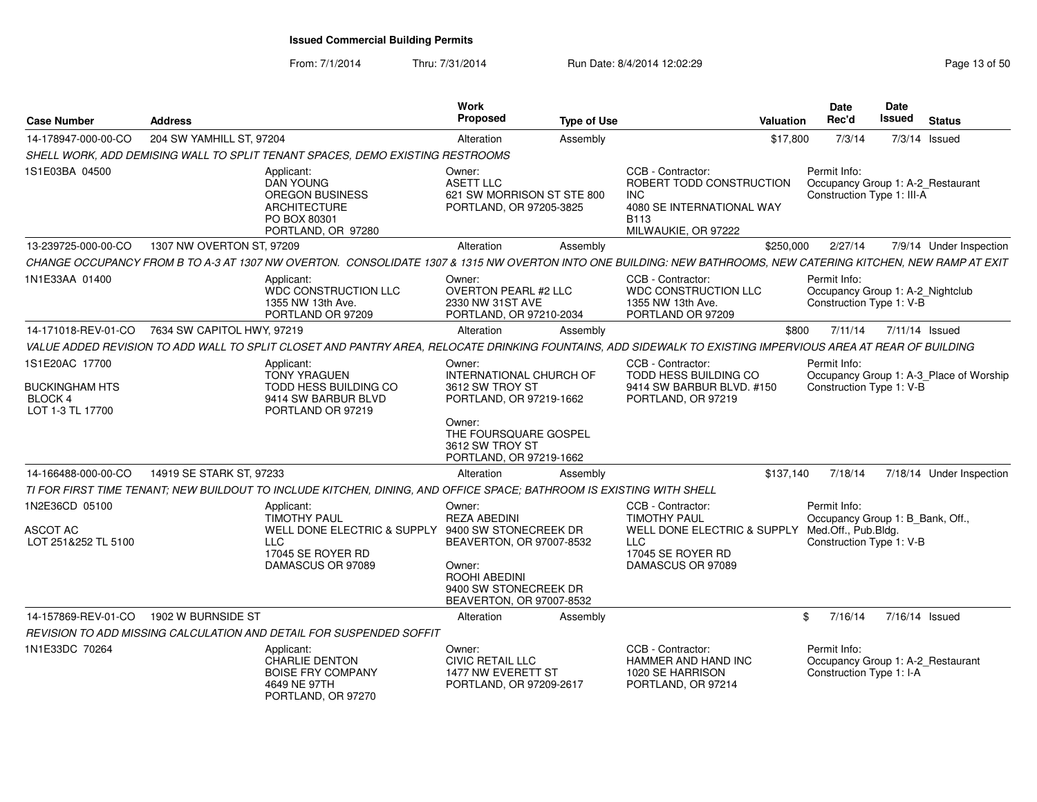# Issued Commercial Building Permits

From: 7/1/2014 Thru: 7/31/2014 Run Date: 8/4/2014 12:02:29

| Case Number | Address | Work Proposed | Type of Use | Valuation | Date Rec'd | Date Issued | Status |
|---|---|---|---|---|---|---|---|
| 14-178947-000-00-CO | 204 SW YAMHILL ST, 97204 | Alteration | Assembly | $17,800 | 7/3/14 | 7/3/14 | Issued |

SHELL WORK, ADD DEMISING WALL TO SPLIT TENANT SPACES, DEMO EXISTING RESTROOMS

1S1E03BA 04500

Applicant: DAN YOUNG, OREGON BUSINESS ARCHITECTURE, PO BOX 80301, PORTLAND, OR 97280

Owner: ASETT LLC, 621 SW MORRISON ST STE 800, PORTLAND, OR 97205-3825

CCB - Contractor: ROBERT TODD CONSTRUCTION INC, 4080 SE INTERNATIONAL WAY B113, MILWAUKIE, OR 97222

Permit Info: Occupancy Group 1: A-2_Restaurant; Construction Type 1: III-A

| Case Number | Address | Work Proposed | Type of Use | Valuation | Date Rec'd | Date Issued | Status |
|---|---|---|---|---|---|---|---|
| 13-239725-000-00-CO | 1307 NW OVERTON ST, 97209 | Alteration | Assembly | $250,000 | 2/27/14 | 7/9/14 | Under Inspection |

CHANGE OCCUPANCY FROM B TO A-3 AT 1307 NW OVERTON. CONSOLIDATE 1307 & 1315 NW OVERTON INTO ONE BUILDING: NEW BATHROOMS, NEW CATERING KITCHEN, NEW RAMP AT EXIT

1N1E33AA 01400

Applicant: WDC CONSTRUCTION LLC, 1355 NW 13th Ave., PORTLAND OR 97209

Owner: OVERTON PEARL #2 LLC, 2330 NW 31ST AVE, PORTLAND, OR 97210-2034

CCB - Contractor: WDC CONSTRUCTION LLC, 1355 NW 13th Ave., PORTLAND OR 97209

Permit Info: Occupancy Group 1: A-2_Nightclub; Construction Type 1: V-B

| Case Number | Address | Work Proposed | Type of Use | Valuation | Date Rec'd | Date Issued | Status |
|---|---|---|---|---|---|---|---|
| 14-171018-REV-01-CO | 7634 SW CAPITOL HWY, 97219 | Alteration | Assembly | $800 | 7/11/14 | 7/11/14 | Issued |

VALUE ADDED REVISION TO ADD WALL TO SPLIT CLOSET AND PANTRY AREA, RELOCATE DRINKING FOUNTAINS, ADD SIDEWALK TO EXISTING IMPERVIOUS AREA AT REAR OF BUILDING

1S1E20AC 17700

BUCKINGHAM HTS
BLOCK 4
LOT 1-3 TL 17700

Applicant: TONY YRAGUEN, TODD HESS BUILDING CO, 9414 SW BARBUR BLVD, PORTLAND OR 97219

Owner: INTERNATIONAL CHURCH OF, 3612 SW TROY ST, PORTLAND, OR 97219-1662

Owner: THE FOURSQUARE GOSPEL, 3612 SW TROY ST, PORTLAND, OR 97219-1662

CCB - Contractor: TODD HESS BUILDING CO, 9414 SW BARBUR BLVD. #150, PORTLAND, OR 97219

Permit Info: Occupancy Group 1: A-3_Place of Worship; Construction Type 1: V-B

| Case Number | Address | Work Proposed | Type of Use | Valuation | Date Rec'd | Date Issued | Status |
|---|---|---|---|---|---|---|---|
| 14-166488-000-00-CO | 14919 SE STARK ST, 97233 | Alteration | Assembly | $137,140 | 7/18/14 | 7/18/14 | Under Inspection |

TI FOR FIRST TIME TENANT; NEW BUILDOUT TO INCLUDE KITCHEN, DINING, AND OFFICE SPACE; BATHROOM IS EXISTING WITH SHELL

1N2E36CD 05100

ASCOT AC
LOT 251&252 TL 5100

Applicant: TIMOTHY PAUL, WELL DONE ELECTRIC & SUPPLY LLC, 17045 SE ROYER RD, DAMASCUS OR 97089

Owner: REZA ABEDINI, 9400 SW STONECREEK DR, BEAVERTON, OR 97007-8532

Owner: ROOHI ABEDINI, 9400 SW STONECREEK DR, BEAVERTON, OR 97007-8532

CCB - Contractor: TIMOTHY PAUL, WELL DONE ELECTRIC & SUPPLY LLC, 17045 SE ROYER RD, DAMASCUS OR 97089

Permit Info: Occupancy Group 1: B_Bank, Off., Med.Off., Pub.Bldg.; Construction Type 1: V-B

| Case Number | Address | Work Proposed | Type of Use | Valuation | Date Rec'd | Date Issued | Status |
|---|---|---|---|---|---|---|---|
| 14-157869-REV-01-CO | 1902 W BURNSIDE ST | Alteration | Assembly | $ | 7/16/14 | 7/16/14 | Issued |

REVISION TO ADD MISSING CALCULATION AND DETAIL FOR SUSPENDED SOFFIT

1N1E33DC 70264

Applicant: CHARLIE DENTON, BOISE FRY COMPANY, 4649 NE 97TH, PORTLAND, OR 97270

Owner: CIVIC RETAIL LLC, 1477 NW EVERETT ST, PORTLAND, OR 97209-2617

CCB - Contractor: HAMMER AND HAND INC, 1020 SE HARRISON, PORTLAND, OR 97214

Permit Info: Occupancy Group 1: A-2_Restaurant; Construction Type 1: I-A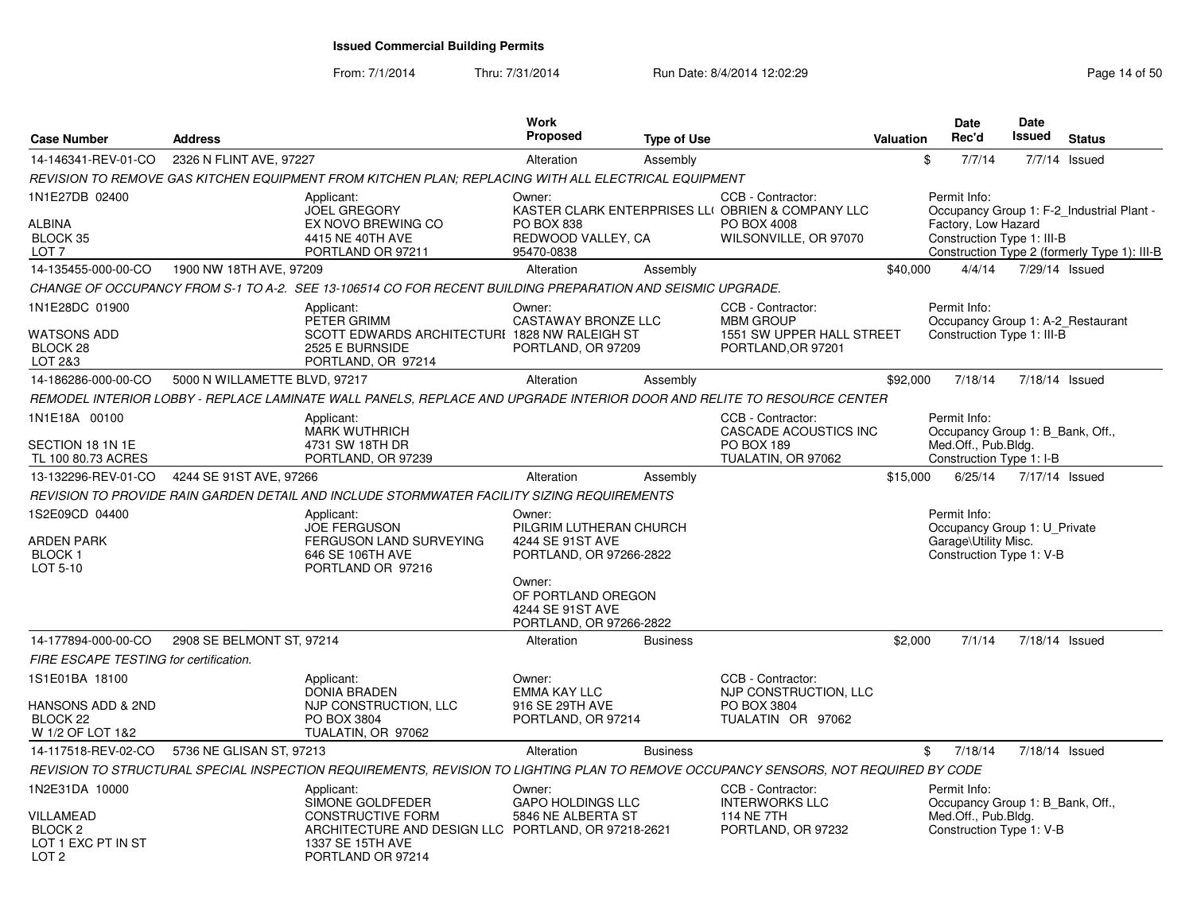# Issued Commercial Building Permits

From: 7/1/2014 Thru: 7/31/2014 Run Date: 8/4/2014 12:02:29

| Case Number | Address | Work Proposed | Type of Use | Valuation | Date Rec'd | Date Issued | Status |
|---|---|---|---|---|---|---|---|
| 14-146341-REV-01-CO | 2326 N FLINT AVE, 97227 | Alteration | Assembly | $ | 7/7/14 | 7/7/14 | Issued |

REVISION TO REMOVE GAS KITCHEN EQUIPMENT FROM KITCHEN PLAN; REPLACING WITH ALL ELECTRICAL EQUIPMENT

1N1E27DB 02400
ALBINA
BLOCK 35
LOT 7

Applicant: JOEL GREGORY, EX NOVO BREWING CO, 4415 NE 40TH AVE, PORTLAND OR 97211

Owner: KASTER CLARK ENTERPRISES LL( PO BOX 838, REDWOOD VALLEY, CA 95470-0838

CCB - Contractor: OBRIEN & COMPANY LLC, PO BOX 4008, WILSONVILLE, OR 97070

Permit Info: Occupancy Group 1: F-2_Industrial Plant - Factory, Low Hazard; Construction Type 1: III-B; Construction Type 2 (formerly Type 1): III-B

| Case Number | Address | Work Proposed | Type of Use | Valuation | Date Rec'd | Date Issued | Status |
|---|---|---|---|---|---|---|---|
| 14-135455-000-00-CO | 1900 NW 18TH AVE, 97209 | Alteration | Assembly | $40,000 | 4/4/14 | 7/29/14 | Issued |

CHANGE OF OCCUPANCY FROM S-1 TO A-2. SEE 13-106514 CO FOR RECENT BUILDING PREPARATION AND SEISMIC UPGRADE.

1N1E28DC 01900
WATSONS ADD
BLOCK 28
LOT 2&3

Applicant: PETER GRIMM, SCOTT EDWARDS ARCHITECTURE, 2525 E BURNSIDE, PORTLAND, OR 97214

Owner: CASTAWAY BRONZE LLC, 1828 NW RALEIGH ST, PORTLAND, OR 97209

CCB - Contractor: MBM GROUP, 1551 SW UPPER HALL STREET, PORTLAND,OR 97201

Permit Info: Occupancy Group 1: A-2_Restaurant; Construction Type 1: III-B

| Case Number | Address | Work Proposed | Type of Use | Valuation | Date Rec'd | Date Issued | Status |
|---|---|---|---|---|---|---|---|
| 14-186286-000-00-CO | 5000 N WILLAMETTE BLVD, 97217 | Alteration | Assembly | $92,000 | 7/18/14 | 7/18/14 | Issued |

REMODEL INTERIOR LOBBY - REPLACE LAMINATE WALL PANELS, REPLACE AND UPGRADE INTERIOR DOOR AND RELITE TO RESOURCE CENTER

1N1E18A 00100
SECTION 18 1N 1E
TL 100 80.73 ACRES

Applicant: MARK WUTHRICH, 4731 SW 18TH DR, PORTLAND, OR 97239

CCB - Contractor: CASCADE ACOUSTICS INC, PO BOX 189, TUALATIN, OR 97062

Permit Info: Occupancy Group 1: B_Bank, Off., Med.Off., Pub.Bldg.; Construction Type 1: I-B

| Case Number | Address | Work Proposed | Type of Use | Valuation | Date Rec'd | Date Issued | Status |
|---|---|---|---|---|---|---|---|
| 13-132296-REV-01-CO | 4244 SE 91ST AVE, 97266 | Alteration | Assembly | $15,000 | 6/25/14 | 7/17/14 | Issued |

REVISION TO PROVIDE RAIN GARDEN DETAIL AND INCLUDE STORMWATER FACILITY SIZING REQUIREMENTS

1S2E09CD 04400
ARDEN PARK
BLOCK 1
LOT 5-10

Applicant: JOE FERGUSON, FERGUSON LAND SURVEYING, 646 SE 106TH AVE, PORTLAND OR 97216

Owner: PILGRIM LUTHERAN CHURCH, 4244 SE 91ST AVE, PORTLAND, OR 97266-2822

Owner: OF PORTLAND OREGON, 4244 SE 91ST AVE, PORTLAND, OR 97266-2822

Permit Info: Occupancy Group 1: U_Private Garage\Utility Misc.; Construction Type 1: V-B

| Case Number | Address | Work Proposed | Type of Use | Valuation | Date Rec'd | Date Issued | Status |
|---|---|---|---|---|---|---|---|
| 14-177894-000-00-CO | 2908 SE BELMONT ST, 97214 | Alteration | Business | $2,000 | 7/1/14 | 7/18/14 | Issued |

FIRE ESCAPE TESTING for certification.

1S1E01BA 18100
HANSONS ADD & 2ND
BLOCK 22
W 1/2 OF LOT 1&2

Applicant: DONIA BRADEN, NJP CONSTRUCTION, LLC, PO BOX 3804, TUALATIN, OR 97062

Owner: EMMA KAY LLC, 916 SE 29TH AVE, PORTLAND, OR 97214

CCB - Contractor: NJP CONSTRUCTION, LLC, PO BOX 3804, TUALATIN OR 97062

| Case Number | Address | Work Proposed | Type of Use | Valuation | Date Rec'd | Date Issued | Status |
|---|---|---|---|---|---|---|---|
| 14-117518-REV-02-CO | 5736 NE GLISAN ST, 97213 | Alteration | Business | $ | 7/18/14 | 7/18/14 | Issued |

REVISION TO STRUCTURAL SPECIAL INSPECTION REQUIREMENTS, REVISION TO LIGHTING PLAN TO REMOVE OCCUPANCY SENSORS, NOT REQUIRED BY CODE

1N2E31DA 10000
VILLAMEAD
BLOCK 2
LOT 1 EXC PT IN ST
LOT 2

Applicant: SIMONE GOLDFEDER, CONSTRUCTIVE FORM ARCHITECTURE AND DESIGN LLC, 1337 SE 15TH AVE, PORTLAND OR 97214

Owner: GAPO HOLDINGS LLC, 5846 NE ALBERTA ST, PORTLAND, OR 97218-2621

CCB - Contractor: INTERWORKS LLC, 114 NE 7TH, PORTLAND, OR 97232

Permit Info: Occupancy Group 1: B_Bank, Off., Med.Off., Pub.Bldg.; Construction Type 1: V-B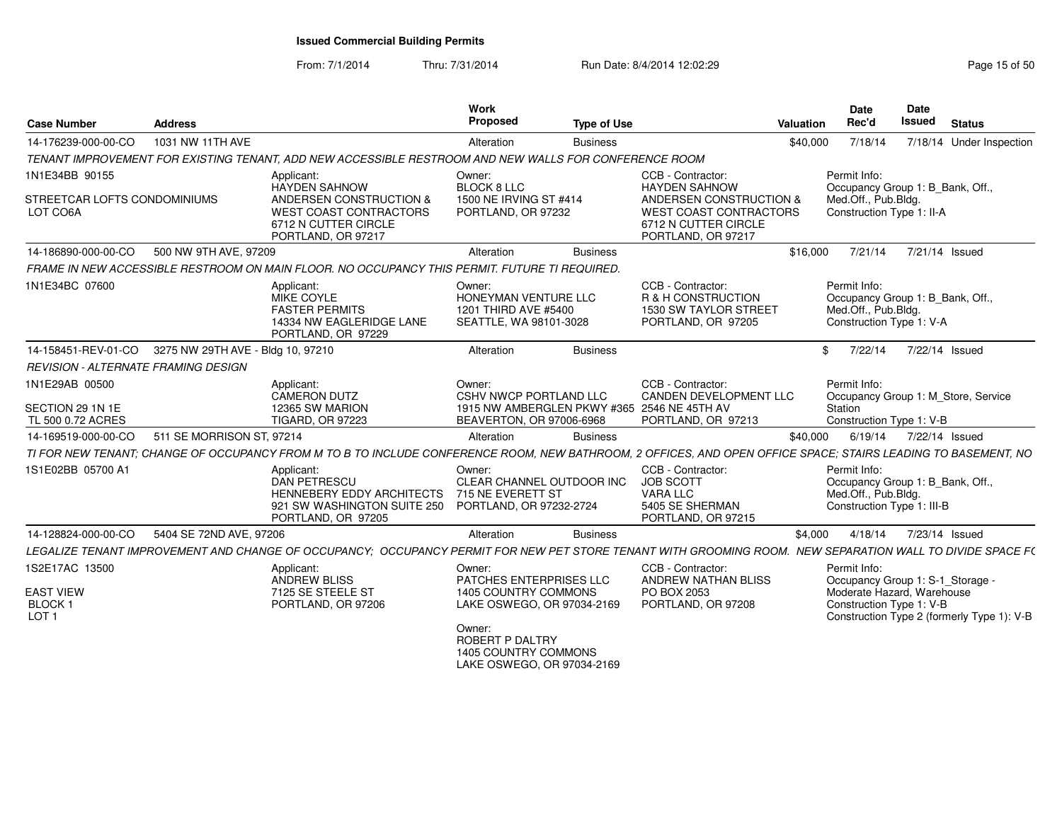## Issued Commercial Building Permits

From: 7/1/2014 Thru: 7/31/2014 Run Date: 8/4/2014 12:02:29

| Case Number | Address | | Work Proposed | Type of Use | | Valuation | Date Rec'd | Date Issued | Status |
|---|---|---|---|---|---|---|---|---|---|
| 14-176239-000-00-CO | 1031 NW 11TH AVE | | Alteration | Business | | $40,000 | 7/18/14 | 7/18/14 | Under Inspection |
| TENANT IMPROVEMENT FOR EXISTING TENANT, ADD NEW ACCESSIBLE RESTROOM AND NEW WALLS FOR CONFERENCE ROOM | | | | | | | | | |
| 1N1E34BB 90155<br><br>STREETCAR LOFTS CONDOMINIUMS<br>LOT CO6A | | Applicant:<br>HAYDEN SAHNOW<br>ANDERSEN CONSTRUCTION &<br>WEST COAST CONTRACTORS<br>6712 N CUTTER CIRCLE<br>PORTLAND, OR 97217 | Owner:<br>BLOCK 8 LLC<br>1500 NE IRVING ST #414<br>PORTLAND, OR 97232 | | CCB - Contractor:<br>HAYDEN SAHNOW<br>ANDERSEN CONSTRUCTION &<br>WEST COAST CONTRACTORS<br>6712 N CUTTER CIRCLE<br>PORTLAND, OR 97217 | | Permit Info:<br>Occupancy Group 1: B_Bank, Off., Med.Off., Pub.Bldg.<br>Construction Type 1: II-A | | |
| 14-186890-000-00-CO | 500 NW 9TH AVE, 97209 | | Alteration | Business | | $16,000 | 7/21/14 | 7/21/14 | Issued |
| FRAME IN NEW ACCESSIBLE RESTROOM ON MAIN FLOOR. NO OCCUPANCY THIS PERMIT. FUTURE TI REQUIRED. | | | | | | | | | |
| 1N1E34BC 07600 | | Applicant:<br>MIKE COYLE<br>FASTER PERMITS<br>14334 NW EAGLERIDGE LANE<br>PORTLAND, OR 97229 | Owner:<br>HONEYMAN VENTURE LLC<br>1201 THIRD AVE #5400<br>SEATTLE, WA 98101-3028 | | CCB - Contractor:<br>R & H CONSTRUCTION<br>1530 SW TAYLOR STREET<br>PORTLAND, OR 97205 | | Permit Info:<br>Occupancy Group 1: B_Bank, Off., Med.Off., Pub.Bldg.<br>Construction Type 1: V-A | | |
| 14-158451-REV-01-CO | 3275 NW 29TH AVE - Bldg 10, 97210 | | Alteration | Business | | $ | 7/22/14 | 7/22/14 | Issued |
| REVISION - ALTERNATE FRAMING DESIGN | | | | | | | | | |
| 1N1E29AB 00500<br><br>SECTION 29 1N 1E<br>TL 500 0.72 ACRES | | Applicant:<br>CAMERON DUTZ<br>12365 SW MARION<br>TIGARD, OR 97223 | Owner:<br>CSHV NWCP PORTLAND LLC<br>1915 NW AMBERGLEN PKWY #365<br>BEAVERTON, OR 97006-6968 | | CCB - Contractor:<br>CANDEN DEVELOPMENT LLC<br>2546 NE 45TH AV<br>PORTLAND, OR 97213 | | Permit Info:<br>Occupancy Group 1: M_Store, Service Station<br>Construction Type 1: V-B | | |
| 14-169519-000-00-CO | 511 SE MORRISON ST, 97214 | | Alteration | Business | | $40,000 | 6/19/14 | 7/22/14 | Issued |
| TI FOR NEW TENANT; CHANGE OF OCCUPANCY FROM M TO B TO INCLUDE CONFERENCE ROOM, NEW BATHROOM, 2 OFFICES, AND OPEN OFFICE SPACE; STAIRS LEADING TO BASEMENT, NO | | | | | | | | | |
| 1S1E02BB 05700 A1 | | Applicant:<br>DAN PETRESCU<br>HENNEBERY EDDY ARCHITECTS<br>921 SW WASHINGTON SUITE 250<br>PORTLAND, OR 97205 | Owner:<br>CLEAR CHANNEL OUTDOOR INC<br>715 NE EVERETT ST<br>PORTLAND, OR 97232-2724 | | CCB - Contractor:<br>JOB SCOTT<br>VARA LLC<br>5405 SE SHERMAN<br>PORTLAND, OR 97215 | | Permit Info:<br>Occupancy Group 1: B_Bank, Off., Med.Off., Pub.Bldg.<br>Construction Type 1: III-B | | |
| 14-128824-000-00-CO | 5404 SE 72ND AVE, 97206 | | Alteration | Business | | $4,000 | 4/18/14 | 7/23/14 | Issued |
| LEGALIZE TENANT IMPROVEMENT AND CHANGE OF OCCUPANCY; OCCUPANCY PERMIT FOR NEW PET STORE TENANT WITH GROOMING ROOM. NEW SEPARATION WALL TO DIVIDE SPACE FO | | | | | | | | | |
| 1S2E17AC 13500<br><br>EAST VIEW<br>BLOCK 1<br>LOT 1 | | Applicant:<br>ANDREW BLISS<br>7125 SE STEELE ST<br>PORTLAND, OR 97206 | Owner:<br>PATCHES ENTERPRISES LLC<br>1405 COUNTRY COMMONS<br>LAKE OSWEGO, OR 97034-2169<br><br>Owner:<br>ROBERT P DALTRY<br>1405 COUNTRY COMMONS<br>LAKE OSWEGO, OR 97034-2169 | | CCB - Contractor:<br>ANDREW NATHAN BLISS<br>PO BOX 2053<br>PORTLAND, OR 97208 | | Permit Info:<br>Occupancy Group 1: S-1_Storage - Moderate Hazard, Warehouse<br>Construction Type 1: V-B<br>Construction Type 2 (formerly Type 1): V-B | | |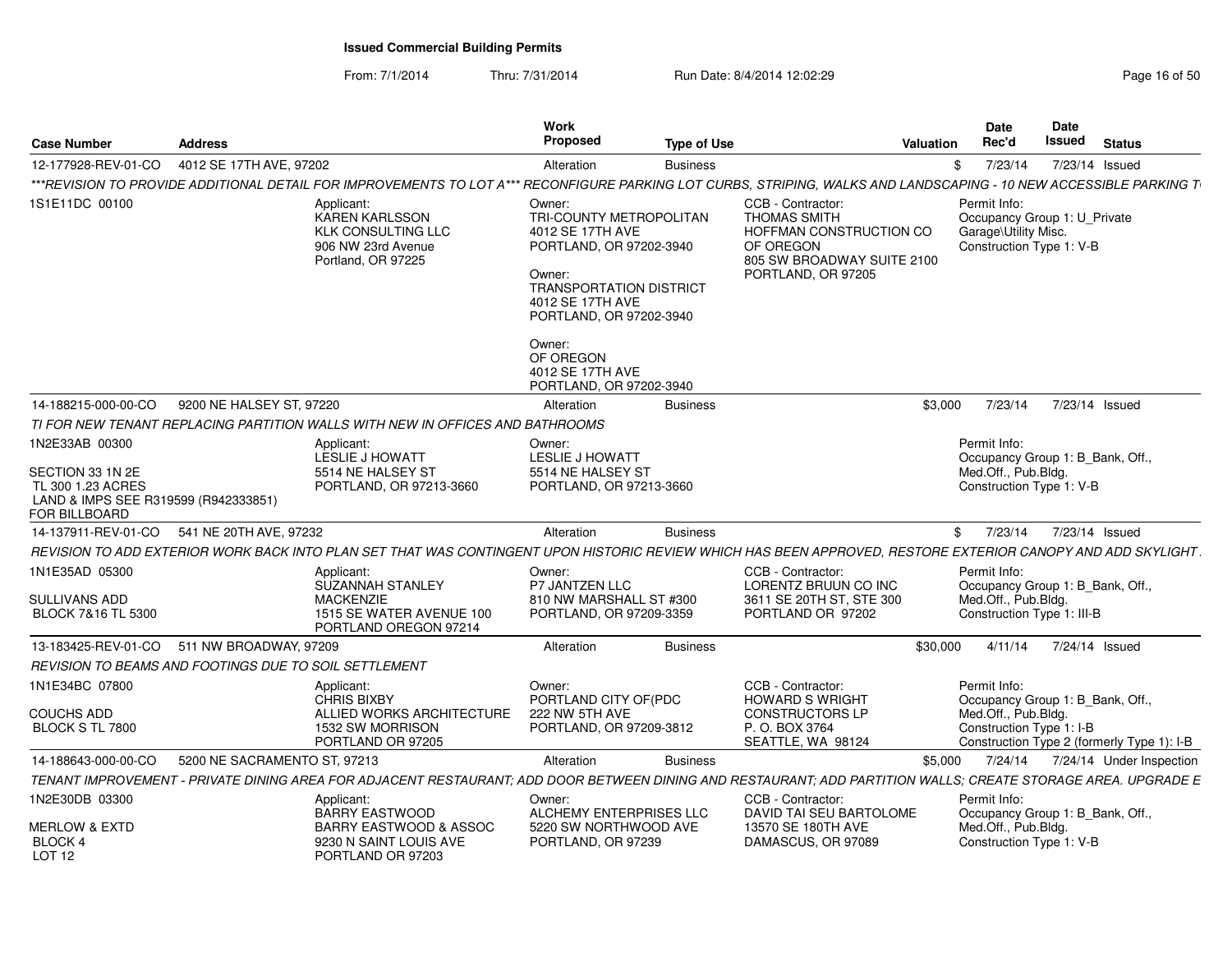# Issued Commercial Building Permits

From: 7/1/2014 Thru: 7/31/2014 Run Date: 8/4/2014 12:02:29

| Case Number | Address | Work Proposed | Type of Use | Valuation | Date Rec'd | Date Issued | Status |
|---|---|---|---|---|---|---|---|
| 12-177928-REV-01-CO | 4012 SE 17TH AVE, 97202 | Alteration | Business | $ | 7/23/14 | 7/23/14 | Issued |

***REVISION TO PROVIDE ADDITIONAL DETAIL FOR IMPROVEMENTS TO LOT A*** RECONFIGURE PARKING LOT CURBS, STRIPING, WALKS AND LANDSCAPING - 10 NEW ACCESSIBLE PARKING T

1S1E11DC 00100

Applicant: KAREN KARLSSON, KLK CONSULTING LLC, 906 NW 23rd Avenue, Portland, OR 97225

Owner: TRI-COUNTY METROPOLITAN, 4012 SE 17TH AVE, PORTLAND, OR 97202-3940

Owner: TRANSPORTATION DISTRICT, 4012 SE 17TH AVE, PORTLAND, OR 97202-3940

Owner: OF OREGON, 4012 SE 17TH AVE, PORTLAND, OR 97202-3940

CCB - Contractor: THOMAS SMITH, HOFFMAN CONSTRUCTION CO OF OREGON, 805 SW BROADWAY SUITE 2100, PORTLAND, OR 97205

Permit Info: Occupancy Group 1: U_Private Garage\Utility Misc. Construction Type 1: V-B

| Case Number | Address | Work Proposed | Type of Use | Valuation | Date Rec'd | Date Issued | Status |
|---|---|---|---|---|---|---|---|
| 14-188215-000-00-CO | 9200 NE HALSEY ST, 97220 | Alteration | Business | $3,000 | 7/23/14 | 7/23/14 | Issued |

TI FOR NEW TENANT REPLACING PARTITION WALLS WITH NEW IN OFFICES AND BATHROOMS

1N2E33AB 00300

SECTION 33 1N 2E
TL 300 1.23 ACRES
LAND & IMPS SEE R319599 (R942333851) FOR BILLBOARD

Applicant: LESLIE J HOWATT, 5514 NE HALSEY ST, PORTLAND, OR 97213-3660

Owner: LESLIE J HOWATT, 5514 NE HALSEY ST, PORTLAND, OR 97213-3660

Permit Info: Occupancy Group 1: B_Bank, Off., Med.Off., Pub.Bldg. Construction Type 1: V-B

| Case Number | Address | Work Proposed | Type of Use | Valuation | Date Rec'd | Date Issued | Status |
|---|---|---|---|---|---|---|---|
| 14-137911-REV-01-CO | 541 NE 20TH AVE, 97232 | Alteration | Business | $ | 7/23/14 | 7/23/14 | Issued |

REVISION TO ADD EXTERIOR WORK BACK INTO PLAN SET THAT WAS CONTINGENT UPON HISTORIC REVIEW WHICH HAS BEEN APPROVED, RESTORE EXTERIOR CANOPY AND ADD SKYLIGHT.

1N1E35AD 05300

SULLIVANS ADD
BLOCK 7&16 TL 5300

Applicant: SUZANNAH STANLEY MACKENZIE, 1515 SE WATER AVENUE 100, PORTLAND OREGON 97214

Owner: P7 JANTZEN LLC, 810 NW MARSHALL ST #300, PORTLAND, OR 97209-3359

CCB - Contractor: LORENTZ BRUUN CO INC, 3611 SE 20TH ST, STE 300, PORTLAND OR 97202

Permit Info: Occupancy Group 1: B_Bank, Off., Med.Off., Pub.Bldg. Construction Type 1: III-B

| Case Number | Address | Work Proposed | Type of Use | Valuation | Date Rec'd | Date Issued | Status |
|---|---|---|---|---|---|---|---|
| 13-183425-REV-01-CO | 511 NW BROADWAY, 97209 | Alteration | Business | $30,000 | 4/11/14 | 7/24/14 | Issued |

REVISION TO BEAMS AND FOOTINGS DUE TO SOIL SETTLEMENT

1N1E34BC 07800

COUCHS ADD
BLOCK S TL 7800

Applicant: CHRIS BIXBY, ALLIED WORKS ARCHITECTURE, 1532 SW MORRISON, PORTLAND OR 97205

Owner: PORTLAND CITY OF(PDC, 222 NW 5TH AVE, PORTLAND, OR 97209-3812

CCB - Contractor: HOWARD S WRIGHT CONSTRUCTORS LP, P. O. BOX 3764, SEATTLE, WA 98124

Permit Info: Occupancy Group 1: B_Bank, Off., Med.Off., Pub.Bldg. Construction Type 1: I-B Construction Type 2 (formerly Type 1): I-B

| Case Number | Address | Work Proposed | Type of Use | Valuation | Date Rec'd | Date Issued | Status |
|---|---|---|---|---|---|---|---|
| 14-188643-000-00-CO | 5200 NE SACRAMENTO ST, 97213 | Alteration | Business | $5,000 | 7/24/14 | 7/24/14 | Under Inspection |

TENANT IMPROVEMENT - PRIVATE DINING AREA FOR ADJACENT RESTAURANT; ADD DOOR BETWEEN DINING AND RESTAURANT; ADD PARTITION WALLS; CREATE STORAGE AREA. UPGRADE E

1N2E30DB 03300

MERLOW & EXTD
BLOCK 4
LOT 12

Applicant: BARRY EASTWOOD, BARRY EASTWOOD & ASSOC, 9230 N SAINT LOUIS AVE, PORTLAND OR 97203

Owner: ALCHEMY ENTERPRISES LLC, 5220 SW NORTHWOOD AVE, PORTLAND, OR 97239

CCB - Contractor: DAVID TAI SEU BARTOLOME, 13570 SE 180TH AVE, DAMASCUS, OR 97089

Permit Info: Occupancy Group 1: B_Bank, Off., Med.Off., Pub.Bldg. Construction Type 1: V-B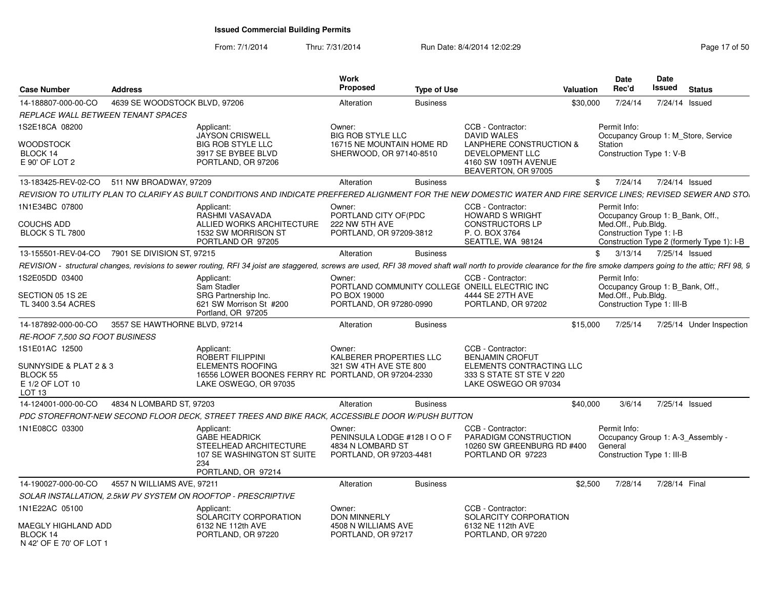**Issued Commercial Building Permits**

From: 7/1/2014 Thru: 7/31/2014 Run Date: 8/4/2014 12:02:29

| Case Number | Address | Work Proposed | Type of Use | Valuation | Date Rec'd | Date Issued | Status |
|---|---|---|---|---|---|---|---|
| 14-188807-000-00-CO | 4639 SE WOODSTOCK BLVD, 97206 | Alteration | Business | $30,000 | 7/24/14 | 7/24/14 | Issued |

*REPLACE WALL BETWEEN TENANT SPACES*

1S2E18CA 08200
WOODSTOCK
BLOCK 14
E 90' OF LOT 2

Applicant:
JAYSON CRISWELL
BIG ROB STYLE LLC
3917 SE BYBEE BLVD
PORTLAND, OR 97206

Owner:
BIG ROB STYLE LLC
16715 NE MOUNTAIN HOME RD
SHERWOOD, OR 97140-8510

CCB - Contractor:
DAVID WALES
LANPHERE CONSTRUCTION & DEVELOPMENT LLC
4160 SW 109TH AVENUE
BEAVERTON, OR 97005

Permit Info:
Occupancy Group 1: M_Store, Service Station
Construction Type 1: V-B

| Case Number | Address | Work Proposed | Type of Use | Valuation | Date Rec'd | Date Issued | Status |
|---|---|---|---|---|---|---|---|
| 13-183425-REV-02-CO | 511 NW BROADWAY, 97209 | Alteration | Business | $ | 7/24/14 | 7/24/14 | Issued |

*REVISION TO UTILITY PLAN TO CLARIFY AS BUILT CONDITIONS AND INDICATE PREFFERED ALIGNMENT FOR THE NEW DOMESTIC WATER AND FIRE SERVICE LINES; REVISED SEWER AND STO*

1N1E34BC 07800
COUCHS ADD
BLOCK S TL 7800

Applicant:
RASHMI VASAVADA
ALLIED WORKS ARCHITECTURE
1532 SW MORRISON ST
PORTLAND OR 97205

Owner:
PORTLAND CITY OF(PDC
222 NW 5TH AVE
PORTLAND, OR 97209-3812

CCB - Contractor:
HOWARD S WRIGHT CONSTRUCTORS LP
P. O. BOX 3764
SEATTLE, WA 98124

Permit Info:
Occupancy Group 1: B_Bank, Off., Med.Off., Pub.Bldg.
Construction Type 1: I-B
Construction Type 2 (formerly Type 1): I-B

| Case Number | Address | Work Proposed | Type of Use | Valuation | Date Rec'd | Date Issued | Status |
|---|---|---|---|---|---|---|---|
| 13-155501-REV-04-CO | 7901 SE DIVISION ST, 97215 | Alteration | Business | $ | 3/13/14 | 7/25/14 | Issued |

*REVISION - structural changes, revisions to sewer routing, RFI 34 joist are staggered, screws are used, RFI 38 moved shaft wall north to provide clearance for the fire smoke dampers going to the attic; RFI 98, 9*

1S2E05DD 03400
SECTION 05 1S 2E
TL 3400 3.54 ACRES

Applicant:
Sam Stadler
SRG Partnership Inc.
621 SW Morrison St #200
Portland, OR 97205

Owner:
PORTLAND COMMUNITY COLLEGE
PO BOX 19000
PORTLAND, OR 97280-0990

CCB - Contractor:
ONEILL ELECTRIC INC
4444 SE 27TH AVE
PORTLAND, OR 97202

Permit Info:
Occupancy Group 1: B_Bank, Off., Med.Off., Pub.Bldg.
Construction Type 1: III-B

| Case Number | Address | Work Proposed | Type of Use | Valuation | Date Rec'd | Date Issued | Status |
|---|---|---|---|---|---|---|---|
| 14-187892-000-00-CO | 3557 SE HAWTHORNE BLVD, 97214 | Alteration | Business | $15,000 | 7/25/14 | 7/25/14 | Under Inspection |

*RE-ROOF 7,500 SQ FOOT BUSINESS*

1S1E01AC 12500
SUNNYSIDE & PLAT 2 & 3
BLOCK 55
E 1/2 OF LOT 10
LOT 13

Applicant:
ROBERT FILIPPINI
ELEMENTS ROOFING
16556 LOWER BOONES FERRY RD
LAKE OSWEGO, OR 97035

Owner:
KALBERER PROPERTIES LLC
321 SW 4TH AVE STE 800
PORTLAND, OR 97204-2330

CCB - Contractor:
BENJAMIN CROFUT
ELEMENTS CONTRACTING LLC
333 S STATE ST STE V 220
LAKE OSWEGO OR 97034

| Case Number | Address | Work Proposed | Type of Use | Valuation | Date Rec'd | Date Issued | Status |
|---|---|---|---|---|---|---|---|
| 14-124001-000-00-CO | 4834 N LOMBARD ST, 97203 | Alteration | Business | $40,000 | 3/6/14 | 7/25/14 | Issued |

*PDC STOREFRONT-NEW SECOND FLOOR DECK, STREET TREES AND BIKE RACK, ACCESSIBLE DOOR W/PUSH BUTTON*

1N1E08CC 03300

Applicant:
GABE HEADRICK
STEELHEAD ARCHITECTURE
107 SE WASHINGTON ST SUITE 234
PORTLAND, OR 97214

Owner:
PENINSULA LODGE #128 I O O F
4834 N LOMBARD ST
PORTLAND, OR 97203-4481

CCB - Contractor:
PARADIGM CONSTRUCTION
10260 SW GREENBURG RD #400
PORTLAND OR 97223

Permit Info:
Occupancy Group 1: A-3_Assembly - General
Construction Type 1: III-B

| Case Number | Address | Work Proposed | Type of Use | Valuation | Date Rec'd | Date Issued | Status |
|---|---|---|---|---|---|---|---|
| 14-190027-000-00-CO | 4557 N WILLIAMS AVE, 97211 | Alteration | Business | $2,500 | 7/28/14 | 7/28/14 | Final |

*SOLAR INSTALLATION, 2.5kW PV SYSTEM ON ROOFTOP - PRESCRIPTIVE*

1N1E22AC 05100
MAEGLY HIGHLAND ADD
BLOCK 14
N 42' OF E 70' OF LOT 1

Applicant:
SOLARCITY CORPORATION
6132 NE 112th AVE
PORTLAND, OR 97220

Owner:
DON MINNERLY
4508 N WILLIAMS AVE
PORTLAND, OR 97217

CCB - Contractor:
SOLARCITY CORPORATION
6132 NE 112th AVE
PORTLAND, OR 97220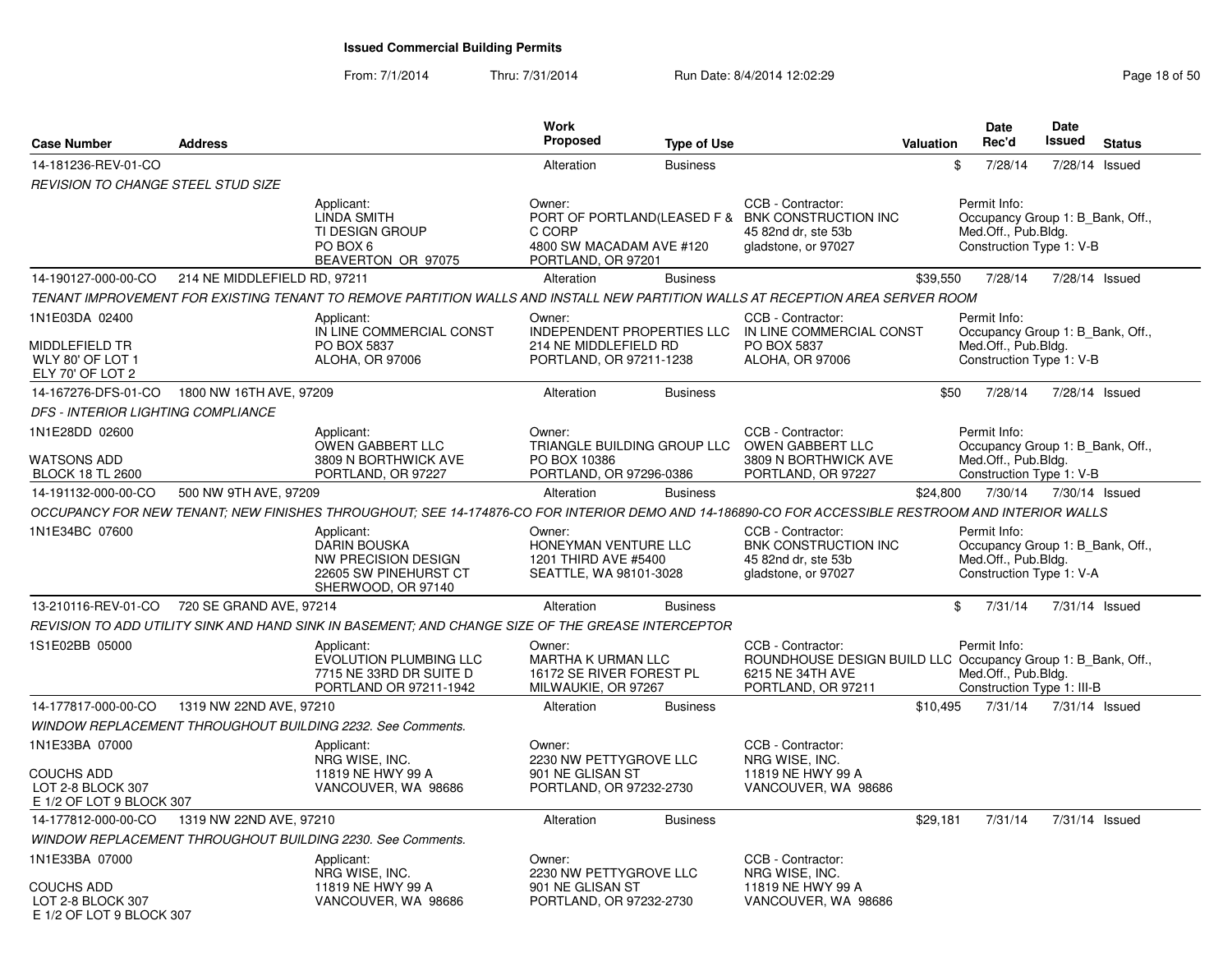# Issued Commercial Building Permits

From: 7/1/2014 Thru: 7/31/2014 Run Date: 8/4/2014 12:02:29

| Case Number | Address | Work Proposed | Type of Use | Valuation | Date Rec'd | Date Issued | Status |
|---|---|---|---|---|---|---|---|
| 14-181236-REV-01-CO | | Alteration | Business | $ | 7/28/14 | 7/28/14 | Issued |

REVISION TO CHANGE STEEL STUD SIZE

- Applicant: LINDA SMITH, TI DESIGN GROUP, PO BOX 6, BEAVERTON OR 97075
- Owner: PORT OF PORTLAND(LEASED F & C CORP, 4800 SW MACADAM AVE #120, PORTLAND, OR 97201
- CCB - Contractor: BNK CONSTRUCTION INC, 45 82nd dr, ste 53b, gladstone, or 97027
- Permit Info: Occupancy Group 1: B_Bank, Off., Med.Off., Pub.Bldg. Construction Type 1: V-B

| Case Number | Address | Work Proposed | Type of Use | Valuation | Date Rec'd | Date Issued | Status |
|---|---|---|---|---|---|---|---|
| 14-190127-000-00-CO | 214 NE MIDDLEFIELD RD, 97211 | Alteration | Business | $39,550 | 7/28/14 | 7/28/14 | Issued |

TENANT IMPROVEMENT FOR EXISTING TENANT TO REMOVE PARTITION WALLS AND INSTALL NEW PARTITION WALLS AT RECEPTION AREA SERVER ROOM

1N1E03DA 02400

MIDDLEFIELD TR
WLY 80' OF LOT 1
ELY 70' OF LOT 2

- Applicant: IN LINE COMMERCIAL CONST, PO BOX 5837, ALOHA, OR 97006
- Owner: INDEPENDENT PROPERTIES LLC, 214 NE MIDDLEFIELD RD, PORTLAND, OR 97211-1238
- CCB - Contractor: IN LINE COMMERCIAL CONST, PO BOX 5837, ALOHA, OR 97006
- Permit Info: Occupancy Group 1: B_Bank, Off., Med.Off., Pub.Bldg. Construction Type 1: V-B

| Case Number | Address | Work Proposed | Type of Use | Valuation | Date Rec'd | Date Issued | Status |
|---|---|---|---|---|---|---|---|
| 14-167276-DFS-01-CO | 1800 NW 16TH AVE, 97209 | Alteration | Business | $50 | 7/28/14 | 7/28/14 | Issued |

DFS - INTERIOR LIGHTING COMPLIANCE

1N1E28DD 02600

WATSONS ADD
BLOCK 18 TL 2600

- Applicant: OWEN GABBERT LLC, 3809 N BORTHWICK AVE, PORTLAND, OR 97227
- Owner: TRIANGLE BUILDING GROUP LLC, PO BOX 10386, PORTLAND, OR 97296-0386
- CCB - Contractor: OWEN GABBERT LLC, 3809 N BORTHWICK AVE, PORTLAND, OR 97227
- Permit Info: Occupancy Group 1: B_Bank, Off., Med.Off., Pub.Bldg. Construction Type 1: V-B

| Case Number | Address | Work Proposed | Type of Use | Valuation | Date Rec'd | Date Issued | Status |
|---|---|---|---|---|---|---|---|
| 14-191132-000-00-CO | 500 NW 9TH AVE, 97209 | Alteration | Business | $24,800 | 7/30/14 | 7/30/14 | Issued |

OCCUPANCY FOR NEW TENANT; NEW FINISHES THROUGHOUT; SEE 14-174876-CO FOR INTERIOR DEMO AND 14-186890-CO FOR ACCESSIBLE RESTROOM AND INTERIOR WALLS

1N1E34BC 07600

- Applicant: DARIN BOUSKA, NW PRECISION DESIGN, 22605 SW PINEHURST CT, SHERWOOD, OR 97140
- Owner: HONEYMAN VENTURE LLC, 1201 THIRD AVE #5400, SEATTLE, WA 98101-3028
- CCB - Contractor: BNK CONSTRUCTION INC, 45 82nd dr, ste 53b, gladstone, or 97027
- Permit Info: Occupancy Group 1: B_Bank, Off., Med.Off., Pub.Bldg. Construction Type 1: V-A

| Case Number | Address | Work Proposed | Type of Use | Valuation | Date Rec'd | Date Issued | Status |
|---|---|---|---|---|---|---|---|
| 13-210116-REV-01-CO | 720 SE GRAND AVE, 97214 | Alteration | Business | $ | 7/31/14 | 7/31/14 | Issued |

REVISION TO ADD UTILITY SINK AND HAND SINK IN BASEMENT; AND CHANGE SIZE OF THE GREASE INTERCEPTOR

1S1E02BB 05000

- Applicant: EVOLUTION PLUMBING LLC, 7715 NE 33RD DR SUITE D, PORTLAND OR 97211-1942
- Owner: MARTHA K URMAN LLC, 16172 SE RIVER FOREST PL, MILWAUKIE, OR 97267
- CCB - Contractor: ROUNDHOUSE DESIGN BUILD LLC, 6215 NE 34TH AVE, PORTLAND, OR 97211
- Permit Info: Occupancy Group 1: B_Bank, Off., Med.Off., Pub.Bldg. Construction Type 1: III-B

| Case Number | Address | Work Proposed | Type of Use | Valuation | Date Rec'd | Date Issued | Status |
|---|---|---|---|---|---|---|---|
| 14-177817-000-00-CO | 1319 NW 22ND AVE, 97210 | Alteration | Business | $10,495 | 7/31/14 | 7/31/14 | Issued |

WINDOW REPLACEMENT THROUGHOUT BUILDING 2232. See Comments.

1N1E33BA 07000

COUCHS ADD
LOT 2-8 BLOCK 307
E 1/2 OF LOT 9 BLOCK 307

- Applicant: NRG WISE, INC., 11819 NE HWY 99 A, VANCOUVER, WA 98686
- Owner: 2230 NW PETTYGROVE LLC, 901 NE GLISAN ST, PORTLAND, OR 97232-2730
- CCB - Contractor: NRG WISE, INC., 11819 NE HWY 99 A, VANCOUVER, WA 98686

| Case Number | Address | Work Proposed | Type of Use | Valuation | Date Rec'd | Date Issued | Status |
|---|---|---|---|---|---|---|---|
| 14-177812-000-00-CO | 1319 NW 22ND AVE, 97210 | Alteration | Business | $29,181 | 7/31/14 | 7/31/14 | Issued |

WINDOW REPLACEMENT THROUGHOUT BUILDING 2230. See Comments.

1N1E33BA 07000

COUCHS ADD
LOT 2-8 BLOCK 307
E 1/2 OF LOT 9 BLOCK 307

- Applicant: NRG WISE, INC., 11819 NE HWY 99 A, VANCOUVER, WA 98686
- Owner: 2230 NW PETTYGROVE LLC, 901 NE GLISAN ST, PORTLAND, OR 97232-2730
- CCB - Contractor: NRG WISE, INC., 11819 NE HWY 99 A, VANCOUVER, WA 98686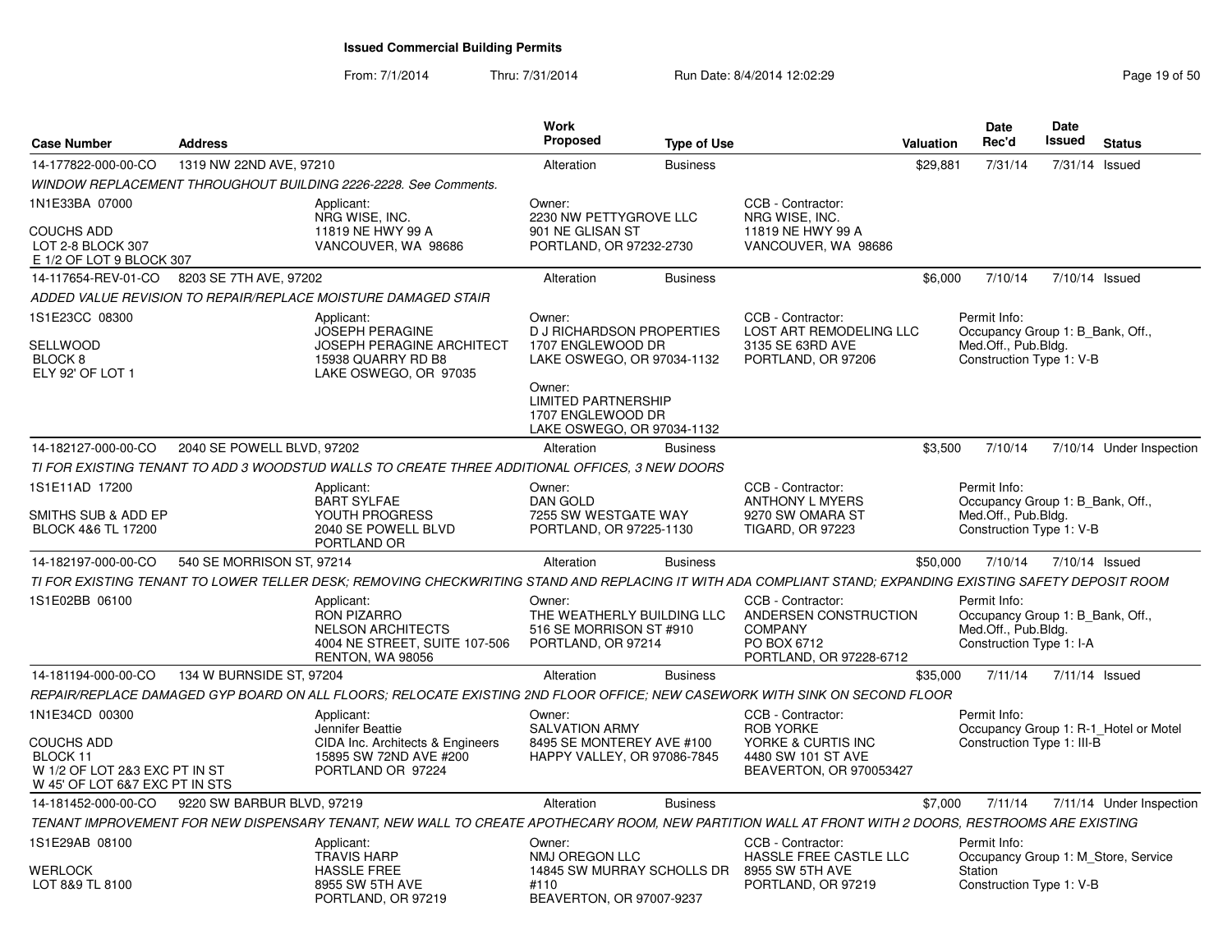# Issued Commercial Building Permits

From: 7/1/2014 Thru: 7/31/2014 Run Date: 8/4/2014 12:02:29

| Case Number | Address | Work Proposed | Type of Use | Valuation | Date Rec'd | Date Issued | Status |
|---|---|---|---|---|---|---|---|
| 14-177822-000-00-CO | 1319 NW 22ND AVE, 97210 | Alteration | Business | $29,881 | 7/31/14 | 7/31/14 | Issued |

*WINDOW REPLACEMENT THROUGHOUT BUILDING 2226-2228. See Comments.*

1N1E33BA 07000

COUCHS ADD
LOT 2-8 BLOCK 307
E 1/2 OF LOT 9 BLOCK 307

Applicant:
NRG WISE, INC.
11819 NE HWY 99 A
VANCOUVER, WA 98686

Owner:
2230 NW PETTYGROVE LLC
901 NE GLISAN ST
PORTLAND, OR 97232-2730

CCB - Contractor:
NRG WISE, INC.
11819 NE HWY 99 A
VANCOUVER, WA 98686

---

| Case Number | Address | Work Proposed | Type of Use | Valuation | Date Rec'd | Date Issued | Status |
|---|---|---|---|---|---|---|---|
| 14-117654-REV-01-CO | 8203 SE 7TH AVE, 97202 | Alteration | Business | $6,000 | 7/10/14 | 7/10/14 | Issued |

*ADDED VALUE REVISION TO REPAIR/REPLACE MOISTURE DAMAGED STAIR*

1S1E23CC 08300

SELLWOOD
BLOCK 8
ELY 92' OF LOT 1

Applicant:
JOSEPH PERAGINE
JOSEPH PERAGINE ARCHITECT
15938 QUARRY RD B8
LAKE OSWEGO, OR 97035

Owner:
D J RICHARDSON PROPERTIES
1707 ENGLEWOOD DR
LAKE OSWEGO, OR 97034-1132

Owner:
LIMITED PARTNERSHIP
1707 ENGLEWOOD DR
LAKE OSWEGO, OR 97034-1132

CCB - Contractor:
LOST ART REMODELING LLC
3135 SE 63RD AVE
PORTLAND, OR 97206

Permit Info:
Occupancy Group 1: B_Bank, Off., Med.Off., Pub.Bldg.
Construction Type 1: V-B

---

| Case Number | Address | Work Proposed | Type of Use | Valuation | Date Rec'd | Date Issued | Status |
|---|---|---|---|---|---|---|---|
| 14-182127-000-00-CO | 2040 SE POWELL BLVD, 97202 | Alteration | Business | $3,500 | 7/10/14 | 7/10/14 | Under Inspection |

*TI FOR EXISTING TENANT TO ADD 3 WOODSTUD WALLS TO CREATE THREE ADDITIONAL OFFICES, 3 NEW DOORS*

1S1E11AD 17200

SMITHS SUB & ADD EP
BLOCK 4&6 TL 17200

Applicant:
BART SYLFAE
YOUTH PROGRESS
2040 SE POWELL BLVD
PORTLAND OR

Owner:
DAN GOLD
7255 SW WESTGATE WAY
PORTLAND, OR 97225-1130

CCB - Contractor:
ANTHONY L MYERS
9270 SW OMARA ST
TIGARD, OR 97223

Permit Info:
Occupancy Group 1: B_Bank, Off., Med.Off., Pub.Bldg.
Construction Type 1: V-B

---

| Case Number | Address | Work Proposed | Type of Use | Valuation | Date Rec'd | Date Issued | Status |
|---|---|---|---|---|---|---|---|
| 14-182197-000-00-CO | 540 SE MORRISON ST, 97214 | Alteration | Business | $50,000 | 7/10/14 | 7/10/14 | Issued |

*TI FOR EXISTING TENANT TO LOWER TELLER DESK; REMOVING CHECKWRITING STAND AND REPLACING IT WITH ADA COMPLIANT STAND; EXPANDING EXISTING SAFETY DEPOSIT ROOM*

1S1E02BB 06100

Applicant:
RON PIZARRO
NELSON ARCHITECTS
4004 NE STREET, SUITE 107-506
RENTON, WA 98056

Owner:
THE WEATHERLY BUILDING LLC
516 SE MORRISON ST #910
PORTLAND, OR 97214

CCB - Contractor:
ANDERSEN CONSTRUCTION COMPANY
PO BOX 6712
PORTLAND, OR 97228-6712

Permit Info:
Occupancy Group 1: B_Bank, Off., Med.Off., Pub.Bldg.
Construction Type 1: I-A

---

| Case Number | Address | Work Proposed | Type of Use | Valuation | Date Rec'd | Date Issued | Status |
|---|---|---|---|---|---|---|---|
| 14-181194-000-00-CO | 134 W BURNSIDE ST, 97204 | Alteration | Business | $35,000 | 7/11/14 | 7/11/14 | Issued |

*REPAIR/REPLACE DAMAGED GYP BOARD ON ALL FLOORS; RELOCATE EXISTING 2ND FLOOR OFFICE; NEW CASEWORK WITH SINK ON SECOND FLOOR*

1N1E34CD 00300

COUCHS ADD
BLOCK 11
W 1/2 OF LOT 2&3 EXC PT IN ST
W 45' OF LOT 6&7 EXC PT IN STS

Applicant:
Jennifer Beattie
CIDA Inc. Architects & Engineers
15895 SW 72ND AVE #200
PORTLAND OR 97224

Owner:
SALVATION ARMY
8495 SE MONTEREY AVE #100
HAPPY VALLEY, OR 97086-7845

CCB - Contractor:
ROB YORKE
YORKE & CURTIS INC
4480 SW 101 ST AVE
BEAVERTON, OR 970053427

Permit Info:
Occupancy Group 1: R-1_Hotel or Motel
Construction Type 1: III-B

---

| Case Number | Address | Work Proposed | Type of Use | Valuation | Date Rec'd | Date Issued | Status |
|---|---|---|---|---|---|---|---|
| 14-181452-000-00-CO | 9220 SW BARBUR BLVD, 97219 | Alteration | Business | $7,000 | 7/11/14 | 7/11/14 | Under Inspection |

*TENANT IMPROVEMENT FOR NEW DISPENSARY TENANT, NEW WALL TO CREATE APOTHECARY ROOM, NEW PARTITION WALL AT FRONT WITH 2 DOORS, RESTROOMS ARE EXISTING*

1S1E29AB 08100

WERLOCK
LOT 8&9 TL 8100

Applicant:
TRAVIS HARP
HASSLE FREE
8955 SW 5TH AVE
PORTLAND, OR 97219

Owner:
NMJ OREGON LLC
14845 SW MURRAY SCHOLLS DR #110
BEAVERTON, OR 97007-9237

CCB - Contractor:
HASSLE FREE CASTLE LLC
8955 SW 5TH AVE
PORTLAND, OR 97219

Permit Info:
Occupancy Group 1: M_Store, Service Station
Construction Type 1: V-B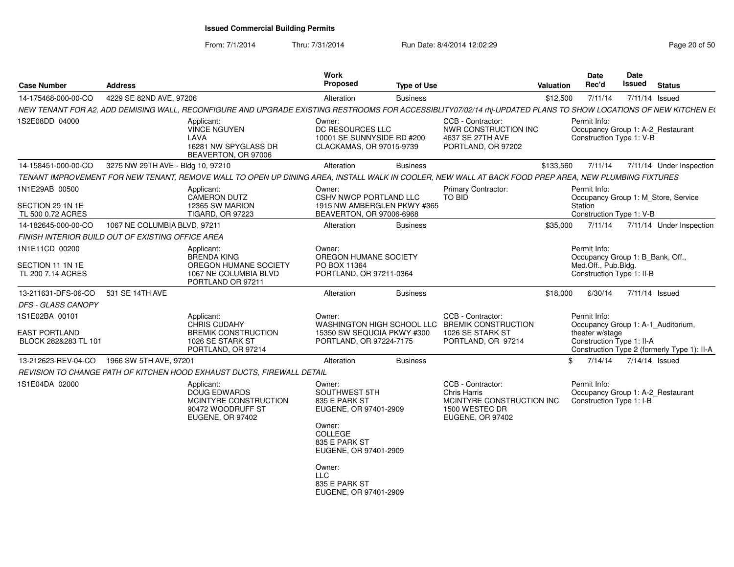# Issued Commercial Building Permits

From: 7/1/2014 Thru: 7/31/2014 Run Date: 8/4/2014 12:02:29

| Case Number | Address | Work Proposed | Type of Use | Valuation | Date Rec'd | Date Issued | Status |
|---|---|---|---|---|---|---|---|
| 14-175468-000-00-CO | 4229 SE 82ND AVE, 97206 | Alteration | Business | $12,500 | 7/11/14 | 7/11/14 | Issued |

NEW TENANT FOR A2, ADD DEMISING WALL, RECONFIGURE AND UPGRADE EXISTING RESTROOMS FOR ACCESSIBLITY07/02/14 rhj-UPDATED PLANS TO SHOW LOCATIONS OF NEW KITCHEN E(

1S2E08DD 04000

Applicant: VINCE NGUYEN, LAVA, 16281 NW SPYGLASS DR, BEAVERTON, OR 97006

Owner: DC RESOURCES LLC, 10001 SE SUNNYSIDE RD #200, CLACKAMAS, OR 97015-9739

CCB - Contractor: NWR CONSTRUCTION INC, 4637 SE 27TH AVE, PORTLAND, OR 97202

Permit Info: Occupancy Group 1: A-2_Restaurant; Construction Type 1: V-B

| Case Number | Address | Work Proposed | Type of Use | Valuation | Date Rec'd | Date Issued | Status |
|---|---|---|---|---|---|---|---|
| 14-158451-000-00-CO | 3275 NW 29TH AVE - Bldg 10, 97210 | Alteration | Business | $133,560 | 7/11/14 | 7/11/14 | Under Inspection |

TENANT IMPROVEMENT FOR NEW TENANT, REMOVE WALL TO OPEN UP DINING AREA, INSTALL WALK IN COOLER, NEW WALL AT BACK FOOD PREP AREA, NEW PLUMBING FIXTURES

1N1E29AB 00500; SECTION 29 1N 1E; TL 500 0.72 ACRES

Applicant: CAMERON DUTZ, 12365 SW MARION, TIGARD, OR 97223

Owner: CSHV NWCP PORTLAND LLC, 1915 NW AMBERGLEN PKWY #365, BEAVERTON, OR 97006-6968

Primary Contractor: TO BID

Permit Info: Occupancy Group 1: M_Store, Service Station; Construction Type 1: V-B

| Case Number | Address | Work Proposed | Type of Use | Valuation | Date Rec'd | Date Issued | Status |
|---|---|---|---|---|---|---|---|
| 14-182645-000-00-CO | 1067 NE COLUMBIA BLVD, 97211 | Alteration | Business | $35,000 | 7/11/14 | 7/11/14 | Under Inspection |

FINISH INTERIOR BUILD OUT OF EXISTING OFFICE AREA

1N1E11CD 00200; SECTION 11 1N 1E; TL 200 7.14 ACRES

Applicant: BRENDA KING, OREGON HUMANE SOCIETY, 1067 NE COLUMBIA BLVD, PORTLAND OR 97211

Owner: OREGON HUMANE SOCIETY, PO BOX 11364, PORTLAND, OR 97211-0364

Permit Info: Occupancy Group 1: B_Bank, Off., Med.Off., Pub.Bldg.; Construction Type 1: II-B

| Case Number | Address | Work Proposed | Type of Use | Valuation | Date Rec'd | Date Issued | Status |
|---|---|---|---|---|---|---|---|
| 13-211631-DFS-06-CO | 531 SE 14TH AVE | Alteration | Business | $18,000 | 6/30/14 | 7/11/14 | Issued |

DFS - GLASS CANOPY

1S1E02BA 00101; EAST PORTLAND; BLOCK 282&283 TL 101

Applicant: CHRIS CUDAHY, BREMIK CONSTRUCTION, 1026 SE STARK ST, PORTLAND, OR 97214

Owner: WASHINGTON HIGH SCHOOL LLC, 15350 SW SEQUOIA PKWY #300, PORTLAND, OR 97224-7175

CCB - Contractor: BREMIK CONSTRUCTION, 1026 SE STARK ST, PORTLAND, OR 97214

Permit Info: Occupancy Group 1: A-1_Auditorium, theater w/stage; Construction Type 1: II-A; Construction Type 2 (formerly Type 1): II-A

| Case Number | Address | Work Proposed | Type of Use | Valuation | Date Rec'd | Date Issued | Status |
|---|---|---|---|---|---|---|---|
| 13-212623-REV-04-CO | 1966 SW 5TH AVE, 97201 | Alteration | Business | $ | 7/14/14 | 7/14/14 | Issued |

REVISION TO CHANGE PATH OF KITCHEN HOOD EXHAUST DUCTS, FIREWALL DETAIL

1S1E04DA 02000

Applicant: DOUG EDWARDS, MCINTYRE CONSTRUCTION, 90472 WOODRUFF ST, EUGENE, OR 97402

Owner: SOUTHWEST 5TH, 835 E PARK ST, EUGENE, OR 97401-2909

Owner: COLLEGE, 835 E PARK ST, EUGENE, OR 97401-2909

Owner: LLC, 835 E PARK ST, EUGENE, OR 97401-2909

CCB - Contractor: Chris Harris, MCINTYRE CONSTRUCTION INC, 1500 WESTEC DR, EUGENE, OR 97402

Permit Info: Occupancy Group 1: A-2_Restaurant; Construction Type 1: I-B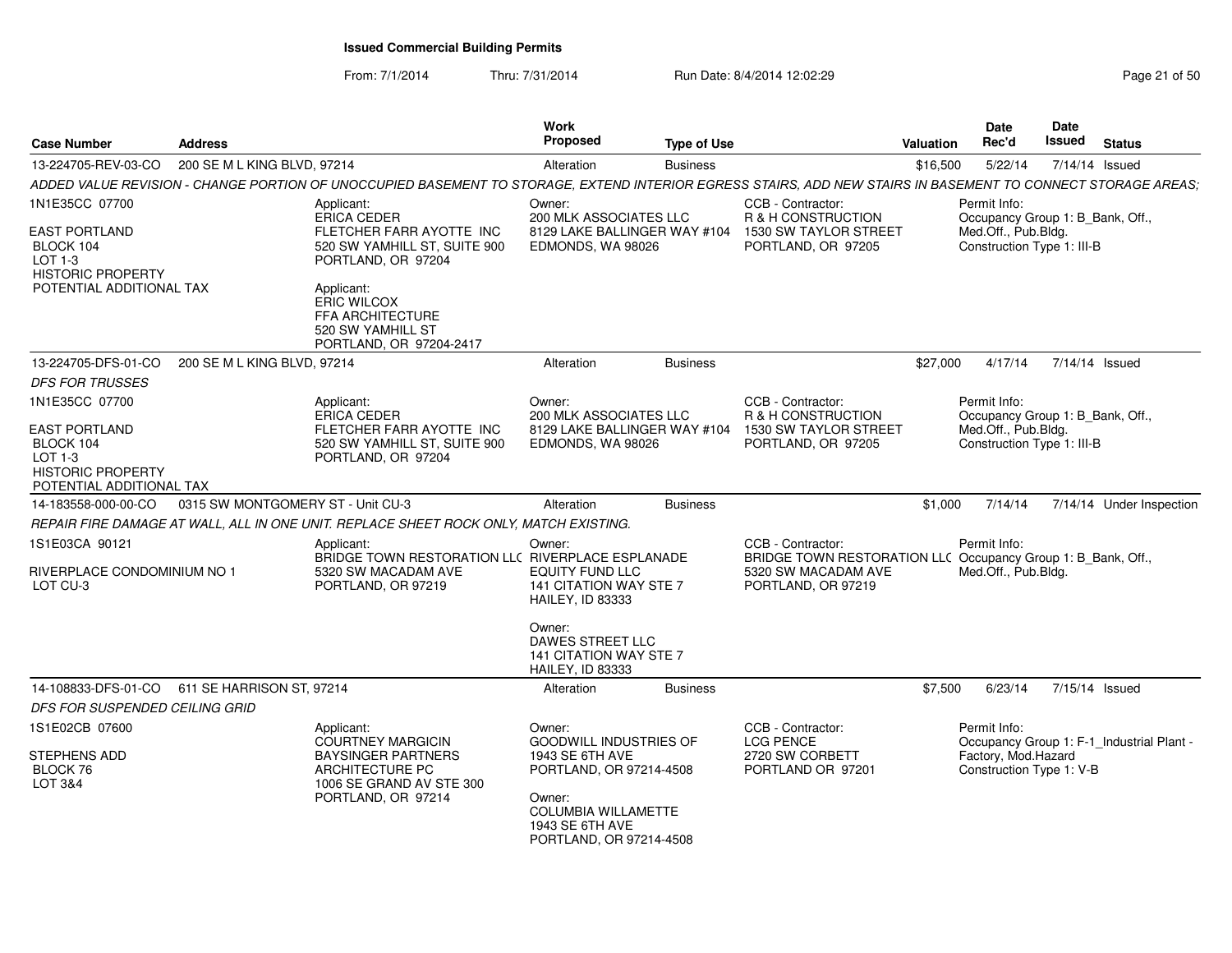# Issued Commercial Building Permits

From: 7/1/2014 Thru: 7/31/2014 Run Date: 8/4/2014 12:02:29

| Case Number | Address | Work Proposed | Type of Use | Valuation | Date Rec'd | Date Issued | Status |
|---|---|---|---|---|---|---|---|
| 13-224705-REV-03-CO | 200 SE M L KING BLVD, 97214 | Alteration | Business | $16,500 | 5/22/14 | 7/14/14 | Issued |

*ADDED VALUE REVISION - CHANGE PORTION OF UNOCCUPIED BASEMENT TO STORAGE, EXTEND INTERIOR EGRESS STAIRS, ADD NEW STAIRS IN BASEMENT TO CONNECT STORAGE AREAS;*

1N1E35CC 07700
EAST PORTLAND
BLOCK 104
LOT 1-3
HISTORIC PROPERTY
POTENTIAL ADDITIONAL TAX

Applicant:
ERICA CEDER
FLETCHER FARR AYOTTE INC
520 SW YAMHILL ST, SUITE 900
PORTLAND, OR 97204

Applicant:
ERIC WILCOX
FFA ARCHITECTURE
520 SW YAMHILL ST
PORTLAND, OR 97204-2417

Owner:
200 MLK ASSOCIATES LLC
8129 LAKE BALLINGER WAY #104
EDMONDS, WA 98026

CCB - Contractor:
R & H CONSTRUCTION
1530 SW TAYLOR STREET
PORTLAND, OR 97205

Permit Info:
Occupancy Group 1: B_Bank, Off., Med.Off., Pub.Bldg.
Construction Type 1: III-B

---

| Case Number | Address | Work Proposed | Type of Use | Valuation | Date Rec'd | Date Issued | Status |
|---|---|---|---|---|---|---|---|
| 13-224705-DFS-01-CO | 200 SE M L KING BLVD, 97214 | Alteration | Business | $27,000 | 4/17/14 | 7/14/14 | Issued |

*DFS FOR TRUSSES*

1N1E35CC 07700
EAST PORTLAND
BLOCK 104
LOT 1-3
HISTORIC PROPERTY
POTENTIAL ADDITIONAL TAX

Applicant:
ERICA CEDER
FLETCHER FARR AYOTTE INC
520 SW YAMHILL ST, SUITE 900
PORTLAND, OR 97204

Owner:
200 MLK ASSOCIATES LLC
8129 LAKE BALLINGER WAY #104
EDMONDS, WA 98026

CCB - Contractor:
R & H CONSTRUCTION
1530 SW TAYLOR STREET
PORTLAND, OR 97205

Permit Info:
Occupancy Group 1: B_Bank, Off., Med.Off., Pub.Bldg.
Construction Type 1: III-B

---

| Case Number | Address | Work Proposed | Type of Use | Valuation | Date Rec'd | Date Issued | Status |
|---|---|---|---|---|---|---|---|
| 14-183558-000-00-CO | 0315 SW MONTGOMERY ST - Unit CU-3 | Alteration | Business | $1,000 | 7/14/14 | 7/14/14 | Under Inspection |

*REPAIR FIRE DAMAGE AT WALL, ALL IN ONE UNIT. REPLACE SHEET ROCK ONLY, MATCH EXISTING.*

1S1E03CA 90121
RIVERPLACE CONDOMINIUM NO 1
LOT CU-3

Applicant:
BRIDGE TOWN RESTORATION LLC
5320 SW MACADAM AVE
PORTLAND, OR 97219

Owner:
RIVERPLACE ESPLANADE EQUITY FUND LLC
141 CITATION WAY STE 7
HAILEY, ID 83333

Owner:
DAWES STREET LLC
141 CITATION WAY STE 7
HAILEY, ID 83333

CCB - Contractor:
BRIDGE TOWN RESTORATION LLC
5320 SW MACADAM AVE
PORTLAND, OR 97219

Permit Info:
Occupancy Group 1: B_Bank, Off., Med.Off., Pub.Bldg.

---

| Case Number | Address | Work Proposed | Type of Use | Valuation | Date Rec'd | Date Issued | Status |
|---|---|---|---|---|---|---|---|
| 14-108833-DFS-01-CO | 611 SE HARRISON ST, 97214 | Alteration | Business | $7,500 | 6/23/14 | 7/15/14 | Issued |

*DFS FOR SUSPENDED CEILING GRID*

1S1E02CB 07600
STEPHENS ADD
BLOCK 76
LOT 3&4

Applicant:
COURTNEY MARGICIN
BAYSINGER PARTNERS ARCHITECTURE PC
1006 SE GRAND AV STE 300
PORTLAND, OR 97214

Owner:
GOODWILL INDUSTRIES OF
1943 SE 6TH AVE
PORTLAND, OR 97214-4508

Owner:
COLUMBIA WILLAMETTE
1943 SE 6TH AVE
PORTLAND, OR 97214-4508

CCB - Contractor:
LCG PENCE
2720 SW CORBETT
PORTLAND OR 97201

Permit Info:
Occupancy Group 1: F-1_Industrial Plant - Factory, Mod.Hazard
Construction Type 1: V-B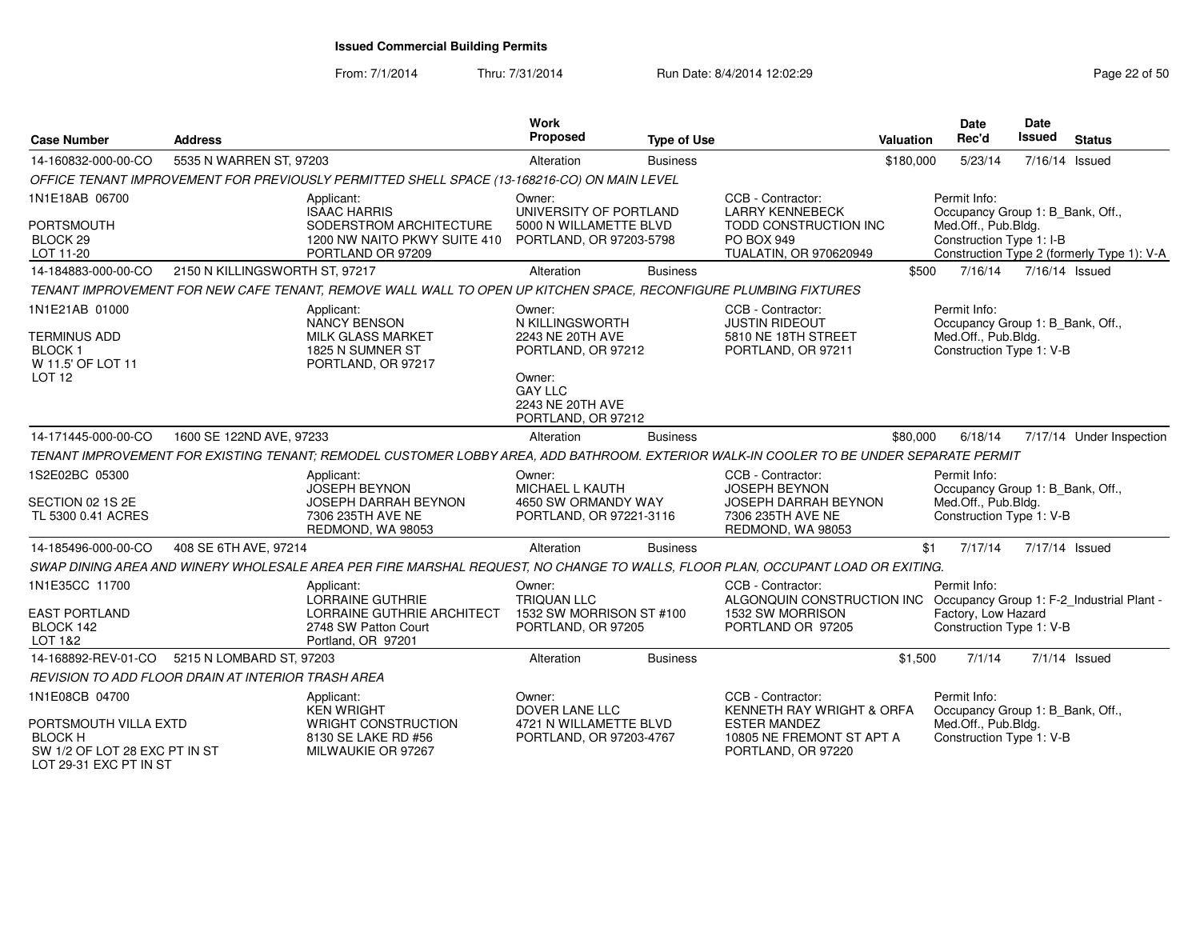# Issued Commercial Building Permits

From: 7/1/2014 Thru: 7/31/2014 Run Date: 8/4/2014 12:02:29

| Case Number | Address | Work Proposed | Type of Use | Valuation | Date Rec'd | Date Issued | Status |
|---|---|---|---|---|---|---|---|
| 14-160832-000-00-CO | 5535 N WARREN ST, 97203 | Alteration | Business | $180,000 | 5/23/14 | 7/16/14 | Issued |

*OFFICE TENANT IMPROVEMENT FOR PREVIOUSLY PERMITTED SHELL SPACE (13-168216-CO) ON MAIN LEVEL*

1N1E18AB 06700
PORTSMOUTH
BLOCK 29
LOT 11-20

Applicant: ISAAC HARRIS, SODERSTROM ARCHITECTURE, 1200 NW NAITO PKWY SUITE 410, PORTLAND OR 97209

Owner: UNIVERSITY OF PORTLAND, 5000 N WILLAMETTE BLVD, PORTLAND, OR 97203-5798

CCB - Contractor: LARRY KENNEBECK, TODD CONSTRUCTION INC, PO BOX 949, TUALATIN, OR 970620949

Permit Info: Occupancy Group 1: B_Bank, Off., Med.Off., Pub.Bldg. Construction Type 1: I-B. Construction Type 2 (formerly Type 1): V-A

| Case Number | Address | Work Proposed | Type of Use | Valuation | Date Rec'd | Date Issued | Status |
|---|---|---|---|---|---|---|---|
| 14-184883-000-00-CO | 2150 N KILLINGSWORTH ST, 97217 | Alteration | Business | $500 | 7/16/14 | 7/16/14 | Issued |

*TENANT IMPROVEMENT FOR NEW CAFE TENANT, REMOVE WALL WALL TO OPEN UP KITCHEN SPACE, RECONFIGURE PLUMBING FIXTURES*

1N1E21AB 01000
TERMINUS ADD
BLOCK 1
W 11.5' OF LOT 11
LOT 12

Applicant: NANCY BENSON, MILK GLASS MARKET, 1825 N SUMNER ST, PORTLAND, OR 97217

Owner: N KILLINGSWORTH, 2243 NE 20TH AVE, PORTLAND, OR 97212

Owner: GAY LLC, 2243 NE 20TH AVE, PORTLAND, OR 97212

CCB - Contractor: JUSTIN RIDEOUT, 5810 NE 18TH STREET, PORTLAND, OR 97211

Permit Info: Occupancy Group 1: B_Bank, Off., Med.Off., Pub.Bldg. Construction Type 1: V-B

| Case Number | Address | Work Proposed | Type of Use | Valuation | Date Rec'd | Date Issued | Status |
|---|---|---|---|---|---|---|---|
| 14-171445-000-00-CO | 1600 SE 122ND AVE, 97233 | Alteration | Business | $80,000 | 6/18/14 | 7/17/14 | Under Inspection |

*TENANT IMPROVEMENT FOR EXISTING TENANT; REMODEL CUSTOMER LOBBY AREA, ADD BATHROOM. EXTERIOR WALK-IN COOLER TO BE UNDER SEPARATE PERMIT*

1S2E02BC 05300
SECTION 02 1S 2E
TL 5300 0.41 ACRES

Applicant: JOSEPH BEYNON, JOSEPH DARRAH BEYNON, 7306 235TH AVE NE, REDMOND, WA 98053

Owner: MICHAEL L KAUTH, 4650 SW ORMANDY WAY, PORTLAND, OR 97221-3116

CCB - Contractor: JOSEPH BEYNON, JOSEPH DARRAH BEYNON, 7306 235TH AVE NE, REDMOND, WA 98053

Permit Info: Occupancy Group 1: B_Bank, Off., Med.Off., Pub.Bldg. Construction Type 1: V-B

| Case Number | Address | Work Proposed | Type of Use | Valuation | Date Rec'd | Date Issued | Status |
|---|---|---|---|---|---|---|---|
| 14-185496-000-00-CO | 408 SE 6TH AVE, 97214 | Alteration | Business | $1 | 7/17/14 | 7/17/14 | Issued |

*SWAP DINING AREA AND WINERY WHOLESALE AREA PER FIRE MARSHAL REQUEST, NO CHANGE TO WALLS, FLOOR PLAN, OCCUPANT LOAD OR EXITING.*

1N1E35CC 11700
EAST PORTLAND
BLOCK 142
LOT 1&2

Applicant: LORRAINE GUTHRIE, LORRAINE GUTHRIE ARCHITECT, 2748 SW Patton Court, Portland, OR 97201

Owner: TRIQUAN LLC, 1532 SW MORRISON ST #100, PORTLAND, OR 97205

CCB - Contractor: ALGONQUIN CONSTRUCTION INC, 1532 SW MORRISON, PORTLAND OR 97205

Permit Info: Occupancy Group 1: F-2_Industrial Plant - Factory, Low Hazard. Construction Type 1: V-B

| Case Number | Address | Work Proposed | Type of Use | Valuation | Date Rec'd | Date Issued | Status |
|---|---|---|---|---|---|---|---|
| 14-168892-REV-01-CO | 5215 N LOMBARD ST, 97203 | Alteration | Business | $1,500 | 7/1/14 | 7/1/14 | Issued |

*REVISION TO ADD FLOOR DRAIN AT INTERIOR TRASH AREA*

1N1E08CB 04700
PORTSMOUTH VILLA EXTD
BLOCK H
SW 1/2 OF LOT 28 EXC PT IN ST
LOT 29-31 EXC PT IN ST

Applicant: KEN WRIGHT, WRIGHT CONSTRUCTION, 8130 SE LAKE RD #56, MILWAUKIE OR 97267

Owner: DOVER LANE LLC, 4721 N WILLAMETTE BLVD, PORTLAND, OR 97203-4767

CCB - Contractor: KENNETH RAY WRIGHT & ORFA ESTER MANDEZ, 10805 NE FREMONT ST APT A, PORTLAND, OR 97220

Permit Info: Occupancy Group 1: B_Bank, Off., Med.Off., Pub.Bldg. Construction Type 1: V-B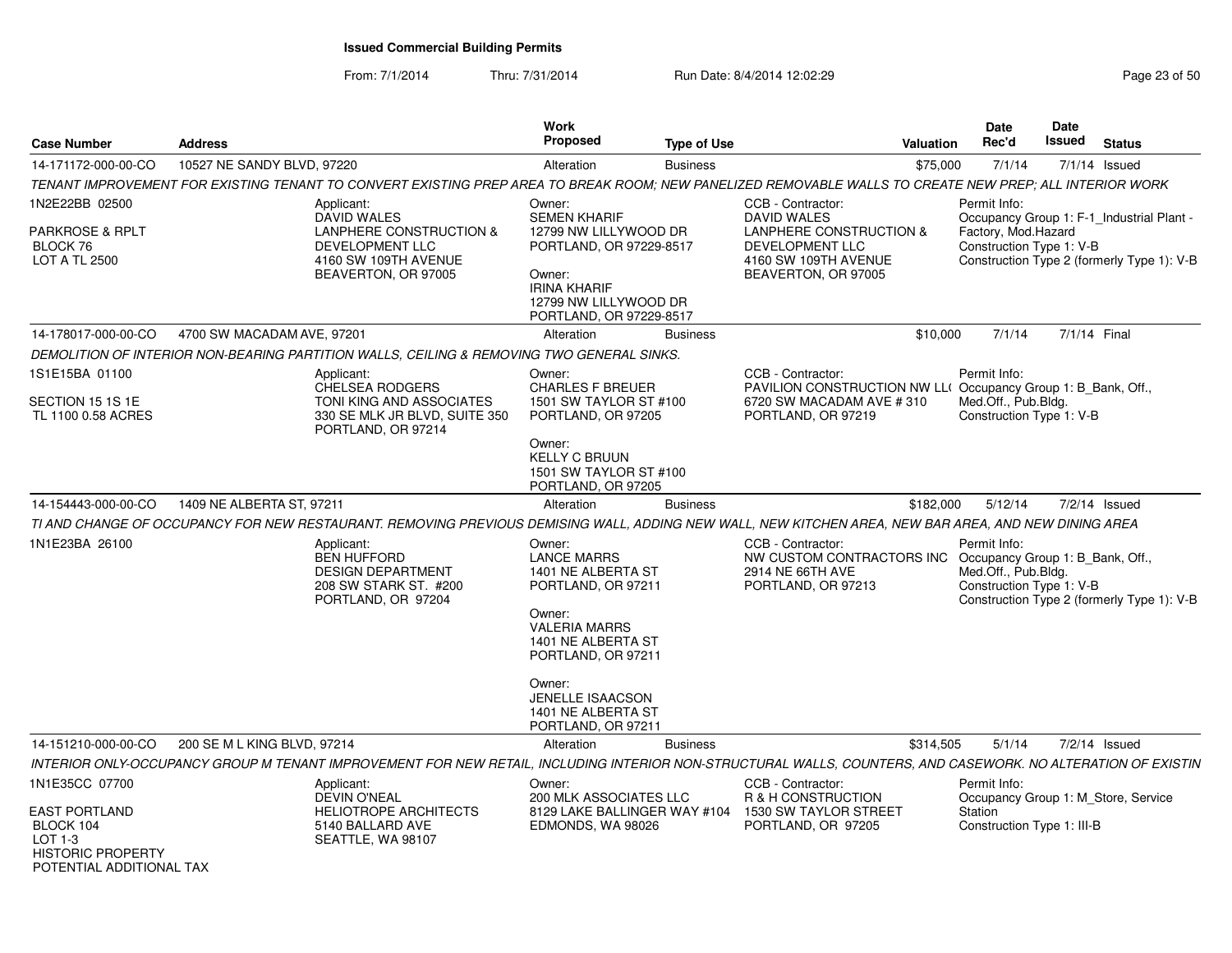# Issued Commercial Building Permits

From: 7/1/2014 Thru: 7/31/2014 Run Date: 8/4/2014 12:02:29

| Case Number | Address | Work Proposed | Type of Use | Valuation | Date Rec'd | Date Issued | Status |
|---|---|---|---|---|---|---|---|
| 14-171172-000-00-CO | 10527 NE SANDY BLVD, 97220 | Alteration | Business | $75,000 | 7/1/14 | 7/1/14 | Issued |

TENANT IMPROVEMENT FOR EXISTING TENANT TO CONVERT EXISTING PREP AREA TO BREAK ROOM; NEW PANELIZED REMOVABLE WALLS TO CREATE NEW PREP; ALL INTERIOR WORK

1N2E22BB 02500

PARKROSE & RPLT
BLOCK 76
LOT A TL 2500

Applicant:
DAVID WALES
LANPHERE CONSTRUCTION & DEVELOPMENT LLC
4160 SW 109TH AVENUE
BEAVERTON, OR 97005

Owner:
SEMEN KHARIF
12799 NW LILLYWOOD DR
PORTLAND, OR 97229-8517

Owner:
IRINA KHARIF
12799 NW LILLYWOOD DR
PORTLAND, OR 97229-8517

CCB - Contractor:
DAVID WALES
LANPHERE CONSTRUCTION & DEVELOPMENT LLC
4160 SW 109TH AVENUE
BEAVERTON, OR 97005

Permit Info:
Occupancy Group 1: F-1_Industrial Plant - Factory, Mod.Hazard
Construction Type 1: V-B
Construction Type 2 (formerly Type 1): V-B

| Case Number | Address | Work Proposed | Type of Use | Valuation | Date Rec'd | Date Issued | Status |
|---|---|---|---|---|---|---|---|
| 14-178017-000-00-CO | 4700 SW MACADAM AVE, 97201 | Alteration | Business | $10,000 | 7/1/14 | 7/1/14 | Final |

DEMOLITION OF INTERIOR NON-BEARING PARTITION WALLS, CEILING & REMOVING TWO GENERAL SINKS.

1S1E15BA 01100

SECTION 15 1S 1E
TL 1100 0.58 ACRES

Applicant:
CHELSEA RODGERS
TONI KING AND ASSOCIATES
330 SE MLK JR BLVD, SUITE 350
PORTLAND, OR 97214

Owner:
CHARLES F BREUER
1501 SW TAYLOR ST #100
PORTLAND, OR 97205

Owner:
KELLY C BRUUN
1501 SW TAYLOR ST #100
PORTLAND, OR 97205

CCB - Contractor:
PAVILION CONSTRUCTION NW LL(
6720 SW MACADAM AVE # 310
PORTLAND, OR 97219

Permit Info:
Occupancy Group 1: B_Bank, Off., Med.Off., Pub.Bldg.
Construction Type 1: V-B

| Case Number | Address | Work Proposed | Type of Use | Valuation | Date Rec'd | Date Issued | Status |
|---|---|---|---|---|---|---|---|
| 14-154443-000-00-CO | 1409 NE ALBERTA ST, 97211 | Alteration | Business | $182,000 | 5/12/14 | 7/2/14 | Issued |

TI AND CHANGE OF OCCUPANCY FOR NEW RESTAURANT. REMOVING PREVIOUS DEMISING WALL, ADDING NEW WALL, NEW KITCHEN AREA, NEW BAR AREA, AND NEW DINING AREA

1N1E23BA 26100

Applicant:
BEN HUFFORD
DESIGN DEPARTMENT
208 SW STARK ST. #200
PORTLAND, OR 97204

Owner:
LANCE MARRS
1401 NE ALBERTA ST
PORTLAND, OR 97211

Owner:
VALERIA MARRS
1401 NE ALBERTA ST
PORTLAND, OR 97211

Owner:
JENELLE ISAACSON
1401 NE ALBERTA ST
PORTLAND, OR 97211

CCB - Contractor:
NW CUSTOM CONTRACTORS INC
2914 NE 66TH AVE
PORTLAND, OR 97213

Permit Info:
Occupancy Group 1: B_Bank, Off., Med.Off., Pub.Bldg.
Construction Type 1: V-B
Construction Type 2 (formerly Type 1): V-B

| Case Number | Address | Work Proposed | Type of Use | Valuation | Date Rec'd | Date Issued | Status |
|---|---|---|---|---|---|---|---|
| 14-151210-000-00-CO | 200 SE M L KING BLVD, 97214 | Alteration | Business | $314,505 | 5/1/14 | 7/2/14 | Issued |

INTERIOR ONLY-OCCUPANCY GROUP M TENANT IMPROVEMENT FOR NEW RETAIL, INCLUDING INTERIOR NON-STRUCTURAL WALLS, COUNTERS, AND CASEWORK. NO ALTERATION OF EXISTIN

1N1E35CC 07700

EAST PORTLAND
BLOCK 104
LOT 1-3
HISTORIC PROPERTY
POTENTIAL ADDITIONAL TAX

Applicant:
DEVIN O'NEAL
HELIOTROPE ARCHITECTS
5140 BALLARD AVE
SEATTLE, WA 98107

Owner:
200 MLK ASSOCIATES LLC
8129 LAKE BALLINGER WAY #104
EDMONDS, WA 98026

CCB - Contractor:
R & H CONSTRUCTION
1530 SW TAYLOR STREET
PORTLAND, OR 97205

Permit Info:
Occupancy Group 1: M_Store, Service Station
Construction Type 1: III-B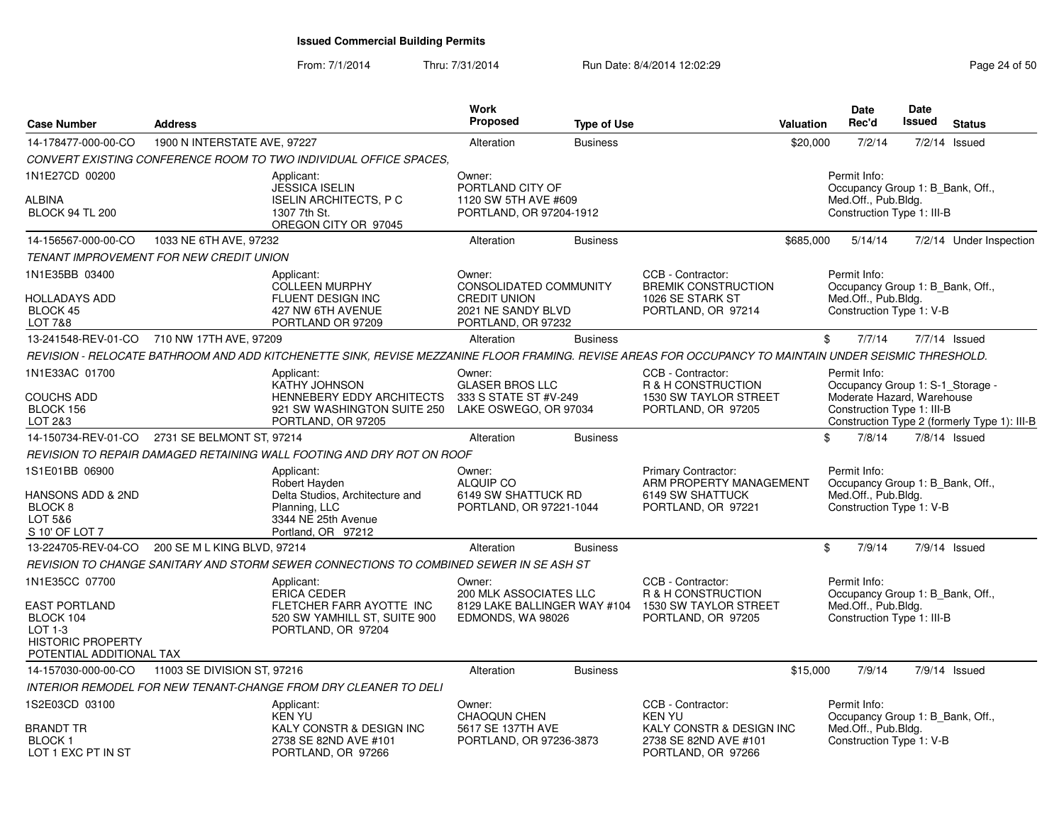# Issued Commercial Building Permits

From: 7/1/2014 Thru: 7/31/2014 Run Date: 8/4/2014 12:02:29

| Case Number | Address | Work Proposed | Type of Use | Valuation | Date Rec'd | Date Issued | Status |
|---|---|---|---|---|---|---|---|
| 14-178477-000-00-CO | 1900 N INTERSTATE AVE, 97227 | Alteration | Business | $20,000 | 7/2/14 | 7/2/14 | Issued |

CONVERT EXISTING CONFERENCE ROOM TO TWO INDIVIDUAL OFFICE SPACES,

1N1E27CD 00200
ALBINA
BLOCK 94 TL 200

Applicant: JESSICA ISELIN, ISELIN ARCHITECTS, P C, 1307 7th St., OREGON CITY OR 97045

Owner: PORTLAND CITY OF, 1120 SW 5TH AVE #609, PORTLAND, OR 97204-1912

Permit Info: Occupancy Group 1: B_Bank, Off., Med.Off., Pub.Bldg. Construction Type 1: III-B

| Case Number | Address | Work Proposed | Type of Use | Valuation | Date Rec'd | Date Issued | Status |
|---|---|---|---|---|---|---|---|
| 14-156567-000-00-CO | 1033 NE 6TH AVE, 97232 | Alteration | Business | $685,000 | 5/14/14 | 7/2/14 | Under Inspection |

TENANT IMPROVEMENT FOR NEW CREDIT UNION

1N1E35BB 03400
HOLLADAYS ADD
BLOCK 45
LOT 7&8

Applicant: COLLEEN MURPHY, FLUENT DESIGN INC, 427 NW 6TH AVENUE, PORTLAND OR 97209

Owner: CONSOLIDATED COMMUNITY CREDIT UNION, 2021 NE SANDY BLVD, PORTLAND, OR 97232

CCB - Contractor: BREMIK CONSTRUCTION, 1026 SE STARK ST, PORTLAND, OR 97214

Permit Info: Occupancy Group 1: B_Bank, Off., Med.Off., Pub.Bldg. Construction Type 1: V-B

| Case Number | Address | Work Proposed | Type of Use | Valuation | Date Rec'd | Date Issued | Status |
|---|---|---|---|---|---|---|---|
| 13-241548-REV-01-CO | 710 NW 17TH AVE, 97209 | Alteration | Business | $ | 7/7/14 | 7/7/14 | Issued |

REVISION - RELOCATE BATHROOM AND ADD KITCHENETTE SINK, REVISE MEZZANINE FLOOR FRAMING. REVISE AREAS FOR OCCUPANCY TO MAINTAIN UNDER SEISMIC THRESHOLD.

1N1E33AC 01700
COUCHS ADD
BLOCK 156
LOT 2&3

Applicant: KATHY JOHNSON, HENNEBERY EDDY ARCHITECTS, 921 SW WASHINGTON SUITE 250, PORTLAND, OR 97205

Owner: GLASER BROS LLC, 333 S STATE ST #V-249, LAKE OSWEGO, OR 97034

CCB - Contractor: R & H CONSTRUCTION, 1530 SW TAYLOR STREET, PORTLAND, OR 97205

Permit Info: Occupancy Group 1: S-1_Storage - Moderate Hazard, Warehouse. Construction Type 1: III-B. Construction Type 2 (formerly Type 1): III-B

| Case Number | Address | Work Proposed | Type of Use | Valuation | Date Rec'd | Date Issued | Status |
|---|---|---|---|---|---|---|---|
| 14-150734-REV-01-CO | 2731 SE BELMONT ST, 97214 | Alteration | Business | $ | 7/8/14 | 7/8/14 | Issued |

REVISION TO REPAIR DAMAGED RETAINING WALL FOOTING AND DRY ROT ON ROOF

1S1E01BB 06900
HANSONS ADD & 2ND
BLOCK 8
LOT 5&6
S 10' OF LOT 7

Applicant: Robert Hayden, Delta Studios, Architecture and Planning, LLC, 3344 NE 25th Avenue, Portland, OR 97212

Owner: ALQUIP CO, 6149 SW SHATTUCK RD, PORTLAND, OR 97221-1044

Primary Contractor: ARM PROPERTY MANAGEMENT, 6149 SW SHATTUCK, PORTLAND, OR 97221

Permit Info: Occupancy Group 1: B_Bank, Off., Med.Off., Pub.Bldg. Construction Type 1: V-B

| Case Number | Address | Work Proposed | Type of Use | Valuation | Date Rec'd | Date Issued | Status |
|---|---|---|---|---|---|---|---|
| 13-224705-REV-04-CO | 200 SE M L KING BLVD, 97214 | Alteration | Business | $ | 7/9/14 | 7/9/14 | Issued |

REVISION TO CHANGE SANITARY AND STORM SEWER CONNECTIONS TO COMBINED SEWER IN SE ASH ST

1N1E35CC 07700
EAST PORTLAND
BLOCK 104
LOT 1-3
HISTORIC PROPERTY
POTENTIAL ADDITIONAL TAX

Applicant: ERICA CEDER, FLETCHER FARR AYOTTE INC, 520 SW YAMHILL ST, SUITE 900, PORTLAND, OR 97204

Owner: 200 MLK ASSOCIATES LLC, 8129 LAKE BALLINGER WAY #104, EDMONDS, WA 98026

CCB - Contractor: R & H CONSTRUCTION, 1530 SW TAYLOR STREET, PORTLAND, OR 97205

Permit Info: Occupancy Group 1: B_Bank, Off., Med.Off., Pub.Bldg. Construction Type 1: III-B

| Case Number | Address | Work Proposed | Type of Use | Valuation | Date Rec'd | Date Issued | Status |
|---|---|---|---|---|---|---|---|
| 14-157030-000-00-CO | 11003 SE DIVISION ST, 97216 | Alteration | Business | $15,000 | 7/9/14 | 7/9/14 | Issued |

INTERIOR REMODEL FOR NEW TENANT-CHANGE FROM DRY CLEANER TO DELI

1S2E03CD 03100
BRANDT TR
BLOCK 1
LOT 1 EXC PT IN ST

Applicant: KEN YU, KALY CONSTR & DESIGN INC, 2738 SE 82ND AVE #101, PORTLAND, OR 97266

Owner: CHAOQUN CHEN, 5617 SE 137TH AVE, PORTLAND, OR 97236-3873

CCB - Contractor: KEN YU, KALY CONSTR & DESIGN INC, 2738 SE 82ND AVE #101, PORTLAND, OR 97266

Permit Info: Occupancy Group 1: B_Bank, Off., Med.Off., Pub.Bldg. Construction Type 1: V-B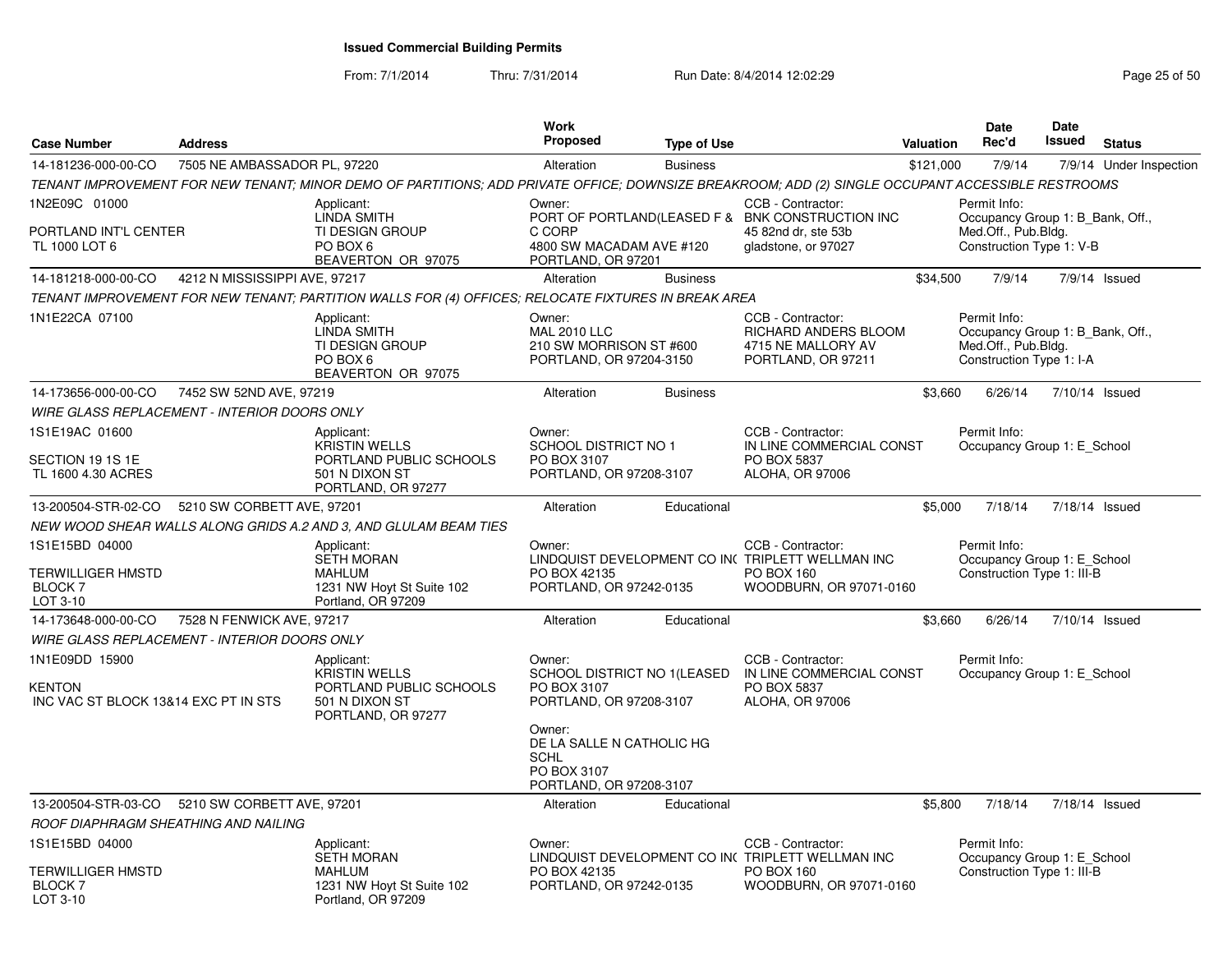# Issued Commercial Building Permits

From: 7/1/2014 Thru: 7/31/2014 Run Date: 8/4/2014 12:02:29

| Case Number | Address | Work Proposed | Type of Use | Valuation | Date Rec'd | Date Issued | Status |
|---|---|---|---|---|---|---|---|
| 14-181236-000-00-CO | 7505 NE AMBASSADOR PL, 97220 | Alteration | Business | $121,000 | 7/9/14 | 7/9/14 | Under Inspection |

TENANT IMPROVEMENT FOR NEW TENANT; MINOR DEMO OF PARTITIONS; ADD PRIVATE OFFICE; DOWNSIZE BREAKROOM; ADD (2) SINGLE OCCUPANT ACCESSIBLE RESTROOMS

1N2E09C 01000
PORTLAND INT'L CENTER
TL 1000 LOT 6

Applicant: LINDA SMITH, TI DESIGN GROUP, PO BOX 6, BEAVERTON OR 97075

Owner: PORT OF PORTLAND(LEASED F & C CORP, 4800 SW MACADAM AVE #120, PORTLAND, OR 97201

CCB - Contractor: BNK CONSTRUCTION INC, 45 82nd dr, ste 53b, gladstone, or 97027

Permit Info: Occupancy Group 1: B_Bank, Off., Med.Off., Pub.Bldg. Construction Type 1: V-B

| Case Number | Address | Work Proposed | Type of Use | Valuation | Date Rec'd | Date Issued | Status |
|---|---|---|---|---|---|---|---|
| 14-181218-000-00-CO | 4212 N MISSISSIPPI AVE, 97217 | Alteration | Business | $34,500 | 7/9/14 | 7/9/14 | Issued |

TENANT IMPROVEMENT FOR NEW TENANT; PARTITION WALLS FOR (4) OFFICES; RELOCATE FIXTURES IN BREAK AREA

1N1E22CA 07100

Applicant: LINDA SMITH, TI DESIGN GROUP, PO BOX 6, BEAVERTON OR 97075

Owner: MAL 2010 LLC, 210 SW MORRISON ST #600, PORTLAND, OR 97204-3150

CCB - Contractor: RICHARD ANDERS BLOOM, 4715 NE MALLORY AV, PORTLAND, OR 97211

Permit Info: Occupancy Group 1: B_Bank, Off., Med.Off., Pub.Bldg. Construction Type 1: I-A

| Case Number | Address | Work Proposed | Type of Use | Valuation | Date Rec'd | Date Issued | Status |
|---|---|---|---|---|---|---|---|
| 14-173656-000-00-CO | 7452 SW 52ND AVE, 97219 | Alteration | Business | $3,660 | 6/26/14 | 7/10/14 | Issued |

WIRE GLASS REPLACEMENT - INTERIOR DOORS ONLY

1S1E19AC 01600
SECTION 19 1S 1E
TL 1600 4.30 ACRES

Applicant: KRISTIN WELLS, PORTLAND PUBLIC SCHOOLS, 501 N DIXON ST, PORTLAND, OR 97277

Owner: SCHOOL DISTRICT NO 1, PO BOX 3107, PORTLAND, OR 97208-3107

CCB - Contractor: IN LINE COMMERCIAL CONST, PO BOX 5837, ALOHA, OR 97006

Permit Info: Occupancy Group 1: E_School

| Case Number | Address | Work Proposed | Type of Use | Valuation | Date Rec'd | Date Issued | Status |
|---|---|---|---|---|---|---|---|
| 13-200504-STR-02-CO | 5210 SW CORBETT AVE, 97201 | Alteration | Educational | $5,000 | 7/18/14 | 7/18/14 | Issued |

NEW WOOD SHEAR WALLS ALONG GRIDS A.2 AND 3, AND GLULAM BEAM TIES

1S1E15BD 04000
TERWILLIGER HMSTD
BLOCK 7
LOT 3-10

Applicant: SETH MORAN, MAHLUM, 1231 NW Hoyt St Suite 102, Portland, OR 97209

Owner: LINDQUIST DEVELOPMENT CO INC, PO BOX 42135, PORTLAND, OR 97242-0135

CCB - Contractor: TRIPLETT WELLMAN INC, PO BOX 160, WOODBURN, OR 97071-0160

Permit Info: Occupancy Group 1: E_School Construction Type 1: III-B

| Case Number | Address | Work Proposed | Type of Use | Valuation | Date Rec'd | Date Issued | Status |
|---|---|---|---|---|---|---|---|
| 14-173648-000-00-CO | 7528 N FENWICK AVE, 97217 | Alteration | Educational | $3,660 | 6/26/14 | 7/10/14 | Issued |

WIRE GLASS REPLACEMENT - INTERIOR DOORS ONLY

1N1E09DD 15900
KENTON
INC VAC ST BLOCK 13&14 EXC PT IN STS

Applicant: KRISTIN WELLS, PORTLAND PUBLIC SCHOOLS, 501 N DIXON ST, PORTLAND, OR 97277

Owner: SCHOOL DISTRICT NO 1(LEASED, PO BOX 3107, PORTLAND, OR 97208-3107

Owner: DE LA SALLE N CATHOLIC HG SCHL, PO BOX 3107, PORTLAND, OR 97208-3107

CCB - Contractor: IN LINE COMMERCIAL CONST, PO BOX 5837, ALOHA, OR 97006

Permit Info: Occupancy Group 1: E_School

| Case Number | Address | Work Proposed | Type of Use | Valuation | Date Rec'd | Date Issued | Status |
|---|---|---|---|---|---|---|---|
| 13-200504-STR-03-CO | 5210 SW CORBETT AVE, 97201 | Alteration | Educational | $5,800 | 7/18/14 | 7/18/14 | Issued |

ROOF DIAPHRAGM SHEATHING AND NAILING

1S1E15BD 04000
TERWILLIGER HMSTD
BLOCK 7
LOT 3-10

Applicant: SETH MORAN, MAHLUM, 1231 NW Hoyt St Suite 102, Portland, OR 97209

Owner: LINDQUIST DEVELOPMENT CO INC, PO BOX 42135, PORTLAND, OR 97242-0135

CCB - Contractor: TRIPLETT WELLMAN INC, PO BOX 160, WOODBURN, OR 97071-0160

Permit Info: Occupancy Group 1: E_School Construction Type 1: III-B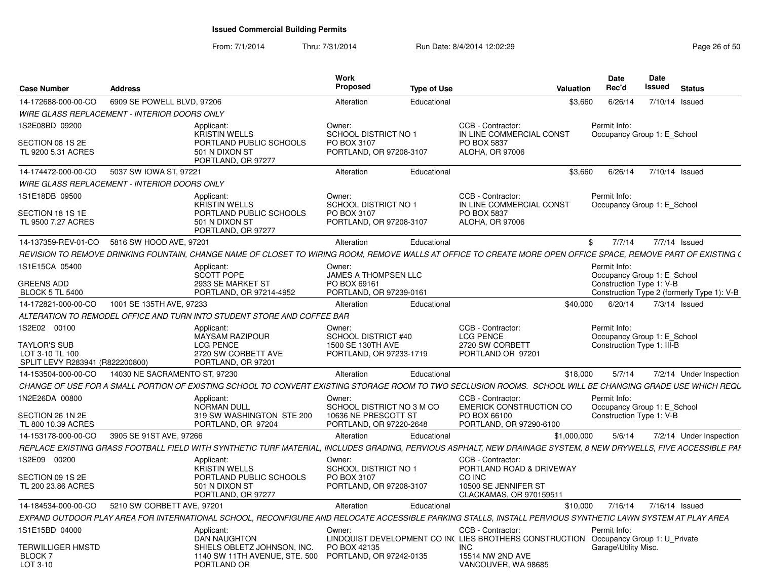# Issued Commercial Building Permits

From: 7/1/2014 Thru: 7/31/2014 Run Date: 8/4/2014 12:02:29

| Case Number | Address | Work Proposed | Type of Use | Valuation | Date Rec'd | Date Issued | Status |
|---|---|---|---|---|---|---|---|
| 14-172688-000-00-CO | 6909 SE POWELL BLVD, 97206 | Alteration | Educational | $3,660 | 6/26/14 | 7/10/14 | Issued |

*WIRE GLASS REPLACEMENT - INTERIOR DOORS ONLY*

1S2E08BD 09200
SECTION 08 1S 2E
TL 9200 5.31 ACRES

Applicant: KRISTIN WELLS, PORTLAND PUBLIC SCHOOLS, 501 N DIXON ST, PORTLAND, OR 97277
Owner: SCHOOL DISTRICT NO 1, PO BOX 3107, PORTLAND, OR 97208-3107
CCB - Contractor: IN LINE COMMERCIAL CONST, PO BOX 5837, ALOHA, OR 97006
Permit Info: Occupancy Group 1: E_School

| Case Number | Address | Work Proposed | Type of Use | Valuation | Date Rec'd | Date Issued | Status |
|---|---|---|---|---|---|---|---|
| 14-174472-000-00-CO | 5037 SW IOWA ST, 97221 | Alteration | Educational | $3,660 | 6/26/14 | 7/10/14 | Issued |

*WIRE GLASS REPLACEMENT - INTERIOR DOORS ONLY*

1S1E18DB 09500
SECTION 18 1S 1E
TL 9500 7.27 ACRES

Applicant: KRISTIN WELLS, PORTLAND PUBLIC SCHOOLS, 501 N DIXON ST, PORTLAND, OR 97277
Owner: SCHOOL DISTRICT NO 1, PO BOX 3107, PORTLAND, OR 97208-3107
CCB - Contractor: IN LINE COMMERCIAL CONST, PO BOX 5837, ALOHA, OR 97006
Permit Info: Occupancy Group 1: E_School

| Case Number | Address | Work Proposed | Type of Use | Valuation | Date Rec'd | Date Issued | Status |
|---|---|---|---|---|---|---|---|
| 14-137359-REV-01-CO | 5816 SW HOOD AVE, 97201 | Alteration | Educational | $ | 7/7/14 | 7/7/14 | Issued |

*REVISION TO REMOVE DRINKING FOUNTAIN, CHANGE NAME OF CLOSET TO WIRING ROOM, REMOVE WALLS AT OFFICE TO CREATE MORE OPEN OFFICE SPACE, REMOVE PART OF EXISTING (*

1S1E15CA 05400
GREENS ADD
BLOCK 5 TL 5400

Applicant: SCOTT POPE, 2933 SE MARKET ST, PORTLAND, OR 97214-4952
Owner: JAMES A THOMPSEN LLC, PO BOX 69161, PORTLAND, OR 97239-0161
Permit Info: Occupancy Group 1: E_School; Construction Type 1: V-B; Construction Type 2 (formerly Type 1): V-B

| Case Number | Address | Work Proposed | Type of Use | Valuation | Date Rec'd | Date Issued | Status |
|---|---|---|---|---|---|---|---|
| 14-172821-000-00-CO | 1001 SE 135TH AVE, 97233 | Alteration | Educational | $40,000 | 6/20/14 | 7/3/14 | Issued |

*ALTERATION TO REMODEL OFFICE AND TURN INTO STUDENT STORE AND COFFEE BAR*

1S2E02 00100
TAYLOR'S SUB
LOT 3-10 TL 100
SPLIT LEVY R283941 (R822200800)

Applicant: MAYSAM RAZIPOUR, LCG PENCE, 2720 SW CORBETT AVE, PORTLAND, OR 97201
Owner: SCHOOL DISTRICT #40, 1500 SE 130TH AVE, PORTLAND, OR 97233-1719
CCB - Contractor: LCG PENCE, 2720 SW CORBETT, PORTLAND OR 97201
Permit Info: Occupancy Group 1: E_School; Construction Type 1: III-B

| Case Number | Address | Work Proposed | Type of Use | Valuation | Date Rec'd | Date Issued | Status |
|---|---|---|---|---|---|---|---|
| 14-153504-000-00-CO | 14030 NE SACRAMENTO ST, 97230 | Alteration | Educational | $18,000 | 5/7/14 | 7/2/14 | Under Inspection |

*CHANGE OF USE FOR A SMALL PORTION OF EXISTING SCHOOL TO CONVERT EXISTING STORAGE ROOM TO TWO SECLUSION ROOMS. SCHOOL WILL BE CHANGING GRADE USE WHICH REQU*

1N2E26DA 00800
SECTION 26 1N 2E
TL 800 10.39 ACRES

Applicant: NORMAN DULL, 319 SW WASHINGTON STE 200, PORTLAND, OR 97204
Owner: SCHOOL DISTRICT NO 3 M CO, 10636 NE PRESCOTT ST, PORTLAND, OR 97220-2648
CCB - Contractor: EMERICK CONSTRUCTION CO, PO BOX 66100, PORTLAND, OR 97290-6100
Permit Info: Occupancy Group 1: E_School; Construction Type 1: V-B

| Case Number | Address | Work Proposed | Type of Use | Valuation | Date Rec'd | Date Issued | Status |
|---|---|---|---|---|---|---|---|
| 14-153178-000-00-CO | 3905 SE 91ST AVE, 97266 | Alteration | Educational | $1,000,000 | 5/6/14 | 7/2/14 | Under Inspection |

*REPLACE EXISTING GRASS FOOTBALL FIELD WITH SYNTHETIC TURF MATERIAL, INCLUDES GRADING, PERVIOUS ASPHALT, NEW DRAINAGE SYSTEM, 8 NEW DRYWELLS, FIVE ACCESSIBLE PAI*

1S2E09 00200
SECTION 09 1S 2E
TL 200 23.86 ACRES

Applicant: KRISTIN WELLS, PORTLAND PUBLIC SCHOOLS, 501 N DIXON ST, PORTLAND, OR 97277
Owner: SCHOOL DISTRICT NO 1, PO BOX 3107, PORTLAND, OR 97208-3107
CCB - Contractor: PORTLAND ROAD & DRIVEWAY CO INC, 10500 SE JENNIFER ST, CLACKAMAS, OR 970159511

| Case Number | Address | Work Proposed | Type of Use | Valuation | Date Rec'd | Date Issued | Status |
|---|---|---|---|---|---|---|---|
| 14-184534-000-00-CO | 5210 SW CORBETT AVE, 97201 | Alteration | Educational | $10,000 | 7/16/14 | 7/16/14 | Issued |

*EXPAND OUTDOOR PLAY AREA FOR INTERNATIONAL SCHOOL, RECONFIGURE AND RELOCATE ACCESSIBLE PARKING STALLS, INSTALL PERVIOUS SYNTHETIC LAWN SYSTEM AT PLAY AREA*

1S1E15BD 04000
TERWILLIGER HMSTD
BLOCK 7
LOT 3-10

Applicant: DAN NAUGHTON, SHIELS OBLETZ JOHNSON, INC., 1140 SW 11TH AVENUE, STE. 500, PORTLAND OR
Owner: LINDQUIST DEVELOPMENT CO INC, PO BOX 42135, PORTLAND, OR 97242-0135
CCB - Contractor: LIES BROTHERS CONSTRUCTION INC, 15514 NW 2ND AVE, VANCOUVER, WA 98685
Permit Info: Occupancy Group 1: U_Private Garage\Utility Misc.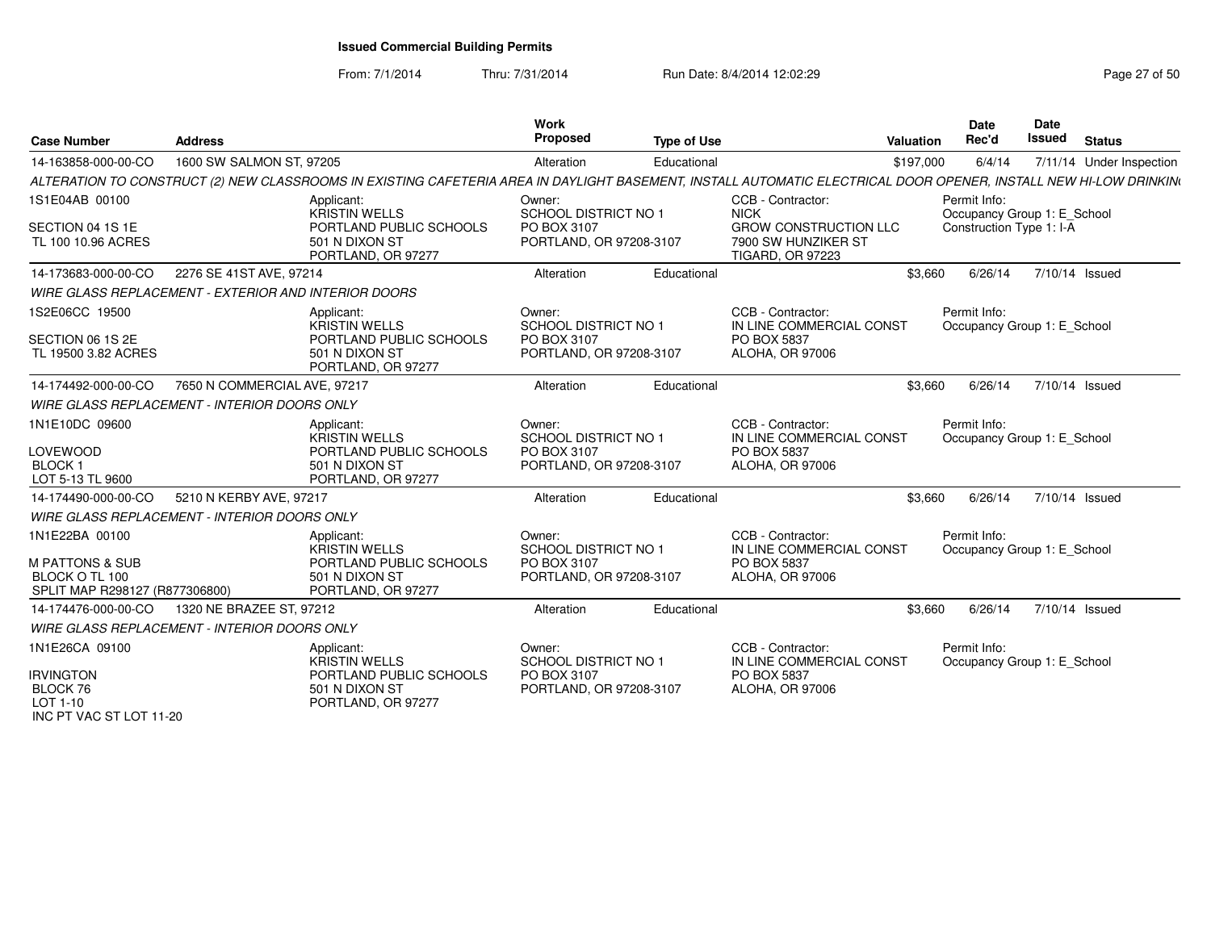# Issued Commercial Building Permits

From: 7/1/2014 Thru: 7/31/2014 Run Date: 8/4/2014 12:02:29

| Case Number | Address | Work Proposed | Type of Use | Valuation | Date Rec'd | Date Issued | Status |
|---|---|---|---|---|---|---|---|
| 14-163858-000-00-CO | 1600 SW SALMON ST, 97205 | Alteration | Educational | $197,000 | 6/4/14 | 7/11/14 | Under Inspection |

*ALTERATION TO CONSTRUCT (2) NEW CLASSROOMS IN EXISTING CAFETERIA AREA IN DAYLIGHT BASEMENT, INSTALL AUTOMATIC ELECTRICAL DOOR OPENER, INSTALL NEW HI-LOW DRINKIN*

| Parcel | Applicant | Owner | CCB - Contractor | Permit Info |
|---|---|---|---|---|
| 1S1E04AB 00100<br>SECTION 04 1S 1E<br>TL 100 10.96 ACRES | KRISTIN WELLS<br>PORTLAND PUBLIC SCHOOLS<br>501 N DIXON ST<br>PORTLAND, OR 97277 | SCHOOL DISTRICT NO 1<br>PO BOX 3107<br>PORTLAND, OR 97208-3107 | NICK<br>GROW CONSTRUCTION LLC<br>7900 SW HUNZIKER ST<br>TIGARD, OR 97223 | Occupancy Group 1: E_School<br>Construction Type 1: I-A |

| Case Number | Address | Work Proposed | Type of Use | Valuation | Date Rec'd | Date Issued | Status |
|---|---|---|---|---|---|---|---|
| 14-173683-000-00-CO | 2276 SE 41ST AVE, 97214 | Alteration | Educational | $3,660 | 6/26/14 | 7/10/14 | Issued |

*WIRE GLASS REPLACEMENT - EXTERIOR AND INTERIOR DOORS*

| Parcel | Applicant | Owner | CCB - Contractor | Permit Info |
|---|---|---|---|---|
| 1S2E06CC 19500<br>SECTION 06 1S 2E<br>TL 19500 3.82 ACRES | KRISTIN WELLS<br>PORTLAND PUBLIC SCHOOLS<br>501 N DIXON ST<br>PORTLAND, OR 97277 | SCHOOL DISTRICT NO 1<br>PO BOX 3107<br>PORTLAND, OR 97208-3107 | IN LINE COMMERCIAL CONST<br>PO BOX 5837<br>ALOHA, OR 97006 | Occupancy Group 1: E_School |

| Case Number | Address | Work Proposed | Type of Use | Valuation | Date Rec'd | Date Issued | Status |
|---|---|---|---|---|---|---|---|
| 14-174492-000-00-CO | 7650 N COMMERCIAL AVE, 97217 | Alteration | Educational | $3,660 | 6/26/14 | 7/10/14 | Issued |

*WIRE GLASS REPLACEMENT - INTERIOR DOORS ONLY*

| Parcel | Applicant | Owner | CCB - Contractor | Permit Info |
|---|---|---|---|---|
| 1N1E10DC 09600<br>LOVEWOOD<br>BLOCK 1<br>LOT 5-13 TL 9600 | KRISTIN WELLS<br>PORTLAND PUBLIC SCHOOLS<br>501 N DIXON ST<br>PORTLAND, OR 97277 | SCHOOL DISTRICT NO 1<br>PO BOX 3107<br>PORTLAND, OR 97208-3107 | IN LINE COMMERCIAL CONST<br>PO BOX 5837<br>ALOHA, OR 97006 | Occupancy Group 1: E_School |

| Case Number | Address | Work Proposed | Type of Use | Valuation | Date Rec'd | Date Issued | Status |
|---|---|---|---|---|---|---|---|
| 14-174490-000-00-CO | 5210 N KERBY AVE, 97217 | Alteration | Educational | $3,660 | 6/26/14 | 7/10/14 | Issued |

*WIRE GLASS REPLACEMENT - INTERIOR DOORS ONLY*

| Parcel | Applicant | Owner | CCB - Contractor | Permit Info |
|---|---|---|---|---|
| 1N1E22BA 00100<br>M PATTONS & SUB<br>BLOCK O TL 100<br>SPLIT MAP R298127 (R877306800) | KRISTIN WELLS<br>PORTLAND PUBLIC SCHOOLS<br>501 N DIXON ST<br>PORTLAND, OR 97277 | SCHOOL DISTRICT NO 1<br>PO BOX 3107<br>PORTLAND, OR 97208-3107 | IN LINE COMMERCIAL CONST<br>PO BOX 5837<br>ALOHA, OR 97006 | Occupancy Group 1: E_School |

| Case Number | Address | Work Proposed | Type of Use | Valuation | Date Rec'd | Date Issued | Status |
|---|---|---|---|---|---|---|---|
| 14-174476-000-00-CO | 1320 NE BRAZEE ST, 97212 | Alteration | Educational | $3,660 | 6/26/14 | 7/10/14 | Issued |

*WIRE GLASS REPLACEMENT - INTERIOR DOORS ONLY*

| Parcel | Applicant | Owner | CCB - Contractor | Permit Info |
|---|---|---|---|---|
| 1N1E26CA 09100<br>IRVINGTON<br>BLOCK 76<br>LOT 1-10<br>INC PT VAC ST LOT 11-20 | KRISTIN WELLS<br>PORTLAND PUBLIC SCHOOLS<br>501 N DIXON ST<br>PORTLAND, OR 97277 | SCHOOL DISTRICT NO 1<br>PO BOX 3107<br>PORTLAND, OR 97208-3107 | IN LINE COMMERCIAL CONST<br>PO BOX 5837<br>ALOHA, OR 97006 | Occupancy Group 1: E_School |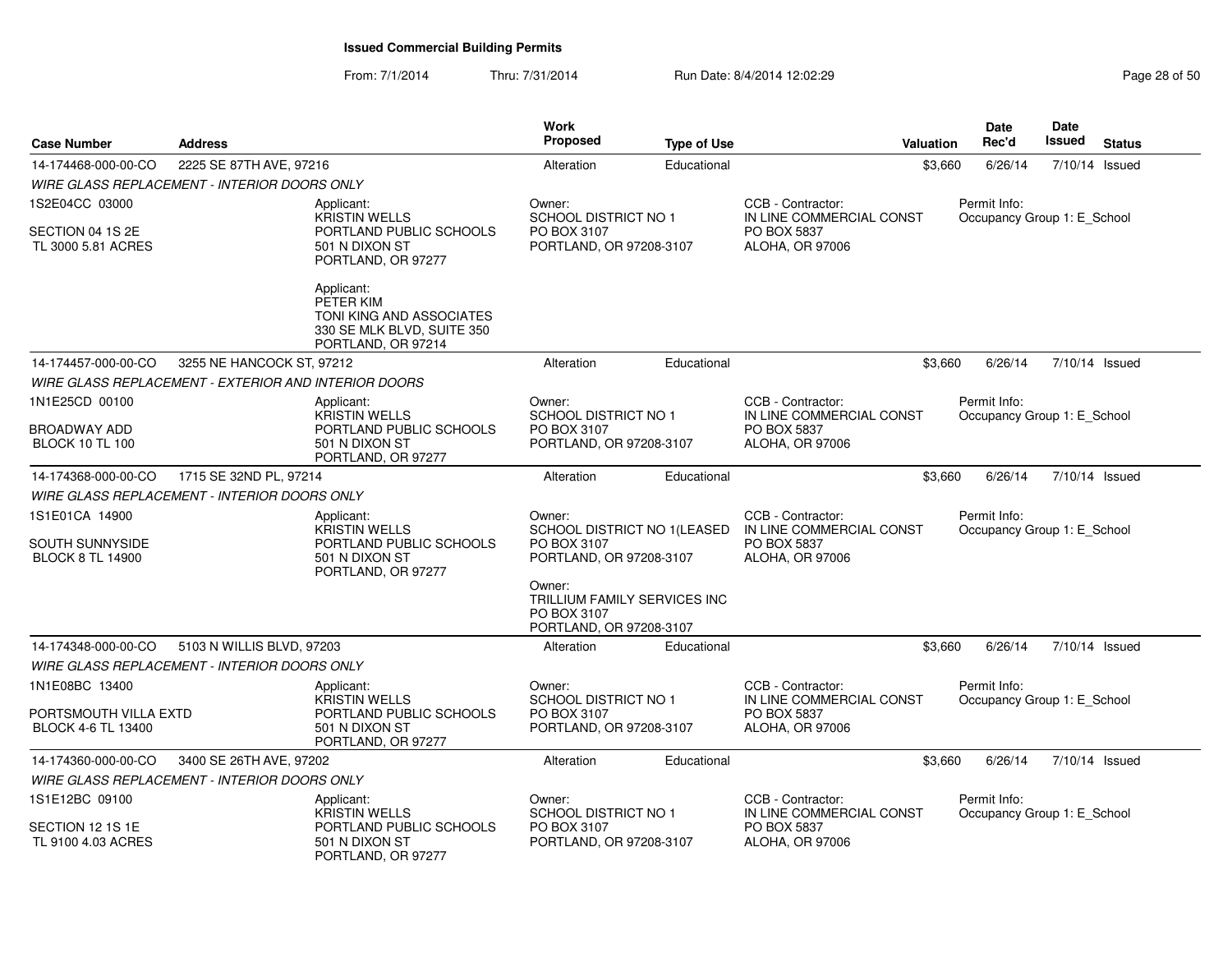**Issued Commercial Building Permits**

From: 7/1/2014 Thru: 7/31/2014 Run Date: 8/4/2014 12:02:29

| Case Number | Address | Work Proposed | Type of Use | Valuation | Date Rec'd | Date Issued | Status |
|---|---|---|---|---|---|---|---|
| 14-174468-000-00-CO | 2225 SE 87TH AVE, 97216 | Alteration | Educational | $3,660 | 6/26/14 | 7/10/14 | Issued |

*WIRE GLASS REPLACEMENT - INTERIOR DOORS ONLY*

1S2E04CC 03000
SECTION 04 1S 2E
TL 3000 5.81 ACRES

Applicant:
KRISTIN WELLS
PORTLAND PUBLIC SCHOOLS
501 N DIXON ST
PORTLAND, OR 97277

Applicant:
PETER KIM
TONI KING AND ASSOCIATES
330 SE MLK BLVD, SUITE 350
PORTLAND, OR 97214

Owner:
SCHOOL DISTRICT NO 1
PO BOX 3107
PORTLAND, OR 97208-3107

CCB - Contractor:
IN LINE COMMERCIAL CONST
PO BOX 5837
ALOHA, OR 97006

Permit Info:
Occupancy Group 1: E_School

---

| Case Number | Address | Work Proposed | Type of Use | Valuation | Date Rec'd | Date Issued | Status |
|---|---|---|---|---|---|---|---|
| 14-174457-000-00-CO | 3255 NE HANCOCK ST, 97212 | Alteration | Educational | $3,660 | 6/26/14 | 7/10/14 | Issued |

*WIRE GLASS REPLACEMENT - EXTERIOR AND INTERIOR DOORS*

1N1E25CD 00100
BROADWAY ADD
BLOCK 10 TL 100

Applicant:
KRISTIN WELLS
PORTLAND PUBLIC SCHOOLS
501 N DIXON ST
PORTLAND, OR 97277

Owner:
SCHOOL DISTRICT NO 1
PO BOX 3107
PORTLAND, OR 97208-3107

CCB - Contractor:
IN LINE COMMERCIAL CONST
PO BOX 5837
ALOHA, OR 97006

Permit Info:
Occupancy Group 1: E_School

---

| Case Number | Address | Work Proposed | Type of Use | Valuation | Date Rec'd | Date Issued | Status |
|---|---|---|---|---|---|---|---|
| 14-174368-000-00-CO | 1715 SE 32ND PL, 97214 | Alteration | Educational | $3,660 | 6/26/14 | 7/10/14 | Issued |

*WIRE GLASS REPLACEMENT - INTERIOR DOORS ONLY*

1S1E01CA 14900
SOUTH SUNNYSIDE
BLOCK 8 TL 14900

Applicant:
KRISTIN WELLS
PORTLAND PUBLIC SCHOOLS
501 N DIXON ST
PORTLAND, OR 97277

Owner:
SCHOOL DISTRICT NO 1(LEASED
PO BOX 3107
PORTLAND, OR 97208-3107

Owner:
TRILLIUM FAMILY SERVICES INC
PO BOX 3107
PORTLAND, OR 97208-3107

CCB - Contractor:
IN LINE COMMERCIAL CONST
PO BOX 5837
ALOHA, OR 97006

Permit Info:
Occupancy Group 1: E_School

---

| Case Number | Address | Work Proposed | Type of Use | Valuation | Date Rec'd | Date Issued | Status |
|---|---|---|---|---|---|---|---|
| 14-174348-000-00-CO | 5103 N WILLIS BLVD, 97203 | Alteration | Educational | $3,660 | 6/26/14 | 7/10/14 | Issued |

*WIRE GLASS REPLACEMENT - INTERIOR DOORS ONLY*

1N1E08BC 13400
PORTSMOUTH VILLA EXTD
BLOCK 4-6 TL 13400

Applicant:
KRISTIN WELLS
PORTLAND PUBLIC SCHOOLS
501 N DIXON ST
PORTLAND, OR 97277

Owner:
SCHOOL DISTRICT NO 1
PO BOX 3107
PORTLAND, OR 97208-3107

CCB - Contractor:
IN LINE COMMERCIAL CONST
PO BOX 5837
ALOHA, OR 97006

Permit Info:
Occupancy Group 1: E_School

---

| Case Number | Address | Work Proposed | Type of Use | Valuation | Date Rec'd | Date Issued | Status |
|---|---|---|---|---|---|---|---|
| 14-174360-000-00-CO | 3400 SE 26TH AVE, 97202 | Alteration | Educational | $3,660 | 6/26/14 | 7/10/14 | Issued |

*WIRE GLASS REPLACEMENT - INTERIOR DOORS ONLY*

1S1E12BC 09100
SECTION 12 1S 1E
TL 9100 4.03 ACRES

Applicant:
KRISTIN WELLS
PORTLAND PUBLIC SCHOOLS
501 N DIXON ST
PORTLAND, OR 97277

Owner:
SCHOOL DISTRICT NO 1
PO BOX 3107
PORTLAND, OR 97208-3107

CCB - Contractor:
IN LINE COMMERCIAL CONST
PO BOX 5837
ALOHA, OR 97006

Permit Info:
Occupancy Group 1: E_School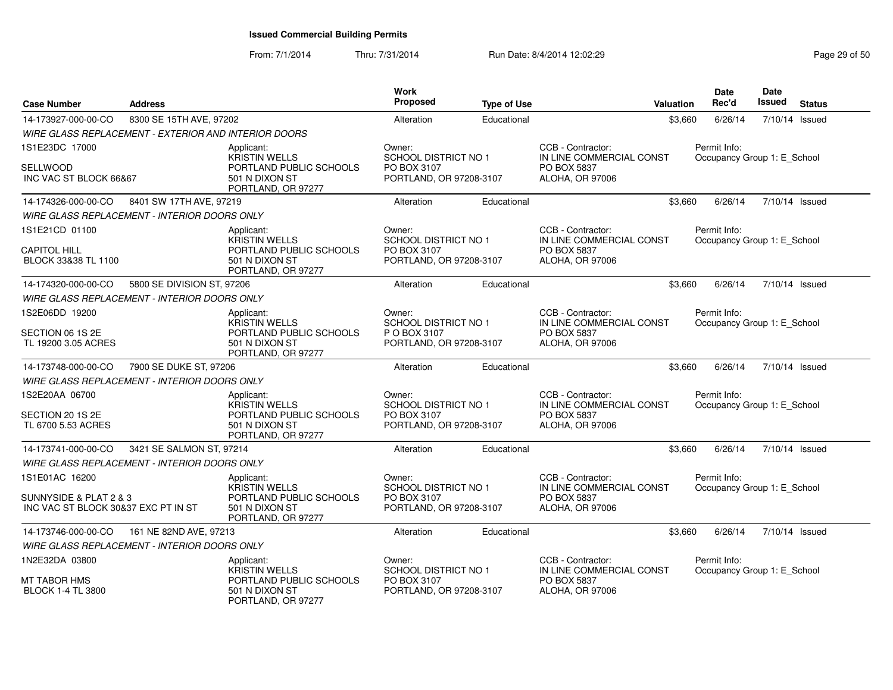# Issued Commercial Building Permits

From: 7/1/2014 Thru: 7/31/2014 Run Date: 8/4/2014 12:02:29

| Case Number | Address | | Work Proposed | Type of Use | | Valuation | Date Rec'd | Date Issued | Status |
|---|---|---|---|---|---|---|---|---|---|
| 14-173927-000-00-CO | 8300 SE 15TH AVE, 97202 | | Alteration | Educational | | $3,660 | 6/26/14 | 7/10/14 | Issued |
| *WIRE GLASS REPLACEMENT - EXTERIOR AND INTERIOR DOORS* | | | | | | | | | |
| 1S1E23DC 17000<br><br>SELLWOOD<br>INC VAC ST BLOCK 66&67 | | Applicant:<br>KRISTIN WELLS<br>PORTLAND PUBLIC SCHOOLS<br>501 N DIXON ST<br>PORTLAND, OR 97277 | Owner:<br>SCHOOL DISTRICT NO 1<br>PO BOX 3107<br>PORTLAND, OR 97208-3107 | | CCB - Contractor:<br>IN LINE COMMERCIAL CONST<br>PO BOX 5837<br>ALOHA, OR 97006 | | Permit Info:<br>Occupancy Group 1: E_School | | |
| 14-174326-000-00-CO | 8401 SW 17TH AVE, 97219 | | Alteration | Educational | | $3,660 | 6/26/14 | 7/10/14 | Issued |
| *WIRE GLASS REPLACEMENT - INTERIOR DOORS ONLY* | | | | | | | | | |
| 1S1E21CD 01100<br><br>CAPITOL HILL<br>BLOCK 33&38 TL 1100 | | Applicant:<br>KRISTIN WELLS<br>PORTLAND PUBLIC SCHOOLS<br>501 N DIXON ST<br>PORTLAND, OR 97277 | Owner:<br>SCHOOL DISTRICT NO 1<br>PO BOX 3107<br>PORTLAND, OR 97208-3107 | | CCB - Contractor:<br>IN LINE COMMERCIAL CONST<br>PO BOX 5837<br>ALOHA, OR 97006 | | Permit Info:<br>Occupancy Group 1: E_School | | |
| 14-174320-000-00-CO | 5800 SE DIVISION ST, 97206 | | Alteration | Educational | | $3,660 | 6/26/14 | 7/10/14 | Issued |
| *WIRE GLASS REPLACEMENT - INTERIOR DOORS ONLY* | | | | | | | | | |
| 1S2E06DD 19200<br><br>SECTION 06 1S 2E<br>TL 19200 3.05 ACRES | | Applicant:<br>KRISTIN WELLS<br>PORTLAND PUBLIC SCHOOLS<br>501 N DIXON ST<br>PORTLAND, OR 97277 | Owner:<br>SCHOOL DISTRICT NO 1<br>P O BOX 3107<br>PORTLAND, OR 97208-3107 | | CCB - Contractor:<br>IN LINE COMMERCIAL CONST<br>PO BOX 5837<br>ALOHA, OR 97006 | | Permit Info:<br>Occupancy Group 1: E_School | | |
| 14-173748-000-00-CO | 7900 SE DUKE ST, 97206 | | Alteration | Educational | | $3,660 | 6/26/14 | 7/10/14 | Issued |
| *WIRE GLASS REPLACEMENT - INTERIOR DOORS ONLY* | | | | | | | | | |
| 1S2E20AA 06700<br><br>SECTION 20 1S 2E<br>TL 6700 5.53 ACRES | | Applicant:<br>KRISTIN WELLS<br>PORTLAND PUBLIC SCHOOLS<br>501 N DIXON ST<br>PORTLAND, OR 97277 | Owner:<br>SCHOOL DISTRICT NO 1<br>PO BOX 3107<br>PORTLAND, OR 97208-3107 | | CCB - Contractor:<br>IN LINE COMMERCIAL CONST<br>PO BOX 5837<br>ALOHA, OR 97006 | | Permit Info:<br>Occupancy Group 1: E_School | | |
| 14-173741-000-00-CO | 3421 SE SALMON ST, 97214 | | Alteration | Educational | | $3,660 | 6/26/14 | 7/10/14 | Issued |
| *WIRE GLASS REPLACEMENT - INTERIOR DOORS ONLY* | | | | | | | | | |
| 1S1E01AC 16200<br><br>SUNNYSIDE & PLAT 2 & 3<br>INC VAC ST BLOCK 30&37 EXC PT IN ST | | Applicant:<br>KRISTIN WELLS<br>PORTLAND PUBLIC SCHOOLS<br>501 N DIXON ST<br>PORTLAND, OR 97277 | Owner:<br>SCHOOL DISTRICT NO 1<br>PO BOX 3107<br>PORTLAND, OR 97208-3107 | | CCB - Contractor:<br>IN LINE COMMERCIAL CONST<br>PO BOX 5837<br>ALOHA, OR 97006 | | Permit Info:<br>Occupancy Group 1: E_School | | |
| 14-173746-000-00-CO | 161 NE 82ND AVE, 97213 | | Alteration | Educational | | $3,660 | 6/26/14 | 7/10/14 | Issued |
| *WIRE GLASS REPLACEMENT - INTERIOR DOORS ONLY* | | | | | | | | | |
| 1N2E32DA 03800<br><br>MT TABOR HMS<br>BLOCK 1-4 TL 3800 | | Applicant:<br>KRISTIN WELLS<br>PORTLAND PUBLIC SCHOOLS<br>501 N DIXON ST<br>PORTLAND, OR 97277 | Owner:<br>SCHOOL DISTRICT NO 1<br>PO BOX 3107<br>PORTLAND, OR 97208-3107 | | CCB - Contractor:<br>IN LINE COMMERCIAL CONST<br>PO BOX 5837<br>ALOHA, OR 97006 | | Permit Info:<br>Occupancy Group 1: E_School | | |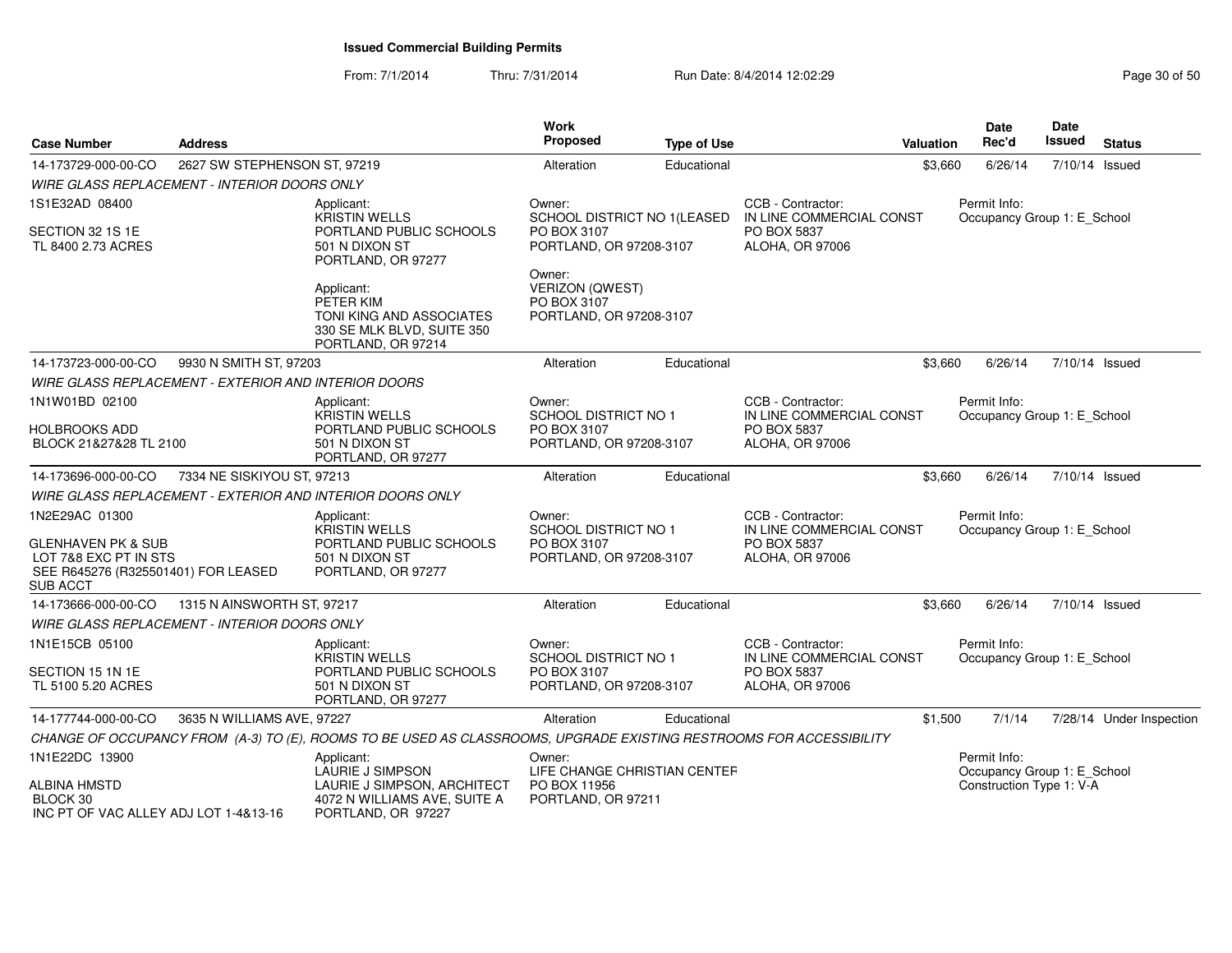# Issued Commercial Building Permits

From: 7/1/2014 Thru: 7/31/2014 Run Date: 8/4/2014 12:02:29

| Case Number | Address | Work Proposed | Type of Use | Valuation | Date Rec'd | Date Issued | Status |
|---|---|---|---|---|---|---|---|
| 14-173729-000-00-CO | 2627 SW STEPHENSON ST, 97219 | Alteration | Educational | $3,660 | 6/26/14 | 7/10/14 | Issued |

*WIRE GLASS REPLACEMENT - INTERIOR DOORS ONLY*

1S1E32AD 08400

SECTION 32 1S 1E
TL 8400 2.73 ACRES

Applicant:
KRISTIN WELLS
PORTLAND PUBLIC SCHOOLS
501 N DIXON ST
PORTLAND, OR 97277

Applicant:
PETER KIM
TONI KING AND ASSOCIATES
330 SE MLK BLVD, SUITE 350
PORTLAND, OR 97214

Owner:
SCHOOL DISTRICT NO 1(LEASED
PO BOX 3107
PORTLAND, OR 97208-3107

Owner:
VERIZON (QWEST)
PO BOX 3107
PORTLAND, OR 97208-3107

CCB - Contractor:
IN LINE COMMERCIAL CONST
PO BOX 5837
ALOHA, OR 97006

Permit Info:
Occupancy Group 1: E_School

| Case Number | Address | Work Proposed | Type of Use | Valuation | Date Rec'd | Date Issued | Status |
|---|---|---|---|---|---|---|---|
| 14-173723-000-00-CO | 9930 N SMITH ST, 97203 | Alteration | Educational | $3,660 | 6/26/14 | 7/10/14 | Issued |

*WIRE GLASS REPLACEMENT - EXTERIOR AND INTERIOR DOORS*

1N1W01BD 02100

HOLBROOKS ADD
BLOCK 21&27&28 TL 2100

Applicant:
KRISTIN WELLS
PORTLAND PUBLIC SCHOOLS
501 N DIXON ST
PORTLAND, OR 97277

Owner:
SCHOOL DISTRICT NO 1
PO BOX 3107
PORTLAND, OR 97208-3107

CCB - Contractor:
IN LINE COMMERCIAL CONST
PO BOX 5837
ALOHA, OR 97006

Permit Info:
Occupancy Group 1: E_School

| Case Number | Address | Work Proposed | Type of Use | Valuation | Date Rec'd | Date Issued | Status |
|---|---|---|---|---|---|---|---|
| 14-173696-000-00-CO | 7334 NE SISKIYOU ST, 97213 | Alteration | Educational | $3,660 | 6/26/14 | 7/10/14 | Issued |

*WIRE GLASS REPLACEMENT - EXTERIOR AND INTERIOR DOORS ONLY*

1N2E29AC 01300

GLENHAVEN PK & SUB
LOT 7&8 EXC PT IN STS
SEE R645276 (R325501401) FOR LEASED SUB ACCT

Applicant:
KRISTIN WELLS
PORTLAND PUBLIC SCHOOLS
501 N DIXON ST
PORTLAND, OR 97277

Owner:
SCHOOL DISTRICT NO 1
PO BOX 3107
PORTLAND, OR 97208-3107

CCB - Contractor:
IN LINE COMMERCIAL CONST
PO BOX 5837
ALOHA, OR 97006

Permit Info:
Occupancy Group 1: E_School

| Case Number | Address | Work Proposed | Type of Use | Valuation | Date Rec'd | Date Issued | Status |
|---|---|---|---|---|---|---|---|
| 14-173666-000-00-CO | 1315 N AINSWORTH ST, 97217 | Alteration | Educational | $3,660 | 6/26/14 | 7/10/14 | Issued |

*WIRE GLASS REPLACEMENT - INTERIOR DOORS ONLY*

1N1E15CB 05100

SECTION 15 1N 1E
TL 5100 5.20 ACRES

Applicant:
KRISTIN WELLS
PORTLAND PUBLIC SCHOOLS
501 N DIXON ST
PORTLAND, OR 97277

Owner:
SCHOOL DISTRICT NO 1
PO BOX 3107
PORTLAND, OR 97208-3107

CCB - Contractor:
IN LINE COMMERCIAL CONST
PO BOX 5837
ALOHA, OR 97006

Permit Info:
Occupancy Group 1: E_School

| Case Number | Address | Work Proposed | Type of Use | Valuation | Date Rec'd | Date Issued | Status |
|---|---|---|---|---|---|---|---|
| 14-177744-000-00-CO | 3635 N WILLIAMS AVE, 97227 | Alteration | Educational | $1,500 | 7/1/14 | 7/28/14 | Under Inspection |

*CHANGE OF OCCUPANCY FROM (A-3) TO (E), ROOMS TO BE USED AS CLASSROOMS, UPGRADE EXISTING RESTROOMS FOR ACCESSIBILITY*

1N1E22DC 13900

ALBINA HMSTD
BLOCK 30
INC PT OF VAC ALLEY ADJ LOT 1-4&13-16

Applicant:
LAURIE J SIMPSON
LAURIE J SIMPSON, ARCHITECT
4072 N WILLIAMS AVE, SUITE A
PORTLAND, OR 97227

Owner:
LIFE CHANGE CHRISTIAN CENTEF
PO BOX 11956
PORTLAND, OR 97211

Permit Info:
Occupancy Group 1: E_School
Construction Type 1: V-A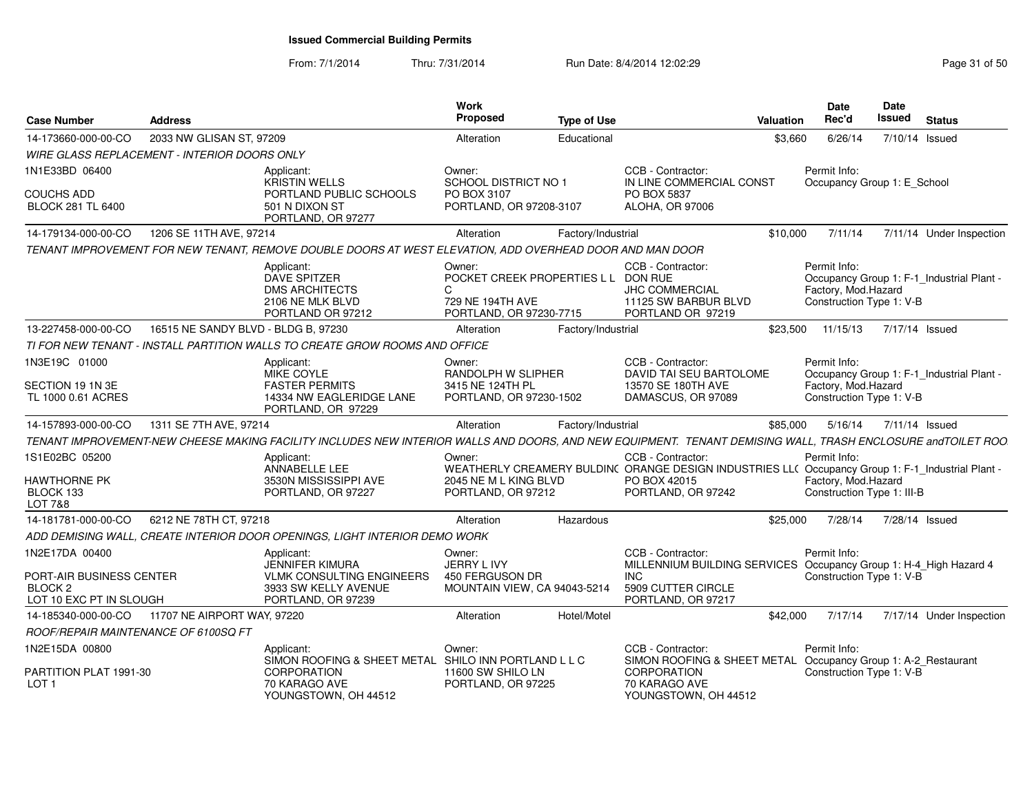# Issued Commercial Building Permits

From: 7/1/2014 Thru: 7/31/2014 Run Date: 8/4/2014 12:02:29

| Case Number | Address | Work Proposed | Type of Use | Valuation | Date Rec'd | Date Issued | Status |
|---|---|---|---|---|---|---|---|
| 14-173660-000-00-CO | 2033 NW GLISAN ST, 97209 | Alteration | Educational | $3,660 | 6/26/14 | 7/10/14 | Issued |

*WIRE GLASS REPLACEMENT - INTERIOR DOORS ONLY*

1N1E33BD 06400
COUCHS ADD
BLOCK 281 TL 6400

Applicant: KRISTIN WELLS, PORTLAND PUBLIC SCHOOLS, 501 N DIXON ST, PORTLAND, OR 97277
Owner: SCHOOL DISTRICT NO 1, PO BOX 3107, PORTLAND, OR 97208-3107
CCB - Contractor: IN LINE COMMERCIAL CONST, PO BOX 5837, ALOHA, OR 97006
Permit Info: Occupancy Group 1: E_School

| Case Number | Address | Work Proposed | Type of Use | Valuation | Date Rec'd | Date Issued | Status |
|---|---|---|---|---|---|---|---|
| 14-179134-000-00-CO | 1206 SE 11TH AVE, 97214 | Alteration | Factory/Industrial | $10,000 | 7/11/14 | 7/11/14 | Under Inspection |

*TENANT IMPROVEMENT FOR NEW TENANT, REMOVE DOUBLE DOORS AT WEST ELEVATION, ADD OVERHEAD DOOR AND MAN DOOR*

Applicant: DAVE SPITZER, DMS ARCHITECTS, 2106 NE MLK BLVD, PORTLAND OR 97212
Owner: POCKET CREEK PROPERTIES L L C, 729 NE 194TH AVE, PORTLAND, OR 97230-7715
CCB - Contractor: DON RUE, JHC COMMERCIAL, 11125 SW BARBUR BLVD, PORTLAND OR 97219
Permit Info: Occupancy Group 1: F-1_Industrial Plant - Factory, Mod.Hazard; Construction Type 1: V-B

| Case Number | Address | Work Proposed | Type of Use | Valuation | Date Rec'd | Date Issued | Status |
|---|---|---|---|---|---|---|---|
| 13-227458-000-00-CO | 16515 NE SANDY BLVD - BLDG B, 97230 | Alteration | Factory/Industrial | $23,500 | 11/15/13 | 7/17/14 | Issued |

*TI FOR NEW TENANT - INSTALL PARTITION WALLS TO CREATE GROW ROOMS AND OFFICE*

1N3E19C 01000
SECTION 19 1N 3E
TL 1000 0.61 ACRES

Applicant: MIKE COYLE, FASTER PERMITS, 14334 NW EAGLERIDGE LANE, PORTLAND, OR 97229
Owner: RANDOLPH W SLIPHER, 3415 NE 124TH PL, PORTLAND, OR 97230-1502
CCB - Contractor: DAVID TAI SEU BARTOLOME, 13570 SE 180TH AVE, DAMASCUS, OR 97089
Permit Info: Occupancy Group 1: F-1_Industrial Plant - Factory, Mod.Hazard; Construction Type 1: V-B

| Case Number | Address | Work Proposed | Type of Use | Valuation | Date Rec'd | Date Issued | Status |
|---|---|---|---|---|---|---|---|
| 14-157893-000-00-CO | 1311 SE 7TH AVE, 97214 | Alteration | Factory/Industrial | $85,000 | 5/16/14 | 7/11/14 | Issued |

*TENANT IMPROVEMENT-NEW CHEESE MAKING FACILITY INCLUDES NEW INTERIOR WALLS AND DOORS, AND NEW EQUIPMENT. TENANT DEMISING WALL, TRASH ENCLOSURE andTOILET ROO*

1S1E02BC 05200
HAWTHORNE PK
BLOCK 133
LOT 7&8

Applicant: ANNABELLE LEE, 3530N MISSISSIPPI AVE, PORTLAND, OR 97227
Owner: WEATHERLY CREAMERY BULDING, 2045 NE M L KING BLVD, PORTLAND, OR 97212
CCB - Contractor: ORANGE DESIGN INDUSTRIES LLC, PO BOX 42015, PORTLAND, OR 97242
Permit Info: Occupancy Group 1: F-1_Industrial Plant - Factory, Mod.Hazard; Construction Type 1: III-B

| Case Number | Address | Work Proposed | Type of Use | Valuation | Date Rec'd | Date Issued | Status |
|---|---|---|---|---|---|---|---|
| 14-181781-000-00-CO | 6212 NE 78TH CT, 97218 | Alteration | Hazardous | $25,000 | 7/28/14 | 7/28/14 | Issued |

*ADD DEMISING WALL, CREATE INTERIOR DOOR OPENINGS, LIGHT INTERIOR DEMO WORK*

1N2E17DA 00400
PORT-AIR BUSINESS CENTER
BLOCK 2
LOT 10 EXC PT IN SLOUGH

Applicant: JENNIFER KIMURA, VLMK CONSULTING ENGINEERS, 3933 SW KELLY AVENUE, PORTLAND, OR 97239
Owner: JERRY L IVY, 450 FERGUSON DR, MOUNTAIN VIEW, CA 94043-5214
CCB - Contractor: MILLENNIUM BUILDING SERVICES INC, 5909 CUTTER CIRCLE, PORTLAND, OR 97217
Permit Info: Occupancy Group 1: H-4_High Hazard 4; Construction Type 1: V-B

| Case Number | Address | Work Proposed | Type of Use | Valuation | Date Rec'd | Date Issued | Status |
|---|---|---|---|---|---|---|---|
| 14-185340-000-00-CO | 11707 NE AIRPORT WAY, 97220 | Alteration | Hotel/Motel | $42,000 | 7/17/14 | 7/17/14 | Under Inspection |

*ROOF/REPAIR MAINTENANCE OF 6100SQ FT*

1N2E15DA 00800
PARTITION PLAT 1991-30
LOT 1

Applicant: SIMON ROOFING & SHEET METAL CORPORATION, 70 KARAGO AVE, YOUNGSTOWN, OH 44512
Owner: SHILO INN PORTLAND L L C, 11600 SW SHILO LN, PORTLAND, OR 97225
CCB - Contractor: SIMON ROOFING & SHEET METAL CORPORATION, 70 KARAGO AVE, YOUNGSTOWN, OH 44512
Permit Info: Occupancy Group 1: A-2_Restaurant; Construction Type 1: V-B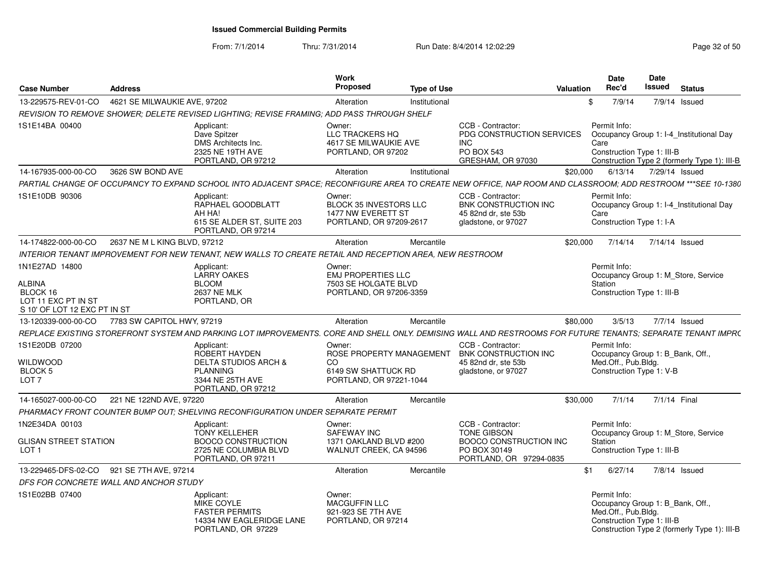# Issued Commercial Building Permits

From: 7/1/2014 Thru: 7/31/2014 Run Date: 8/4/2014 12:02:29

| Case Number | Address | Work Proposed | Type of Use | Valuation | Date Rec'd | Date Issued | Status |
|---|---|---|---|---|---|---|---|
| 13-229575-REV-01-CO | 4621 SE MILWAUKIE AVE, 97202 | Alteration | Institutional | $ | 7/9/14 | 7/9/14 | Issued |

REVISION TO REMOVE SHOWER; DELETE REVISED LIGHTING; REVISE FRAMING; ADD PASS THROUGH SHELF

1S1E14BA 00400

Applicant: Dave Spitzer, DMS Architects Inc., 2325 NE 19TH AVE, PORTLAND, OR 97212

Owner: LLC TRACKERS HQ, 4617 SE MILWAUKIE AVE, PORTLAND, OR 97202

CCB - Contractor: PDG CONSTRUCTION SERVICES INC, PO BOX 543, GRESHAM, OR 97030

Permit Info: Occupancy Group 1: I-4_Institutional Day Care; Construction Type 1: III-B; Construction Type 2 (formerly Type 1): III-B

| Case Number | Address | Work Proposed | Type of Use | Valuation | Date Rec'd | Date Issued | Status |
|---|---|---|---|---|---|---|---|
| 14-167935-000-00-CO | 3626 SW BOND AVE | Alteration | Institutional | $20,000 | 6/13/14 | 7/29/14 | Issued |

PARTIAL CHANGE OF OCCUPANCY TO EXPAND SCHOOL INTO ADJACENT SPACE; RECONFIGURE AREA TO CREATE NEW OFFICE, NAP ROOM AND CLASSROOM; ADD RESTROOM ***SEE 10-1380

1S1E10DB 90306

Applicant: RAPHAEL GOODBLATT, AH HA!, 615 SE ALDER ST, SUITE 203, PORTLAND, OR 97214

Owner: BLOCK 35 INVESTORS LLC, 1477 NW EVERETT ST, PORTLAND, OR 97209-2617

CCB - Contractor: BNK CONSTRUCTION INC, 45 82nd dr, ste 53b, gladstone, or 97027

Permit Info: Occupancy Group 1: I-4_Institutional Day Care; Construction Type 1: I-A

| Case Number | Address | Work Proposed | Type of Use | Valuation | Date Rec'd | Date Issued | Status |
|---|---|---|---|---|---|---|---|
| 14-174822-000-00-CO | 2637 NE M L KING BLVD, 97212 | Alteration | Mercantile | $20,000 | 7/14/14 | 7/14/14 | Issued |

INTERIOR TENANT IMPROVEMENT FOR NEW TENANT, NEW WALLS TO CREATE RETAIL AND RECEPTION AREA, NEW RESTROOM

1N1E27AD 14800; ALBINA; BLOCK 16; LOT 11 EXC PT IN ST; S 10' OF LOT 12 EXC PT IN ST

Applicant: LARRY OAKES, BLOOM, 2637 NE MLK, PORTLAND, OR

Owner: EMJ PROPERTIES LLC, 7503 SE HOLGATE BLVD, PORTLAND, OR 97206-3359

Permit Info: Occupancy Group 1: M_Store, Service Station; Construction Type 1: III-B

| Case Number | Address | Work Proposed | Type of Use | Valuation | Date Rec'd | Date Issued | Status |
|---|---|---|---|---|---|---|---|
| 13-120339-000-00-CO | 7783 SW CAPITOL HWY, 97219 | Alteration | Mercantile | $80,000 | 3/5/13 | 7/7/14 | Issued |

REPLACE EXISTING STOREFRONT SYSTEM AND PARKING LOT IMPROVEMENTS. CORE AND SHELL ONLY. DEMISING WALL AND RESTROOMS FOR FUTURE TENANTS; SEPARATE TENANT IMPRC

1S1E20DB 07200; WILDWOOD; BLOCK 5; LOT 7

Applicant: ROBERT HAYDEN, DELTA STUDIOS ARCH & PLANNING, 3344 NE 25TH AVE, PORTLAND, OR 97212

Owner: ROSE PROPERTY MANAGEMENT CO, 6149 SW SHATTUCK RD, PORTLAND, OR 97221-1044

CCB - Contractor: BNK CONSTRUCTION INC, 45 82nd dr, ste 53b, gladstone, or 97027

Permit Info: Occupancy Group 1: B_Bank, Off., Med.Off., Pub.Bldg.; Construction Type 1: V-B

| Case Number | Address | Work Proposed | Type of Use | Valuation | Date Rec'd | Date Issued | Status |
|---|---|---|---|---|---|---|---|
| 14-165027-000-00-CO | 221 NE 122ND AVE, 97220 | Alteration | Mercantile | $30,000 | 7/1/14 | 7/1/14 | Final |

PHARMACY FRONT COUNTER BUMP OUT; SHELVING RECONFIGURATION UNDER SEPARATE PERMIT

1N2E34DA 00103; GLISAN STREET STATION; LOT 1

Applicant: TONY KELLEHER, BOOCO CONSTRUCTION, 2725 NE COLUMBIA BLVD, PORTLAND, OR 97211

Owner: SAFEWAY INC, 1371 OAKLAND BLVD #200, WALNUT CREEK, CA 94596

CCB - Contractor: TONE GIBSON, BOOCO CONSTRUCTION INC, PO BOX 30149, PORTLAND, OR 97294-0835

Permit Info: Occupancy Group 1: M_Store, Service Station; Construction Type 1: III-B

| Case Number | Address | Work Proposed | Type of Use | Valuation | Date Rec'd | Date Issued | Status |
|---|---|---|---|---|---|---|---|
| 13-229465-DFS-02-CO | 921 SE 7TH AVE, 97214 | Alteration | Mercantile | $1 | 6/27/14 | 7/8/14 | Issued |

DFS FOR CONCRETE WALL AND ANCHOR STUDY

1S1E02BB 07400

Applicant: MIKE COYLE, FASTER PERMITS, 14334 NW EAGLERIDGE LANE, PORTLAND, OR 97229

Owner: MACGUFFIN LLC, 921-923 SE 7TH AVE, PORTLAND, OR 97214

Permit Info: Occupancy Group 1: B_Bank, Off., Med.Off., Pub.Bldg.; Construction Type 1: III-B; Construction Type 2 (formerly Type 1): III-B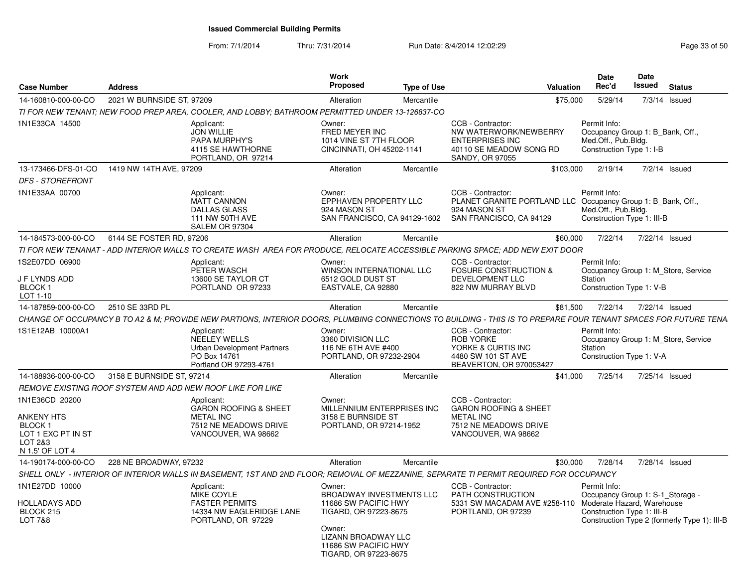# Issued Commercial Building Permits

From: 7/1/2014 Thru: 7/31/2014 Run Date: 8/4/2014 12:02:29

| Case Number | Address | Work Proposed | Type of Use | Valuation | Date Rec'd | Date Issued | Status |
|---|---|---|---|---|---|---|---|
| 14-160810-000-00-CO | 2021 W BURNSIDE ST, 97209 | Alteration | Mercantile | $75,000 | 5/29/14 | 7/3/14 | Issued |

TI FOR NEW TENANT; NEW FOOD PREP AREA, COOLER, AND LOBBY; BATHROOM PERMITTED UNDER 13-126837-CO

- 1N1E33CA 14500
- Applicant: JON WILLIE, PAPA MURPHY'S, 4115 SE HAWTHORNE, PORTLAND, OR 97214
- Owner: FRED MEYER INC, 1014 VINE ST 7TH FLOOR, CINCINNATI, OH 45202-1141
- CCB - Contractor: NW WATERWORK/NEWBERRY ENTERPRISES INC, 40110 SE MEADOW SONG RD, SANDY, OR 97055
- Permit Info: Occupancy Group 1: B_Bank, Off., Med.Off., Pub.Bldg. Construction Type 1: I-B

---

| Case Number | Address | Work Proposed | Type of Use | Valuation | Date Rec'd | Date Issued | Status |
|---|---|---|---|---|---|---|---|
| 13-173466-DFS-01-CO | 1419 NW 14TH AVE, 97209 | Alteration | Mercantile | $103,000 | 2/19/14 | 7/2/14 | Issued |

DFS - STOREFRONT

- 1N1E33AA 00700
- Applicant: MATT CANNON, DALLAS GLASS, 111 NW 50TH AVE, SALEM OR 97304
- Owner: EPPHAVEN PROPERTY LLC, 924 MASON ST, SAN FRANCISCO, CA 94129-1602
- CCB - Contractor: PLANET GRANITE PORTLAND LLC, 924 MASON ST, SAN FRANCISCO, CA 94129
- Permit Info: Occupancy Group 1: B_Bank, Off., Med.Off., Pub.Bldg. Construction Type 1: III-B

---

| Case Number | Address | Work Proposed | Type of Use | Valuation | Date Rec'd | Date Issued | Status |
|---|---|---|---|---|---|---|---|
| 14-184573-000-00-CO | 6144 SE FOSTER RD, 97206 | Alteration | Mercantile | $60,000 | 7/22/14 | 7/22/14 | Issued |

TI FOR NEW TENANAT - ADD INTERIOR WALLS TO CREATE WASH AREA FOR PRODUCE, RELOCATE ACCESSIBLE PARKING SPACE; ADD NEW EXIT DOOR

- 1S2E07DD 06900, J F LYNDS ADD, BLOCK 1, LOT 1-10
- Applicant: PETER WASCH, 13600 SE TAYLOR CT, PORTLAND OR 97233
- Owner: WINSON INTERNATIONAL LLC, 6512 GOLD DUST ST, EASTVALE, CA 92880
- CCB - Contractor: FOSURE CONSTRUCTION & DEVELOPMENT LLC, 822 NW MURRAY BLVD
- Permit Info: Occupancy Group 1: M_Store, Service Station. Construction Type 1: V-B

---

| Case Number | Address | Work Proposed | Type of Use | Valuation | Date Rec'd | Date Issued | Status |
|---|---|---|---|---|---|---|---|
| 14-187859-000-00-CO | 2510 SE 33RD PL | Alteration | Mercantile | $81,500 | 7/22/14 | 7/22/14 | Issued |

CHANGE OF OCCUPANCY B TO A2 & M; PROVIDE NEW PARTIONS, INTERIOR DOORS, PLUMBING CONNECTIONS TO BUILDING - THIS IS TO PREPARE FOUR TENANT SPACES FOR FUTURE TENA

- 1S1E12AB 10000A1
- Applicant: NEELEY WELLS, Urban Development Partners, PO Box 14761, Portland OR 97293-4761
- Owner: 3360 DIVISION LLC, 116 NE 6TH AVE #400, PORTLAND, OR 97232-2904
- CCB - Contractor: ROB YORKE, YORKE & CURTIS INC, 4480 SW 101 ST AVE, BEAVERTON, OR 970053427
- Permit Info: Occupancy Group 1: M_Store, Service Station. Construction Type 1: V-A

---

| Case Number | Address | Work Proposed | Type of Use | Valuation | Date Rec'd | Date Issued | Status |
|---|---|---|---|---|---|---|---|
| 14-188936-000-00-CO | 3158 E BURNSIDE ST, 97214 | Alteration | Mercantile | $41,000 | 7/25/14 | 7/25/14 | Issued |

REMOVE EXISTING ROOF SYSTEM AND ADD NEW ROOF LIKE FOR LIKE

- 1N1E36CD 20200, ANKENY HTS, BLOCK 1, LOT 1 EXC PT IN ST, LOT 2&3, N 1.5' OF LOT 4
- Applicant: GARON ROOFING & SHEET METAL INC, 7512 NE MEADOWS DRIVE, VANCOUVER, WA 98662
- Owner: MILLENNIUM ENTERPRISES INC, 3158 E BURNSIDE ST, PORTLAND, OR 97214-1952
- CCB - Contractor: GARON ROOFING & SHEET METAL INC, 7512 NE MEADOWS DRIVE, VANCOUVER, WA 98662

---

| Case Number | Address | Work Proposed | Type of Use | Valuation | Date Rec'd | Date Issued | Status |
|---|---|---|---|---|---|---|---|
| 14-190174-000-00-CO | 228 NE BROADWAY, 97232 | Alteration | Mercantile | $30,000 | 7/28/14 | 7/28/14 | Issued |

SHELL ONLY - INTERIOR OF INTERIOR WALLS IN BASEMENT, 1ST AND 2ND FLOOR; REMOVAL OF MEZZANINE, SEPARATE TI PERMIT REQUIRED FOR OCCUPANCY

- 1N1E27DD 10000, HOLLADAYS ADD, BLOCK 215, LOT 7&8
- Applicant: MIKE COYLE, FASTER PERMITS, 14334 NW EAGLERIDGE LANE, PORTLAND, OR 97229
- Owner: BROADWAY INVESTMENTS LLC, 11686 SW PACIFIC HWY, TIGARD, OR 97223-8675
- Owner: LIZANN BROADWAY LLC, 11686 SW PACIFIC HWY, TIGARD, OR 97223-8675
- CCB - Contractor: PATH CONSTRUCTION, 5331 SW MACADAM AVE #258-110, PORTLAND, OR 97239
- Permit Info: Occupancy Group 1: S-1_Storage - Moderate Hazard, Warehouse. Construction Type 1: III-B. Construction Type 2 (formerly Type 1): III-B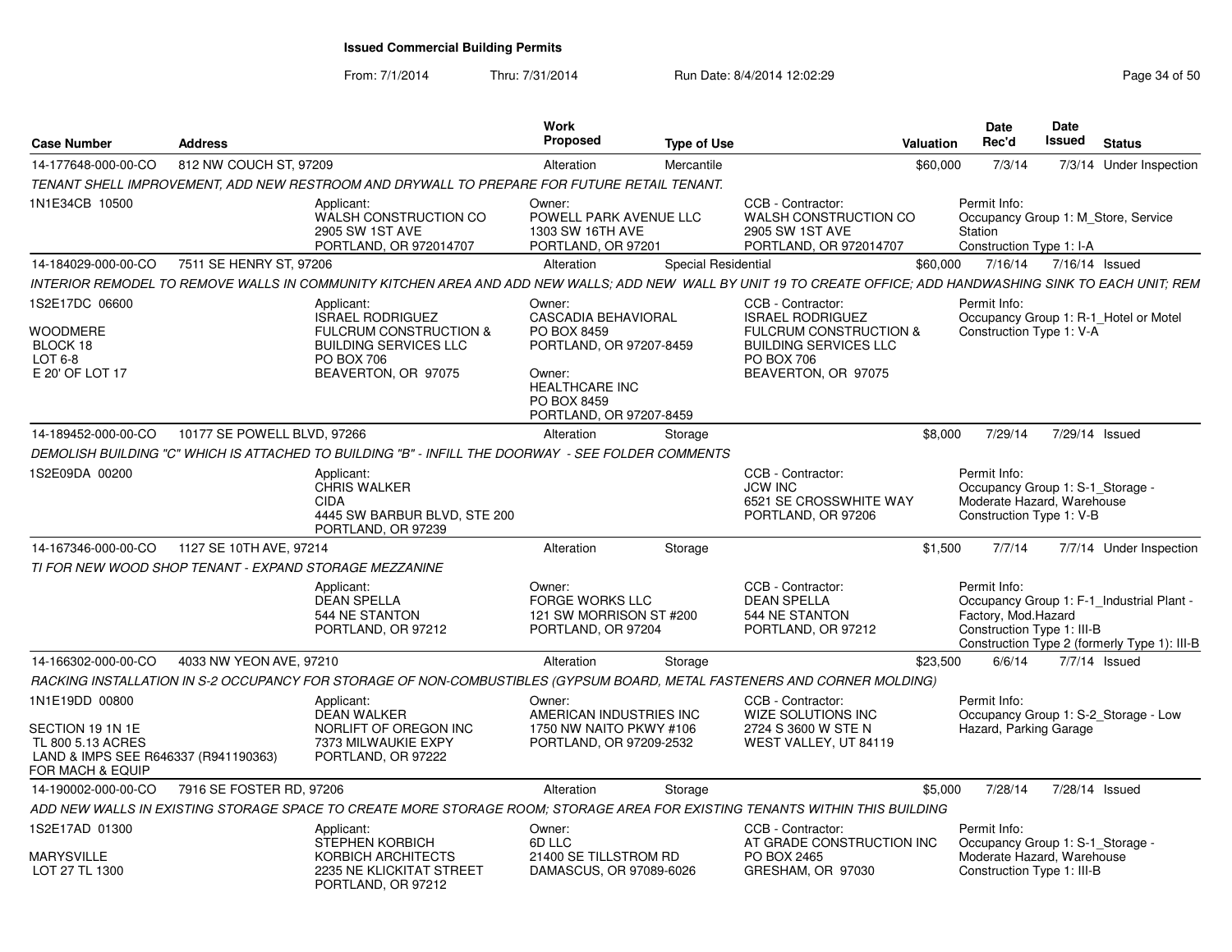# Issued Commercial Building Permits

From: 7/1/2014 Thru: 7/31/2014 Run Date: 8/4/2014 12:02:29

| Case Number | Address | Work Proposed | Type of Use | Valuation | Date Rec'd | Date Issued | Status |
|---|---|---|---|---|---|---|---|
| 14-177648-000-00-CO | 812 NW COUCH ST, 97209 | Alteration | Mercantile | $60,000 | 7/3/14 | 7/3/14 | Under Inspection |

TENANT SHELL IMPROVEMENT, ADD NEW RESTROOM AND DRYWALL TO PREPARE FOR FUTURE RETAIL TENANT.

1N1E34CB 10500

Applicant: WALSH CONSTRUCTION CO, 2905 SW 1ST AVE, PORTLAND, OR 972014707

Owner: POWELL PARK AVENUE LLC, 1303 SW 16TH AVE, PORTLAND, OR 97201

CCB - Contractor: WALSH CONSTRUCTION CO, 2905 SW 1ST AVE, PORTLAND, OR 972014707

Permit Info: Occupancy Group 1: M_Store, Service Station; Construction Type 1: I-A

| Case Number | Address | Work Proposed | Type of Use | Valuation | Date Rec'd | Date Issued | Status |
|---|---|---|---|---|---|---|---|
| 14-184029-000-00-CO | 7511 SE HENRY ST, 97206 | Alteration | Special Residential | $60,000 | 7/16/14 | 7/16/14 | Issued |

INTERIOR REMODEL TO REMOVE WALLS IN COMMUNITY KITCHEN AREA AND ADD NEW WALLS; ADD NEW WALL BY UNIT 19 TO CREATE OFFICE; ADD HANDWASHING SINK TO EACH UNIT; REM

1S2E17DC 06600
WOODMERE
BLOCK 18
LOT 6-8
E 20' OF LOT 17

Applicant: ISRAEL RODRIGUEZ, FULCRUM CONSTRUCTION & BUILDING SERVICES LLC, PO BOX 706, BEAVERTON, OR 97075

Owner: CASCADIA BEHAVIORAL, PO BOX 8459, PORTLAND, OR 97207-8459

Owner: HEALTHCARE INC, PO BOX 8459, PORTLAND, OR 97207-8459

CCB - Contractor: ISRAEL RODRIGUEZ, FULCRUM CONSTRUCTION & BUILDING SERVICES LLC, PO BOX 706, BEAVERTON, OR 97075

Permit Info: Occupancy Group 1: R-1_Hotel or Motel; Construction Type 1: V-A

| Case Number | Address | Work Proposed | Type of Use | Valuation | Date Rec'd | Date Issued | Status |
|---|---|---|---|---|---|---|---|
| 14-189452-000-00-CO | 10177 SE POWELL BLVD, 97266 | Alteration | Storage | $8,000 | 7/29/14 | 7/29/14 | Issued |

DEMOLISH BUILDING "C" WHICH IS ATTACHED TO BUILDING "B" - INFILL THE DOORWAY - SEE FOLDER COMMENTS

1S2E09DA 00200

Applicant: CHRIS WALKER, CIDA, 4445 SW BARBUR BLVD, STE 200, PORTLAND, OR 97239

CCB - Contractor: JCW INC, 6521 SE CROSSWHITE WAY, PORTLAND, OR 97206

Permit Info: Occupancy Group 1: S-1_Storage - Moderate Hazard, Warehouse; Construction Type 1: V-B

| Case Number | Address | Work Proposed | Type of Use | Valuation | Date Rec'd | Date Issued | Status |
|---|---|---|---|---|---|---|---|
| 14-167346-000-00-CO | 1127 SE 10TH AVE, 97214 | Alteration | Storage | $1,500 | 7/7/14 | 7/7/14 | Under Inspection |

TI FOR NEW WOOD SHOP TENANT - EXPAND STORAGE MEZZANINE

Applicant: DEAN SPELLA, 544 NE STANTON, PORTLAND, OR 97212

Owner: FORGE WORKS LLC, 121 SW MORRISON ST #200, PORTLAND, OR 97204

CCB - Contractor: DEAN SPELLA, 544 NE STANTON, PORTLAND, OR 97212

Permit Info: Occupancy Group 1: F-1_Industrial Plant - Factory, Mod.Hazard; Construction Type 1: III-B; Construction Type 2 (formerly Type 1): III-B

| Case Number | Address | Work Proposed | Type of Use | Valuation | Date Rec'd | Date Issued | Status |
|---|---|---|---|---|---|---|---|
| 14-166302-000-00-CO | 4033 NW YEON AVE, 97210 | Alteration | Storage | $23,500 | 6/6/14 | 7/7/14 | Issued |

RACKING INSTALLATION IN S-2 OCCUPANCY FOR STORAGE OF NON-COMBUSTIBLES (GYPSUM BOARD, METAL FASTENERS AND CORNER MOLDING)

1N1E19DD 00800
SECTION 19 1N 1E
TL 800 5.13 ACRES
LAND & IMPS SEE R646337 (R941190363) FOR MACH & EQUIP

Applicant: DEAN WALKER, NORLIFT OF OREGON INC, 7373 MILWAUKIE EXPY, PORTLAND, OR 97222

Owner: AMERICAN INDUSTRIES INC, 1750 NW NAITO PKWY #106, PORTLAND, OR 97209-2532

CCB - Contractor: WIZE SOLUTIONS INC, 2724 S 3600 W STE N, WEST VALLEY, UT 84119

Permit Info: Occupancy Group 1: S-2_Storage - Low Hazard, Parking Garage

| Case Number | Address | Work Proposed | Type of Use | Valuation | Date Rec'd | Date Issued | Status |
|---|---|---|---|---|---|---|---|
| 14-190002-000-00-CO | 7916 SE FOSTER RD, 97206 | Alteration | Storage | $5,000 | 7/28/14 | 7/28/14 | Issued |

ADD NEW WALLS IN EXISTING STORAGE SPACE TO CREATE MORE STORAGE ROOM; STORAGE AREA FOR EXISTING TENANTS WITHIN THIS BUILDING

1S2E17AD 01300
MARYSVILLE
LOT 27 TL 1300

Applicant: STEPHEN KORBICH, KORBICH ARCHITECTS, 2235 NE KLICKITAT STREET, PORTLAND, OR 97212

Owner: 6D LLC, 21400 SE TILLSTROM RD, DAMASCUS, OR 97089-6026

CCB - Contractor: AT GRADE CONSTRUCTION INC, PO BOX 2465, GRESHAM, OR 97030

Permit Info: Occupancy Group 1: S-1_Storage - Moderate Hazard, Warehouse; Construction Type 1: III-B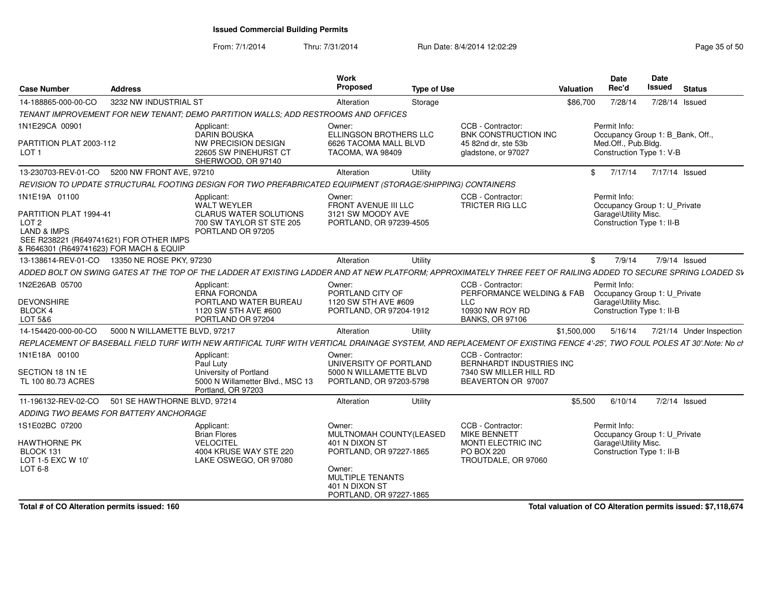**Issued Commercial Building Permits**

From: 7/1/2014 Thru: 7/31/2014 Run Date: 8/4/2014 12:02:29

| Case Number | Address | Work Proposed | Type of Use | Valuation | Date Rec'd | Date Issued | Status |
|---|---|---|---|---|---|---|---|
| 14-188865-000-00-CO | 3232 NW INDUSTRIAL ST | Alteration | Storage | $86,700 | 7/28/14 | 7/28/14 | Issued |

*TENANT IMPROVEMENT FOR NEW TENANT; DEMO PARTITION WALLS; ADD RESTROOMS AND OFFICES*

1N1E29CA 00901
PARTITION PLAT 2003-112
LOT 1

Applicant: DARIN BOUSKA, NW PRECISION DESIGN, 22605 SW PINEHURST CT, SHERWOOD, OR 97140
Owner: ELLINGSON BROTHERS LLC, 6626 TACOMA MALL BLVD, TACOMA, WA 98409
CCB - Contractor: BNK CONSTRUCTION INC, 45 82nd dr, ste 53b, gladstone, or 97027
Permit Info: Occupancy Group 1: B_Bank, Off., Med.Off., Pub.Bldg. Construction Type 1: V-B

| Case Number | Address | Work Proposed | Type of Use | Valuation | Date Rec'd | Date Issued | Status |
|---|---|---|---|---|---|---|---|
| 13-230703-REV-01-CO | 5200 NW FRONT AVE, 97210 | Alteration | Utility | $ | 7/17/14 | 7/17/14 | Issued |

*REVISION TO UPDATE STRUCTURAL FOOTING DESIGN FOR TWO PREFABRICATED EQUIPMENT (STORAGE/SHIPPING) CONTAINERS*

1N1E19A 01100
PARTITION PLAT 1994-41
LOT 2
LAND & IMPS
SEE R238221 (R649741621) FOR OTHER IMPS
& R646301 (R649741623) FOR MACH & EQUIP

Applicant: WALT WEYLER, CLARUS WATER SOLUTIONS, 700 SW TAYLOR ST STE 205, PORTLAND OR 97205
Owner: FRONT AVENUE III LLC, 3121 SW MOODY AVE, PORTLAND, OR 97239-4505
CCB - Contractor: TRICTER RIG LLC
Permit Info: Occupancy Group 1: U_Private Garage\Utility Misc. Construction Type 1: II-B

| Case Number | Address | Work Proposed | Type of Use | Valuation | Date Rec'd | Date Issued | Status |
|---|---|---|---|---|---|---|---|
| 13-138614-REV-01-CO | 13350 NE ROSE PKY, 97230 | Alteration | Utility | $ | 7/9/14 | 7/9/14 | Issued |

*ADDED BOLT ON SWING GATES AT THE TOP OF THE LADDER AT EXISTING LADDER AND AT NEW PLATFORM; APPROXIMATELY THREE FEET OF RAILING ADDED TO SECURE SPRING LOADED SV*

1N2E26AB 05700
DEVONSHIRE
BLOCK 4
LOT 5&6

Applicant: ERNA FORONDA, PORTLAND WATER BUREAU, 1120 SW 5TH AVE #600, PORTLAND OR 97204
Owner: PORTLAND CITY OF, 1120 SW 5TH AVE #609, PORTLAND, OR 97204-1912
CCB - Contractor: PERFORMANCE WELDING & FAB LLC, 10930 NW ROY RD, BANKS, OR 97106
Permit Info: Occupancy Group 1: U_Private Garage\Utility Misc. Construction Type 1: II-B

| Case Number | Address | Work Proposed | Type of Use | Valuation | Date Rec'd | Date Issued | Status |
|---|---|---|---|---|---|---|---|
| 14-154420-000-00-CO | 5000 N WILLAMETTE BLVD, 97217 | Alteration | Utility | $1,500,000 | 5/16/14 | 7/21/14 | Under Inspection |

*REPLACEMENT OF BASEBALL FIELD TURF WITH NEW ARTIFICAL TURF WITH VERTICAL DRAINAGE SYSTEM, AND REPLACEMENT OF EXISTING FENCE 4'-25', TWO FOUL POLES AT 30'.Note: No ch*

1N1E18A 00100
SECTION 18 1N 1E
TL 100 80.73 ACRES

Applicant: Paul Luty, University of Portland, 5000 N Willametter Blvd., MSC 13, Portland, OR 97203
Owner: UNIVERSITY OF PORTLAND, 5000 N WILLAMETTE BLVD, PORTLAND, OR 97203-5798
CCB - Contractor: BERNHARDT INDUSTRIES INC, 7340 SW MILLER HILL RD, BEAVERTON OR 97007

| Case Number | Address | Work Proposed | Type of Use | Valuation | Date Rec'd | Date Issued | Status |
|---|---|---|---|---|---|---|---|
| 11-196132-REV-02-CO | 501 SE HAWTHORNE BLVD, 97214 | Alteration | Utility | $5,500 | 6/10/14 | 7/2/14 | Issued |

*ADDING TWO BEAMS FOR BATTERY ANCHORAGE*

1S1E02BC 07200
HAWTHORNE PK
BLOCK 131
LOT 1-5 EXC W 10'
LOT 6-8

Applicant: Brian Flores, VELOCITEL, 4004 KRUSE WAY STE 220, LAKE OSWEGO, OR 97080
Owner: MULTNOMAH COUNTY(LEASED, 401 N DIXON ST, PORTLAND, OR 97227-1865
Owner: MULTIPLE TENANTS, 401 N DIXON ST, PORTLAND, OR 97227-1865
CCB - Contractor: MIKE BENNETT, MONTI ELECTRIC INC, PO BOX 220, TROUTDALE, OR 97060
Permit Info: Occupancy Group 1: U_Private Garage\Utility Misc. Construction Type 1: II-B

**Total # of CO Alteration permits issued: 160**

**Total valuation of CO Alteration permits issued: $7,118,674**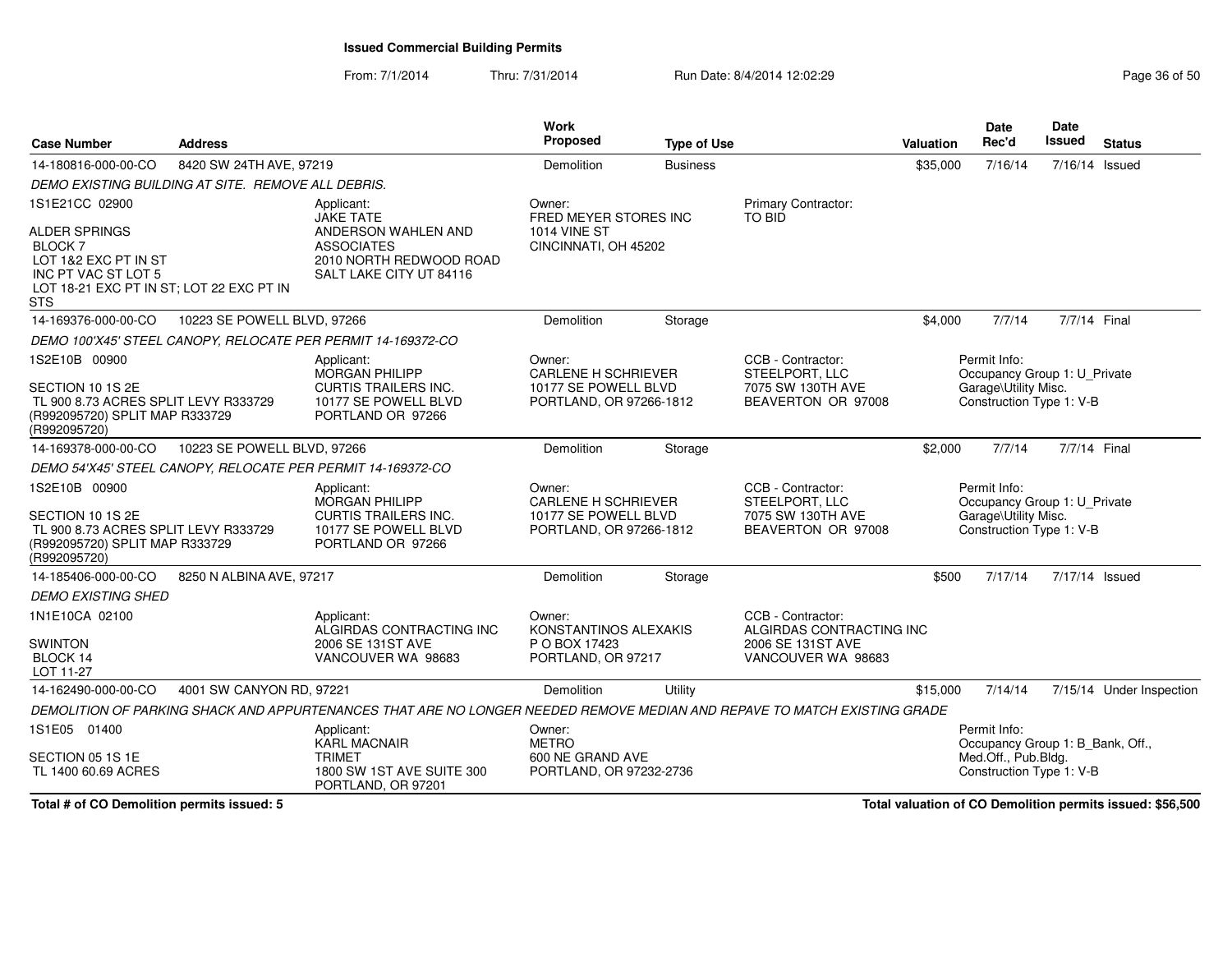# Issued Commercial Building Permits

From: 7/1/2014 Thru: 7/31/2014 Run Date: 8/4/2014 12:02:29

| Case Number | Address | | Work Proposed | Type of Use | | Valuation | Date Rec'd | Date Issued | Status |
|---|---|---|---|---|---|---|---|---|---|
| 14-180816-000-00-CO | 8420 SW 24TH AVE, 97219 | | Demolition | Business | | $35,000 | 7/16/14 | 7/16/14 | Issued |
| *DEMO EXISTING BUILDING AT SITE. REMOVE ALL DEBRIS.* | | | | | | | | | |
| 1S1E21CC 02900<br><br>ALDER SPRINGS<br>BLOCK 7<br>LOT 1&2 EXC PT IN ST<br>INC PT VAC ST LOT 5<br>LOT 18-21 EXC PT IN ST; LOT 22 EXC PT IN STS | | Applicant:<br>JAKE TATE<br>ANDERSON WAHLEN AND ASSOCIATES<br>2010 NORTH REDWOOD ROAD<br>SALT LAKE CITY UT 84116 | Owner:<br>FRED MEYER STORES INC<br>1014 VINE ST<br>CINCINNATI, OH 45202 | | Primary Contractor:<br>TO BID | | | | |
| 14-169376-000-00-CO | 10223 SE POWELL BLVD, 97266 | | Demolition | Storage | | $4,000 | 7/7/14 | 7/7/14 | Final |
| *DEMO 100'X45' STEEL CANOPY, RELOCATE PER PERMIT 14-169372-CO* | | | | | | | | | |
| 1S2E10B 00900<br><br>SECTION 10 1S 2E<br>TL 900 8.73 ACRES SPLIT LEVY R333729 (R992095720) SPLIT MAP R333729 (R992095720) | | Applicant:<br>MORGAN PHILIPP<br>CURTIS TRAILERS INC.<br>10177 SE POWELL BLVD<br>PORTLAND OR 97266 | Owner:<br>CARLENE H SCHRIEVER<br>10177 SE POWELL BLVD<br>PORTLAND, OR 97266-1812 | | CCB - Contractor:<br>STEELPORT, LLC<br>7075 SW 130TH AVE<br>BEAVERTON OR 97008 | | Permit Info:<br>Occupancy Group 1: U_Private Garage\Utility Misc.<br>Construction Type 1: V-B | | |
| 14-169378-000-00-CO | 10223 SE POWELL BLVD, 97266 | | Demolition | Storage | | $2,000 | 7/7/14 | 7/7/14 | Final |
| *DEMO 54'X45' STEEL CANOPY, RELOCATE PER PERMIT 14-169372-CO* | | | | | | | | | |
| 1S2E10B 00900<br><br>SECTION 10 1S 2E<br>TL 900 8.73 ACRES SPLIT LEVY R333729 (R992095720) SPLIT MAP R333729 (R992095720) | | Applicant:<br>MORGAN PHILIPP<br>CURTIS TRAILERS INC.<br>10177 SE POWELL BLVD<br>PORTLAND OR 97266 | Owner:<br>CARLENE H SCHRIEVER<br>10177 SE POWELL BLVD<br>PORTLAND, OR 97266-1812 | | CCB - Contractor:<br>STEELPORT, LLC<br>7075 SW 130TH AVE<br>BEAVERTON OR 97008 | | Permit Info:<br>Occupancy Group 1: U_Private Garage\Utility Misc.<br>Construction Type 1: V-B | | |
| 14-185406-000-00-CO | 8250 N ALBINA AVE, 97217 | | Demolition | Storage | | $500 | 7/17/14 | 7/17/14 | Issued |
| *DEMO EXISTING SHED* | | | | | | | | | |
| 1N1E10CA 02100<br><br>SWINTON<br>BLOCK 14<br>LOT 11-27 | | Applicant:<br>ALGIRDAS CONTRACTING INC<br>2006 SE 131ST AVE<br>VANCOUVER WA 98683 | Owner:<br>KONSTANTINOS ALEXAKIS<br>P O BOX 17423<br>PORTLAND, OR 97217 | | CCB - Contractor:<br>ALGIRDAS CONTRACTING INC<br>2006 SE 131ST AVE<br>VANCOUVER WA 98683 | | | | |
| 14-162490-000-00-CO | 4001 SW CANYON RD, 97221 | | Demolition | Utility | | $15,000 | 7/14/14 | 7/15/14 | Under Inspection |
| *DEMOLITION OF PARKING SHACK AND APPURTENANCES THAT ARE NO LONGER NEEDED REMOVE MEDIAN AND REPAVE TO MATCH EXISTING GRADE* | | | | | | | | | |
| 1S1E05 01400<br><br>SECTION 05 1S 1E<br>TL 1400 60.69 ACRES | | Applicant:<br>KARL MACNAIR<br>TRIMET<br>1800 SW 1ST AVE SUITE 300<br>PORTLAND, OR 97201 | Owner:<br>METRO<br>600 NE GRAND AVE<br>PORTLAND, OR 97232-2736 | | | | Permit Info:<br>Occupancy Group 1: B_Bank, Off., Med.Off., Pub.Bldg.<br>Construction Type 1: V-B | | |

**Total # of CO Demolition permits issued: 5**

**Total valuation of CO Demolition permits issued: $56,500**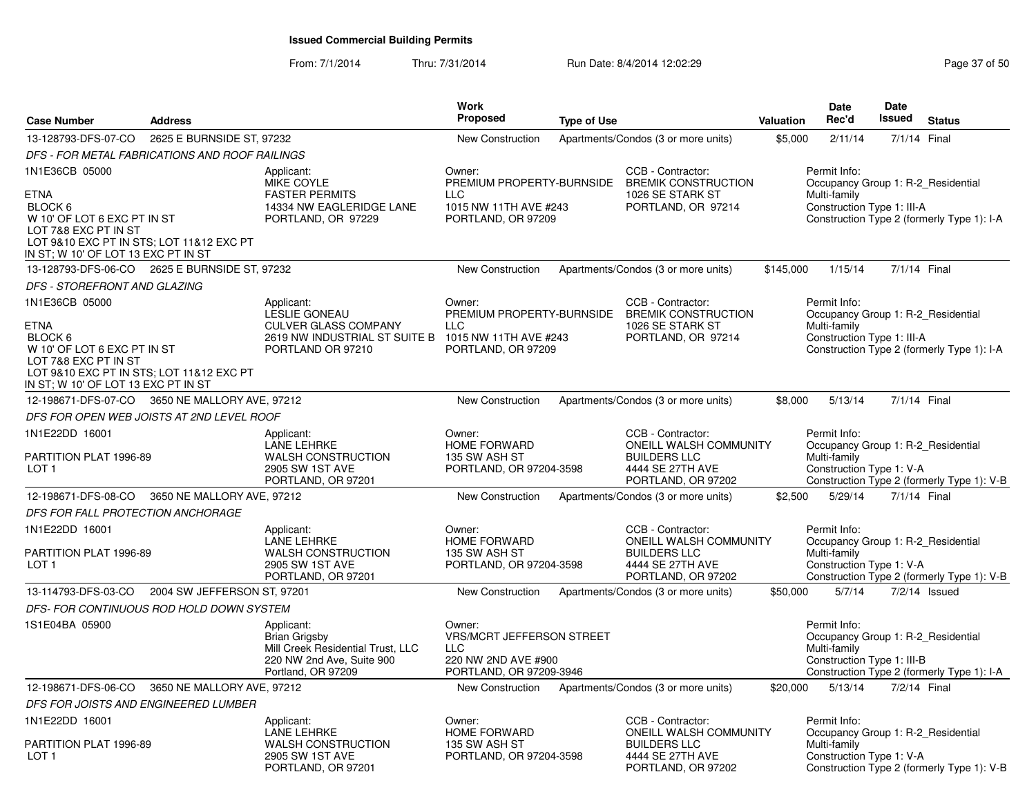# Issued Commercial Building Permits

From: 7/1/2014 Thru: 7/31/2014 Run Date: 8/4/2014 12:02:29

| Case Number | Address | Work Proposed | Type of Use | Valuation | Date Rec'd | Date Issued | Status |
|---|---|---|---|---|---|---|---|
| 13-128793-DFS-07-CO | 2625 E BURNSIDE ST, 97232 | New Construction | Apartments/Condos (3 or more units) | $5,000 | 2/11/14 | 7/1/14 | Final |

*DFS - FOR METAL FABRICATIONS AND ROOF RAILINGS*

1N1E36CB 05000

ETNA
BLOCK 6
W 10' OF LOT 6 EXC PT IN ST
LOT 7&8 EXC PT IN ST
LOT 9&10 EXC PT IN STS; LOT 11&12 EXC PT IN ST; W 10' OF LOT 13 EXC PT IN ST

Applicant:
MIKE COYLE
FASTER PERMITS
14334 NW EAGLERIDGE LANE
PORTLAND, OR 97229

Owner:
PREMIUM PROPERTY-BURNSIDE LLC
1015 NW 11TH AVE #243
PORTLAND, OR 97209

CCB - Contractor:
BREMIK CONSTRUCTION
1026 SE STARK ST
PORTLAND, OR 97214

Permit Info:
Occupancy Group 1: R-2_Residential Multi-family
Construction Type 1: III-A
Construction Type 2 (formerly Type 1): I-A

| Case Number | Address | Work Proposed | Type of Use | Valuation | Date Rec'd | Date Issued | Status |
|---|---|---|---|---|---|---|---|
| 13-128793-DFS-06-CO | 2625 E BURNSIDE ST, 97232 | New Construction | Apartments/Condos (3 or more units) | $145,000 | 1/15/14 | 7/1/14 | Final |

*DFS - STOREFRONT AND GLAZING*

1N1E36CB 05000

ETNA
BLOCK 6
W 10' OF LOT 6 EXC PT IN ST
LOT 7&8 EXC PT IN ST
LOT 9&10 EXC PT IN STS; LOT 11&12 EXC PT IN ST; W 10' OF LOT 13 EXC PT IN ST

Applicant:
LESLIE GONEAU
CULVER GLASS COMPANY
2619 NW INDUSTRIAL ST SUITE B
PORTLAND OR 97210

Owner:
PREMIUM PROPERTY-BURNSIDE LLC
1015 NW 11TH AVE #243
PORTLAND, OR 97209

CCB - Contractor:
BREMIK CONSTRUCTION
1026 SE STARK ST
PORTLAND, OR 97214

Permit Info:
Occupancy Group 1: R-2_Residential Multi-family
Construction Type 1: III-A
Construction Type 2 (formerly Type 1): I-A

| Case Number | Address | Work Proposed | Type of Use | Valuation | Date Rec'd | Date Issued | Status |
|---|---|---|---|---|---|---|---|
| 12-198671-DFS-07-CO | 3650 NE MALLORY AVE, 97212 | New Construction | Apartments/Condos (3 or more units) | $8,000 | 5/13/14 | 7/1/14 | Final |

*DFS FOR OPEN WEB JOISTS AT 2ND LEVEL ROOF*

1N1E22DD 16001

PARTITION PLAT 1996-89
LOT 1

Applicant:
LANE LEHRKE
WALSH CONSTRUCTION
2905 SW 1ST AVE
PORTLAND, OR 97201

Owner:
HOME FORWARD
135 SW ASH ST
PORTLAND, OR 97204-3598

CCB - Contractor:
ONEILL WALSH COMMUNITY BUILDERS LLC
4444 SE 27TH AVE
PORTLAND, OR 97202

Permit Info:
Occupancy Group 1: R-2_Residential Multi-family
Construction Type 1: V-A
Construction Type 2 (formerly Type 1): V-B

| Case Number | Address | Work Proposed | Type of Use | Valuation | Date Rec'd | Date Issued | Status |
|---|---|---|---|---|---|---|---|
| 12-198671-DFS-08-CO | 3650 NE MALLORY AVE, 97212 | New Construction | Apartments/Condos (3 or more units) | $2,500 | 5/29/14 | 7/1/14 | Final |

*DFS FOR FALL PROTECTION ANCHORAGE*

1N1E22DD 16001

PARTITION PLAT 1996-89
LOT 1

Applicant:
LANE LEHRKE
WALSH CONSTRUCTION
2905 SW 1ST AVE
PORTLAND, OR 97201

Owner:
HOME FORWARD
135 SW ASH ST
PORTLAND, OR 97204-3598

CCB - Contractor:
ONEILL WALSH COMMUNITY BUILDERS LLC
4444 SE 27TH AVE
PORTLAND, OR 97202

Permit Info:
Occupancy Group 1: R-2_Residential Multi-family
Construction Type 1: V-A
Construction Type 2 (formerly Type 1): V-B

| Case Number | Address | Work Proposed | Type of Use | Valuation | Date Rec'd | Date Issued | Status |
|---|---|---|---|---|---|---|---|
| 13-114793-DFS-03-CO | 2004 SW JEFFERSON ST, 97201 | New Construction | Apartments/Condos (3 or more units) | $50,000 | 5/7/14 | 7/2/14 | Issued |

*DFS- FOR CONTINUOUS ROD HOLD DOWN SYSTEM*

1S1E04BA 05900

Applicant:
Brian Grigsby
Mill Creek Residential Trust, LLC
220 NW 2nd Ave, Suite 900
Portland, OR 97209

Owner:
VRS/MCRT JEFFERSON STREET LLC
220 NW 2ND AVE #900
PORTLAND, OR 97209-3946

Permit Info:
Occupancy Group 1: R-2_Residential Multi-family
Construction Type 1: III-B
Construction Type 2 (formerly Type 1): I-A

| Case Number | Address | Work Proposed | Type of Use | Valuation | Date Rec'd | Date Issued | Status |
|---|---|---|---|---|---|---|---|
| 12-198671-DFS-06-CO | 3650 NE MALLORY AVE, 97212 | New Construction | Apartments/Condos (3 or more units) | $20,000 | 5/13/14 | 7/2/14 | Final |

*DFS FOR JOISTS AND ENGINEERED LUMBER*

1N1E22DD 16001

PARTITION PLAT 1996-89
LOT 1

Applicant:
LANE LEHRKE
WALSH CONSTRUCTION
2905 SW 1ST AVE
PORTLAND, OR 97201

Owner:
HOME FORWARD
135 SW ASH ST
PORTLAND, OR 97204-3598

CCB - Contractor:
ONEILL WALSH COMMUNITY BUILDERS LLC
4444 SE 27TH AVE
PORTLAND, OR 97202

Permit Info:
Occupancy Group 1: R-2_Residential Multi-family
Construction Type 1: V-A
Construction Type 2 (formerly Type 1): V-B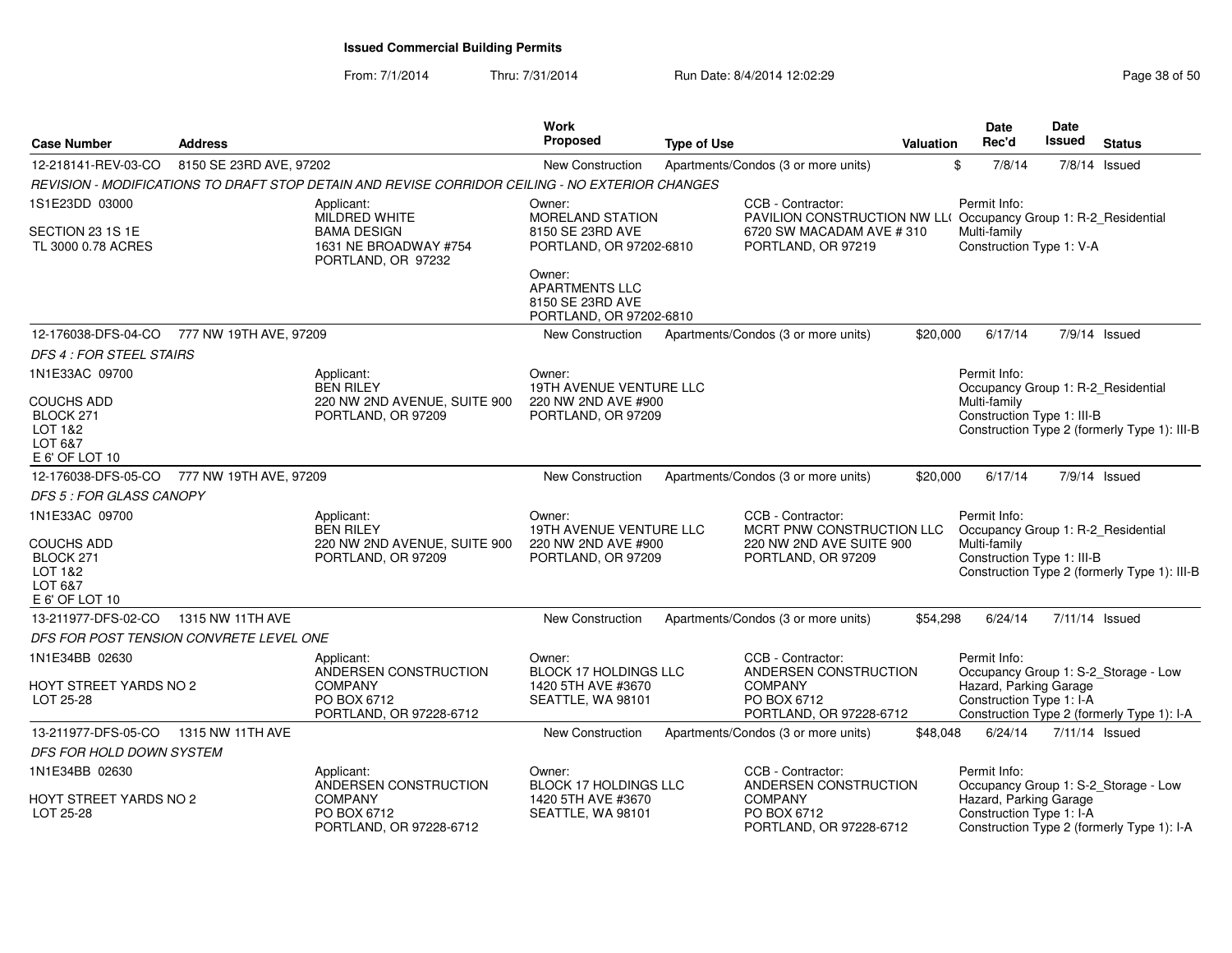# Issued Commercial Building Permits

From: 7/1/2014 Thru: 7/31/2014 Run Date: 8/4/2014 12:02:29

| Case Number | Address | Work Proposed | Type of Use | Valuation | Date Rec'd | Date Issued | Status |
|---|---|---|---|---|---|---|---|
| 12-218141-REV-03-CO | 8150 SE 23RD AVE, 97202 | New Construction | Apartments/Condos (3 or more units) | $ | 7/8/14 | 7/8/14 | Issued |

*REVISION - MODIFICATIONS TO DRAFT STOP DETAIN AND REVISE CORRIDOR CEILING - NO EXTERIOR CHANGES*

1S1E23DD 03000
SECTION 23 1S 1E
TL 3000 0.78 ACRES

Applicant:
MILDRED WHITE
BAMA DESIGN
1631 NE BROADWAY #754
PORTLAND, OR 97232

Owner:
MORELAND STATION
8150 SE 23RD AVE
PORTLAND, OR 97202-6810

Owner:
APARTMENTS LLC
8150 SE 23RD AVE
PORTLAND, OR 97202-6810

CCB - Contractor:
PAVILION CONSTRUCTION NW LL(
6720 SW MACADAM AVE # 310
PORTLAND, OR 97219

Permit Info:
Occupancy Group 1: R-2_Residential Multi-family
Construction Type 1: V-A

---

| Case Number | Address | Work Proposed | Type of Use | Valuation | Date Rec'd | Date Issued | Status |
|---|---|---|---|---|---|---|---|
| 12-176038-DFS-04-CO | 777 NW 19TH AVE, 97209 | New Construction | Apartments/Condos (3 or more units) | $20,000 | 6/17/14 | 7/9/14 | Issued |

*DFS 4 : FOR STEEL STAIRS*

1N1E33AC 09700
COUCHS ADD
BLOCK 271
LOT 1&2
LOT 6&7
E 6' OF LOT 10

Applicant:
BEN RILEY
220 NW 2ND AVENUE, SUITE 900
PORTLAND, OR 97209

Owner:
19TH AVENUE VENTURE LLC
220 NW 2ND AVE #900
PORTLAND, OR 97209

Permit Info:
Occupancy Group 1: R-2_Residential Multi-family
Construction Type 1: III-B
Construction Type 2 (formerly Type 1): III-B

---

| Case Number | Address | Work Proposed | Type of Use | Valuation | Date Rec'd | Date Issued | Status |
|---|---|---|---|---|---|---|---|
| 12-176038-DFS-05-CO | 777 NW 19TH AVE, 97209 | New Construction | Apartments/Condos (3 or more units) | $20,000 | 6/17/14 | 7/9/14 | Issued |

*DFS 5 : FOR GLASS CANOPY*

1N1E33AC 09700
COUCHS ADD
BLOCK 271
LOT 1&2
LOT 6&7
E 6' OF LOT 10

Applicant:
BEN RILEY
220 NW 2ND AVENUE, SUITE 900
PORTLAND, OR 97209

Owner:
19TH AVENUE VENTURE LLC
220 NW 2ND AVE #900
PORTLAND, OR 97209

CCB - Contractor:
MCRT PNW CONSTRUCTION LLC
220 NW 2ND AVE SUITE 900
PORTLAND, OR 97209

Permit Info:
Occupancy Group 1: R-2_Residential Multi-family
Construction Type 1: III-B
Construction Type 2 (formerly Type 1): III-B

---

| Case Number | Address | Work Proposed | Type of Use | Valuation | Date Rec'd | Date Issued | Status |
|---|---|---|---|---|---|---|---|
| 13-211977-DFS-02-CO | 1315 NW 11TH AVE | New Construction | Apartments/Condos (3 or more units) | $54,298 | 6/24/14 | 7/11/14 | Issued |

*DFS FOR POST TENSION CONVRETE LEVEL ONE*

1N1E34BB 02630
HOYT STREET YARDS NO 2
LOT 25-28

Applicant:
ANDERSEN CONSTRUCTION COMPANY
PO BOX 6712
PORTLAND, OR 97228-6712

Owner:
BLOCK 17 HOLDINGS LLC
1420 5TH AVE #3670
SEATTLE, WA 98101

CCB - Contractor:
ANDERSEN CONSTRUCTION COMPANY
PO BOX 6712
PORTLAND, OR 97228-6712

Permit Info:
Occupancy Group 1: S-2_Storage - Low Hazard, Parking Garage
Construction Type 1: I-A
Construction Type 2 (formerly Type 1): I-A

---

| Case Number | Address | Work Proposed | Type of Use | Valuation | Date Rec'd | Date Issued | Status |
|---|---|---|---|---|---|---|---|
| 13-211977-DFS-05-CO | 1315 NW 11TH AVE | New Construction | Apartments/Condos (3 or more units) | $48,048 | 6/24/14 | 7/11/14 | Issued |

*DFS FOR HOLD DOWN SYSTEM*

1N1E34BB 02630
HOYT STREET YARDS NO 2
LOT 25-28

Applicant:
ANDERSEN CONSTRUCTION COMPANY
PO BOX 6712
PORTLAND, OR 97228-6712

Owner:
BLOCK 17 HOLDINGS LLC
1420 5TH AVE #3670
SEATTLE, WA 98101

CCB - Contractor:
ANDERSEN CONSTRUCTION COMPANY
PO BOX 6712
PORTLAND, OR 97228-6712

Permit Info:
Occupancy Group 1: S-2_Storage - Low Hazard, Parking Garage
Construction Type 1: I-A
Construction Type 2 (formerly Type 1): I-A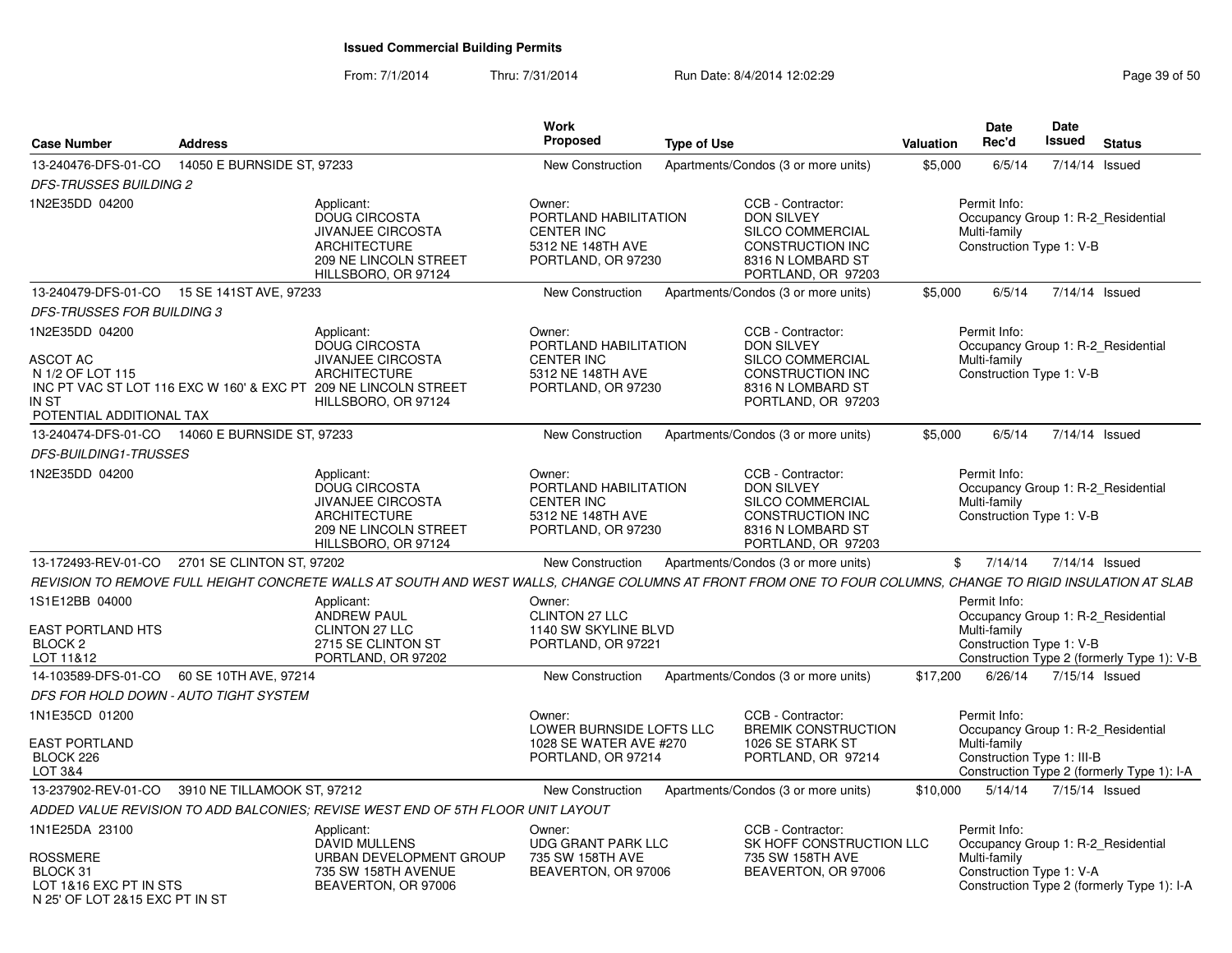**Issued Commercial Building Permits**

From: 7/1/2014 Thru: 7/31/2014 Run Date: 8/4/2014 12:02:29

| Case Number | Address | Work Proposed | Type of Use | Valuation | Date Rec'd | Date Issued | Status |
|---|---|---|---|---|---|---|---|
| 13-240476-DFS-01-CO | 14050 E BURNSIDE ST, 97233 | New Construction | Apartments/Condos (3 or more units) | $5,000 | 6/5/14 | 7/14/14 | Issued |

*DFS-TRUSSES BUILDING 2*

1N2E35DD 04200

Applicant: DOUG CIRCOSTA, JIVANJEE CIRCOSTA ARCHITECTURE, 209 NE LINCOLN STREET, HILLSBORO, OR 97124

Owner: PORTLAND HABILITATION CENTER INC, 5312 NE 148TH AVE, PORTLAND, OR 97230

CCB - Contractor: DON SILVEY, SILCO COMMERCIAL CONSTRUCTION INC, 8316 N LOMBARD ST, PORTLAND, OR 97203

Permit Info: Occupancy Group 1: R-2_Residential Multi-family; Construction Type 1: V-B

---

| Case Number | Address | Work Proposed | Type of Use | Valuation | Date Rec'd | Date Issued | Status |
|---|---|---|---|---|---|---|---|
| 13-240479-DFS-01-CO | 15 SE 141ST AVE, 97233 | New Construction | Apartments/Condos (3 or more units) | $5,000 | 6/5/14 | 7/14/14 | Issued |

*DFS-TRUSSES FOR BUILDING 3*

1N2E35DD 04200
ASCOT AC
N 1/2 OF LOT 115
INC PT VAC ST LOT 116 EXC W 160' & EXC PT IN ST
POTENTIAL ADDITIONAL TAX

Applicant: DOUG CIRCOSTA, JIVANJEE CIRCOSTA ARCHITECTURE, 209 NE LINCOLN STREET, HILLSBORO, OR 97124

Owner: PORTLAND HABILITATION CENTER INC, 5312 NE 148TH AVE, PORTLAND, OR 97230

CCB - Contractor: DON SILVEY, SILCO COMMERCIAL CONSTRUCTION INC, 8316 N LOMBARD ST, PORTLAND, OR 97203

Permit Info: Occupancy Group 1: R-2_Residential Multi-family; Construction Type 1: V-B

---

| Case Number | Address | Work Proposed | Type of Use | Valuation | Date Rec'd | Date Issued | Status |
|---|---|---|---|---|---|---|---|
| 13-240474-DFS-01-CO | 14060 E BURNSIDE ST, 97233 | New Construction | Apartments/Condos (3 or more units) | $5,000 | 6/5/14 | 7/14/14 | Issued |

*DFS-BUILDING1-TRUSSES*

1N2E35DD 04200

Applicant: DOUG CIRCOSTA, JIVANJEE CIRCOSTA ARCHITECTURE, 209 NE LINCOLN STREET, HILLSBORO, OR 97124

Owner: PORTLAND HABILITATION CENTER INC, 5312 NE 148TH AVE, PORTLAND, OR 97230

CCB - Contractor: DON SILVEY, SILCO COMMERCIAL CONSTRUCTION INC, 8316 N LOMBARD ST, PORTLAND, OR 97203

Permit Info: Occupancy Group 1: R-2_Residential Multi-family; Construction Type 1: V-B

---

| Case Number | Address | Work Proposed | Type of Use | Valuation | Date Rec'd | Date Issued | Status |
|---|---|---|---|---|---|---|---|
| 13-172493-REV-01-CO | 2701 SE CLINTON ST, 97202 | New Construction | Apartments/Condos (3 or more units) | $ | 7/14/14 | 7/14/14 | Issued |

*REVISION TO REMOVE FULL HEIGHT CONCRETE WALLS AT SOUTH AND WEST WALLS, CHANGE COLUMNS AT FRONT FROM ONE TO FOUR COLUMNS, CHANGE TO RIGID INSULATION AT SLAB*

1S1E12BB 04000
EAST PORTLAND HTS
BLOCK 2
LOT 11&12

Applicant: ANDREW PAUL, CLINTON 27 LLC, 2715 SE CLINTON ST, PORTLAND, OR 97202

Owner: CLINTON 27 LLC, 1140 SW SKYLINE BLVD, PORTLAND, OR 97221

Permit Info: Occupancy Group 1: R-2_Residential Multi-family; Construction Type 1: V-B; Construction Type 2 (formerly Type 1): V-B

---

| Case Number | Address | Work Proposed | Type of Use | Valuation | Date Rec'd | Date Issued | Status |
|---|---|---|---|---|---|---|---|
| 14-103589-DFS-01-CO | 60 SE 10TH AVE, 97214 | New Construction | Apartments/Condos (3 or more units) | $17,200 | 6/26/14 | 7/15/14 | Issued |

*DFS FOR HOLD DOWN - AUTO TIGHT SYSTEM*

1N1E35CD 01200
EAST PORTLAND
BLOCK 226
LOT 3&4

Owner: LOWER BURNSIDE LOFTS LLC, 1028 SE WATER AVE #270, PORTLAND, OR 97214

CCB - Contractor: BREMIK CONSTRUCTION, 1026 SE STARK ST, PORTLAND, OR 97214

Permit Info: Occupancy Group 1: R-2_Residential Multi-family; Construction Type 1: III-B; Construction Type 2 (formerly Type 1): I-A

---

| Case Number | Address | Work Proposed | Type of Use | Valuation | Date Rec'd | Date Issued | Status |
|---|---|---|---|---|---|---|---|
| 13-237902-REV-01-CO | 3910 NE TILLAMOOK ST, 97212 | New Construction | Apartments/Condos (3 or more units) | $10,000 | 5/14/14 | 7/15/14 | Issued |

*ADDED VALUE REVISION TO ADD BALCONIES; REVISE WEST END OF 5TH FLOOR UNIT LAYOUT*

1N1E25DA 23100
ROSSMERE
BLOCK 31
LOT 1&16 EXC PT IN STS
N 25' OF LOT 2&15 EXC PT IN ST

Applicant: DAVID MULLENS, URBAN DEVELOPMENT GROUP, 735 SW 158TH AVENUE, BEAVERTON, OR 97006

Owner: UDG GRANT PARK LLC, 735 SW 158TH AVE, BEAVERTON, OR 97006

CCB - Contractor: SK HOFF CONSTRUCTION LLC, 735 SW 158TH AVE, BEAVERTON, OR 97006

Permit Info: Occupancy Group 1: R-2_Residential Multi-family; Construction Type 1: V-A; Construction Type 2 (formerly Type 1): I-A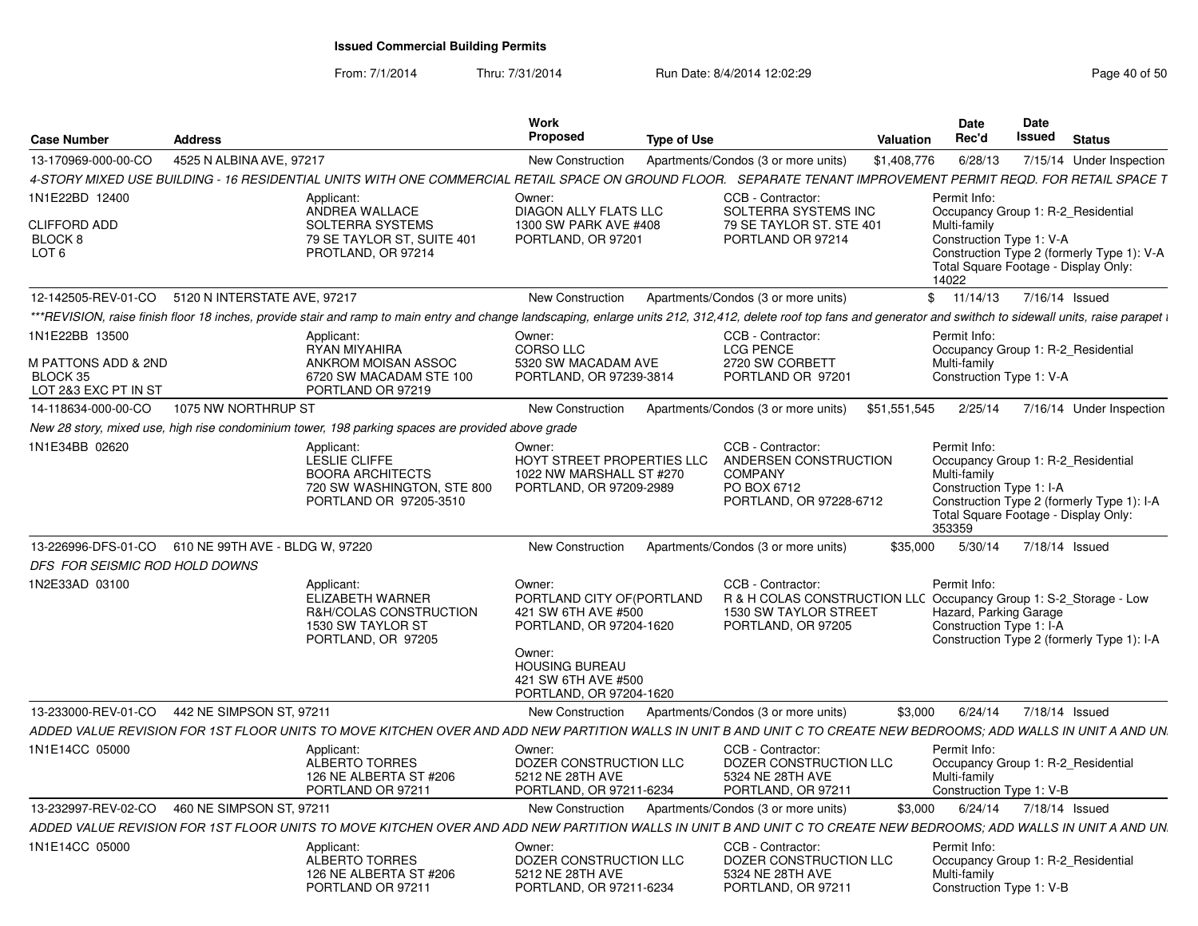# Issued Commercial Building Permits

From: 7/1/2014 Thru: 7/31/2014 Run Date: 8/4/2014 12:02:29

| Case Number | Address | Work Proposed | Type of Use | Valuation | Date Rec'd | Date Issued | Status |
|---|---|---|---|---|---|---|---|
| 13-170969-000-00-CO | 4525 N ALBINA AVE, 97217 | New Construction | Apartments/Condos (3 or more units) | $1,408,776 | 6/28/13 | 7/15/14 | Under Inspection |

4-STORY MIXED USE BUILDING - 16 RESIDENTIAL UNITS WITH ONE COMMERCIAL RETAIL SPACE ON GROUND FLOOR. SEPARATE TENANT IMPROVEMENT PERMIT REQD. FOR RETAIL SPACE T

1N1E22BD 12400
CLIFFORD ADD
BLOCK 8
LOT 6

Applicant:
ANDREA WALLACE
SOLTERRA SYSTEMS
79 SE TAYLOR ST, SUITE 401
PROTLAND, OR 97214

Owner:
DIAGON ALLY FLATS LLC
1300 SW PARK AVE #408
PORTLAND, OR 97201

CCB - Contractor:
SOLTERRA SYSTEMS INC
79 SE TAYLOR ST. STE 401
PORTLAND OR 97214

Permit Info:
Occupancy Group 1: R-2_Residential Multi-family
Construction Type 1: V-A
Construction Type 2 (formerly Type 1): V-A
Total Square Footage - Display Only: 14022

| Case Number | Address | Work Proposed | Type of Use | Valuation | Date Rec'd | Date Issued | Status |
|---|---|---|---|---|---|---|---|
| 12-142505-REV-01-CO | 5120 N INTERSTATE AVE, 97217 | New Construction | Apartments/Condos (3 or more units) | $ | 11/14/13 | 7/16/14 | Issued |

***REVISION, raise finish floor 18 inches, provide stair and ramp to main entry and change landscaping, enlarge units 212, 312,412, delete roof top fans and generator and swithch to sidewall units, raise parapet i

1N1E22BB 13500
M PATTONS ADD & 2ND
BLOCK 35
LOT 2&3 EXC PT IN ST

Applicant:
RYAN MIYAHIRA
ANKROM MOISAN ASSOC
6720 SW MACADAM STE 100
PORTLAND OR 97219

Owner:
CORSO LLC
5320 SW MACADAM AVE
PORTLAND, OR 97239-3814

CCB - Contractor:
LCG PENCE
2720 SW CORBETT
PORTLAND OR 97201

Permit Info:
Occupancy Group 1: R-2_Residential Multi-family
Construction Type 1: V-A

| Case Number | Address | Work Proposed | Type of Use | Valuation | Date Rec'd | Date Issued | Status |
|---|---|---|---|---|---|---|---|
| 14-118634-000-00-CO | 1075 NW NORTHRUP ST | New Construction | Apartments/Condos (3 or more units) | $51,551,545 | 2/25/14 | 7/16/14 | Under Inspection |

New 28 story, mixed use, high rise condominium tower, 198 parking spaces are provided above grade

1N1E34BB 02620

Applicant:
LESLIE CLIFFE
BOORA ARCHITECTS
720 SW WASHINGTON, STE 800
PORTLAND OR 97205-3510

Owner:
HOYT STREET PROPERTIES LLC
1022 NW MARSHALL ST #270
PORTLAND, OR 97209-2989

CCB - Contractor:
ANDERSEN CONSTRUCTION COMPANY
PO BOX 6712
PORTLAND, OR 97228-6712

Permit Info:
Occupancy Group 1: R-2_Residential Multi-family
Construction Type 1: I-A
Construction Type 2 (formerly Type 1): I-A
Total Square Footage - Display Only: 353359

| Case Number | Address | Work Proposed | Type of Use | Valuation | Date Rec'd | Date Issued | Status |
|---|---|---|---|---|---|---|---|
| 13-226996-DFS-01-CO | 610 NE 99TH AVE - BLDG W, 97220 | New Construction | Apartments/Condos (3 or more units) | $35,000 | 5/30/14 | 7/18/14 | Issued |

DFS FOR SEISMIC ROD HOLD DOWNS

1N2E33AD 03100

Applicant:
ELIZABETH WARNER
R&H/COLAS CONSTRUCTION
1530 SW TAYLOR ST
PORTLAND, OR 97205

Owner:
PORTLAND CITY OF(PORTLAND
421 SW 6TH AVE #500
PORTLAND, OR 97204-1620

Owner:
HOUSING BUREAU
421 SW 6TH AVE #500
PORTLAND, OR 97204-1620

CCB - Contractor:
R & H COLAS CONSTRUCTION LLC
1530 SW TAYLOR STREET
PORTLAND, OR 97205

Permit Info:
Occupancy Group 1: S-2_Storage - Low Hazard, Parking Garage
Construction Type 1: I-A
Construction Type 2 (formerly Type 1): I-A

| Case Number | Address | Work Proposed | Type of Use | Valuation | Date Rec'd | Date Issued | Status |
|---|---|---|---|---|---|---|---|
| 13-233000-REV-01-CO | 442 NE SIMPSON ST, 97211 | New Construction | Apartments/Condos (3 or more units) | $3,000 | 6/24/14 | 7/18/14 | Issued |

ADDED VALUE REVISION FOR 1ST FLOOR UNITS TO MOVE KITCHEN OVER AND ADD NEW PARTITION WALLS IN UNIT B AND UNIT C TO CREATE NEW BEDROOMS; ADD WALLS IN UNIT A AND UN

1N1E14CC 05000

Applicant:
ALBERTO TORRES
126 NE ALBERTA ST #206
PORTLAND OR 97211

Owner:
DOZER CONSTRUCTION LLC
5212 NE 28TH AVE
PORTLAND, OR 97211-6234

CCB - Contractor:
DOZER CONSTRUCTION LLC
5324 NE 28TH AVE
PORTLAND, OR 97211

Permit Info:
Occupancy Group 1: R-2_Residential Multi-family
Construction Type 1: V-B

| Case Number | Address | Work Proposed | Type of Use | Valuation | Date Rec'd | Date Issued | Status |
|---|---|---|---|---|---|---|---|
| 13-232997-REV-02-CO | 460 NE SIMPSON ST, 97211 | New Construction | Apartments/Condos (3 or more units) | $3,000 | 6/24/14 | 7/18/14 | Issued |

ADDED VALUE REVISION FOR 1ST FLOOR UNITS TO MOVE KITCHEN OVER AND ADD NEW PARTITION WALLS IN UNIT B AND UNIT C TO CREATE NEW BEDROOMS; ADD WALLS IN UNIT A AND UN

1N1E14CC 05000

Applicant:
ALBERTO TORRES
126 NE ALBERTA ST #206
PORTLAND OR 97211

Owner:
DOZER CONSTRUCTION LLC
5212 NE 28TH AVE
PORTLAND, OR 97211-6234

CCB - Contractor:
DOZER CONSTRUCTION LLC
5324 NE 28TH AVE
PORTLAND, OR 97211

Permit Info:
Occupancy Group 1: R-2_Residential Multi-family
Construction Type 1: V-B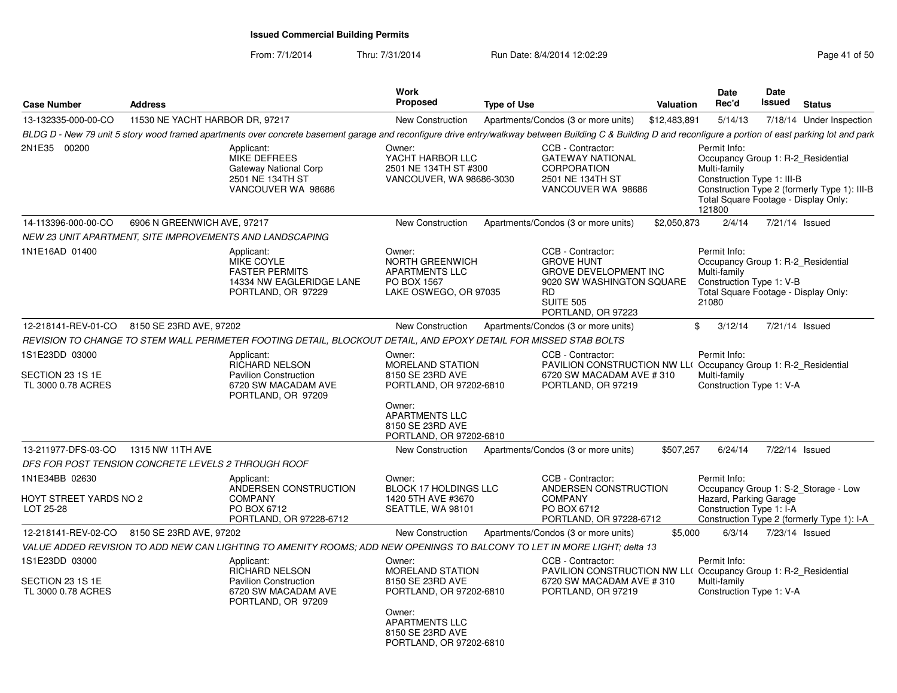**Issued Commercial Building Permits**

From: 7/1/2014 Thru: 7/31/2014 Run Date: 8/4/2014 12:02:29

| Case Number | Address | Work Proposed | Type of Use | Valuation | Date Rec'd | Date Issued | Status |
|---|---|---|---|---|---|---|---|
| 13-132335-000-00-CO | 11530 NE YACHT HARBOR DR, 97217 | New Construction | Apartments/Condos (3 or more units) | $12,483,891 | 5/14/13 | 7/18/14 | Under Inspection |

*BLDG D - New 79 unit 5 story wood framed apartments over concrete basement garage and reconfigure drive entry/walkway between Building C & Building D and reconfigure a portion of east parking lot and park*

2N1E35 00200

Applicant: MIKE DEFREES, Gateway National Corp, 2501 NE 134TH ST, VANCOUVER WA 98686

Owner: YACHT HARBOR LLC, 2501 NE 134TH ST #300, VANCOUVER, WA 98686-3030

CCB - Contractor: GATEWAY NATIONAL CORPORATION, 2501 NE 134TH ST, VANCOUVER WA 98686

Permit Info: Occupancy Group 1: R-2_Residential Multi-family; Construction Type 1: III-B; Construction Type 2 (formerly Type 1): III-B; Total Square Footage - Display Only: 121800

| Case Number | Address | Work Proposed | Type of Use | Valuation | Date Rec'd | Date Issued | Status |
|---|---|---|---|---|---|---|---|
| 14-113396-000-00-CO | 6906 N GREENWICH AVE, 97217 | New Construction | Apartments/Condos (3 or more units) | $2,050,873 | 2/4/14 | 7/21/14 | Issued |

*NEW 23 UNIT APARTMENT, SITE IMPROVEMENTS AND LANDSCAPING*

1N1E16AD 01400

Applicant: MIKE COYLE, FASTER PERMITS, 14334 NW EAGLERIDGE LANE, PORTLAND, OR 97229

Owner: NORTH GREENWICH APARTMENTS LLC, PO BOX 1567, LAKE OSWEGO, OR 97035

CCB - Contractor: GROVE HUNT, GROVE DEVELOPMENT INC, 9020 SW WASHINGTON SQUARE RD, SUITE 505, PORTLAND, OR 97223

Permit Info: Occupancy Group 1: R-2_Residential Multi-family; Construction Type 1: V-B; Total Square Footage - Display Only: 21080

| Case Number | Address | Work Proposed | Type of Use | Valuation | Date Rec'd | Date Issued | Status |
|---|---|---|---|---|---|---|---|
| 12-218141-REV-01-CO | 8150 SE 23RD AVE, 97202 | New Construction | Apartments/Condos (3 or more units) | $ | 3/12/14 | 7/21/14 | Issued |

*REVISION TO CHANGE TO STEM WALL PERIMETER FOOTING DETAIL, BLOCKOUT DETAIL, AND EPOXY DETAIL FOR MISSED STAB BOLTS*

1S1E23DD 03000, SECTION 23 1S 1E, TL 3000 0.78 ACRES

Applicant: RICHARD NELSON, Pavilion Construction, 6720 SW MACADAM AVE, PORTLAND, OR 97209

Owner: MORELAND STATION, 8150 SE 23RD AVE, PORTLAND, OR 97202-6810

Owner: APARTMENTS LLC, 8150 SE 23RD AVE, PORTLAND, OR 97202-6810

CCB - Contractor: PAVILION CONSTRUCTION NW LL(, 6720 SW MACADAM AVE # 310, PORTLAND, OR 97219

Permit Info: Occupancy Group 1: R-2_Residential Multi-family; Construction Type 1: V-A

| Case Number | Address | Work Proposed | Type of Use | Valuation | Date Rec'd | Date Issued | Status |
|---|---|---|---|---|---|---|---|
| 13-211977-DFS-03-CO | 1315 NW 11TH AVE | New Construction | Apartments/Condos (3 or more units) | $507,257 | 6/24/14 | 7/22/14 | Issued |

*DFS FOR POST TENSION CONCRETE LEVELS 2 THROUGH ROOF*

1N1E34BB 02630, HOYT STREET YARDS NO 2, LOT 25-28

Applicant: ANDERSEN CONSTRUCTION COMPANY, PO BOX 6712, PORTLAND, OR 97228-6712

Owner: BLOCK 17 HOLDINGS LLC, 1420 5TH AVE #3670, SEATTLE, WA 98101

CCB - Contractor: ANDERSEN CONSTRUCTION COMPANY, PO BOX 6712, PORTLAND, OR 97228-6712

Permit Info: Occupancy Group 1: S-2_Storage - Low Hazard, Parking Garage; Construction Type 1: I-A; Construction Type 2 (formerly Type 1): I-A

| Case Number | Address | Work Proposed | Type of Use | Valuation | Date Rec'd | Date Issued | Status |
|---|---|---|---|---|---|---|---|
| 12-218141-REV-02-CO | 8150 SE 23RD AVE, 97202 | New Construction | Apartments/Condos (3 or more units) | $5,000 | 6/3/14 | 7/23/14 | Issued |

*VALUE ADDED REVISION TO ADD NEW CAN LIGHTING TO AMENITY ROOMS; ADD NEW OPENINGS TO BALCONY TO LET IN MORE LIGHT; delta 13*

1S1E23DD 03000, SECTION 23 1S 1E, TL 3000 0.78 ACRES

Applicant: RICHARD NELSON, Pavilion Construction, 6720 SW MACADAM AVE, PORTLAND, OR 97209

Owner: MORELAND STATION, 8150 SE 23RD AVE, PORTLAND, OR 97202-6810

Owner: APARTMENTS LLC, 8150 SE 23RD AVE, PORTLAND, OR 97202-6810

CCB - Contractor: PAVILION CONSTRUCTION NW LL(, 6720 SW MACADAM AVE # 310, PORTLAND, OR 97219

Permit Info: Occupancy Group 1: R-2_Residential Multi-family; Construction Type 1: V-A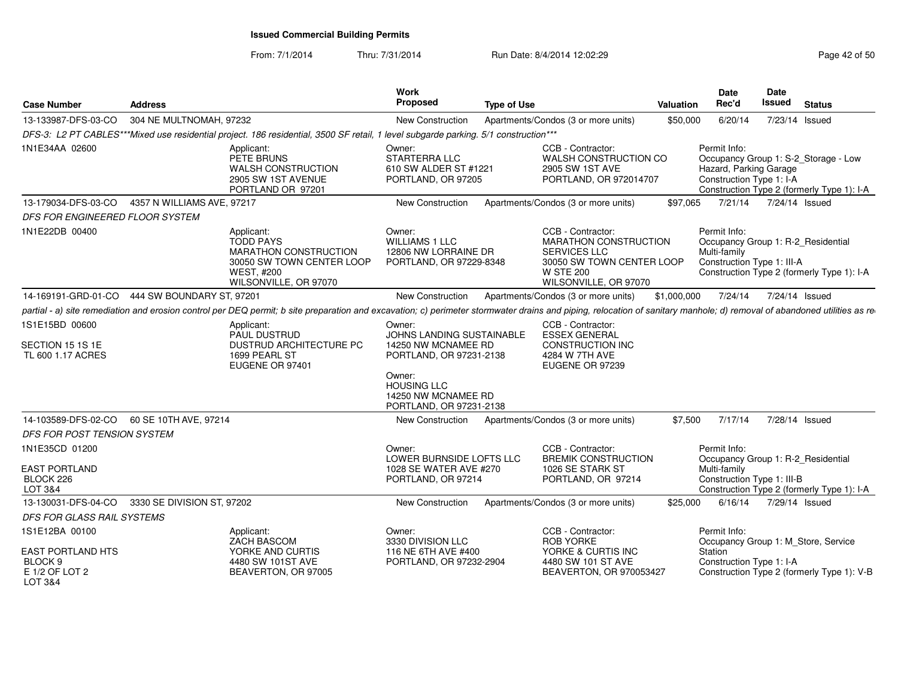# Issued Commercial Building Permits

From: 7/1/2014 Thru: 7/31/2014 Run Date: 8/4/2014 12:02:29

| Case Number | Address | Work Proposed | Type of Use | Valuation | Date Rec'd | Date Issued | Status |
|---|---|---|---|---|---|---|---|
| 13-133987-DFS-03-CO | 304 NE MULTNOMAH, 97232 | New Construction | Apartments/Condos (3 or more units) | $50,000 | 6/20/14 | 7/23/14 | Issued |

*DFS-3: L2 PT CABLES\*\*\*Mixed use residential project. 186 residential, 3500 SF retail, 1 level subgarde parking. 5/1 construction\*\*\**

1N1E34AA 02600

Applicant: PETE BRUNS, WALSH CONSTRUCTION, 2905 SW 1ST AVENUE, PORTLAND OR 97201

Owner: STARTERRA LLC, 610 SW ALDER ST #1221, PORTLAND, OR 97205

CCB - Contractor: WALSH CONSTRUCTION CO, 2905 SW 1ST AVE, PORTLAND, OR 972014707

Permit Info: Occupancy Group 1: S-2_Storage - Low Hazard, Parking Garage; Construction Type 1: I-A; Construction Type 2 (formerly Type 1): I-A

| Case Number | Address | Work Proposed | Type of Use | Valuation | Date Rec'd | Date Issued | Status |
|---|---|---|---|---|---|---|---|
| 13-179034-DFS-03-CO | 4357 N WILLIAMS AVE, 97217 | New Construction | Apartments/Condos (3 or more units) | $97,065 | 7/21/14 | 7/24/14 | Issued |

*DFS FOR ENGINEERED FLOOR SYSTEM*

1N1E22DB 00400

Applicant: TODD PAYS, MARATHON CONSTRUCTION, 30050 SW TOWN CENTER LOOP WEST, #200, WILSONVILLE, OR 97070

Owner: WILLIAMS 1 LLC, 12806 NW LORRAINE DR, PORTLAND, OR 97229-8348

CCB - Contractor: MARATHON CONSTRUCTION SERVICES LLC, 30050 SW TOWN CENTER LOOP W STE 200, WILSONVILLE, OR 97070

Permit Info: Occupancy Group 1: R-2_Residential Multi-family; Construction Type 1: III-A; Construction Type 2 (formerly Type 1): I-A

| Case Number | Address | Work Proposed | Type of Use | Valuation | Date Rec'd | Date Issued | Status |
|---|---|---|---|---|---|---|---|
| 14-169191-GRD-01-CO | 444 SW BOUNDARY ST, 97201 | New Construction | Apartments/Condos (3 or more units) | $1,000,000 | 7/24/14 | 7/24/14 | Issued |

*partial - a) site remediation and erosion control per DEQ permit; b site preparation and excavation; c) perimeter stormwater drains and piping, relocation of sanitary manhole; d) removal of abandoned utilities as re*

1S1E15BD 00600
SECTION 15 1S 1E
TL 600 1.17 ACRES

Applicant: PAUL DUSTRUD, DUSTRUD ARCHITECTURE PC, 1699 PEARL ST, EUGENE OR 97401

Owner: JOHNS LANDING SUSTAINABLE, 14250 NW MCNAMEE RD, PORTLAND, OR 97231-2138

Owner: HOUSING LLC, 14250 NW MCNAMEE RD, PORTLAND, OR 97231-2138

CCB - Contractor: ESSEX GENERAL CONSTRUCTION INC, 4284 W 7TH AVE, EUGENE OR 97239

| Case Number | Address | Work Proposed | Type of Use | Valuation | Date Rec'd | Date Issued | Status |
|---|---|---|---|---|---|---|---|
| 14-103589-DFS-02-CO | 60 SE 10TH AVE, 97214 | New Construction | Apartments/Condos (3 or more units) | $7,500 | 7/17/14 | 7/28/14 | Issued |

*DFS FOR POST TENSION SYSTEM*

1N1E35CD 01200
EAST PORTLAND
BLOCK 226
LOT 3&4

Owner: LOWER BURNSIDE LOFTS LLC, 1028 SE WATER AVE #270, PORTLAND, OR 97214

CCB - Contractor: BREMIK CONSTRUCTION, 1026 SE STARK ST, PORTLAND, OR 97214

Permit Info: Occupancy Group 1: R-2_Residential Multi-family; Construction Type 1: III-B; Construction Type 2 (formerly Type 1): I-A

| Case Number | Address | Work Proposed | Type of Use | Valuation | Date Rec'd | Date Issued | Status |
|---|---|---|---|---|---|---|---|
| 13-130031-DFS-04-CO | 3330 SE DIVISION ST, 97202 | New Construction | Apartments/Condos (3 or more units) | $25,000 | 6/16/14 | 7/29/14 | Issued |

*DFS FOR GLASS RAIL SYSTEMS*

1S1E12BA 00100
EAST PORTLAND HTS
BLOCK 9
E 1/2 OF LOT 2
LOT 3&4

Applicant: ZACH BASCOM, YORKE AND CURTIS, 4480 SW 101ST AVE, BEAVERTON, OR 97005

Owner: 3330 DIVISION LLC, 116 NE 6TH AVE #400, PORTLAND, OR 97232-2904

CCB - Contractor: ROB YORKE, YORKE & CURTIS INC, 4480 SW 101 ST AVE, BEAVERTON, OR 970053427

Permit Info: Occupancy Group 1: M_Store, Service Station; Construction Type 1: I-A; Construction Type 2 (formerly Type 1): V-B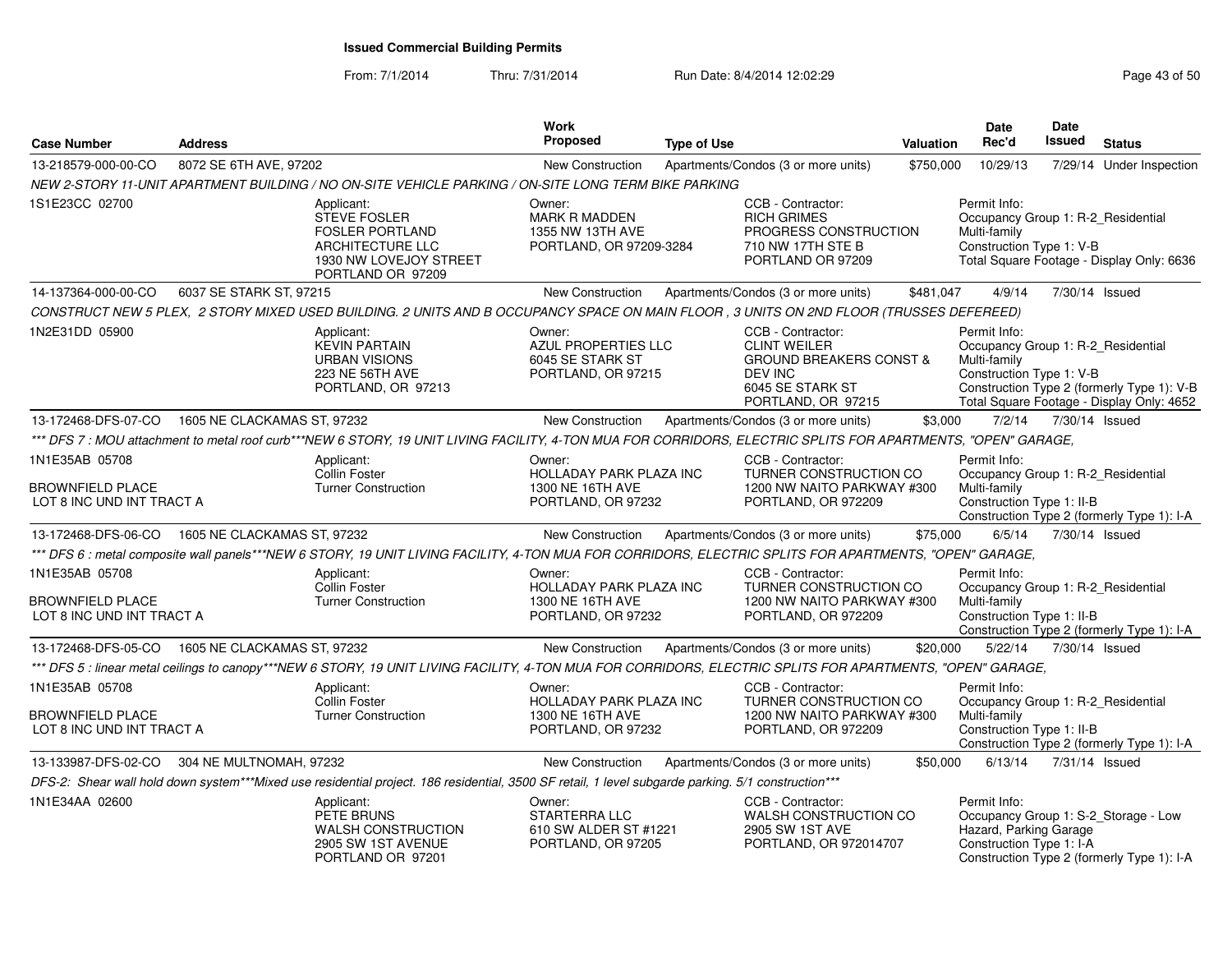**Issued Commercial Building Permits**

From: 7/1/2014 Thru: 7/31/2014 Run Date: 8/4/2014 12:02:29

| Case Number | Address | Work Proposed | Type of Use | Valuation | Date Rec'd | Date Issued | Status |
|---|---|---|---|---|---|---|---|
| 13-218579-000-00-CO | 8072 SE 6TH AVE, 97202 | New Construction | Apartments/Condos (3 or more units) | $750,000 | 10/29/13 | 7/29/14 | Under Inspection |

NEW 2-STORY 11-UNIT APARTMENT BUILDING / NO ON-SITE VEHICLE PARKING / ON-SITE LONG TERM BIKE PARKING

| | Applicant: | Owner: | CCB - Contractor: | Permit Info: |
|---|---|---|---|---|
| 1S1E23CC 02700 | STEVE FOSLER<br>FOSLER PORTLAND ARCHITECTURE LLC<br>1930 NW LOVEJOY STREET<br>PORTLAND OR 97209 | MARK R MADDEN<br>1355 NW 13TH AVE<br>PORTLAND, OR 97209-3284 | RICH GRIMES<br>PROGRESS CONSTRUCTION<br>710 NW 17TH STE B<br>PORTLAND OR 97209 | Occupancy Group 1: R-2_Residential Multi-family<br>Construction Type 1: V-B<br>Total Square Footage - Display Only: 6636 |

| Case Number | Address | Work Proposed | Type of Use | Valuation | Date Rec'd | Date Issued | Status |
|---|---|---|---|---|---|---|---|
| 14-137364-000-00-CO | 6037 SE STARK ST, 97215 | New Construction | Apartments/Condos (3 or more units) | $481,047 | 4/9/14 | 7/30/14 | Issued |

CONSTRUCT NEW 5 PLEX, 2 STORY MIXED USED BUILDING. 2 UNITS AND B OCCUPANCY SPACE ON MAIN FLOOR , 3 UNITS ON 2ND FLOOR (TRUSSES DEFEREED)

| | Applicant: | Owner: | CCB - Contractor: | Permit Info: |
|---|---|---|---|---|
| 1N2E31DD 05900 | KEVIN PARTAIN<br>URBAN VISIONS<br>223 NE 56TH AVE<br>PORTLAND, OR 97213 | AZUL PROPERTIES LLC<br>6045 SE STARK ST<br>PORTLAND, OR 97215 | CLINT WEILER<br>GROUND BREAKERS CONST & DEV INC<br>6045 SE STARK ST<br>PORTLAND, OR 97215 | Occupancy Group 1: R-2_Residential Multi-family<br>Construction Type 1: V-B<br>Construction Type 2 (formerly Type 1): V-B<br>Total Square Footage - Display Only: 4652 |

| Case Number | Address | Work Proposed | Type of Use | Valuation | Date Rec'd | Date Issued | Status |
|---|---|---|---|---|---|---|---|
| 13-172468-DFS-07-CO | 1605 NE CLACKAMAS ST, 97232 | New Construction | Apartments/Condos (3 or more units) | $3,000 | 7/2/14 | 7/30/14 | Issued |

*** DFS 7 : MOU attachment to metal roof curb***NEW 6 STORY, 19 UNIT LIVING FACILITY, 4-TON MUA FOR CORRIDORS, ELECTRIC SPLITS FOR APARTMENTS, "OPEN" GARAGE,

| | Applicant: | Owner: | CCB - Contractor: | Permit Info: |
|---|---|---|---|---|
| 1N1E35AB 05708<br>BROWNFIELD PLACE<br>LOT 8 INC UND INT TRACT A | Collin Foster<br>Turner Construction | HOLLADAY PARK PLAZA INC<br>1300 NE 16TH AVE<br>PORTLAND, OR 97232 | TURNER CONSTRUCTION CO<br>1200 NW NAITO PARKWAY #300<br>PORTLAND, OR 972209 | Occupancy Group 1: R-2_Residential Multi-family<br>Construction Type 1: II-B<br>Construction Type 2 (formerly Type 1): I-A |

| Case Number | Address | Work Proposed | Type of Use | Valuation | Date Rec'd | Date Issued | Status |
|---|---|---|---|---|---|---|---|
| 13-172468-DFS-06-CO | 1605 NE CLACKAMAS ST, 97232 | New Construction | Apartments/Condos (3 or more units) | $75,000 | 6/5/14 | 7/30/14 | Issued |

*** DFS 6 : metal composite wall panels***NEW 6 STORY, 19 UNIT LIVING FACILITY, 4-TON MUA FOR CORRIDORS, ELECTRIC SPLITS FOR APARTMENTS, "OPEN" GARAGE,

| | Applicant: | Owner: | CCB - Contractor: | Permit Info: |
|---|---|---|---|---|
| 1N1E35AB 05708<br>BROWNFIELD PLACE<br>LOT 8 INC UND INT TRACT A | Collin Foster<br>Turner Construction | HOLLADAY PARK PLAZA INC<br>1300 NE 16TH AVE<br>PORTLAND, OR 97232 | TURNER CONSTRUCTION CO<br>1200 NW NAITO PARKWAY #300<br>PORTLAND, OR 972209 | Occupancy Group 1: R-2_Residential Multi-family<br>Construction Type 1: II-B<br>Construction Type 2 (formerly Type 1): I-A |

| Case Number | Address | Work Proposed | Type of Use | Valuation | Date Rec'd | Date Issued | Status |
|---|---|---|---|---|---|---|---|
| 13-172468-DFS-05-CO | 1605 NE CLACKAMAS ST, 97232 | New Construction | Apartments/Condos (3 or more units) | $20,000 | 5/22/14 | 7/30/14 | Issued |

*** DFS 5 : linear metal ceilings to canopy***NEW 6 STORY, 19 UNIT LIVING FACILITY, 4-TON MUA FOR CORRIDORS, ELECTRIC SPLITS FOR APARTMENTS, "OPEN" GARAGE,

| | Applicant: | Owner: | CCB - Contractor: | Permit Info: |
|---|---|---|---|---|
| 1N1E35AB 05708<br>BROWNFIELD PLACE<br>LOT 8 INC UND INT TRACT A | Collin Foster<br>Turner Construction | HOLLADAY PARK PLAZA INC<br>1300 NE 16TH AVE<br>PORTLAND, OR 97232 | TURNER CONSTRUCTION CO<br>1200 NW NAITO PARKWAY #300<br>PORTLAND, OR 972209 | Occupancy Group 1: R-2_Residential Multi-family<br>Construction Type 1: II-B<br>Construction Type 2 (formerly Type 1): I-A |

| Case Number | Address | Work Proposed | Type of Use | Valuation | Date Rec'd | Date Issued | Status |
|---|---|---|---|---|---|---|---|
| 13-133987-DFS-02-CO | 304 NE MULTNOMAH, 97232 | New Construction | Apartments/Condos (3 or more units) | $50,000 | 6/13/14 | 7/31/14 | Issued |

DFS-2: Shear wall hold down system***Mixed use residential project. 186 residential, 3500 SF retail, 1 level subgarde parking. 5/1 construction***

| | Applicant: | Owner: | CCB - Contractor: | Permit Info: |
|---|---|---|---|---|
| 1N1E34AA 02600 | PETE BRUNS<br>WALSH CONSTRUCTION<br>2905 SW 1ST AVENUE<br>PORTLAND OR 97201 | STARTERRA LLC<br>610 SW ALDER ST #1221<br>PORTLAND, OR 97205 | WALSH CONSTRUCTION CO<br>2905 SW 1ST AVE<br>PORTLAND, OR 972014707 | Occupancy Group 1: S-2_Storage - Low Hazard, Parking Garage<br>Construction Type 1: I-A<br>Construction Type 2 (formerly Type 1): I-A |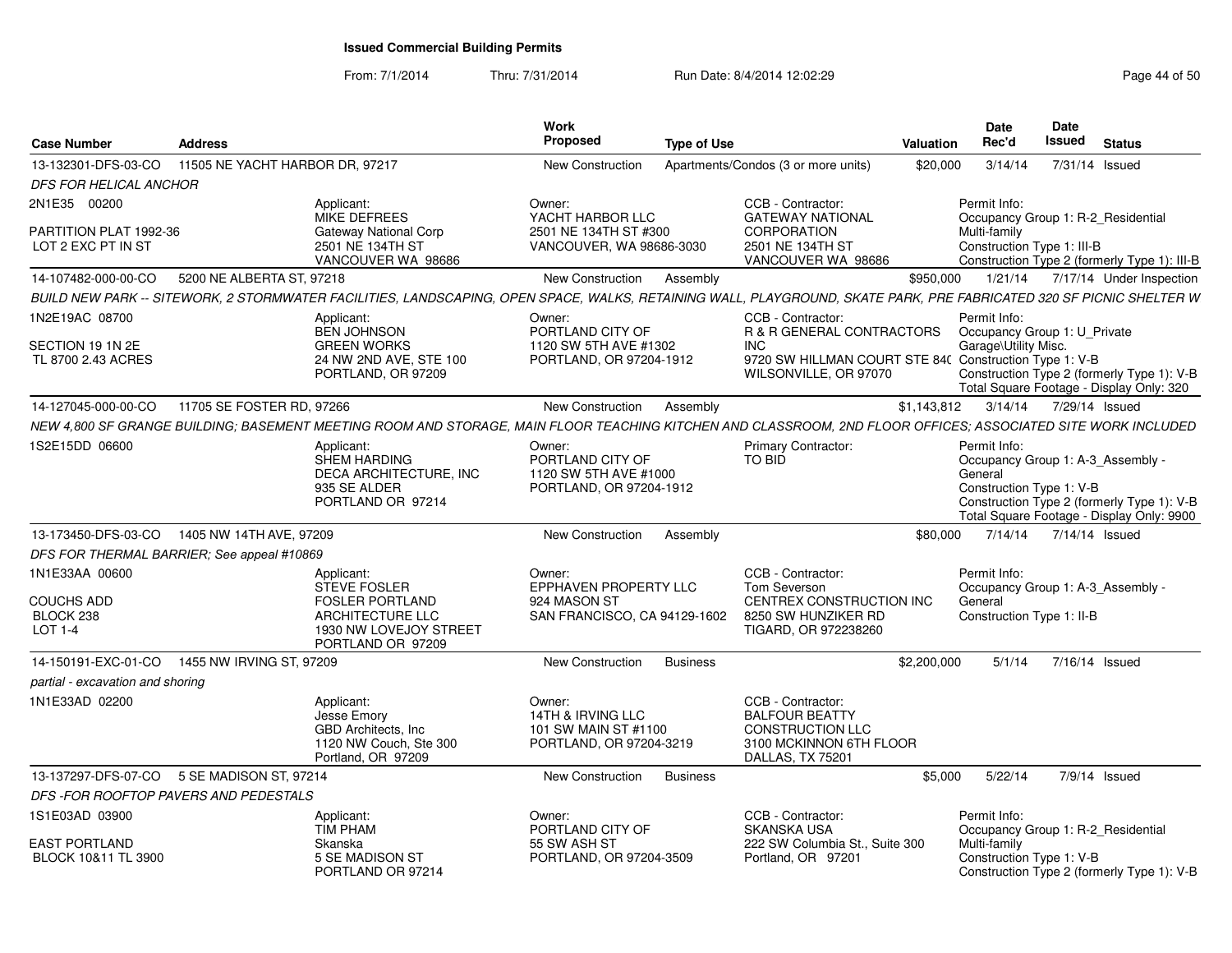# Issued Commercial Building Permits

From: 7/1/2014 Thru: 7/31/2014 Run Date: 8/4/2014 12:02:29

| Case Number | Address | Work Proposed | Type of Use | Valuation | Date Rec'd | Date Issued | Status |
|---|---|---|---|---|---|---|---|
| 13-132301-DFS-03-CO | 11505 NE YACHT HARBOR DR, 97217 | New Construction | Apartments/Condos (3 or more units) | $20,000 | 3/14/14 | 7/31/14 | Issued |

*DFS FOR HELICAL ANCHOR*

2N1E35 00200
PARTITION PLAT 1992-36
LOT 2 EXC PT IN ST

Applicant: MIKE DEFREES, Gateway National Corp, 2501 NE 134TH ST, VANCOUVER WA 98686

Owner: YACHT HARBOR LLC, 2501 NE 134TH ST #300, VANCOUVER, WA 98686-3030

CCB - Contractor: GATEWAY NATIONAL CORPORATION, 2501 NE 134TH ST, VANCOUVER WA 98686

Permit Info: Occupancy Group 1: R-2_Residential Multi-family; Construction Type 1: III-B; Construction Type 2 (formerly Type 1): III-B

| Case Number | Address | Work Proposed | Type of Use | Valuation | Date Rec'd | Date Issued | Status |
|---|---|---|---|---|---|---|---|
| 14-107482-000-00-CO | 5200 NE ALBERTA ST, 97218 | New Construction | Assembly | $950,000 | 1/21/14 | 7/17/14 | Under Inspection |

*BUILD NEW PARK -- SITEWORK, 2 STORMWATER FACILITIES, LANDSCAPING, OPEN SPACE, WALKS, RETAINING WALL, PLAYGROUND, SKATE PARK, PRE FABRICATED 320 SF PICNIC SHELTER W*

1N2E19AC 08700
SECTION 19 1N 2E
TL 8700 2.43 ACRES

Applicant: BEN JOHNSON, GREEN WORKS, 24 NW 2ND AVE, STE 100, PORTLAND, OR 97209

Owner: PORTLAND CITY OF, 1120 SW 5TH AVE #1302, PORTLAND, OR 97204-1912

CCB - Contractor: R & R GENERAL CONTRACTORS INC, 9720 SW HILLMAN COURT STE 84(, WILSONVILLE, OR 97070

Permit Info: Occupancy Group 1: U_Private Garage\Utility Misc.; Construction Type 1: V-B; Construction Type 2 (formerly Type 1): V-B; Total Square Footage - Display Only: 320

| Case Number | Address | Work Proposed | Type of Use | Valuation | Date Rec'd | Date Issued | Status |
|---|---|---|---|---|---|---|---|
| 14-127045-000-00-CO | 11705 SE FOSTER RD, 97266 | New Construction | Assembly | $1,143,812 | 3/14/14 | 7/29/14 | Issued |

*NEW 4,800 SF GRANGE BUILDING; BASEMENT MEETING ROOM AND STORAGE, MAIN FLOOR TEACHING KITCHEN AND CLASSROOM, 2ND FLOOR OFFICES; ASSOCIATED SITE WORK INCLUDED*

1S2E15DD 06600

Applicant: SHEM HARDING, DECA ARCHITECTURE, INC, 935 SE ALDER, PORTLAND OR 97214

Owner: PORTLAND CITY OF, 1120 SW 5TH AVE #1000, PORTLAND, OR 97204-1912

Primary Contractor: TO BID

Permit Info: Occupancy Group 1: A-3_Assembly - General; Construction Type 1: V-B; Construction Type 2 (formerly Type 1): V-B; Total Square Footage - Display Only: 9900

| Case Number | Address | Work Proposed | Type of Use | Valuation | Date Rec'd | Date Issued | Status |
|---|---|---|---|---|---|---|---|
| 13-173450-DFS-03-CO | 1405 NW 14TH AVE, 97209 | New Construction | Assembly | $80,000 | 7/14/14 | 7/14/14 | Issued |

*DFS FOR THERMAL BARRIER; See appeal #10869*

1N1E33AA 00600
COUCHS ADD
BLOCK 238
LOT 1-4

Applicant: STEVE FOSLER, FOSLER PORTLAND ARCHITECTURE LLC, 1930 NW LOVEJOY STREET, PORTLAND OR 97209

Owner: EPPHAVEN PROPERTY LLC, 924 MASON ST, SAN FRANCISCO, CA 94129-1602

CCB - Contractor: Tom Severson, CENTREX CONSTRUCTION INC, 8250 SW HUNZIKER RD, TIGARD, OR 972238260

Permit Info: Occupancy Group 1: A-3_Assembly - General; Construction Type 1: II-B

| Case Number | Address | Work Proposed | Type of Use | Valuation | Date Rec'd | Date Issued | Status |
|---|---|---|---|---|---|---|---|
| 14-150191-EXC-01-CO | 1455 NW IRVING ST, 97209 | New Construction | Business | $2,200,000 | 5/1/14 | 7/16/14 | Issued |

*partial - excavation and shoring*

1N1E33AD 02200

Applicant: Jesse Emory, GBD Architects, Inc, 1120 NW Couch, Ste 300, Portland, OR 97209

Owner: 14TH & IRVING LLC, 101 SW MAIN ST #1100, PORTLAND, OR 97204-3219

CCB - Contractor: BALFOUR BEATTY CONSTRUCTION LLC, 3100 MCKINNON 6TH FLOOR, DALLAS, TX 75201

| Case Number | Address | Work Proposed | Type of Use | Valuation | Date Rec'd | Date Issued | Status |
|---|---|---|---|---|---|---|---|
| 13-137297-DFS-07-CO | 5 SE MADISON ST, 97214 | New Construction | Business | $5,000 | 5/22/14 | 7/9/14 | Issued |

*DFS -FOR ROOFTOP PAVERS AND PEDESTALS*

1S1E03AD 03900
EAST PORTLAND
BLOCK 10&11 TL 3900

Applicant: TIM PHAM, Skanska, 5 SE MADISON ST, PORTLAND OR 97214

Owner: PORTLAND CITY OF, 55 SW ASH ST, PORTLAND, OR 97204-3509

CCB - Contractor: SKANSKA USA, 222 SW Columbia St., Suite 300, Portland, OR 97201

Permit Info: Occupancy Group 1: R-2_Residential Multi-family; Construction Type 1: V-B; Construction Type 2 (formerly Type 1): V-B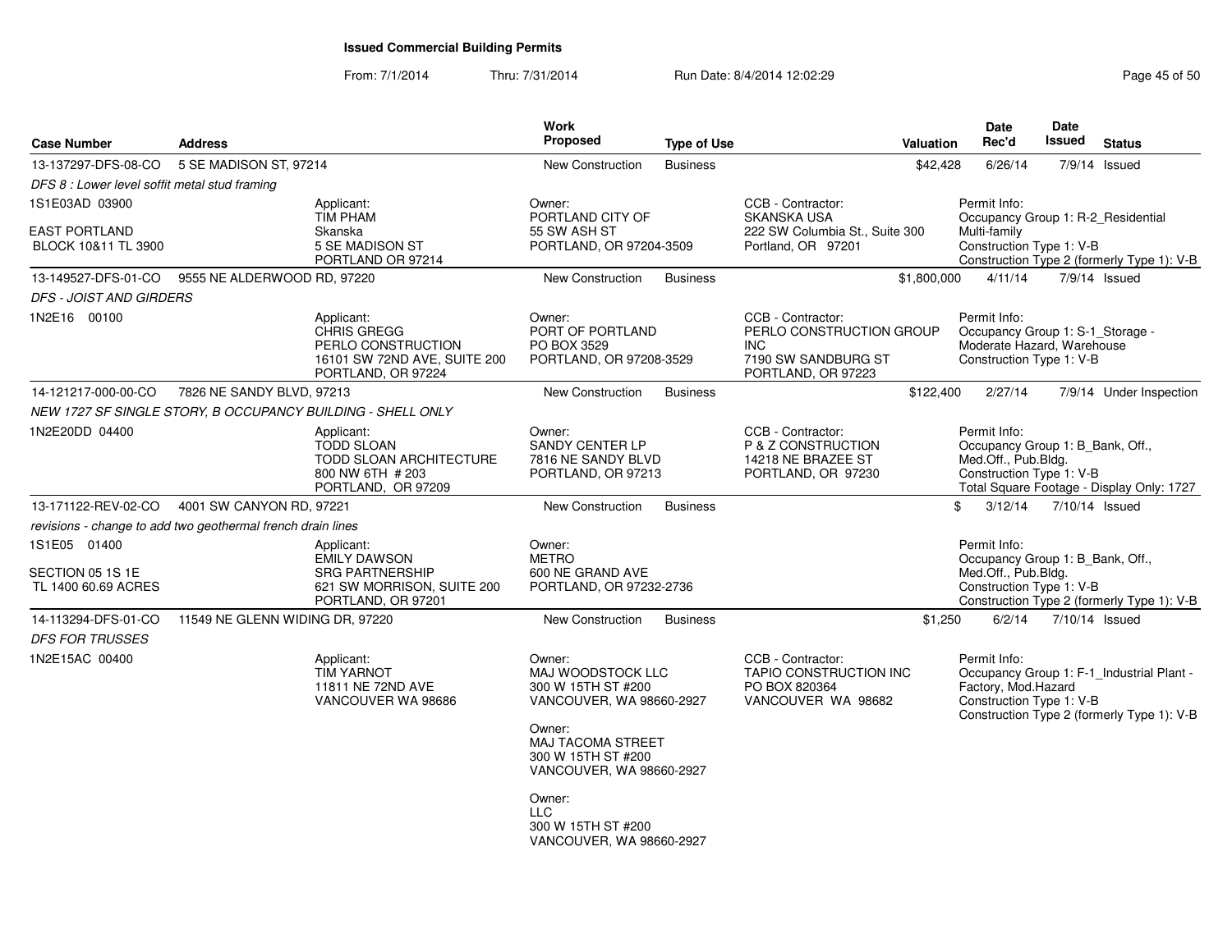**Issued Commercial Building Permits**

From: 7/1/2014 Thru: 7/31/2014 Run Date: 8/4/2014 12:02:29

| Case Number | Address | Work Proposed | Type of Use | Valuation | Date Rec'd | Date Issued | Status |
|---|---|---|---|---|---|---|---|
| 13-137297-DFS-08-CO | 5 SE MADISON ST, 97214 | New Construction | Business | $42,428 | 6/26/14 | 7/9/14 | Issued |
| *DFS 8 : Lower level soffit metal stud framing* | | | | | | | |
| 1S1E03AD 03900<br>EAST PORTLAND<br>BLOCK 10&11 TL 3900 | Applicant:<br>TIM PHAM<br>Skanska<br>5 SE MADISON ST<br>PORTLAND OR 97214 | Owner:<br>PORTLAND CITY OF<br>55 SW ASH ST<br>PORTLAND, OR 97204-3509 | CCB - Contractor:<br>SKANSKA USA<br>222 SW Columbia St., Suite 300<br>Portland, OR 97201 | | Permit Info:<br>Occupancy Group 1: R-2_Residential Multi-family<br>Construction Type 1: V-B<br>Construction Type 2 (formerly Type 1): V-B | | |
| 13-149527-DFS-01-CO | 9555 NE ALDERWOOD RD, 97220 | New Construction | Business | $1,800,000 | 4/11/14 | 7/9/14 | Issued |
| *DFS - JOIST AND GIRDERS* | | | | | | | |
| 1N2E16 00100 | Applicant:<br>CHRIS GREGG<br>PERLO CONSTRUCTION<br>16101 SW 72ND AVE, SUITE 200<br>PORTLAND, OR 97224 | Owner:<br>PORT OF PORTLAND<br>PO BOX 3529<br>PORTLAND, OR 97208-3529 | CCB - Contractor:<br>PERLO CONSTRUCTION GROUP INC<br>7190 SW SANDBURG ST<br>PORTLAND, OR 97223 | | Permit Info:<br>Occupancy Group 1: S-1_Storage - Moderate Hazard, Warehouse<br>Construction Type 1: V-B | | |
| 14-121217-000-00-CO | 7826 NE SANDY BLVD, 97213 | New Construction | Business | $122,400 | 2/27/14 | 7/9/14 | Under Inspection |
| *NEW 1727 SF SINGLE STORY, B OCCUPANCY BUILDING - SHELL ONLY* | | | | | | | |
| 1N2E20DD 04400 | Applicant:<br>TODD SLOAN<br>TODD SLOAN ARCHITECTURE<br>800 NW 6TH # 203<br>PORTLAND, OR 97209 | Owner:<br>SANDY CENTER LP<br>7816 NE SANDY BLVD<br>PORTLAND, OR 97213 | CCB - Contractor:<br>P & Z CONSTRUCTION<br>14218 NE BRAZEE ST<br>PORTLAND, OR 97230 | | Permit Info:<br>Occupancy Group 1: B_Bank, Off., Med.Off., Pub.Bldg.<br>Construction Type 1: V-B<br>Total Square Footage - Display Only: 1727 | | |
| 13-171122-REV-02-CO | 4001 SW CANYON RD, 97221 | New Construction | Business | $ | 3/12/14 | 7/10/14 | Issued |
| *revisions - change to add two geothermal french drain lines* | | | | | | | |
| 1S1E05 01400<br>SECTION 05 1S 1E<br>TL 1400 60.69 ACRES | Applicant:<br>EMILY DAWSON<br>SRG PARTNERSHIP<br>621 SW MORRISON, SUITE 200<br>PORTLAND, OR 97201 | Owner:<br>METRO<br>600 NE GRAND AVE<br>PORTLAND, OR 97232-2736 | | | Permit Info:<br>Occupancy Group 1: B_Bank, Off., Med.Off., Pub.Bldg.<br>Construction Type 1: V-B<br>Construction Type 2 (formerly Type 1): V-B | | |
| 14-113294-DFS-01-CO | 11549 NE GLENN WIDING DR, 97220 | New Construction | Business | $1,250 | 6/2/14 | 7/10/14 | Issued |
| *DFS FOR TRUSSES* | | | | | | | |
| 1N2E15AC 00400 | Applicant:<br>TIM YARNOT<br>11811 NE 72ND AVE<br>VANCOUVER WA 98686 | Owner:<br>MAJ WOODSTOCK LLC<br>300 W 15TH ST #200<br>VANCOUVER, WA 98660-2927<br>Owner:<br>MAJ TACOMA STREET<br>300 W 15TH ST #200<br>VANCOUVER, WA 98660-2927<br>Owner:<br>LLC<br>300 W 15TH ST #200<br>VANCOUVER, WA 98660-2927 | CCB - Contractor:<br>TAPIO CONSTRUCTION INC<br>PO BOX 820364<br>VANCOUVER WA 98682 | | Permit Info:<br>Occupancy Group 1: F-1_Industrial Plant - Factory, Mod.Hazard<br>Construction Type 1: V-B<br>Construction Type 2 (formerly Type 1): V-B | | |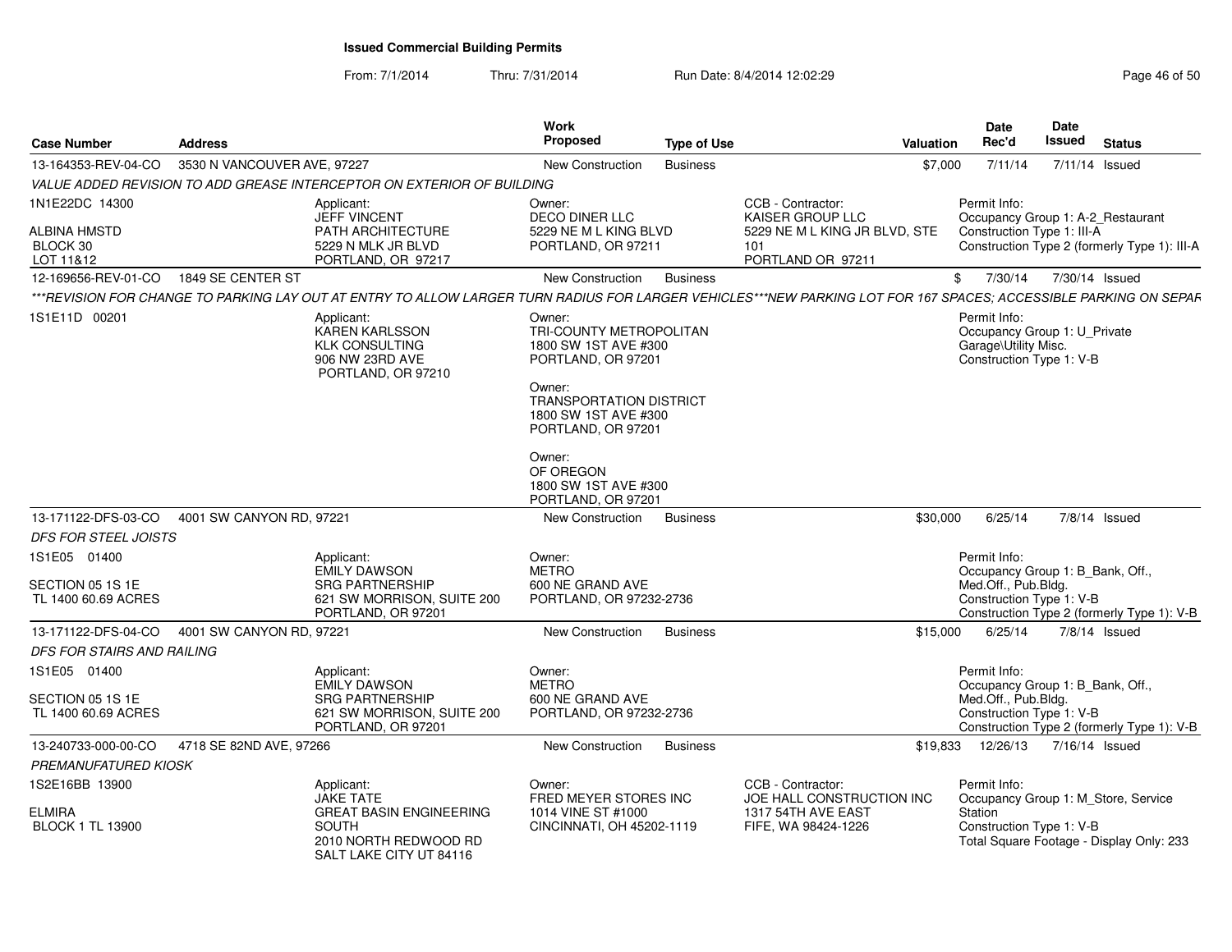# Issued Commercial Building Permits

From: 7/1/2014 Thru: 7/31/2014 Run Date: 8/4/2014 12:02:29

| Case Number | Address | Work Proposed | Type of Use | Valuation | Date Rec'd | Date Issued | Status |
|---|---|---|---|---|---|---|---|
| 13-164353-REV-04-CO | 3530 N VANCOUVER AVE, 97227 | New Construction | Business | $7,000 | 7/11/14 | 7/11/14 | Issued |

*VALUE ADDED REVISION TO ADD GREASE INTERCEPTOR ON EXTERIOR OF BUILDING*

1N1E22DC 14300
ALBINA HMSTD
BLOCK 30
LOT 11&12

Applicant: JEFF VINCENT, PATH ARCHITECTURE, 5229 N MLK JR BLVD, PORTLAND, OR 97217

Owner: DECO DINER LLC, 5229 NE M L KING BLVD, PORTLAND, OR 97211

CCB - Contractor: KAISER GROUP LLC, 5229 NE M L KING JR BLVD, STE 101, PORTLAND OR 97211

Permit Info: Occupancy Group 1: A-2_Restaurant; Construction Type 1: III-A; Construction Type 2 (formerly Type 1): III-A

| Case Number | Address | Work Proposed | Type of Use | Valuation | Date Rec'd | Date Issued | Status |
|---|---|---|---|---|---|---|---|
| 12-169656-REV-01-CO | 1849 SE CENTER ST | New Construction | Business | $ | 7/30/14 | 7/30/14 | Issued |

*\*\*\*REVISION FOR CHANGE TO PARKING LAY OUT AT ENTRY TO ALLOW LARGER TURN RADIUS FOR LARGER VEHICLES\*\*\*NEW PARKING LOT FOR 167 SPACES; ACCESSIBLE PARKING ON SEPAR*

1S1E11D 00201

Applicant: KAREN KARLSSON, KLK CONSULTING, 906 NW 23RD AVE, PORTLAND, OR 97210

Owner: TRI-COUNTY METROPOLITAN, 1800 SW 1ST AVE #300, PORTLAND, OR 97201

Owner: TRANSPORTATION DISTRICT, 1800 SW 1ST AVE #300, PORTLAND, OR 97201

Owner: OF OREGON, 1800 SW 1ST AVE #300, PORTLAND, OR 97201

Permit Info: Occupancy Group 1: U_Private Garage\Utility Misc.; Construction Type 1: V-B

| Case Number | Address | Work Proposed | Type of Use | Valuation | Date Rec'd | Date Issued | Status |
|---|---|---|---|---|---|---|---|
| 13-171122-DFS-03-CO | 4001 SW CANYON RD, 97221 | New Construction | Business | $30,000 | 6/25/14 | 7/8/14 | Issued |

*DFS FOR STEEL JOISTS*

1S1E05 01400
SECTION 05 1S 1E
TL 1400 60.69 ACRES

Applicant: EMILY DAWSON, SRG PARTNERSHIP, 621 SW MORRISON, SUITE 200, PORTLAND, OR 97201

Owner: METRO, 600 NE GRAND AVE, PORTLAND, OR 97232-2736

Permit Info: Occupancy Group 1: B_Bank, Off., Med.Off., Pub.Bldg.; Construction Type 1: V-B; Construction Type 2 (formerly Type 1): V-B

| Case Number | Address | Work Proposed | Type of Use | Valuation | Date Rec'd | Date Issued | Status |
|---|---|---|---|---|---|---|---|
| 13-171122-DFS-04-CO | 4001 SW CANYON RD, 97221 | New Construction | Business | $15,000 | 6/25/14 | 7/8/14 | Issued |

*DFS FOR STAIRS AND RAILING*

1S1E05 01400
SECTION 05 1S 1E
TL 1400 60.69 ACRES

Applicant: EMILY DAWSON, SRG PARTNERSHIP, 621 SW MORRISON, SUITE 200, PORTLAND, OR 97201

Owner: METRO, 600 NE GRAND AVE, PORTLAND, OR 97232-2736

Permit Info: Occupancy Group 1: B_Bank, Off., Med.Off., Pub.Bldg.; Construction Type 1: V-B; Construction Type 2 (formerly Type 1): V-B

| Case Number | Address | Work Proposed | Type of Use | Valuation | Date Rec'd | Date Issued | Status |
|---|---|---|---|---|---|---|---|
| 13-240733-000-00-CO | 4718 SE 82ND AVE, 97266 | New Construction | Business | $19,833 | 12/26/13 | 7/16/14 | Issued |

*PREMANUFATURED KIOSK*

1S2E16BB 13900
ELMIRA
BLOCK 1 TL 13900

Applicant: JAKE TATE, GREAT BASIN ENGINEERING SOUTH, 2010 NORTH REDWOOD RD, SALT LAKE CITY UT 84116

Owner: FRED MEYER STORES INC, 1014 VINE ST #1000, CINCINNATI, OH 45202-1119

CCB - Contractor: JOE HALL CONSTRUCTION INC, 1317 54TH AVE EAST, FIFE, WA 98424-1226

Permit Info: Occupancy Group 1: M_Store, Service Station; Construction Type 1: V-B; Total Square Footage - Display Only: 233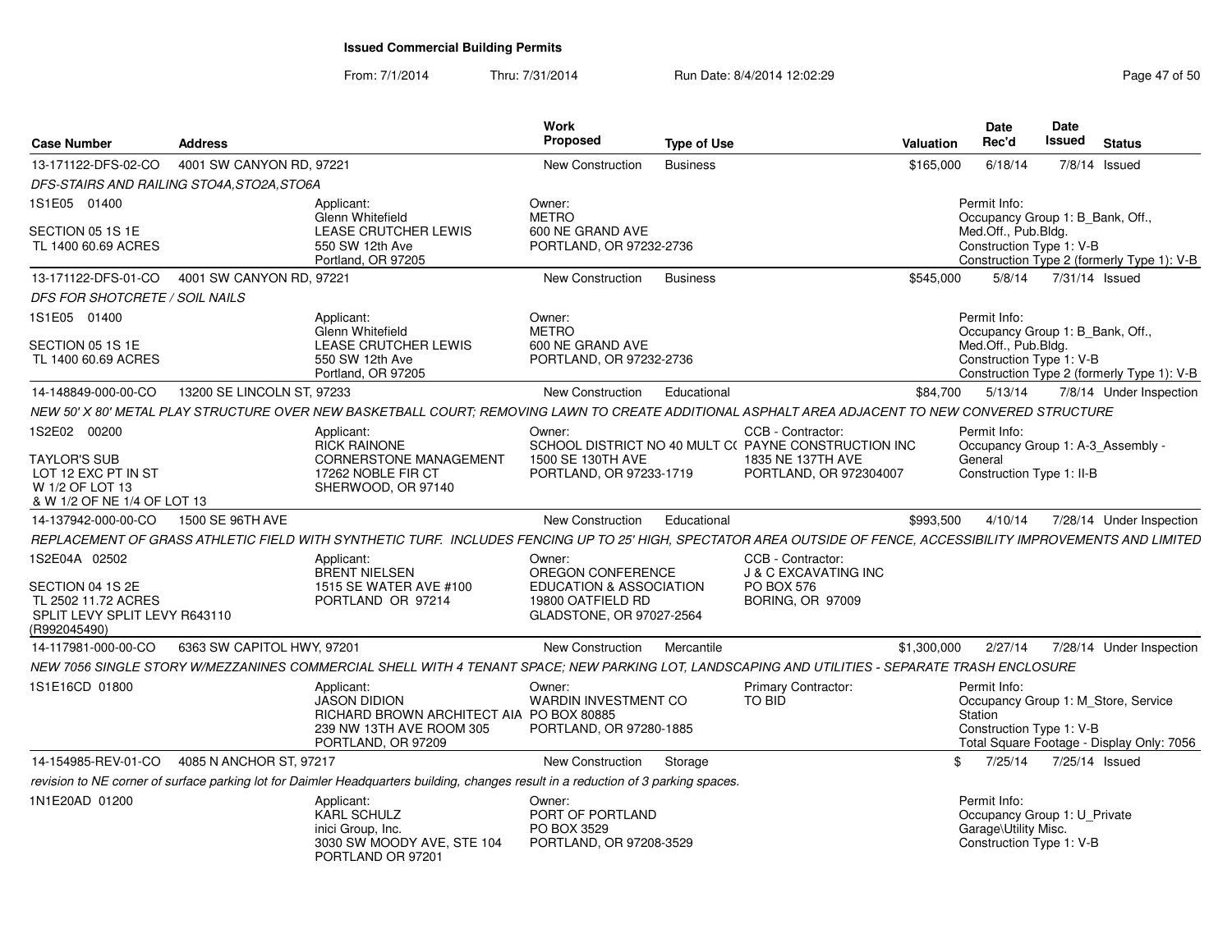# Issued Commercial Building Permits

From: 7/1/2014 Thru: 7/31/2014 Run Date: 8/4/2014 12:02:29

| Case Number | Address | | Work Proposed | Type of Use | | Valuation | Date Rec'd | Date Issued | Status |
|---|---|---|---|---|---|---|---|---|---|
| 13-171122-DFS-02-CO | 4001 SW CANYON RD, 97221 | | New Construction | Business | | $165,000 | 6/18/14 | 7/8/14 | Issued |
| DFS-STAIRS AND RAILING STO4A,STO2A,STO6A | | | | | | | | | |
| 1S1E05 01400<br><br>SECTION 05 1S 1E<br>TL 1400 60.69 ACRES | | Applicant:<br>Glenn Whitefield<br>LEASE CRUTCHER LEWIS<br>550 SW 12th Ave<br>Portland, OR 97205 | Owner:<br>METRO<br>600 NE GRAND AVE<br>PORTLAND, OR 97232-2736 | | | | Permit Info:<br>Occupancy Group 1: B_Bank, Off., Med.Off., Pub.Bldg.<br>Construction Type 1: V-B<br>Construction Type 2 (formerly Type 1): V-B | | |
| 13-171122-DFS-01-CO | 4001 SW CANYON RD, 97221 | | New Construction | Business | | $545,000 | 5/8/14 | 7/31/14 | Issued |
| DFS FOR SHOTCRETE / SOIL NAILS | | | | | | | | | |
| 1S1E05 01400<br><br>SECTION 05 1S 1E<br>TL 1400 60.69 ACRES | | Applicant:<br>Glenn Whitefield<br>LEASE CRUTCHER LEWIS<br>550 SW 12th Ave<br>Portland, OR 97205 | Owner:<br>METRO<br>600 NE GRAND AVE<br>PORTLAND, OR 97232-2736 | | | | Permit Info:<br>Occupancy Group 1: B_Bank, Off., Med.Off., Pub.Bldg.<br>Construction Type 1: V-B<br>Construction Type 2 (formerly Type 1): V-B | | |
| 14-148849-000-00-CO | 13200 SE LINCOLN ST, 97233 | | New Construction | Educational | | $84,700 | 5/13/14 | 7/8/14 | Under Inspection |
| NEW 50' X 80' METAL PLAY STRUCTURE OVER NEW BASKETBALL COURT; REMOVING LAWN TO CREATE ADDITIONAL ASPHALT AREA ADJACENT TO NEW CONVERED STRUCTURE | | | | | | | | | |
| 1S2E02 00200<br><br>TAYLOR'S SUB<br>LOT 12 EXC PT IN ST<br>W 1/2 OF LOT 13<br>& W 1/2 OF NE 1/4 OF LOT 13 | | Applicant:<br>RICK RAINONE<br>CORNERSTONE MANAGEMENT<br>17262 NOBLE FIR CT<br>SHERWOOD, OR 97140 | Owner:<br>SCHOOL DISTRICT NO 40 MULT CO<br>1500 SE 130TH AVE<br>PORTLAND, OR 97233-1719 | | CCB - Contractor:<br>PAYNE CONSTRUCTION INC<br>1835 NE 137TH AVE<br>PORTLAND, OR 972304007 | | Permit Info:<br>Occupancy Group 1: A-3_Assembly - General<br>Construction Type 1: II-B | | |
| 14-137942-000-00-CO | 1500 SE 96TH AVE | | New Construction | Educational | | $993,500 | 4/10/14 | 7/28/14 | Under Inspection |
| REPLACEMENT OF GRASS ATHLETIC FIELD WITH SYNTHETIC TURF. INCLUDES FENCING UP TO 25' HIGH, SPECTATOR AREA OUTSIDE OF FENCE, ACCESSIBILITY IMPROVEMENTS AND LIMITED | | | | | | | | | |
| 1S2E04A 02502<br><br>SECTION 04 1S 2E<br>TL 2502 11.72 ACRES<br>SPLIT LEVY SPLIT LEVY R643110 (R992045490) | | Applicant:<br>BRENT NIELSEN<br>1515 SE WATER AVE #100<br>PORTLAND OR 97214 | Owner:<br>OREGON CONFERENCE EDUCATION & ASSOCIATION<br>19800 OATFIELD RD<br>GLADSTONE, OR 97027-2564 | | CCB - Contractor:<br>J & C EXCAVATING INC<br>PO BOX 576<br>BORING, OR 97009 | | | | |
| 14-117981-000-00-CO | 6363 SW CAPITOL HWY, 97201 | | New Construction | Mercantile | | $1,300,000 | 2/27/14 | 7/28/14 | Under Inspection |
| NEW 7056 SINGLE STORY W/MEZZANINES COMMERCIAL SHELL WITH 4 TENANT SPACE; NEW PARKING LOT, LANDSCAPING AND UTILITIES - SEPARATE TRASH ENCLOSURE | | | | | | | | | |
| 1S1E16CD 01800 | | Applicant:<br>JASON DIDION<br>RICHARD BROWN ARCHITECT AIA<br>239 NW 13TH AVE ROOM 305<br>PORTLAND, OR 97209 | Owner:<br>WARDIN INVESTMENT CO<br>PO BOX 80885<br>PORTLAND, OR 97280-1885 | | Primary Contractor:<br>TO BID | | Permit Info:<br>Occupancy Group 1: M_Store, Service Station<br>Construction Type 1: V-B<br>Total Square Footage - Display Only: 7056 | | |
| 14-154985-REV-01-CO | 4085 N ANCHOR ST, 97217 | | New Construction | Storage | | $ | 7/25/14 | 7/25/14 | Issued |
| revision to NE corner of surface parking lot for Daimler Headquarters building, changes result in a reduction of 3 parking spaces. | | | | | | | | | |
| 1N1E20AD 01200 | | Applicant:<br>KARL SCHULZ<br>inici Group, Inc.<br>3030 SW MOODY AVE, STE 104<br>PORTLAND OR 97201 | Owner:<br>PORT OF PORTLAND<br>PO BOX 3529<br>PORTLAND, OR 97208-3529 | | | | Permit Info:<br>Occupancy Group 1: U_Private Garage\Utility Misc.<br>Construction Type 1: V-B | | |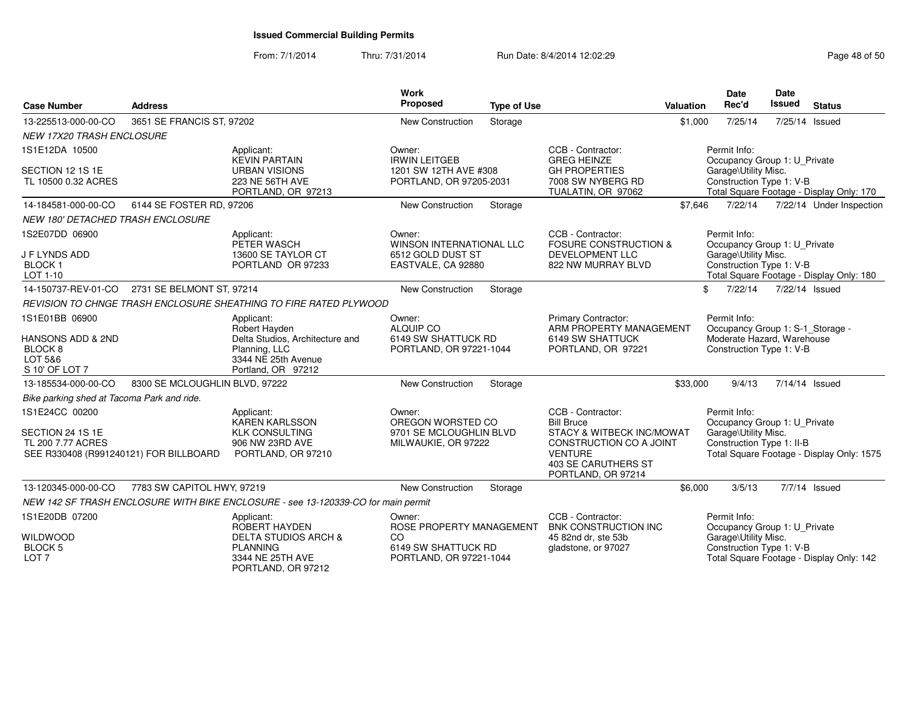# Issued Commercial Building Permits

From: 7/1/2014 Thru: 7/31/2014 Run Date: 8/4/2014 12:02:29

| Case Number | Address | | Work Proposed | Type of Use | | Valuation | Date Rec'd | Date Issued | Status |
|---|---|---|---|---|---|---|---|---|---|
| 13-225513-000-00-CO | 3651 SE FRANCIS ST, 97202 | | New Construction | Storage | | $1,000 | 7/25/14 | 7/25/14 | Issued |
| *NEW 17X20 TRASH ENCLOSURE* | | | | | | | | | |
| 1S1E12DA 10500<br><br>SECTION 12 1S 1E<br>TL 10500 0.32 ACRES | | Applicant:<br>KEVIN PARTAIN<br>URBAN VISIONS<br>223 NE 56TH AVE<br>PORTLAND, OR 97213 | Owner:<br>IRWIN LEITGEB<br>1201 SW 12TH AVE #308<br>PORTLAND, OR 97205-2031 | | CCB - Contractor:<br>GREG HEINZE<br>GH PROPERTIES<br>7008 SW NYBERG RD<br>TUALATIN, OR 97062 | | Permit Info:<br>Occupancy Group 1: U_Private Garage\Utility Misc.<br>Construction Type 1: V-B<br>Total Square Footage - Display Only: 170 | | |
| 14-184581-000-00-CO | 6144 SE FOSTER RD, 97206 | | New Construction | Storage | | $7,646 | 7/22/14 | 7/22/14 | Under Inspection |
| *NEW 180' DETACHED TRASH ENCLOSURE* | | | | | | | | | |
| 1S2E07DD 06900<br><br>J F LYNDS ADD<br>BLOCK 1<br>LOT 1-10 | | Applicant:<br>PETER WASCH<br>13600 SE TAYLOR CT<br>PORTLAND OR 97233 | Owner:<br>WINSON INTERNATIONAL LLC<br>6512 GOLD DUST ST<br>EASTVALE, CA 92880 | | CCB - Contractor:<br>FOSURE CONSTRUCTION & DEVELOPMENT LLC<br>822 NW MURRAY BLVD | | Permit Info:<br>Occupancy Group 1: U_Private Garage\Utility Misc.<br>Construction Type 1: V-B<br>Total Square Footage - Display Only: 180 | | |
| 14-150737-REV-01-CO | 2731 SE BELMONT ST, 97214 | | New Construction | Storage | | $ | 7/22/14 | 7/22/14 | Issued |
| *REVISION TO CHNGE TRASH ENCLOSURE SHEATHING TO FIRE RATED PLYWOOD* | | | | | | | | | |
| 1S1E01BB 06900<br><br>HANSONS ADD & 2ND<br>BLOCK 8<br>LOT 5&6<br>S 10' OF LOT 7 | | Applicant:<br>Robert Hayden<br>Delta Studios, Architecture and Planning, LLC<br>3344 NE 25th Avenue<br>Portland, OR 97212 | Owner:<br>ALQUIP CO<br>6149 SW SHATTUCK RD<br>PORTLAND, OR 97221-1044 | | Primary Contractor:<br>ARM PROPERTY MANAGEMENT<br>6149 SW SHATTUCK<br>PORTLAND, OR 97221 | | Permit Info:<br>Occupancy Group 1: S-1_Storage - Moderate Hazard, Warehouse<br>Construction Type 1: V-B | | |
| 13-185534-000-00-CO | 8300 SE MCLOUGHLIN BLVD, 97222 | | New Construction | Storage | | $33,000 | 9/4/13 | 7/14/14 | Issued |
| *Bike parking shed at Tacoma Park and ride.* | | | | | | | | | |
| 1S1E24CC 00200<br><br>SECTION 24 1S 1E<br>TL 200 7.77 ACRES<br>SEE R330408 (R991240121) FOR BILLBOARD | | Applicant:<br>KAREN KARLSSON<br>KLK CONSULTING<br>906 NW 23RD AVE<br>PORTLAND, OR 97210 | Owner:<br>OREGON WORSTED CO<br>9701 SE MCLOUGHLIN BLVD<br>MILWAUKIE, OR 97222 | | CCB - Contractor:<br>Bill Bruce<br>STACY & WITBECK INC/MOWAT CONSTRUCTION CO A JOINT VENTURE<br>403 SE CARUTHERS ST<br>PORTLAND, OR 97214 | | Permit Info:<br>Occupancy Group 1: U_Private Garage\Utility Misc.<br>Construction Type 1: II-B<br>Total Square Footage - Display Only: 1575 | | |
| 13-120345-000-00-CO | 7783 SW CAPITOL HWY, 97219 | | New Construction | Storage | | $6,000 | 3/5/13 | 7/7/14 | Issued |
| *NEW 142 SF TRASH ENCLOSURE WITH BIKE ENCLOSURE - see 13-120339-CO for main permit* | | | | | | | | | |
| 1S1E20DB 07200<br><br>WILDWOOD<br>BLOCK 5<br>LOT 7 | | Applicant:<br>ROBERT HAYDEN<br>DELTA STUDIOS ARCH & PLANNING<br>3344 NE 25TH AVE<br>PORTLAND, OR 97212 | Owner:<br>ROSE PROPERTY MANAGEMENT CO<br>6149 SW SHATTUCK RD<br>PORTLAND, OR 97221-1044 | | CCB - Contractor:<br>BNK CONSTRUCTION INC<br>45 82nd dr, ste 53b<br>gladstone, or 97027 | | Permit Info:<br>Occupancy Group 1: U_Private Garage\Utility Misc.<br>Construction Type 1: V-B<br>Total Square Footage - Display Only: 142 | | |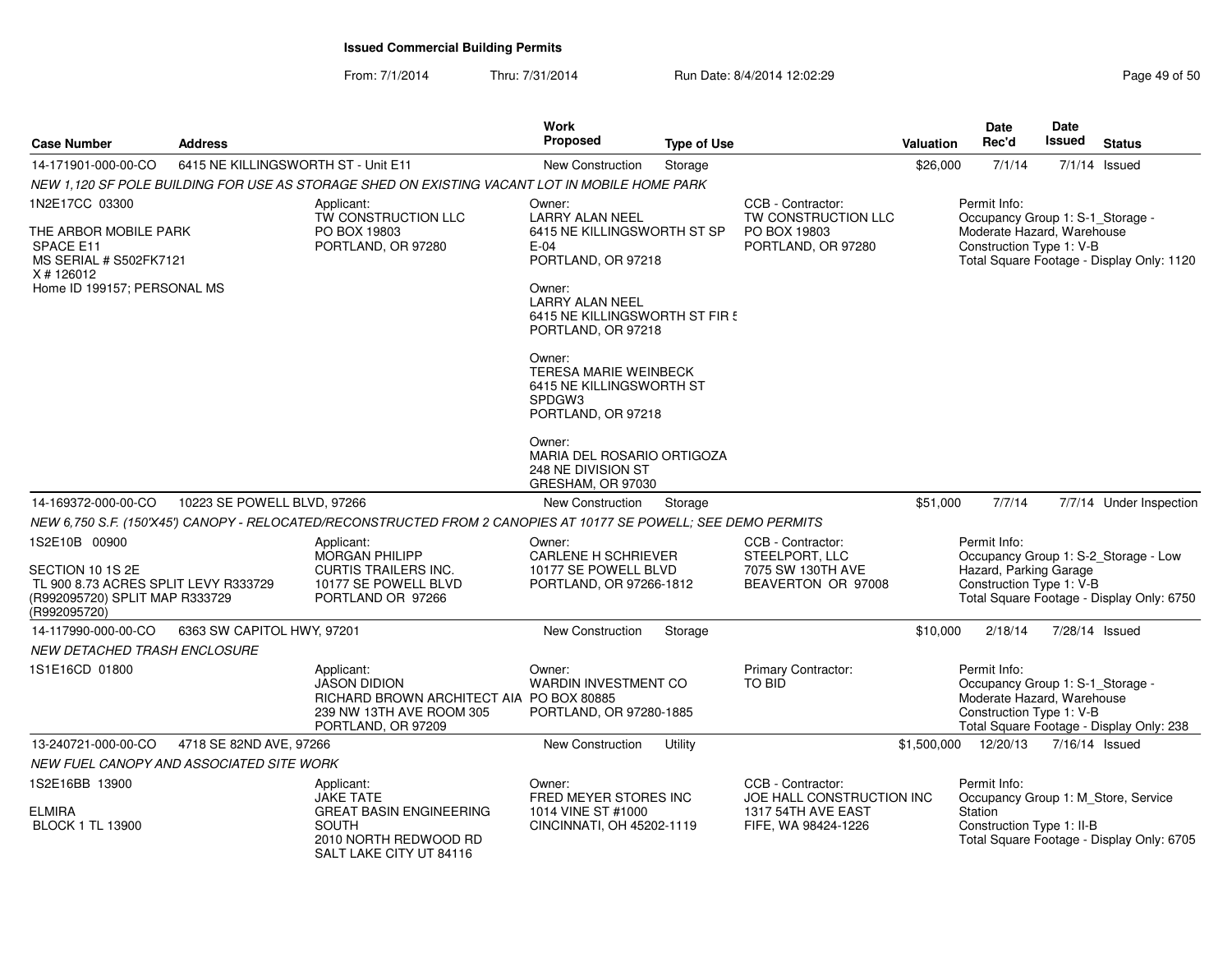# Issued Commercial Building Permits

From: 7/1/2014 Thru: 7/31/2014 Run Date: 8/4/2014 12:02:29

| Case Number | Address | Work Proposed | Type of Use | Valuation | Date Rec'd | Date Issued | Status |
|---|---|---|---|---|---|---|---|
| 14-171901-000-00-CO | 6415 NE KILLINGSWORTH ST - Unit E11 | New Construction | Storage | $26,000 | 7/1/14 | 7/1/14 | Issued |

*NEW 1,120 SF POLE BUILDING FOR USE AS STORAGE SHED ON EXISTING VACANT LOT IN MOBILE HOME PARK*

1N2E17CC 03300

THE ARBOR MOBILE PARK
SPACE E11
MS SERIAL # S502FK7121
X # 126012
Home ID 199157; PERSONAL MS

Applicant:
TW CONSTRUCTION LLC
PO BOX 19803
PORTLAND, OR 97280

Owner:
LARRY ALAN NEEL
6415 NE KILLINGSWORTH ST SP E-04
PORTLAND, OR 97218

Owner:
LARRY ALAN NEEL
6415 NE KILLINGSWORTH ST FIR 5
PORTLAND, OR 97218

Owner:
TERESA MARIE WEINBECK
6415 NE KILLINGSWORTH ST SPDGW3
PORTLAND, OR 97218

Owner:
MARIA DEL ROSARIO ORTIGOZA
248 NE DIVISION ST
GRESHAM, OR 97030

CCB - Contractor:
TW CONSTRUCTION LLC
PO BOX 19803
PORTLAND, OR 97280

Permit Info:
Occupancy Group 1: S-1_Storage - Moderate Hazard, Warehouse
Construction Type 1: V-B
Total Square Footage - Display Only: 1120

---

| Case Number | Address | Work Proposed | Type of Use | Valuation | Date Rec'd | Date Issued | Status |
|---|---|---|---|---|---|---|---|
| 14-169372-000-00-CO | 10223 SE POWELL BLVD, 97266 | New Construction | Storage | $51,000 | 7/7/14 | 7/7/14 | Under Inspection |

*NEW 6,750 S.F. (150'X45') CANOPY - RELOCATED/RECONSTRUCTED FROM 2 CANOPIES AT 10177 SE POWELL; SEE DEMO PERMITS*

1S2E10B 00900

SECTION 10 1S 2E
TL 900 8.73 ACRES SPLIT LEVY R333729 (R992095720) SPLIT MAP R333729 (R992095720)

Applicant:
MORGAN PHILIPP
CURTIS TRAILERS INC.
10177 SE POWELL BLVD
PORTLAND OR 97266

Owner:
CARLENE H SCHRIEVER
10177 SE POWELL BLVD
PORTLAND, OR 97266-1812

CCB - Contractor:
STEELPORT, LLC
7075 SW 130TH AVE
BEAVERTON OR 97008

Permit Info:
Occupancy Group 1: S-2_Storage - Low Hazard, Parking Garage
Construction Type 1: V-B
Total Square Footage - Display Only: 6750

---

| Case Number | Address | Work Proposed | Type of Use | Valuation | Date Rec'd | Date Issued | Status |
|---|---|---|---|---|---|---|---|
| 14-117990-000-00-CO | 6363 SW CAPITOL HWY, 97201 | New Construction | Storage | $10,000 | 2/18/14 | 7/28/14 | Issued |

*NEW DETACHED TRASH ENCLOSURE*

1S1E16CD 01800

Applicant:
JASON DIDION
RICHARD BROWN ARCHITECT AIA
239 NW 13TH AVE ROOM 305
PORTLAND, OR 97209

Owner:
WARDIN INVESTMENT CO
PO BOX 80885
PORTLAND, OR 97280-1885

Primary Contractor:
TO BID

Permit Info:
Occupancy Group 1: S-1_Storage - Moderate Hazard, Warehouse
Construction Type 1: V-B
Total Square Footage - Display Only: 238

---

| Case Number | Address | Work Proposed | Type of Use | Valuation | Date Rec'd | Date Issued | Status |
|---|---|---|---|---|---|---|---|
| 13-240721-000-00-CO | 4718 SE 82ND AVE, 97266 | New Construction | Utility | $1,500,000 | 12/20/13 | 7/16/14 | Issued |

*NEW FUEL CANOPY AND ASSOCIATED SITE WORK*

1S2E16BB 13900

ELMIRA
BLOCK 1 TL 13900

Applicant:
JAKE TATE
GREAT BASIN ENGINEERING SOUTH
2010 NORTH REDWOOD RD
SALT LAKE CITY UT 84116

Owner:
FRED MEYER STORES INC
1014 VINE ST #1000
CINCINNATI, OH 45202-1119

CCB - Contractor:
JOE HALL CONSTRUCTION INC
1317 54TH AVE EAST
FIFE, WA 98424-1226

Permit Info:
Occupancy Group 1: M_Store, Service Station
Construction Type 1: II-B
Total Square Footage - Display Only: 6705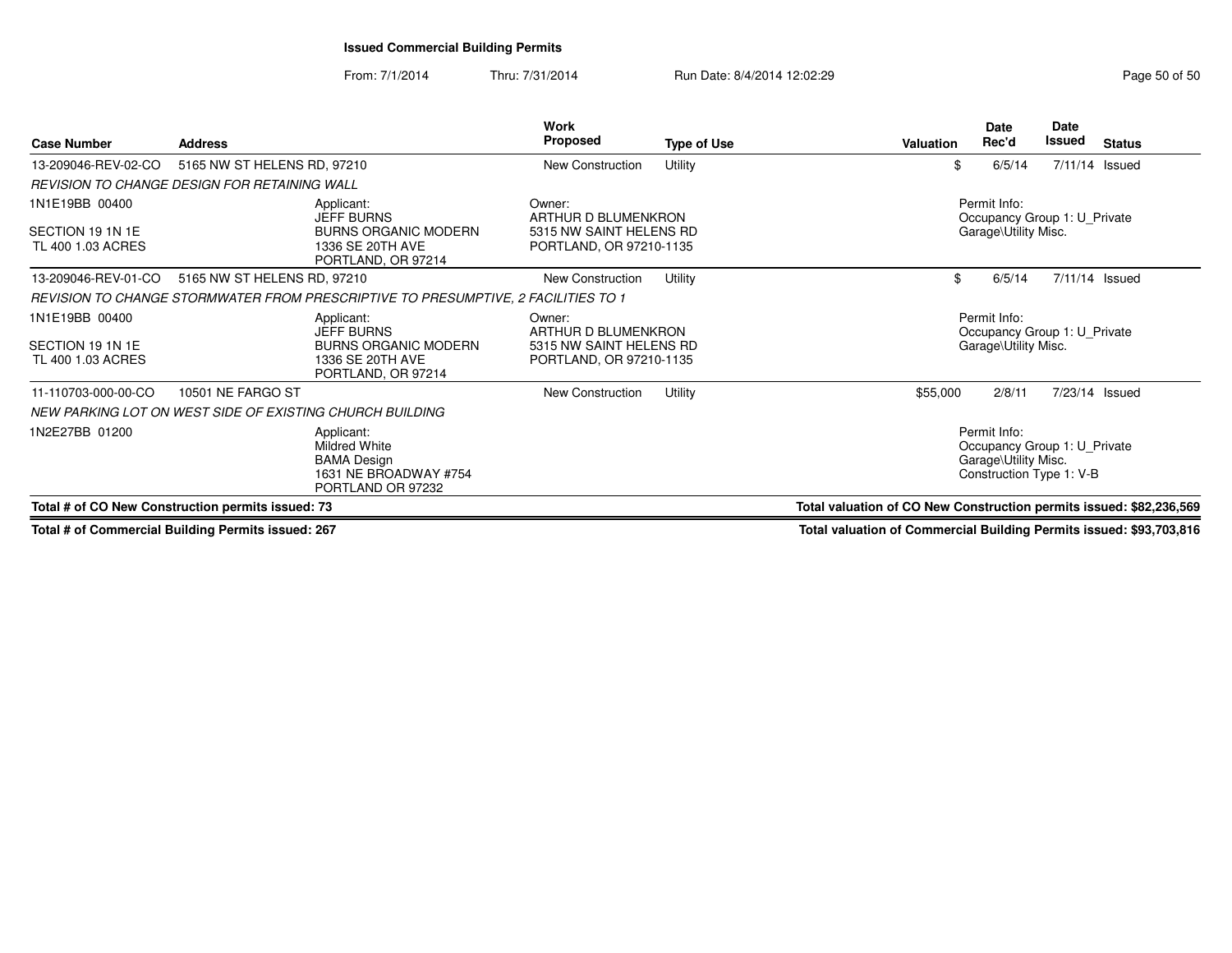## Issued Commercial Building Permits

From: 7/1/2014 Thru: 7/31/2014 Run Date: 8/4/2014 12:02:29

| Case Number | Address | Work Proposed | Type of Use | Valuation | Date Rec'd | Date Issued | Status |
|---|---|---|---|---|---|---|---|
| 13-209046-REV-02-CO | 5165 NW ST HELENS RD, 97210 | New Construction | Utility | $ | 6/5/14 | 7/11/14 | Issued |
| *REVISION TO CHANGE DESIGN FOR RETAINING WALL* | | | | | | | |
| 1N1E19BB 00400<br>SECTION 19 1N 1E<br>TL 400 1.03 ACRES | Applicant:<br>JEFF BURNS<br>BURNS ORGANIC MODERN<br>1336 SE 20TH AVE<br>PORTLAND, OR 97214 | Owner:<br>ARTHUR D BLUMENKRON<br>5315 NW SAINT HELENS RD<br>PORTLAND, OR 97210-1135 | | Permit Info:<br>Occupancy Group 1: U_Private Garage\Utility Misc. | | | |
| 13-209046-REV-01-CO | 5165 NW ST HELENS RD, 97210 | New Construction | Utility | $ | 6/5/14 | 7/11/14 | Issued |
| *REVISION TO CHANGE STORMWATER FROM PRESCRIPTIVE TO PRESUMPTIVE, 2 FACILITIES TO 1* | | | | | | | |
| 1N1E19BB 00400<br>SECTION 19 1N 1E<br>TL 400 1.03 ACRES | Applicant:<br>JEFF BURNS<br>BURNS ORGANIC MODERN<br>1336 SE 20TH AVE<br>PORTLAND, OR 97214 | Owner:<br>ARTHUR D BLUMENKRON<br>5315 NW SAINT HELENS RD<br>PORTLAND, OR 97210-1135 | | Permit Info:<br>Occupancy Group 1: U_Private Garage\Utility Misc. | | | |
| 11-110703-000-00-CO | 10501 NE FARGO ST | New Construction | Utility | $55,000 | 2/8/11 | 7/23/14 | Issued |
| *NEW PARKING LOT ON WEST SIDE OF EXISTING CHURCH BUILDING* | | | | | | | |
| 1N2E27BB 01200 | Applicant:<br>Mildred White<br>BAMA Design<br>1631 NE BROADWAY #754<br>PORTLAND OR 97232 | | | Permit Info:<br>Occupancy Group 1: U_Private Garage\Utility Misc.<br>Construction Type 1: V-B | | | |

**Total # of CO New Construction permits issued: 73** | **Total valuation of CO New Construction permits issued: $82,236,569**

**Total # of Commercial Building Permits issued: 267** | **Total valuation of Commercial Building Permits issued: $93,703,816**